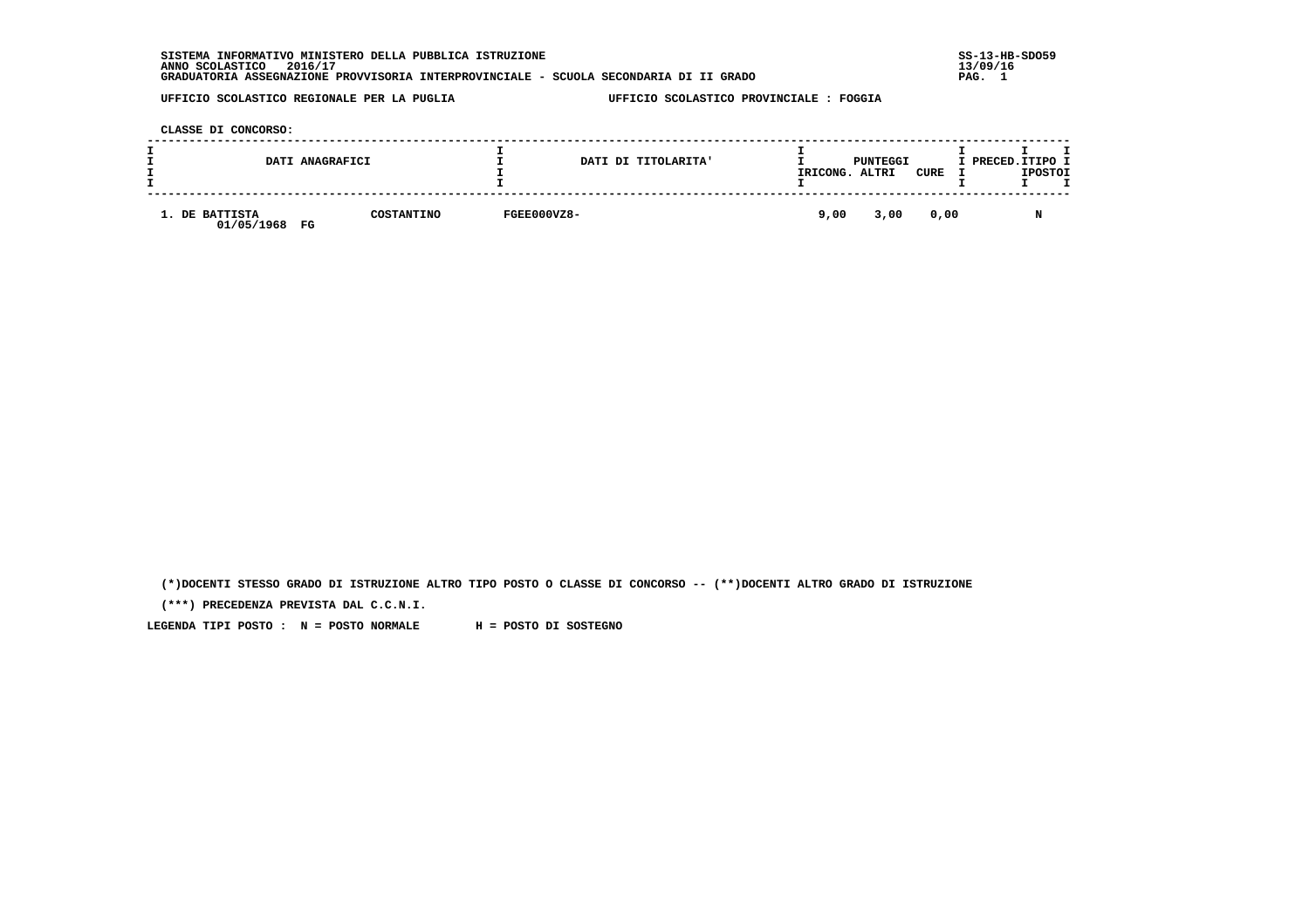SISTEMA INFORMATIVO MINISTERO DELLA PUBBLICA ISTRUZIONE
ANNO SCOLASTICO 2016/17
GRADUATORIA ASSEGNAZIONE PROVVISORIA INTERPROVINCIALE - SCUOLA SECONDARIA DI II GRADO

SS-13-HB-SDO59
13/09/16

UFFICIO SCOLASTICO REGIONALE PER LA PUGLIA — UFFICIO SCOLASTICO PROVINCIALE : FOGGIA

CLASSE DI CONCORSO:

| DATI ANAGRAFICI | | DATI DI TITOLARITA' | PUNTEGGI RICONG. | ALTRI | CURE | PRECED. | TIPO POSTO |
|---|---|---|---|---|---|---|---|
| 1. DE BATTISTA 01/05/1968 FG | COSTANTINO | FGEE000VZ8- | 9,00 | 3,00 | 0,00 | | N |

(*)DOCENTI STESSO GRADO DI ISTRUZIONE ALTRO TIPO POSTO O CLASSE DI CONCORSO -- (**)DOCENTI ALTRO GRADO DI ISTRUZIONE

(***) PRECEDENZA PREVISTA DAL C.C.N.I.

LEGENDA TIPI POSTO : N = POSTO NORMALE H = POSTO DI SOSTEGNO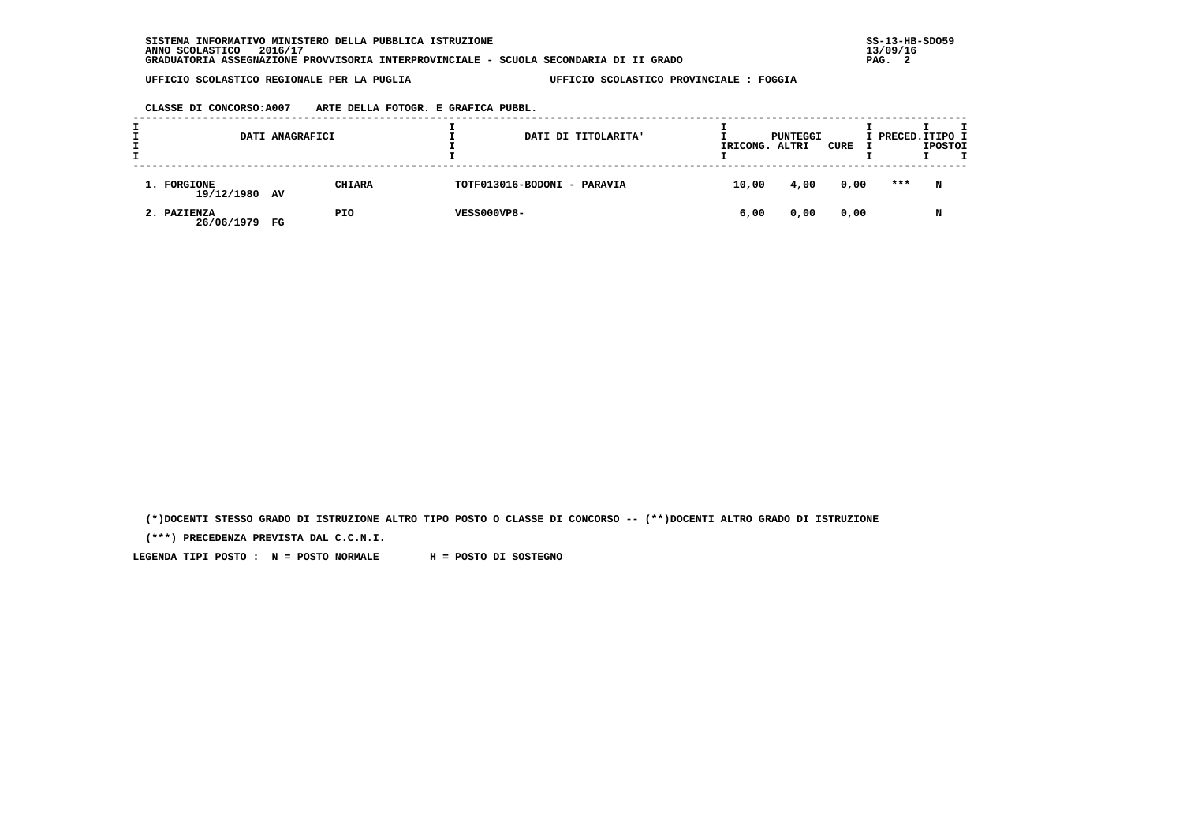SISTEMA INFORMATIVO MINISTERO DELLA PUBBLICA ISTRUZIONE
ANNO SCOLASTICO 2016/17
GRADUATORIA ASSEGNAZIONE PROVVISORIA INTERPROVINCIALE - SCUOLA SECONDARIA DI II GRADO

SS-13-HB-SDO59
13/09/16

UFFICIO SCOLASTICO REGIONALE PER LA PUGLIA — UFFICIO SCOLASTICO PROVINCIALE : FOGGIA

CLASSE DI CONCORSO:A007 ARTE DELLA FOTOGR. E GRAFICA PUBBL.

| DATI ANAGRAFICI | | | DATI DI TITOLARITA' | PUNTEGGI RICONG. | ALTRI | CURE | PRECED. | TIPO POSTO |
|---|---|---|---|---|---|---|---|---|
| 1. FORGIONE 19/12/1980 | AV | CHIARA | TOTF013016-BODONI - PARAVIA | 10,00 | 4,00 | 0,00 | *** | N |
| 2. PAZIENZA 26/06/1979 | FG | PIO | VESS000VP8- | 6,00 | 0,00 | 0,00 | | N |

(*)DOCENTI STESSO GRADO DI ISTRUZIONE ALTRO TIPO POSTO O CLASSE DI CONCORSO -- (**)DOCENTI ALTRO GRADO DI ISTRUZIONE

(***) PRECEDENZA PREVISTA DAL C.C.N.I.

LEGENDA TIPI POSTO : N = POSTO NORMALE H = POSTO DI SOSTEGNO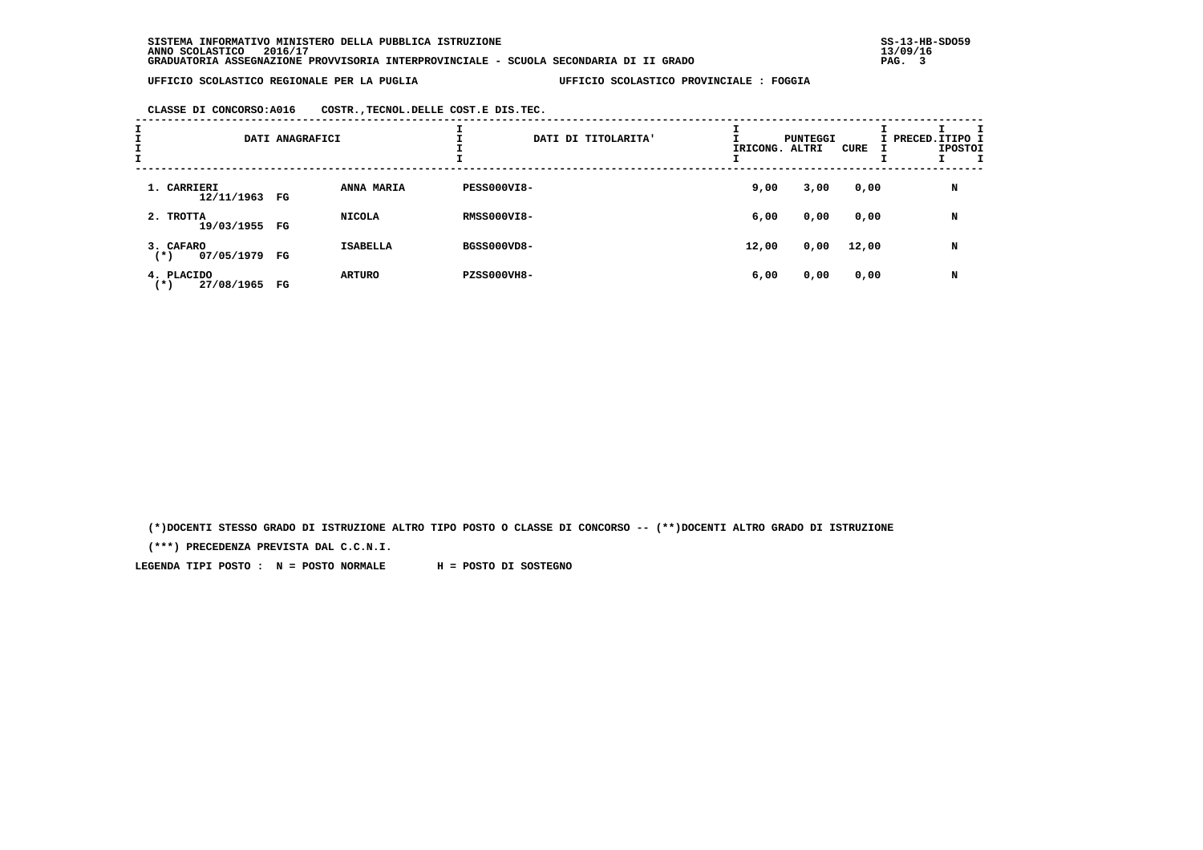SISTEMA INFORMATIVO MINISTERO DELLA PUBBLICA ISTRUZIONE
ANNO SCOLASTICO 2016/17
GRADUATORIA ASSEGNAZIONE PROVVISORIA INTERPROVINCIALE - SCUOLA SECONDARIA DI II GRADO

SS-13-HB-SDO59
13/09/16

UFFICIO SCOLASTICO REGIONALE PER LA PUGLIA — UFFICIO SCOLASTICO PROVINCIALE : FOGGIA

CLASSE DI CONCORSO:A016 COSTR.,TECNOL.DELLE COST.E DIS.TEC.

| DATI ANAGRAFICI | | | DATI DI TITOLARITA' | PUNTEGGI RICONG. | ALTRI | CURE | PRECED. | TIPO POSTO |
|---|---|---|---|---|---|---|---|---|
| 1. CARRIERI 12/11/1963 | FG | ANNA MARIA | PESS000VI8- | 9,00 | 3,00 | 0,00 | | N |
| 2. TROTTA 19/03/1955 | FG | NICOLA | RMSS000VI8- | 6,00 | 0,00 | 0,00 | | N |
| 3. CAFARO (*) 07/05/1979 | FG | ISABELLA | BGSS000VD8- | 12,00 | 0,00 | 12,00 | | N |
| 4. PLACIDO (*) 27/08/1965 | FG | ARTURO | PZSS000VH8- | 6,00 | 0,00 | 0,00 | | N |

(*)DOCENTI STESSO GRADO DI ISTRUZIONE ALTRO TIPO POSTO O CLASSE DI CONCORSO -- (**)DOCENTI ALTRO GRADO DI ISTRUZIONE

(***) PRECEDENZA PREVISTA DAL C.C.N.I.

LEGENDA TIPI POSTO : N = POSTO NORMALE H = POSTO DI SOSTEGNO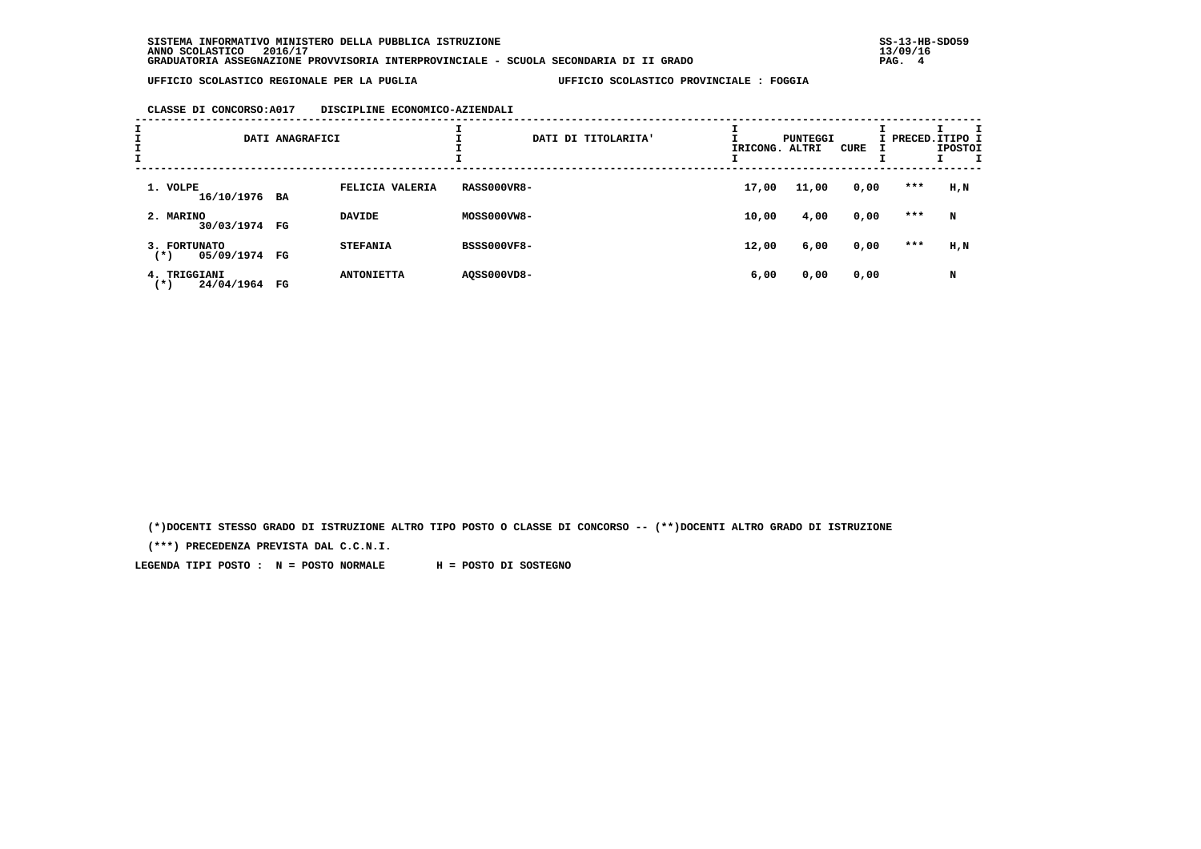SISTEMA INFORMATIVO MINISTERO DELLA PUBBLICA ISTRUZIONE
ANNO SCOLASTICO 2016/17
GRADUATORIA ASSEGNAZIONE PROVVISORIA INTERPROVINCIALE - SCUOLA SECONDARIA DI II GRADO

SS-13-HB-SDO59
13/09/16

UFFICIO SCOLASTICO REGIONALE PER LA PUGLIA — UFFICIO SCOLASTICO PROVINCIALE : FOGGIA

CLASSE DI CONCORSO:A017 DISCIPLINE ECONOMICO-AZIENDALI

| DATI ANAGRAFICI | | | DATI DI TITOLARITA' | PUNTEGGI RICONG. | PUNTEGGI ALTRI | PUNTEGGI CURE | PRECED. | TIPO POSTO |
|---|---|---|---|---|---|---|---|---|
| 1. VOLPE<br>16/10/1976 | BA | FELICIA VALERIA | RASS000VR8- | 17,00 | 11,00 | 0,00 | *** | H,N |
| 2. MARINO<br>30/03/1974 | FG | DAVIDE | MOSS000VW8- | 10,00 | 4,00 | 0,00 | *** | N |
| 3. FORTUNATO<br>(*) 05/09/1974 | FG | STEFANIA | BSSS000VF8- | 12,00 | 6,00 | 0,00 | *** | H,N |
| 4. TRIGGIANI<br>(*) 24/04/1964 | FG | ANTONIETTA | AQSS000VD8- | 6,00 | 0,00 | 0,00 | | N |

(*)DOCENTI STESSO GRADO DI ISTRUZIONE ALTRO TIPO POSTO O CLASSE DI CONCORSO -- (**)DOCENTI ALTRO GRADO DI ISTRUZIONE

(***) PRECEDENZA PREVISTA DAL C.C.N.I.

LEGENDA TIPI POSTO : N = POSTO NORMALE H = POSTO DI SOSTEGNO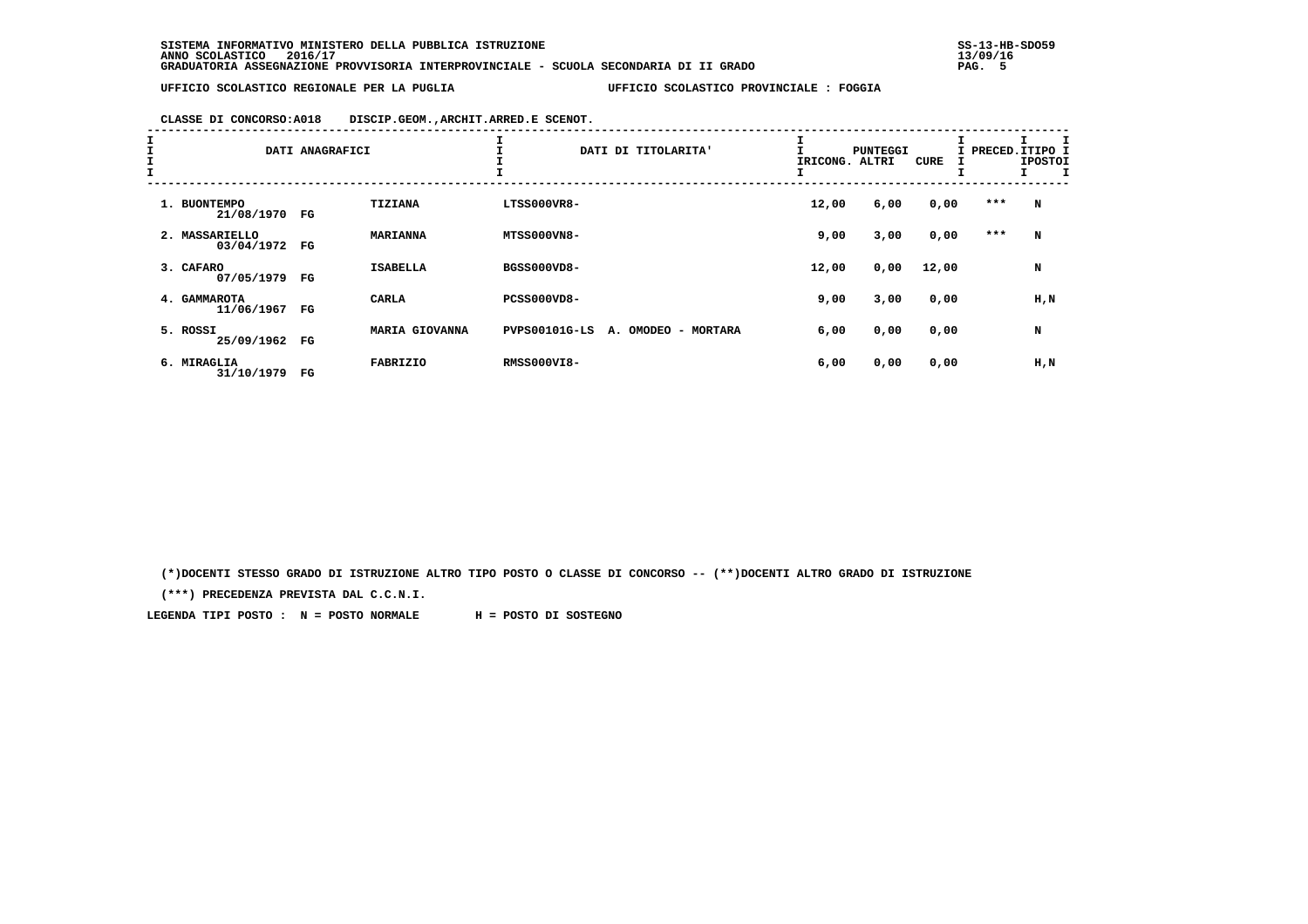SISTEMA INFORMATIVO MINISTERO DELLA PUBBLICA ISTRUZIONE
ANNO SCOLASTICO 2016/17
GRADUATORIA ASSEGNAZIONE PROVVISORIA INTERPROVINCIALE - SCUOLA SECONDARIA DI II GRADO

UFFICIO SCOLASTICO REGIONALE PER LA PUGLIA — UFFICIO SCOLASTICO PROVINCIALE : FOGGIA

CLASSE DI CONCORSO:A018 DISCIP.GEOM.,ARCHIT.ARRED.E SCENOT.

| DATI ANAGRAFICI | | | DATI DI TITOLARITA' | PUNTEGGI RICONG. | PUNTEGGI ALTRI | PUNTEGGI CURE | PRECED. | TIPO POSTO |
|---|---|---|---|---|---|---|---|---|
| 1. BUONTEMPO 21/08/1970 | FG | TIZIANA | LTSS000VR8- | 12,00 | 6,00 | 0,00 | *** | N |
| 2. MASSARIELLO 03/04/1972 | FG | MARIANNA | MTSS000VN8- | 9,00 | 3,00 | 0,00 | *** | N |
| 3. CAFARO 07/05/1979 | FG | ISABELLA | BGSS000VD8- | 12,00 | 0,00 | 12,00 | | N |
| 4. GAMMAROTA 11/06/1967 | FG | CARLA | PCSS000VD8- | 9,00 | 3,00 | 0,00 | | H,N |
| 5. ROSSI 25/09/1962 | FG | MARIA GIOVANNA | PVPS00101G-LS A. OMODEO - MORTARA | 6,00 | 0,00 | 0,00 | | N |
| 6. MIRAGLIA 31/10/1979 | FG | FABRIZIO | RMSS000VI8- | 6,00 | 0,00 | 0,00 | | H,N |

(*)DOCENTI STESSO GRADO DI ISTRUZIONE ALTRO TIPO POSTO O CLASSE DI CONCORSO -- (**)DOCENTI ALTRO GRADO DI ISTRUZIONE

(***) PRECEDENZA PREVISTA DAL C.C.N.I.

LEGENDA TIPI POSTO : N = POSTO NORMALE H = POSTO DI SOSTEGNO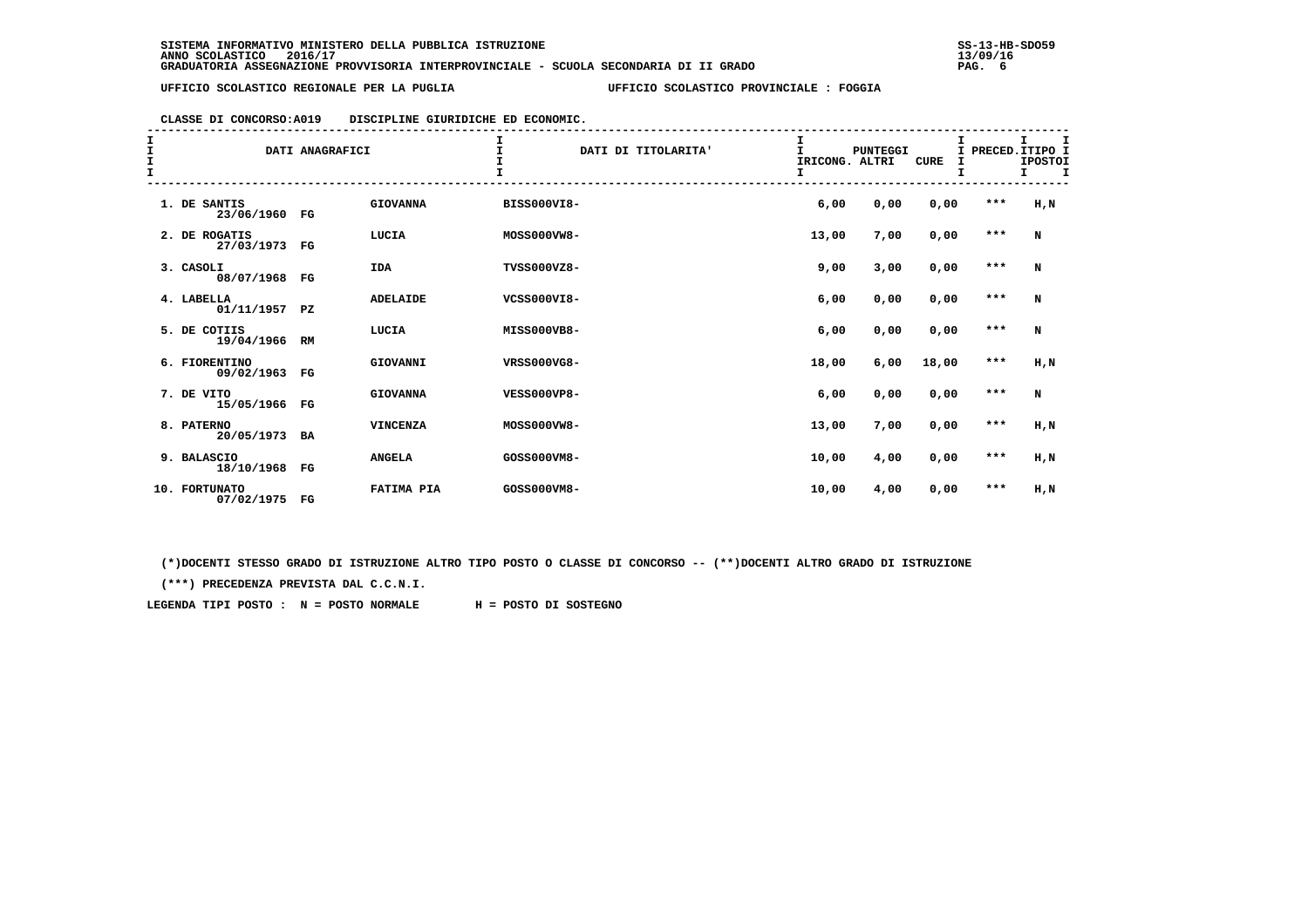SISTEMA INFORMATIVO MINISTERO DELLA PUBBLICA ISTRUZIONE
ANNO SCOLASTICO 2016/17
GRADUATORIA ASSEGNAZIONE PROVVISORIA INTERPROVINCIALE - SCUOLA SECONDARIA DI II GRADO

SS-13-HB-SDO59
13/09/16

UFFICIO SCOLASTICO REGIONALE PER LA PUGLIA — UFFICIO SCOLASTICO PROVINCIALE : FOGGIA

CLASSE DI CONCORSO:A019 DISCIPLINE GIURIDICHE ED ECONOMIC.

| | DATI ANAGRAFICI | | | DATI DI TITOLARITA' | PUNTEGGI RICONG. | ALTRI | CURE | PRECED. | TIPO POSTO |
|---|---|---|---|---|---|---|---|---|---|
| 1. | DE SANTIS 23/06/1960 | FG | GIOVANNA | BISS000VI8- | 6,00 | 0,00 | 0,00 | *** | H,N |
| 2. | DE ROGATIS 27/03/1973 | FG | LUCIA | MOSS000VW8- | 13,00 | 7,00 | 0,00 | *** | N |
| 3. | CASOLI 08/07/1968 | FG | IDA | TVSS000VZ8- | 9,00 | 3,00 | 0,00 | *** | N |
| 4. | LABELLA 01/11/1957 | PZ | ADELAIDE | VCSS000VI8- | 6,00 | 0,00 | 0,00 | *** | N |
| 5. | DE COTIIS 19/04/1966 | RM | LUCIA | MISS000VB8- | 6,00 | 0,00 | 0,00 | *** | N |
| 6. | FIORENTINO 09/02/1963 | FG | GIOVANNI | VRSS000VG8- | 18,00 | 6,00 | 18,00 | *** | H,N |
| 7. | DE VITO 15/05/1966 | FG | GIOVANNA | VESS000VP8- | 6,00 | 0,00 | 0,00 | *** | N |
| 8. | PATERNO 20/05/1973 | BA | VINCENZA | MOSS000VW8- | 13,00 | 7,00 | 0,00 | *** | H,N |
| 9. | BALASCIO 18/10/1968 | FG | ANGELA | GOSS000VM8- | 10,00 | 4,00 | 0,00 | *** | H,N |
| 10. | FORTUNATO 07/02/1975 | FG | FATIMA PIA | GOSS000VM8- | 10,00 | 4,00 | 0,00 | *** | H,N |

(*)DOCENTI STESSO GRADO DI ISTRUZIONE ALTRO TIPO POSTO O CLASSE DI CONCORSO -- (**)DOCENTI ALTRO GRADO DI ISTRUZIONE

(***) PRECEDENZA PREVISTA DAL C.C.N.I.

LEGENDA TIPI POSTO : N = POSTO NORMALE H = POSTO DI SOSTEGNO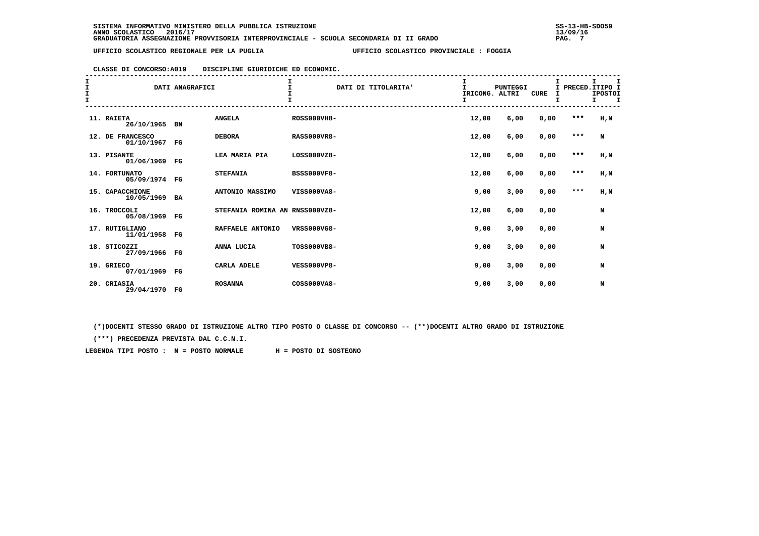SISTEMA INFORMATIVO MINISTERO DELLA PUBBLICA ISTRUZIONE
ANNO SCOLASTICO 2016/17
GRADUATORIA ASSEGNAZIONE PROVVISORIA INTERPROVINCIALE - SCUOLA SECONDARIA DI II GRADO

UFFICIO SCOLASTICO REGIONALE PER LA PUGLIA — UFFICIO SCOLASTICO PROVINCIALE : FOGGIA

CLASSE DI CONCORSO:A019 DISCIPLINE GIURIDICHE ED ECONOMIC.

| DATI ANAGRAFICI | | | DATI DI TITOLARITA' | PUNTEGGI RICONG. | ALTRI | CURE | PRECED. | TIPO POSTO |
|---|---|---|---|---|---|---|---|---|
| 11. RAIETA 26/10/1965 | BN | ANGELA | ROSS000VH8- | 12,00 | 6,00 | 0,00 | *** | H,N |
| 12. DE FRANCESCO 01/10/1967 | FG | DEBORA | RASS000VR8- | 12,00 | 6,00 | 0,00 | *** | N |
| 13. PISANTE 01/06/1969 | FG | LEA MARIA PIA | LOSS000VZ8- | 12,00 | 6,00 | 0,00 | *** | H,N |
| 14. FORTUNATO 05/09/1974 | FG | STEFANIA | BSSS000VF8- | 12,00 | 6,00 | 0,00 | *** | H,N |
| 15. CAPACCHIONE 10/05/1969 | BA | ANTONIO MASSIMO | VISS000VA8- | 9,00 | 3,00 | 0,00 | *** | H,N |
| 16. TROCCOLI 05/08/1969 | FG | STEFANIA ROMINA AN | RNSS000VZ8- | 12,00 | 6,00 | 0,00 | | N |
| 17. RUTIGLIANO 11/01/1958 | FG | RAFFAELE ANTONIO | VRSS000VG8- | 9,00 | 3,00 | 0,00 | | N |
| 18. STICOZZI 27/09/1966 | FG | ANNA LUCIA | TOSS000VB8- | 9,00 | 3,00 | 0,00 | | N |
| 19. GRIECO 07/01/1969 | FG | CARLA ADELE | VESS000VP8- | 9,00 | 3,00 | 0,00 | | N |
| 20. CRIASIA 29/04/1970 | FG | ROSANNA | COSS000VA8- | 9,00 | 3,00 | 0,00 | | N |

(*)DOCENTI STESSO GRADO DI ISTRUZIONE ALTRO TIPO POSTO O CLASSE DI CONCORSO -- (**)DOCENTI ALTRO GRADO DI ISTRUZIONE

(***) PRECEDENZA PREVISTA DAL C.C.N.I.

LEGENDA TIPI POSTO : N = POSTO NORMALE H = POSTO DI SOSTEGNO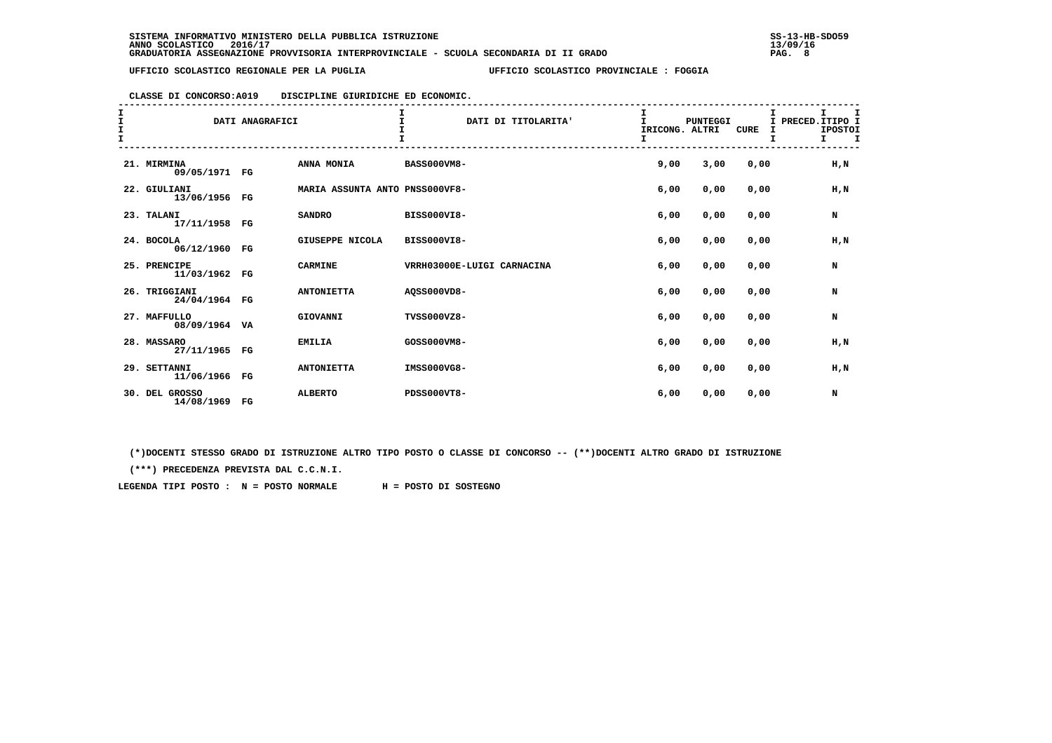SISTEMA INFORMATIVO MINISTERO DELLA PUBBLICA ISTRUZIONE
ANNO SCOLASTICO 2016/17
GRADUATORIA ASSEGNAZIONE PROVVISORIA INTERPROVINCIALE - SCUOLA SECONDARIA DI II GRADO

UFFICIO SCOLASTICO REGIONALE PER LA PUGLIA — UFFICIO SCOLASTICO PROVINCIALE : FOGGIA

CLASSE DI CONCORSO:A019 DISCIPLINE GIURIDICHE ED ECONOMIC.

| DATI ANAGRAFICI | | | DATI DI TITOLARITA' | PUNTEGGI RICONG. | ALTRI | CURE | PRECED. | TIPO POSTO |
|---|---|---|---|---|---|---|---|---|
| 21. MIRMINA 09/05/1971 | FG | ANNA MONIA | BASS000VM8- | 9,00 | 3,00 | 0,00 | | H,N |
| 22. GIULIANI 13/06/1956 | FG | MARIA ASSUNTA ANTO | PNSS000VF8- | 6,00 | 0,00 | 0,00 | | H,N |
| 23. TALANI 17/11/1958 | FG | SANDRO | BISS000VI8- | 6,00 | 0,00 | 0,00 | | N |
| 24. BOCOLA 06/12/1960 | FG | GIUSEPPE NICOLA | BISS000VI8- | 6,00 | 0,00 | 0,00 | | H,N |
| 25. PRENCIPE 11/03/1962 | FG | CARMINE | VRRH03000E-LUIGI CARNACINA | 6,00 | 0,00 | 0,00 | | N |
| 26. TRIGGIANI 24/04/1964 | FG | ANTONIETTA | AQSS000VD8- | 6,00 | 0,00 | 0,00 | | N |
| 27. MAFFULLO 08/09/1964 | VA | GIOVANNI | TVSS000VZ8- | 6,00 | 0,00 | 0,00 | | N |
| 28. MASSARO 27/11/1965 | FG | EMILIA | GOSS000VM8- | 6,00 | 0,00 | 0,00 | | H,N |
| 29. SETTANNI 11/06/1966 | FG | ANTONIETTA | IMSS000VG8- | 6,00 | 0,00 | 0,00 | | H,N |
| 30. DEL GROSSO 14/08/1969 | FG | ALBERTO | PDSS000VT8- | 6,00 | 0,00 | 0,00 | | N |

(*)DOCENTI STESSO GRADO DI ISTRUZIONE ALTRO TIPO POSTO O CLASSE DI CONCORSO -- (**)DOCENTI ALTRO GRADO DI ISTRUZIONE

(***) PRECEDENZA PREVISTA DAL C.C.N.I.

LEGENDA TIPI POSTO : N = POSTO NORMALE H = POSTO DI SOSTEGNO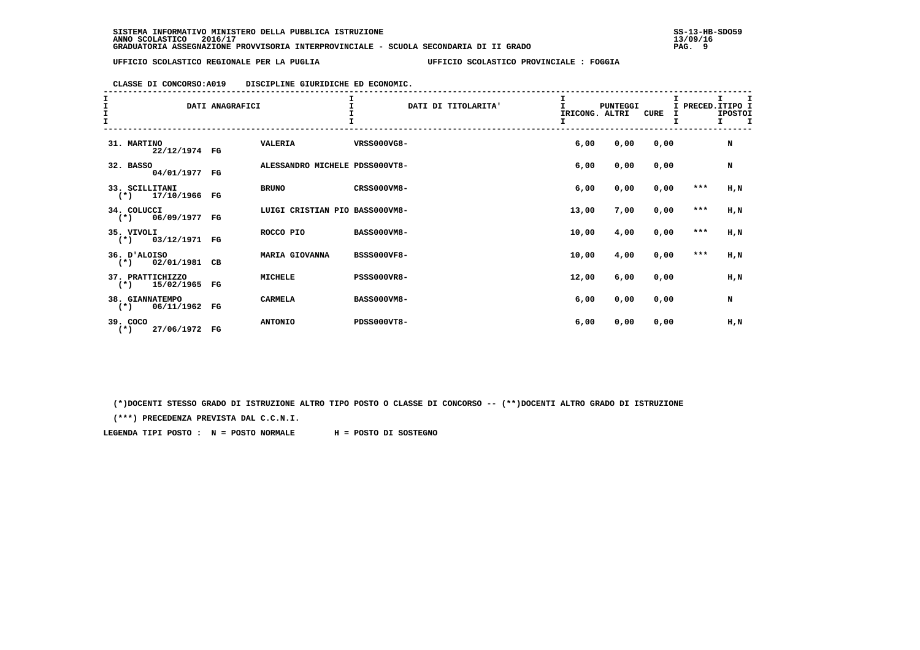SISTEMA INFORMATIVO MINISTERO DELLA PUBBLICA ISTRUZIONE
ANNO SCOLASTICO 2016/17
GRADUATORIA ASSEGNAZIONE PROVVISORIA INTERPROVINCIALE - SCUOLA SECONDARIA DI II GRADO

UFFICIO SCOLASTICO REGIONALE PER LA PUGLIA — UFFICIO SCOLASTICO PROVINCIALE : FOGGIA

CLASSE DI CONCORSO:A019 DISCIPLINE GIURIDICHE ED ECONOMIC.

| DATI ANAGRAFICI | | | DATI DI TITOLARITA' | PUNTEGGI IRICONG. | ALTRI | CURE | PRECED. | TIPO POSTO |
|---|---|---|---|---|---|---|---|---|
| 31. MARTINO 22/12/1974 | FG | VALERIA | VRSS000VG8- | 6,00 | 0,00 | 0,00 | | N |
| 32. BASSO 04/01/1977 | FG | ALESSANDRO MICHELE | PDSS000VT8- | 6,00 | 0,00 | 0,00 | | N |
| 33. SCILLITANI (*) 17/10/1966 | FG | BRUNO | CRSS000VM8- | 6,00 | 0,00 | 0,00 | *** | H,N |
| 34. COLUCCI (*) 06/09/1977 | FG | LUIGI CRISTIAN PIO | BASS000VM8- | 13,00 | 7,00 | 0,00 | *** | H,N |
| 35. VIVOLI (*) 03/12/1971 | FG | ROCCO PIO | BASS000VM8- | 10,00 | 4,00 | 0,00 | *** | H,N |
| 36. D'ALOISO (*) 02/01/1981 | CB | MARIA GIOVANNA | BSSS000VF8- | 10,00 | 4,00 | 0,00 | *** | H,N |
| 37. PRATTICHIZZO (*) 15/02/1965 | FG | MICHELE | PSSS000VR8- | 12,00 | 6,00 | 0,00 | | H,N |
| 38. GIANNATEMPO (*) 06/11/1962 | FG | CARMELA | BASS000VM8- | 6,00 | 0,00 | 0,00 | | N |
| 39. COCO (*) 27/06/1972 | FG | ANTONIO | PDSS000VT8- | 6,00 | 0,00 | 0,00 | | H,N |

(*)DOCENTI STESSO GRADO DI ISTRUZIONE ALTRO TIPO POSTO O CLASSE DI CONCORSO -- (**)DOCENTI ALTRO GRADO DI ISTRUZIONE

(***) PRECEDENZA PREVISTA DAL C.C.N.I.

LEGENDA TIPI POSTO : N = POSTO NORMALE H = POSTO DI SOSTEGNO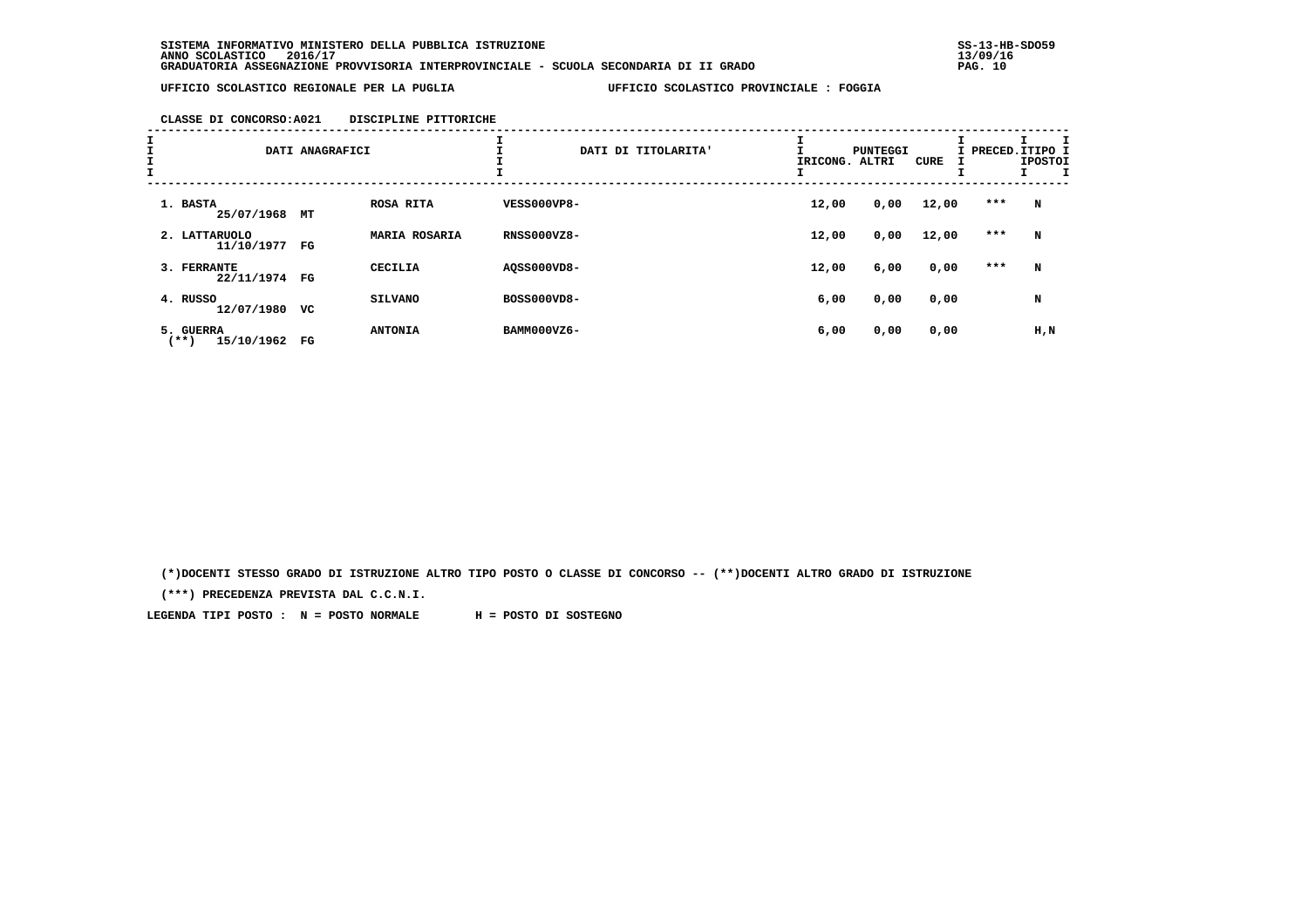SISTEMA INFORMATIVO MINISTERO DELLA PUBBLICA ISTRUZIONE
ANNO SCOLASTICO 2016/17
GRADUATORIA ASSEGNAZIONE PROVVISORIA INTERPROVINCIALE - SCUOLA SECONDARIA DI II GRADO

UFFICIO SCOLASTICO REGIONALE PER LA PUGLIA — UFFICIO SCOLASTICO PROVINCIALE : FOGGIA

CLASSE DI CONCORSO:A021 DISCIPLINE PITTORICHE

| DATI ANAGRAFICI | | | DATI DI TITOLARITA' | PUNTEGGI RICONG. | ALTRI | CURE | PRECED. | TIPO POSTO |
|---|---|---|---|---|---|---|---|---|
| 1. BASTA 25/07/1968 | MT | ROSA RITA | VESS000VP8- | 12,00 | 0,00 | 12,00 | *** | N |
| 2. LATTARUOLO 11/10/1977 | FG | MARIA ROSARIA | RNSS000VZ8- | 12,00 | 0,00 | 12,00 | *** | N |
| 3. FERRANTE 22/11/1974 | FG | CECILIA | AQSS000VD8- | 12,00 | 6,00 | 0,00 | *** | N |
| 4. RUSSO 12/07/1980 | VC | SILVANO | BOSS000VD8- | 6,00 | 0,00 | 0,00 | | N |
| 5. GUERRA (**) 15/10/1962 | FG | ANTONIA | BAMM000VZ6- | 6,00 | 0,00 | 0,00 | | H,N |

(*)DOCENTI STESSO GRADO DI ISTRUZIONE ALTRO TIPO POSTO O CLASSE DI CONCORSO -- (**)DOCENTI ALTRO GRADO DI ISTRUZIONE

(***) PRECEDENZA PREVISTA DAL C.C.N.I.

LEGENDA TIPI POSTO : N = POSTO NORMALE H = POSTO DI SOSTEGNO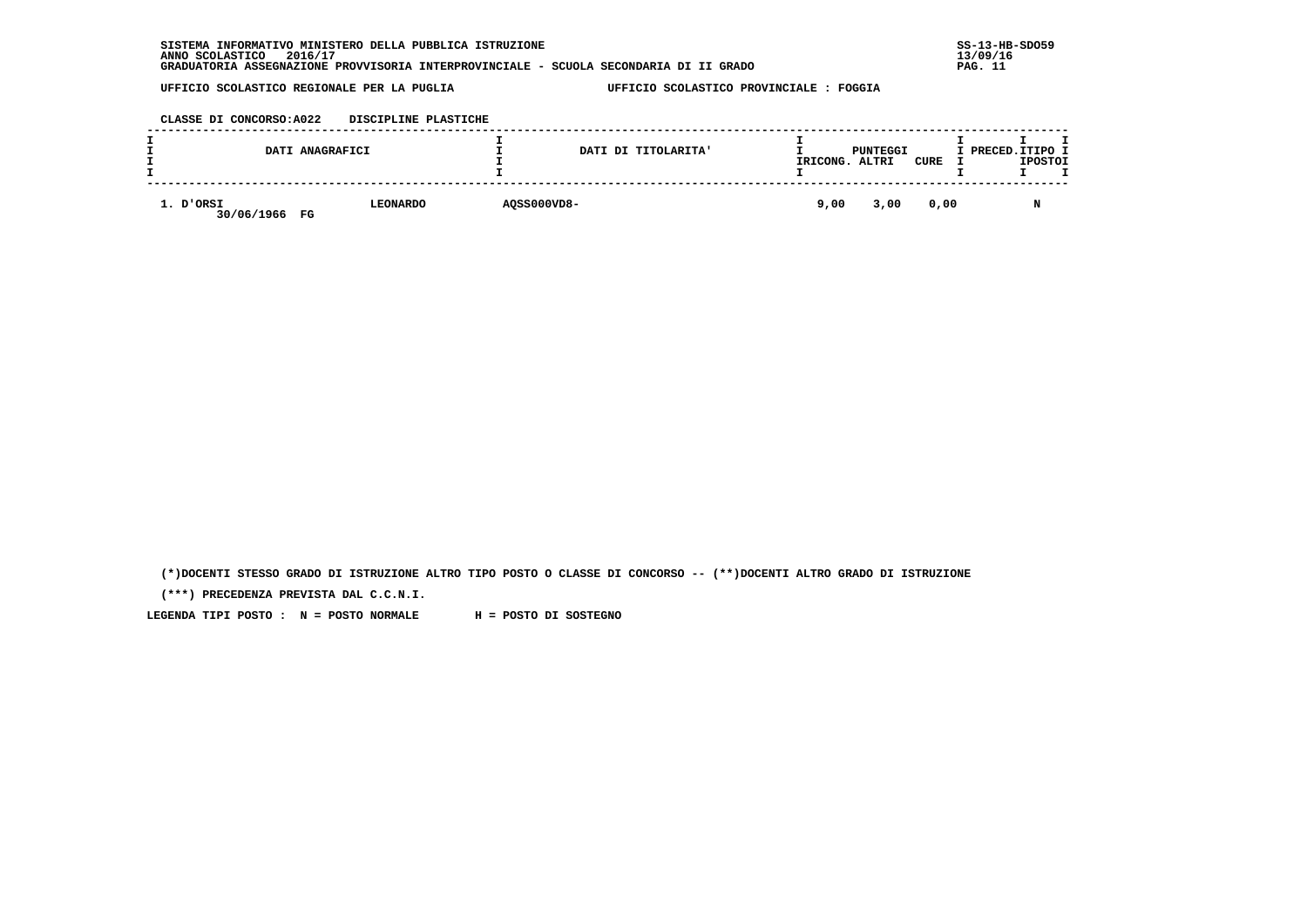SISTEMA INFORMATIVO MINISTERO DELLA PUBBLICA ISTRUZIONE
ANNO SCOLASTICO 2016/17
GRADUATORIA ASSEGNAZIONE PROVVISORIA INTERPROVINCIALE - SCUOLA SECONDARIA DI II GRADO

SS-13-HB-SDO59
13/09/16

UFFICIO SCOLASTICO REGIONALE PER LA PUGLIA — UFFICIO SCOLASTICO PROVINCIALE : FOGGIA

CLASSE DI CONCORSO:A022 DISCIPLINE PLASTICHE

| DATI ANAGRAFICI | | DATI DI TITOLARITA' | PUNTEGGI RICONG. | ALTRI | CURE | PRECED. | TIPO POSTO |
|---|---|---|---|---|---|---|---|
| 1. D'ORSI 30/06/1966 FG | LEONARDO | AQSS000VD8- | 9,00 | 3,00 | 0,00 | | N |

(*)DOCENTI STESSO GRADO DI ISTRUZIONE ALTRO TIPO POSTO O CLASSE DI CONCORSO -- (**)DOCENTI ALTRO GRADO DI ISTRUZIONE

(***) PRECEDENZA PREVISTA DAL C.C.N.I.

LEGENDA TIPI POSTO : N = POSTO NORMALE H = POSTO DI SOSTEGNO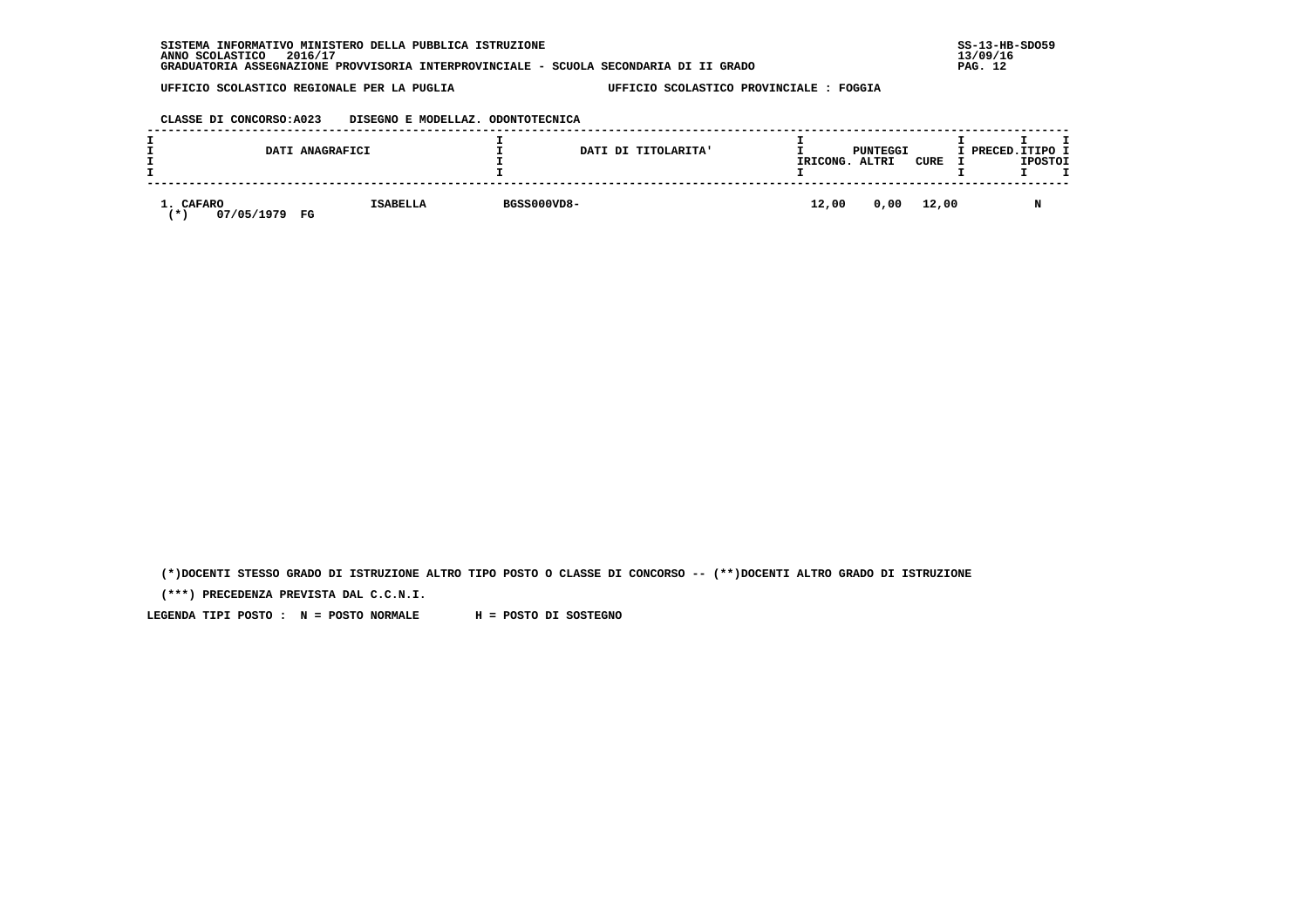SISTEMA INFORMATIVO MINISTERO DELLA PUBBLICA ISTRUZIONE
ANNO SCOLASTICO 2016/17
GRADUATORIA ASSEGNAZIONE PROVVISORIA INTERPROVINCIALE - SCUOLA SECONDARIA DI II GRADO

UFFICIO SCOLASTICO REGIONALE PER LA PUGLIA — UFFICIO SCOLASTICO PROVINCIALE : FOGGIA

CLASSE DI CONCORSO:A023 DISEGNO E MODELLAZ. ODONTOTECNICA

| DATI ANAGRAFICI | | DATI DI TITOLARITA' | PUNTEGGI RICONG. | PUNTEGGI ALTRI | PUNTEGGI CURE | PRECED. | TIPO POSTO |
|---|---|---|---|---|---|---|---|
| 1. CAFARO (*) 07/05/1979 FG | ISABELLA | BGSS000VD8- | 12,00 | 0,00 | 12,00 | | N |

(*)DOCENTI STESSO GRADO DI ISTRUZIONE ALTRO TIPO POSTO O CLASSE DI CONCORSO -- (**)DOCENTI ALTRO GRADO DI ISTRUZIONE

(***) PRECEDENZA PREVISTA DAL C.C.N.I.

LEGENDA TIPI POSTO : N = POSTO NORMALE H = POSTO DI SOSTEGNO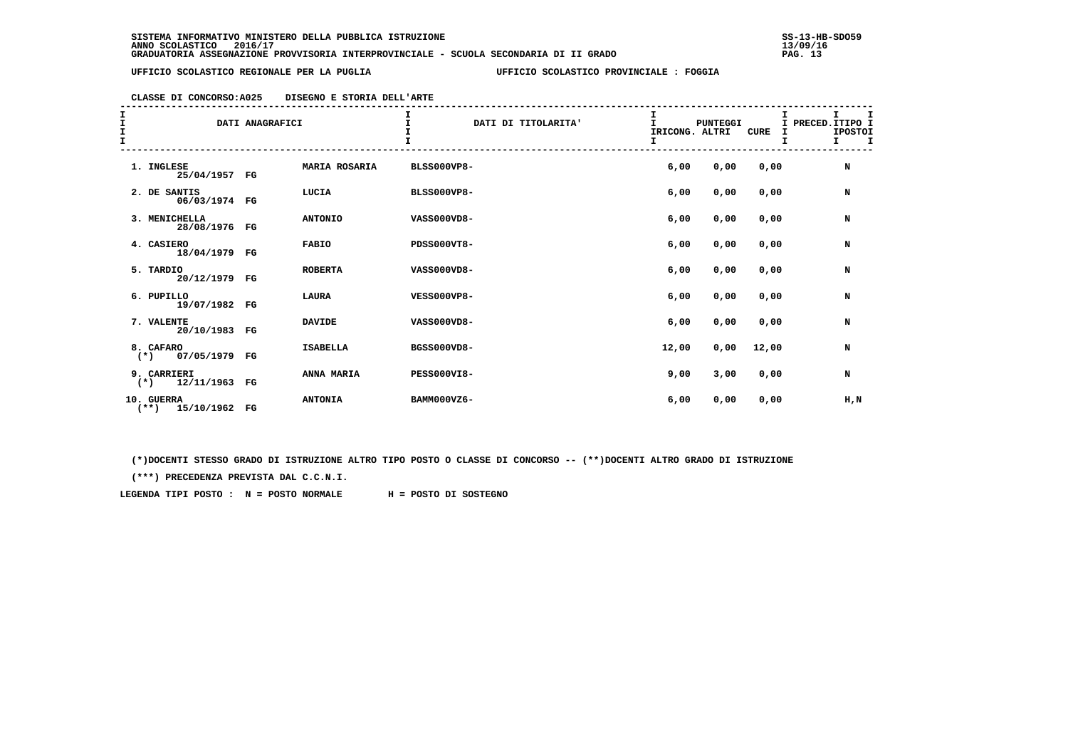SISTEMA INFORMATIVO MINISTERO DELLA PUBBLICA ISTRUZIONE
ANNO SCOLASTICO 2016/17
GRADUATORIA ASSEGNAZIONE PROVVISORIA INTERPROVINCIALE - SCUOLA SECONDARIA DI II GRADO

UFFICIO SCOLASTICO REGIONALE PER LA PUGLIA — UFFICIO SCOLASTICO PROVINCIALE : FOGGIA

CLASSE DI CONCORSO:A025 DISEGNO E STORIA DELL'ARTE

| DATI ANAGRAFICI | | | DATI DI TITOLARITA' | PUNTEGGI RICONG. | ALTRI | CURE | PRECED. | TIPO POSTO |
|---|---|---|---|---|---|---|---|---|
| 1. INGLESE | 25/04/1957 FG | MARIA ROSARIA | BLSS000VP8- | 6,00 | 0,00 | 0,00 | | N |
| 2. DE SANTIS | 06/03/1974 FG | LUCIA | BLSS000VP8- | 6,00 | 0,00 | 0,00 | | N |
| 3. MENICHELLA | 28/08/1976 FG | ANTONIO | VASS000VD8- | 6,00 | 0,00 | 0,00 | | N |
| 4. CASIERO | 18/04/1979 FG | FABIO | PDSS000VT8- | 6,00 | 0,00 | 0,00 | | N |
| 5. TARDIO | 20/12/1979 FG | ROBERTA | VASS000VD8- | 6,00 | 0,00 | 0,00 | | N |
| 6. PUPILLO | 19/07/1982 FG | LAURA | VESS000VP8- | 6,00 | 0,00 | 0,00 | | N |
| 7. VALENTE | 20/10/1983 FG | DAVIDE | VASS000VD8- | 6,00 | 0,00 | 0,00 | | N |
| 8. CAFARO (*) | 07/05/1979 FG | ISABELLA | BGSS000VD8- | 12,00 | 0,00 | 12,00 | | N |
| 9. CARRIERI (*) | 12/11/1963 FG | ANNA MARIA | PESS000VI8- | 9,00 | 3,00 | 0,00 | | N |
| 10. GUERRA (**) | 15/10/1962 FG | ANTONIA | BAMM000VZ6- | 6,00 | 0,00 | 0,00 | | H,N |

(*)DOCENTI STESSO GRADO DI ISTRUZIONE ALTRO TIPO POSTO O CLASSE DI CONCORSO -- (**)DOCENTI ALTRO GRADO DI ISTRUZIONE

(***) PRECEDENZA PREVISTA DAL C.C.N.I.

LEGENDA TIPI POSTO : N = POSTO NORMALE H = POSTO DI SOSTEGNO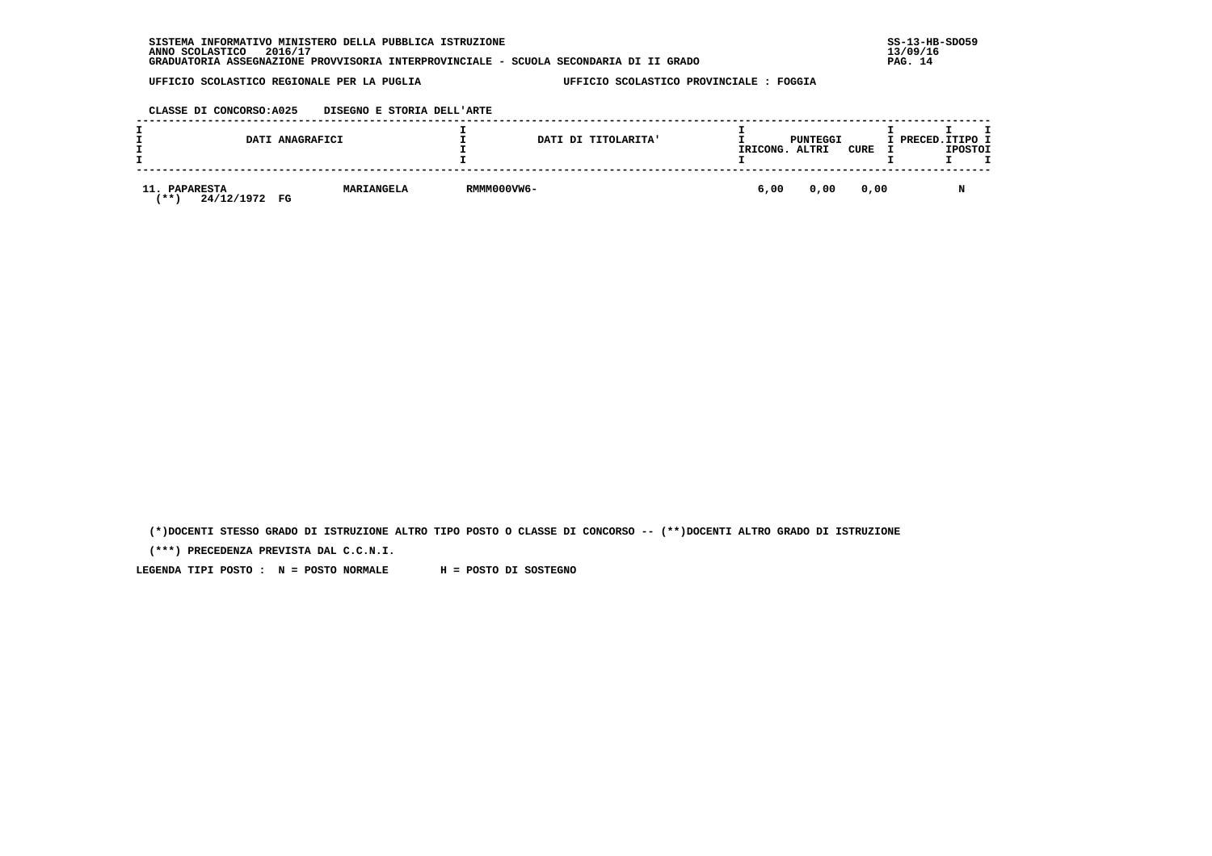SISTEMA INFORMATIVO MINISTERO DELLA PUBBLICA ISTRUZIONE
ANNO SCOLASTICO 2016/17
GRADUATORIA ASSEGNAZIONE PROVVISORIA INTERPROVINCIALE - SCUOLA SECONDARIA DI II GRADO

UFFICIO SCOLASTICO REGIONALE PER LA PUGLIA — UFFICIO SCOLASTICO PROVINCIALE : FOGGIA

CLASSE DI CONCORSO:A025 DISEGNO E STORIA DELL'ARTE

| DATI ANAGRAFICI | | DATI DI TITOLARITA' | PUNTEGGI RICONG. | ALTRI | CURE | PRECED. | TIPO POSTO |
|---|---|---|---|---|---|---|---|
| 11. PAPARESTA (**) 24/12/1972 FG | MARIANGELA | RMMM000VW6- | 6,00 | 0,00 | 0,00 | | N |

(*)DOCENTI STESSO GRADO DI ISTRUZIONE ALTRO TIPO POSTO O CLASSE DI CONCORSO -- (**)DOCENTI ALTRO GRADO DI ISTRUZIONE

(***) PRECEDENZA PREVISTA DAL C.C.N.I.

LEGENDA TIPI POSTO : N = POSTO NORMALE H = POSTO DI SOSTEGNO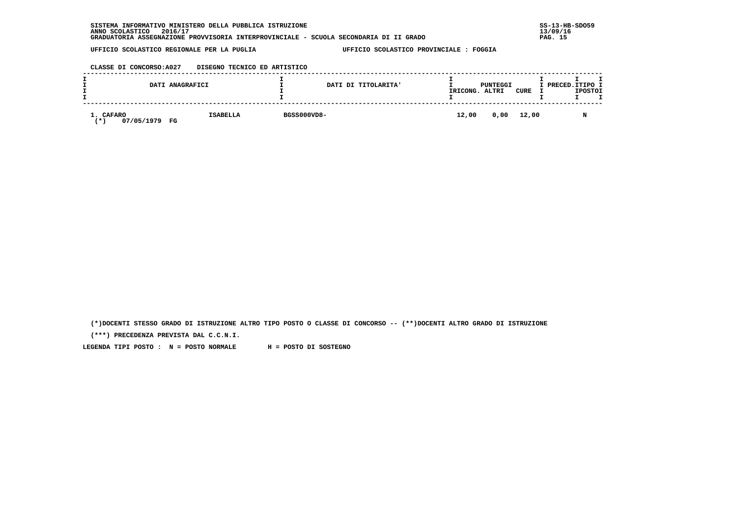SISTEMA INFORMATIVO MINISTERO DELLA PUBBLICA ISTRUZIONE
ANNO SCOLASTICO 2016/17
GRADUATORIA ASSEGNAZIONE PROVVISORIA INTERPROVINCIALE - SCUOLA SECONDARIA DI II GRADO

SS-13-HB-SDO59
13/09/16

UFFICIO SCOLASTICO REGIONALE PER LA PUGLIA — UFFICIO SCOLASTICO PROVINCIALE : FOGGIA

CLASSE DI CONCORSO:A027 DISEGNO TECNICO ED ARTISTICO

| DATI ANAGRAFICI | | DATI DI TITOLARITA' | PUNTEGGI RICONG. | PUNTEGGI ALTRI | PUNTEGGI CURE | PRECED. | TIPO POSTO |
|---|---|---|---|---|---|---|---|
| 1. CAFARO (*) 07/05/1979 FG | ISABELLA | BGSS000VD8- | 12,00 | 0,00 | 12,00 | | N |

(*)DOCENTI STESSO GRADO DI ISTRUZIONE ALTRO TIPO POSTO O CLASSE DI CONCORSO -- (**)DOCENTI ALTRO GRADO DI ISTRUZIONE

(***) PRECEDENZA PREVISTA DAL C.C.N.I.

LEGENDA TIPI POSTO : N = POSTO NORMALE H = POSTO DI SOSTEGNO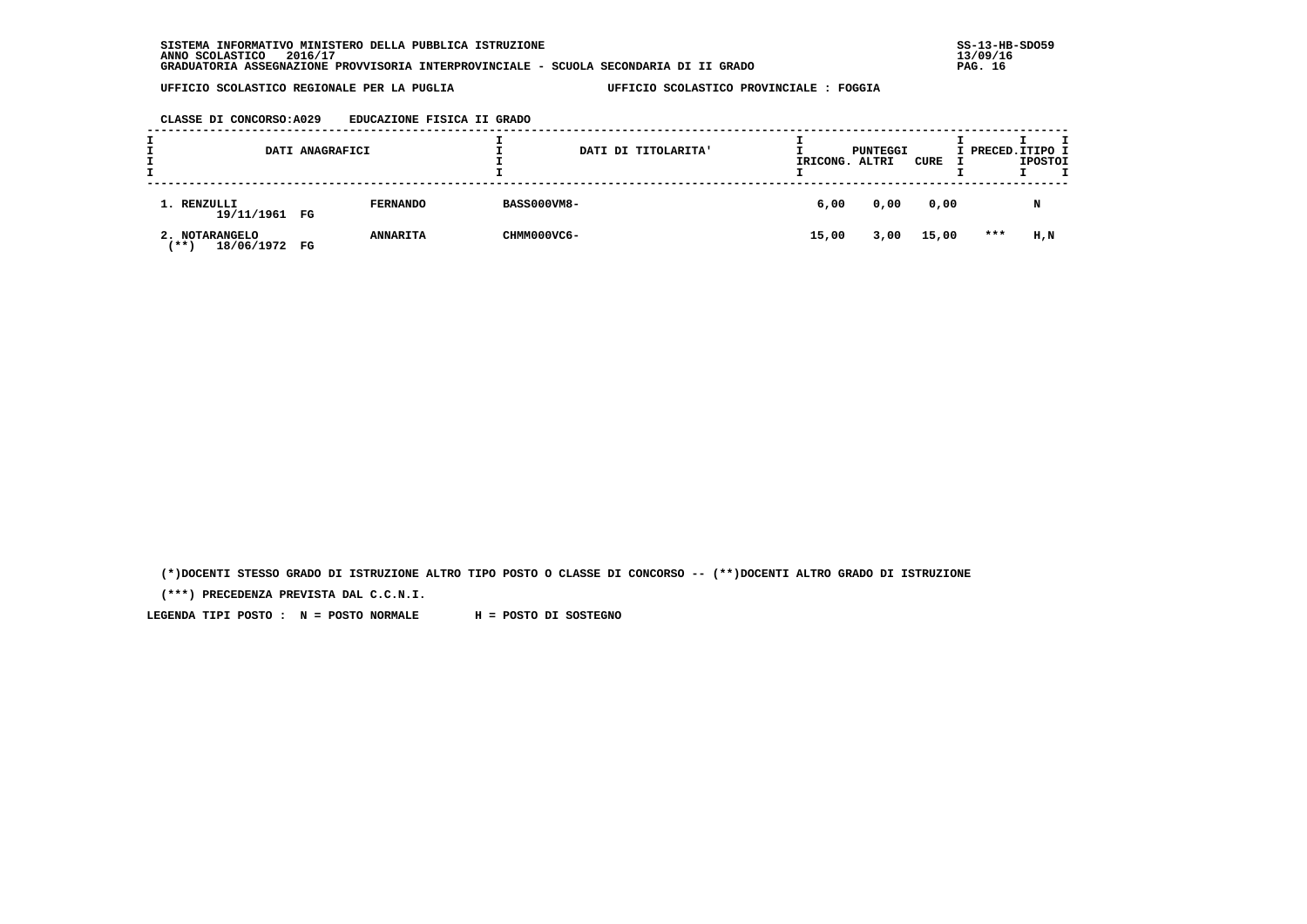SISTEMA INFORMATIVO MINISTERO DELLA PUBBLICA ISTRUZIONE
ANNO SCOLASTICO 2016/17
GRADUATORIA ASSEGNAZIONE PROVVISORIA INTERPROVINCIALE - SCUOLA SECONDARIA DI II GRADO

SS-13-HB-SDO59
13/09/16

UFFICIO SCOLASTICO REGIONALE PER LA PUGLIA — UFFICIO SCOLASTICO PROVINCIALE : FOGGIA

CLASSE DI CONCORSO:A029 EDUCAZIONE FISICA II GRADO

| DATI ANAGRAFICI | | DATI DI TITOLARITA' | PUNTEGGI RICONG. | ALTRI | CURE | PRECED. | TIPO POSTO |
|---|---|---|---|---|---|---|---|
| 1. RENZULLI 19/11/1961 FG | FERNANDO | BASS000VM8- | 6,00 | 0,00 | 0,00 | | N |
| 2. NOTARANGELO (**) 18/06/1972 FG | ANNARITA | CHMM000VC6- | 15,00 | 3,00 | 15,00 | *** | H,N |

(*)DOCENTI STESSO GRADO DI ISTRUZIONE ALTRO TIPO POSTO O CLASSE DI CONCORSO -- (**)DOCENTI ALTRO GRADO DI ISTRUZIONE

(***) PRECEDENZA PREVISTA DAL C.C.N.I.

LEGENDA TIPI POSTO : N = POSTO NORMALE H = POSTO DI SOSTEGNO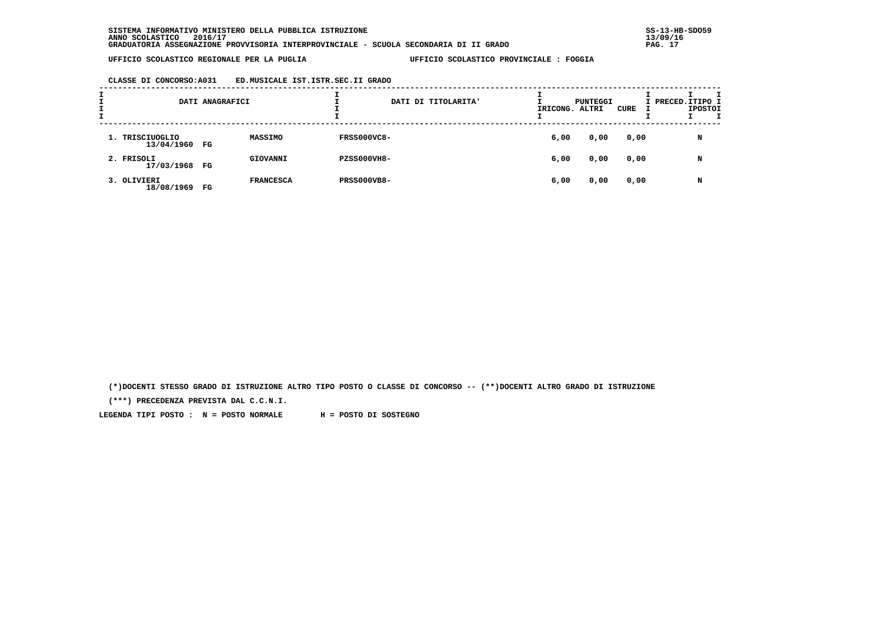SISTEMA INFORMATIVO MINISTERO DELLA PUBBLICA ISTRUZIONE
ANNO SCOLASTICO 2016/17
GRADUATORIA ASSEGNAZIONE PROVVISORIA INTERPROVINCIALE - SCUOLA SECONDARIA DI II GRADO

SS-13-HB-SDO59
13/09/16

UFFICIO SCOLASTICO REGIONALE PER LA PUGLIA — UFFICIO SCOLASTICO PROVINCIALE : FOGGIA

CLASSE DI CONCORSO:A031 ED.MUSICALE IST.ISTR.SEC.II GRADO

| DATI ANAGRAFICI | | | DATI DI TITOLARITA' | PUNTEGGI RICONG. | PUNTEGGI ALTRI | PUNTEGGI CURE | PRECED. | TIPO POSTO |
|---|---|---|---|---|---|---|---|---|
| 1. TRISCIUOGLIO 13/04/1960 | FG | MASSIMO | FRSS000VC8- | 6,00 | 0,00 | 0,00 | | N |
| 2. FRISOLI 17/03/1968 | FG | GIOVANNI | PZSS000VH8- | 6,00 | 0,00 | 0,00 | | N |
| 3. OLIVIERI 18/08/1969 | FG | FRANCESCA | PRSS000VB8- | 6,00 | 0,00 | 0,00 | | N |

(*)DOCENTI STESSO GRADO DI ISTRUZIONE ALTRO TIPO POSTO O CLASSE DI CONCORSO -- (**)DOCENTI ALTRO GRADO DI ISTRUZIONE

(***) PRECEDENZA PREVISTA DAL C.C.N.I.

LEGENDA TIPI POSTO : N = POSTO NORMALE H = POSTO DI SOSTEGNO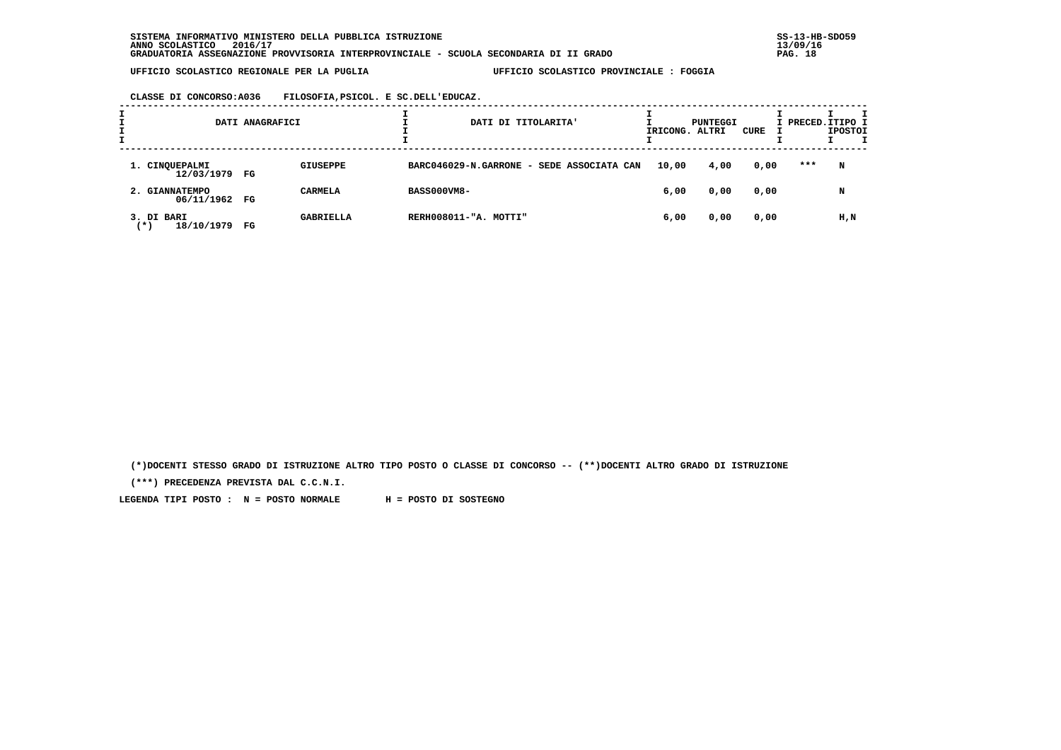SISTEMA INFORMATIVO MINISTERO DELLA PUBBLICA ISTRUZIONE
ANNO SCOLASTICO 2016/17
GRADUATORIA ASSEGNAZIONE PROVVISORIA INTERPROVINCIALE - SCUOLA SECONDARIA DI II GRADO

UFFICIO SCOLASTICO REGIONALE PER LA PUGLIA — UFFICIO SCOLASTICO PROVINCIALE : FOGGIA

CLASSE DI CONCORSO:A036 FILOSOFIA,PSICOL. E SC.DELL'EDUCAZ.

| DATI ANAGRAFICI | | | DATI DI TITOLARITA' | PUNTEGGI RICONG. | PUNTEGGI ALTRI | PUNTEGGI CURE | PRECED. | TIPO POSTO |
|---|---|---|---|---|---|---|---|---|
| 1. CINQUEPALMI 12/03/1979 | FG | GIUSEPPE | BARC046029-N.GARRONE - SEDE ASSOCIATA CAN | 10,00 | 4,00 | 0,00 | *** | N |
| 2. GIANNATEMPO 06/11/1962 | FG | CARMELA | BASS000VM8- | 6,00 | 0,00 | 0,00 | | N |
| 3. DI BARI (*) 18/10/1979 | FG | GABRIELLA | RERH008011-"A. MOTTI" | 6,00 | 0,00 | 0,00 | | H,N |

(*)DOCENTI STESSO GRADO DI ISTRUZIONE ALTRO TIPO POSTO O CLASSE DI CONCORSO -- (**)DOCENTI ALTRO GRADO DI ISTRUZIONE

(***) PRECEDENZA PREVISTA DAL C.C.N.I.

LEGENDA TIPI POSTO : N = POSTO NORMALE H = POSTO DI SOSTEGNO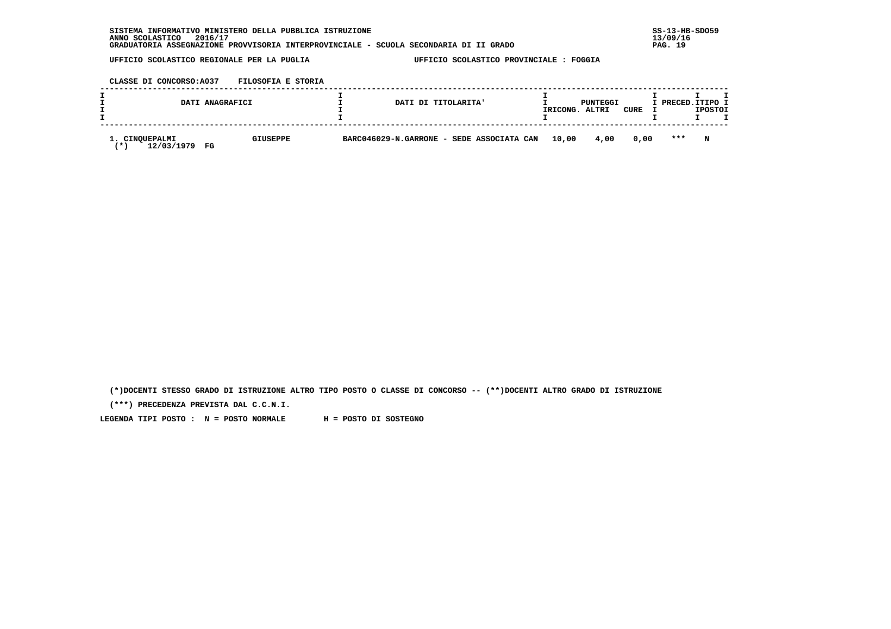SISTEMA INFORMATIVO MINISTERO DELLA PUBBLICA ISTRUZIONE
ANNO SCOLASTICO 2016/17
GRADUATORIA ASSEGNAZIONE PROVVISORIA INTERPROVINCIALE - SCUOLA SECONDARIA DI II GRADO

SS-13-HB-SDO59
13/09/16

UFFICIO SCOLASTICO REGIONALE PER LA PUGLIA    UFFICIO SCOLASTICO PROVINCIALE : FOGGIA

CLASSE DI CONCORSO:A037    FILOSOFIA E STORIA

| DATI ANAGRAFICI | | DATI DI TITOLARITA' | PUNTEGGI RICONG. | PUNTEGGI ALTRI | PUNTEGGI CURE | PRECED. | TIPO POSTO |
|---|---|---|---|---|---|---|---|
| 1. CINQUEPALMI<br>(*) 12/03/1979 FG | GIUSEPPE | BARC046029-N.GARRONE - SEDE ASSOCIATA CAN | 10,00 | 4,00 | 0,00 | *** | N |

(*)DOCENTI STESSO GRADO DI ISTRUZIONE ALTRO TIPO POSTO O CLASSE DI CONCORSO -- (**)DOCENTI ALTRO GRADO DI ISTRUZIONE

(***) PRECEDENZA PREVISTA DAL C.C.N.I.

LEGENDA TIPI POSTO : N = POSTO NORMALE    H = POSTO DI SOSTEGNO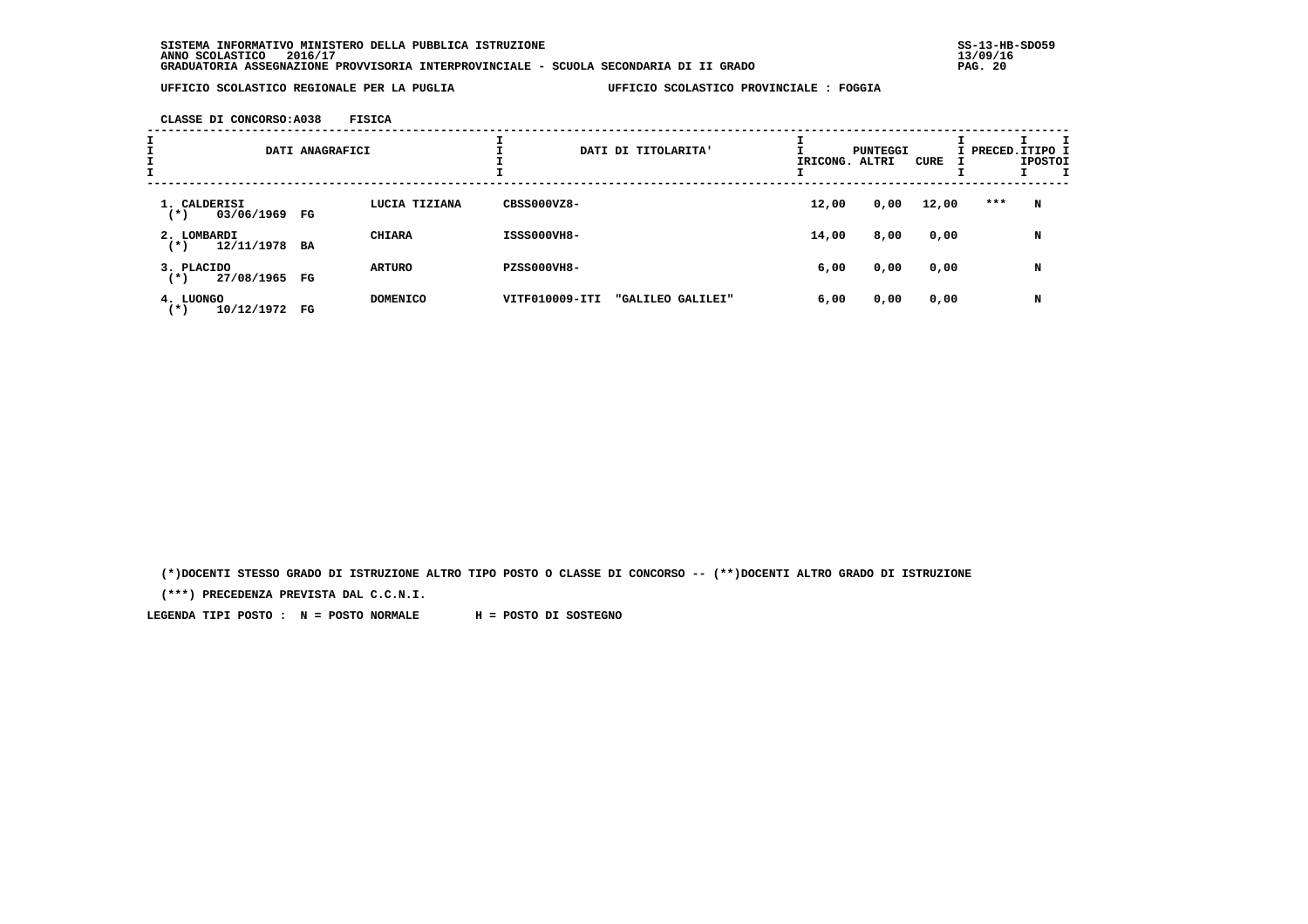SISTEMA INFORMATIVO MINISTERO DELLA PUBBLICA ISTRUZIONE
ANNO SCOLASTICO 2016/17
GRADUATORIA ASSEGNAZIONE PROVVISORIA INTERPROVINCIALE - SCUOLA SECONDARIA DI II GRADO

SS-13-HB-SDO59
13/09/16

UFFICIO SCOLASTICO REGIONALE PER LA PUGLIA — UFFICIO SCOLASTICO PROVINCIALE : FOGGIA

CLASSE DI CONCORSO:A038 FISICA

| DATI ANAGRAFICI | | | DATI DI TITOLARITA' | PUNTEGGI RICONG. | PUNTEGGI ALTRI | PUNTEGGI CURE | PRECED. | TIPO POSTO |
|---|---|---|---|---|---|---|---|---|
| 1. CALDERISI (*) | 03/06/1969 FG | LUCIA TIZIANA | CBSS000VZ8- | 12,00 | 0,00 | 12,00 | *** | N |
| 2. LOMBARDI (*) | 12/11/1978 BA | CHIARA | ISSS000VH8- | 14,00 | 8,00 | 0,00 | | N |
| 3. PLACIDO (*) | 27/08/1965 FG | ARTURO | PZSS000VH8- | 6,00 | 0,00 | 0,00 | | N |
| 4. LUONGO (*) | 10/12/1972 FG | DOMENICO | VITF010009-ITI "GALILEO GALILEI" | 6,00 | 0,00 | 0,00 | | N |

(*)DOCENTI STESSO GRADO DI ISTRUZIONE ALTRO TIPO POSTO O CLASSE DI CONCORSO -- (**)DOCENTI ALTRO GRADO DI ISTRUZIONE

(***) PRECEDENZA PREVISTA DAL C.C.N.I.

LEGENDA TIPI POSTO : N = POSTO NORMALE H = POSTO DI SOSTEGNO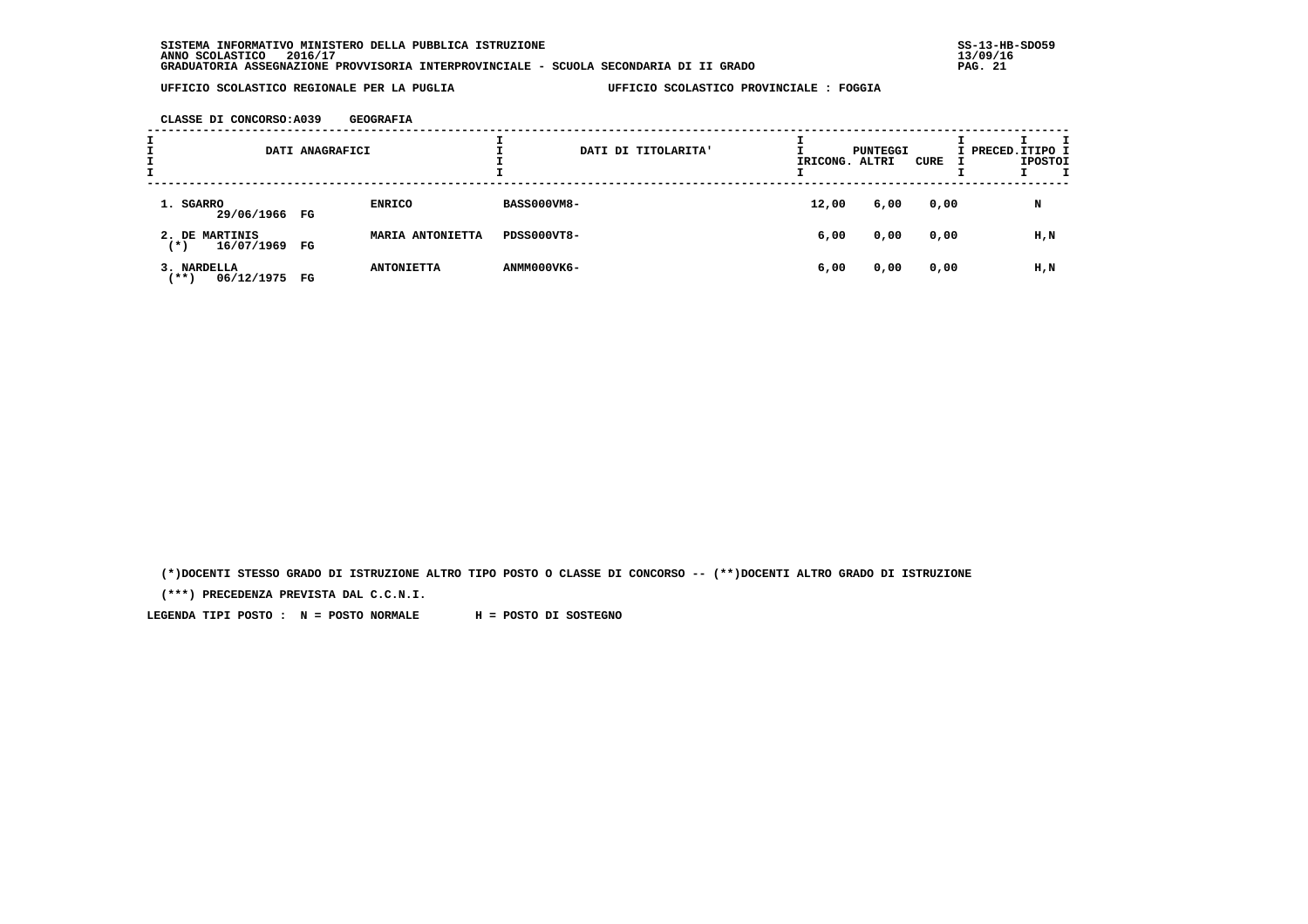SISTEMA INFORMATIVO MINISTERO DELLA PUBBLICA ISTRUZIONE
ANNO SCOLASTICO 2016/17
GRADUATORIA ASSEGNAZIONE PROVVISORIA INTERPROVINCIALE - SCUOLA SECONDARIA DI II GRADO

UFFICIO SCOLASTICO REGIONALE PER LA PUGLIA — UFFICIO SCOLASTICO PROVINCIALE : FOGGIA

CLASSE DI CONCORSO:A039 GEOGRAFIA

| DATI ANAGRAFICI | | | DATI DI TITOLARITA' | PUNTEGGI RICONG. | ALTRI | CURE | PRECED. | TIPO POSTO |
|---|---|---|---|---|---|---|---|---|
| 1. SGARRO 29/06/1966 | FG | ENRICO | BASS000VM8- | 12,00 | 6,00 | 0,00 | | N |
| 2. DE MARTINIS (*) 16/07/1969 | FG | MARIA ANTONIETTA | PDSS000VT8- | 6,00 | 0,00 | 0,00 | | H,N |
| 3. NARDELLA (**) 06/12/1975 | FG | ANTONIETTA | ANMM000VK6- | 6,00 | 0,00 | 0,00 | | H,N |

(*)DOCENTI STESSO GRADO DI ISTRUZIONE ALTRO TIPO POSTO O CLASSE DI CONCORSO -- (**)DOCENTI ALTRO GRADO DI ISTRUZIONE

(***) PRECEDENZA PREVISTA DAL C.C.N.I.

LEGENDA TIPI POSTO : N = POSTO NORMALE H = POSTO DI SOSTEGNO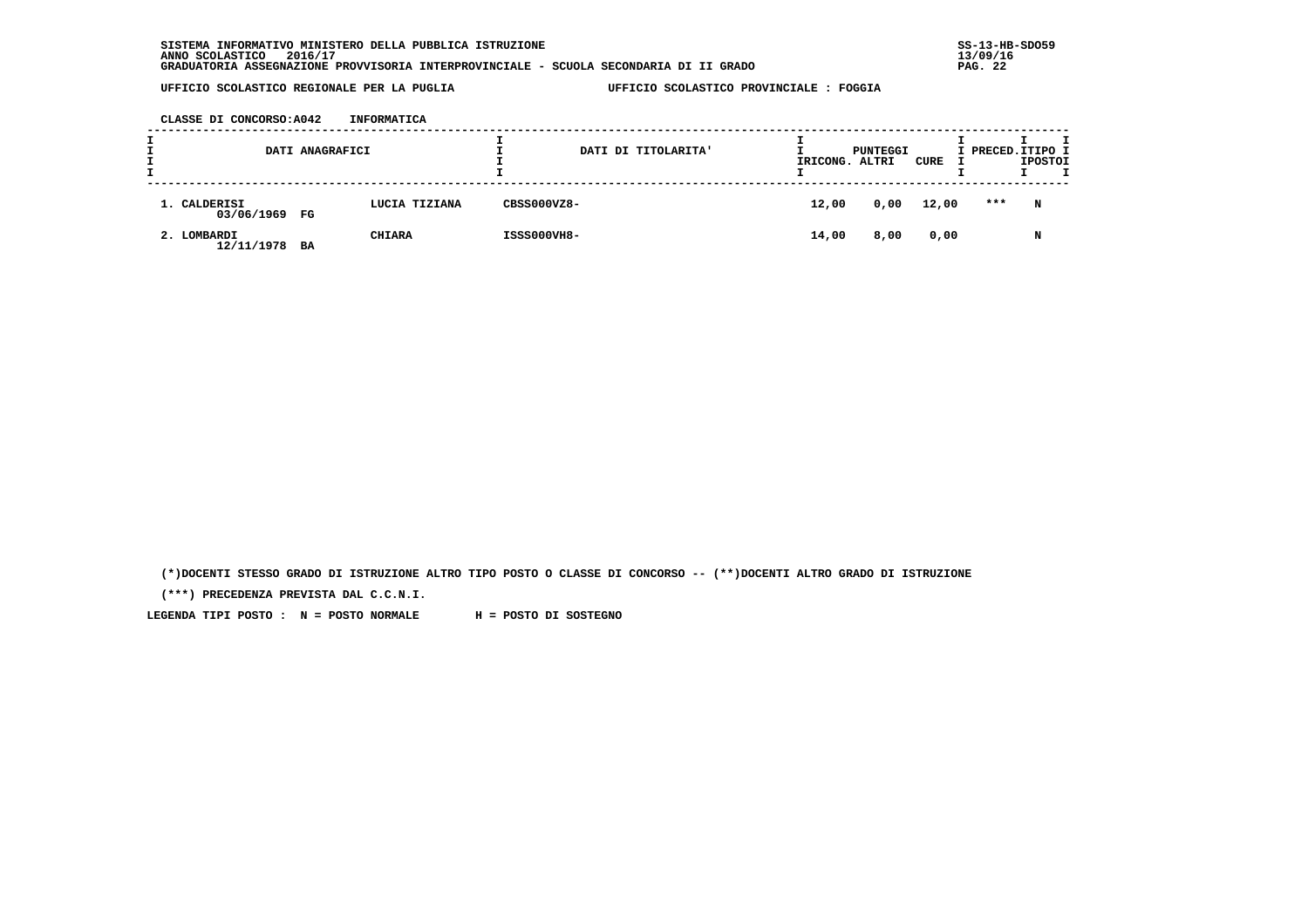SISTEMA INFORMATIVO MINISTERO DELLA PUBBLICA ISTRUZIONE
ANNO SCOLASTICO 2016/17
GRADUATORIA ASSEGNAZIONE PROVVISORIA INTERPROVINCIALE - SCUOLA SECONDARIA DI II GRADO

UFFICIO SCOLASTICO REGIONALE PER LA PUGLIA — UFFICIO SCOLASTICO PROVINCIALE : FOGGIA

CLASSE DI CONCORSO:A042 INFORMATICA

| DATI ANAGRAFICI | | | DATI DI TITOLARITA' | PUNTEGGI RICONG. | ALTRI | CURE | PRECED. | TIPO POSTO |
|---|---|---|---|---|---|---|---|---|
| 1. CALDERISI 03/06/1969 | FG | LUCIA TIZIANA | CBSS000VZ8- | 12,00 | 0,00 | 12,00 | *** | N |
| 2. LOMBARDI 12/11/1978 | BA | CHIARA | ISSS000VH8- | 14,00 | 8,00 | 0,00 | | N |

(*)DOCENTI STESSO GRADO DI ISTRUZIONE ALTRO TIPO POSTO O CLASSE DI CONCORSO -- (**)DOCENTI ALTRO GRADO DI ISTRUZIONE

(***) PRECEDENZA PREVISTA DAL C.C.N.I.

LEGENDA TIPI POSTO : N = POSTO NORMALE H = POSTO DI SOSTEGNO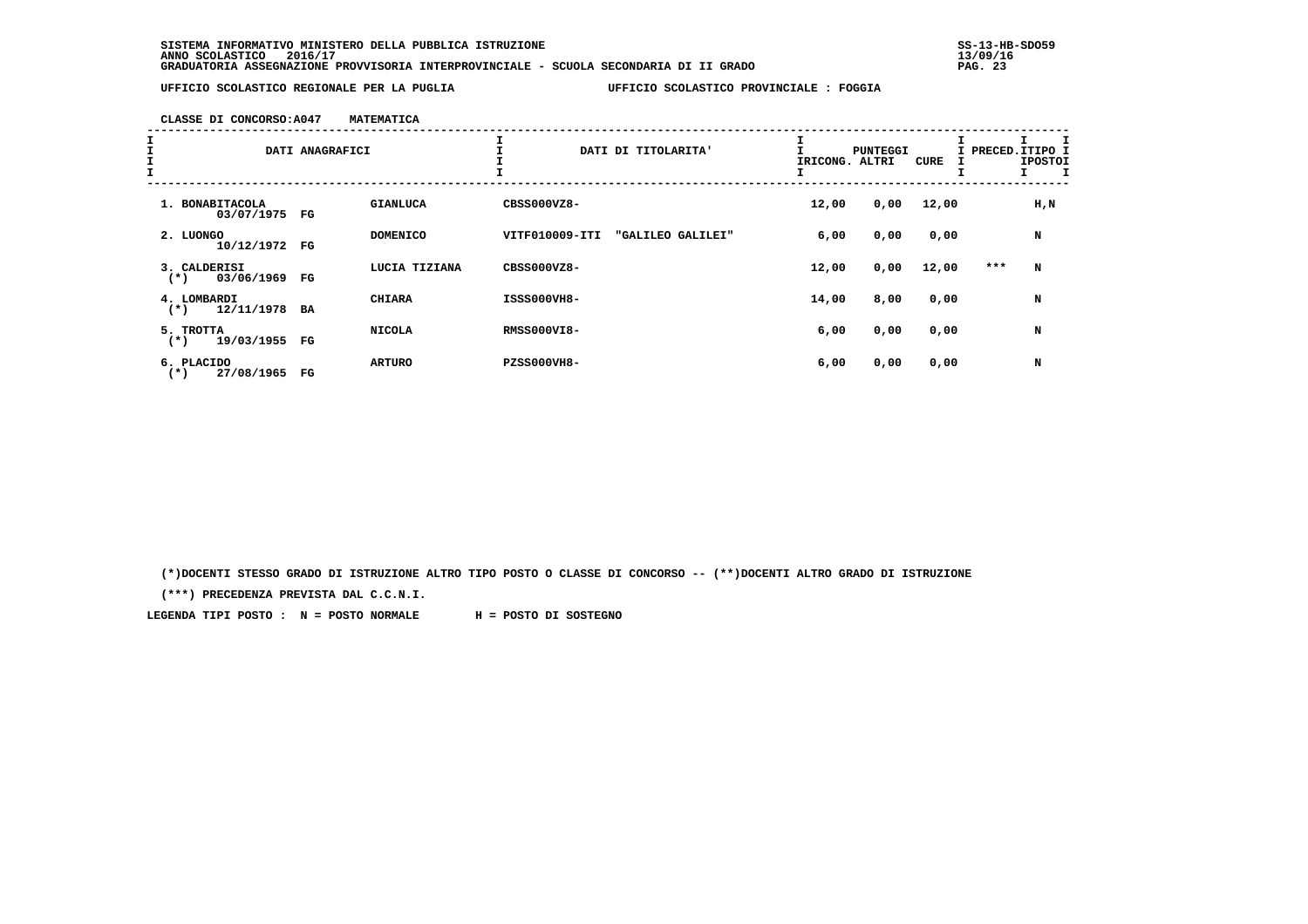SISTEMA INFORMATIVO MINISTERO DELLA PUBBLICA ISTRUZIONE
ANNO SCOLASTICO 2016/17
GRADUATORIA ASSEGNAZIONE PROVVISORIA INTERPROVINCIALE - SCUOLA SECONDARIA DI II GRADO

UFFICIO SCOLASTICO REGIONALE PER LA PUGLIA — UFFICIO SCOLASTICO PROVINCIALE : FOGGIA

CLASSE DI CONCORSO:A047 MATEMATICA

| DATI ANAGRAFICI | | | DATI DI TITOLARITA' | PUNTEGGI RICONG. | ALTRI | CURE | PRECED. | TIPO POSTO |
|---|---|---|---|---|---|---|---|---|
| 1. BONABITACOLA 03/07/1975 | FG | GIANLUCA | CBSS000VZ8- | 12,00 | 0,00 | 12,00 | | H,N |
| 2. LUONGO 10/12/1972 | FG | DOMENICO | VITF010009-ITI "GALILEO GALILEI" | 6,00 | 0,00 | 0,00 | | N |
| 3. CALDERISI (*) 03/06/1969 | FG | LUCIA TIZIANA | CBSS000VZ8- | 12,00 | 0,00 | 12,00 | *** | N |
| 4. LOMBARDI (*) 12/11/1978 | BA | CHIARA | ISSS000VH8- | 14,00 | 8,00 | 0,00 | | N |
| 5. TROTTA (*) 19/03/1955 | FG | NICOLA | RMSS000VI8- | 6,00 | 0,00 | 0,00 | | N |
| 6. PLACIDO (*) 27/08/1965 | FG | ARTURO | PZSS000VH8- | 6,00 | 0,00 | 0,00 | | N |

(*)DOCENTI STESSO GRADO DI ISTRUZIONE ALTRO TIPO POSTO O CLASSE DI CONCORSO -- (**)DOCENTI ALTRO GRADO DI ISTRUZIONE

(***) PRECEDENZA PREVISTA DAL C.C.N.I.

LEGENDA TIPI POSTO : N = POSTO NORMALE H = POSTO DI SOSTEGNO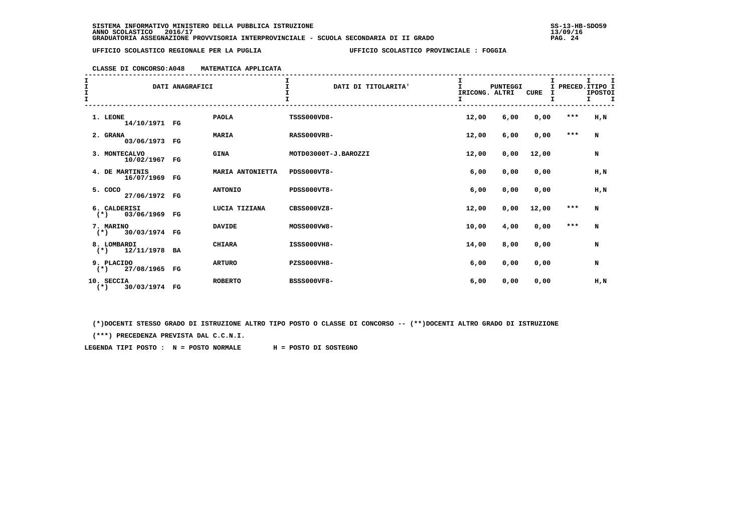SISTEMA INFORMATIVO MINISTERO DELLA PUBBLICA ISTRUZIONE
ANNO SCOLASTICO 2016/17
GRADUATORIA ASSEGNAZIONE PROVVISORIA INTERPROVINCIALE - SCUOLA SECONDARIA DI II GRADO

UFFICIO SCOLASTICO REGIONALE PER LA PUGLIA — UFFICIO SCOLASTICO PROVINCIALE : FOGGIA

CLASSE DI CONCORSO:A048 MATEMATICA APPLICATA

| | DATI ANAGRAFICI | | | DATI DI TITOLARITA' | PUNTEGGI IRICONG. | ALTRI | CURE | PRECED. | TIPO POSTO |
|---|---|---|---|---|---|---|---|---|---|
| 1. LEONE | 14/10/1971 | FG | PAOLA | TSSS000VD8- | 12,00 | 6,00 | 0,00 | *** | H,N |
| 2. GRANA | 03/06/1973 | FG | MARIA | RASS000VR8- | 12,00 | 6,00 | 0,00 | *** | N |
| 3. MONTECALVO | 10/02/1967 | FG | GINA | MOTD03000T-J.BAROZZI | 12,00 | 0,00 | 12,00 | | N |
| 4. DE MARTINIS | 16/07/1969 | FG | MARIA ANTONIETTA | PDSS000VT8- | 6,00 | 0,00 | 0,00 | | H,N |
| 5. COCO | 27/06/1972 | FG | ANTONIO | PDSS000VT8- | 6,00 | 0,00 | 0,00 | | H,N |
| 6. CALDERISI (*) | 03/06/1969 | FG | LUCIA TIZIANA | CBSS000VZ8- | 12,00 | 0,00 | 12,00 | *** | N |
| 7. MARINO (*) | 30/03/1974 | FG | DAVIDE | MOSS000VW8- | 10,00 | 4,00 | 0,00 | *** | N |
| 8. LOMBARDI (*) | 12/11/1978 | BA | CHIARA | ISSS000VH8- | 14,00 | 8,00 | 0,00 | | N |
| 9. PLACIDO (*) | 27/08/1965 | FG | ARTURO | PZSS000VH8- | 6,00 | 0,00 | 0,00 | | N |
| 10. SECCIA (*) | 30/03/1974 | FG | ROBERTO | BSSS000VF8- | 6,00 | 0,00 | 0,00 | | H,N |

(*)DOCENTI STESSO GRADO DI ISTRUZIONE ALTRO TIPO POSTO O CLASSE DI CONCORSO -- (**)DOCENTI ALTRO GRADO DI ISTRUZIONE

(***) PRECEDENZA PREVISTA DAL C.C.N.I.

LEGENDA TIPI POSTO : N = POSTO NORMALE H = POSTO DI SOSTEGNO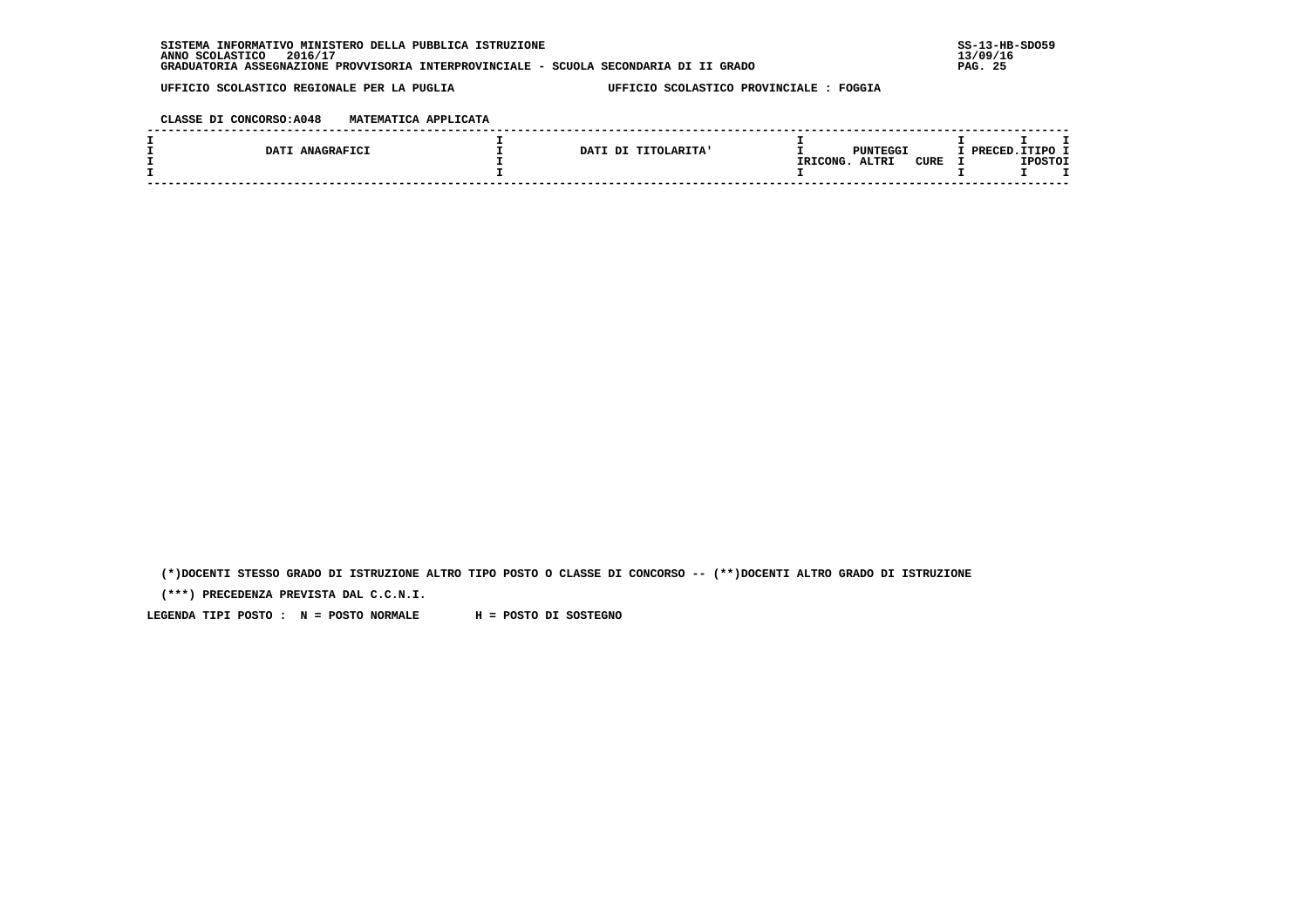UFFICIO SCOLASTICO REGIONALE PER LA PUGLIA　　　　　　UFFICIO SCOLASTICO PROVINCIALE : FOGGIA

CLASSE DI CONCORSO:A048　　MATEMATICA APPLICATA

| DATI ANAGRAFICI | DATI DI TITOLARITA' | PUNTEGGI RICONG. | PUNTEGGI ALTRI | PUNTEGGI CURE | PRECED. | TIPO POSTO |
|---|---|---|---|---|---|---|

(*)DOCENTI STESSO GRADO DI ISTRUZIONE ALTRO TIPO POSTO O CLASSE DI CONCORSO -- (**)DOCENTI ALTRO GRADO DI ISTRUZIONE

(***) PRECEDENZA PREVISTA DAL C.C.N.I.

LEGENDA TIPI POSTO :　N = POSTO NORMALE　　　H = POSTO DI SOSTEGNO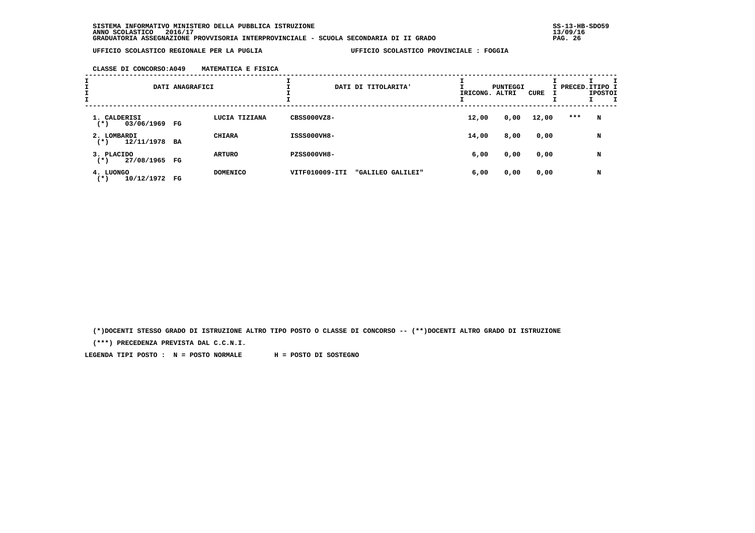SISTEMA INFORMATIVO MINISTERO DELLA PUBBLICA ISTRUZIONE
ANNO SCOLASTICO 2016/17
GRADUATORIA ASSEGNAZIONE PROVVISORIA INTERPROVINCIALE - SCUOLA SECONDARIA DI II GRADO

SS-13-HB-SDO59
13/09/16

UFFICIO SCOLASTICO REGIONALE PER LA PUGLIA — UFFICIO SCOLASTICO PROVINCIALE : FOGGIA

CLASSE DI CONCORSO:A049 MATEMATICA E FISICA

| DATI ANAGRAFICI | | DATI DI TITOLARITA' | PUNTEGGI RICONG. | ALTRI | CURE | PRECED. | TIPO POSTO |
|---|---|---|---|---|---|---|---|
| 1. CALDERISI (*) 03/06/1969 FG | LUCIA TIZIANA | CBSS000VZ8- | 12,00 | 0,00 | 12,00 | *** | N |
| 2. LOMBARDI (*) 12/11/1978 BA | CHIARA | ISSS000VH8- | 14,00 | 8,00 | 0,00 | | N |
| 3. PLACIDO (*) 27/08/1965 FG | ARTURO | PZSS000VH8- | 6,00 | 0,00 | 0,00 | | N |
| 4. LUONGO (*) 10/12/1972 FG | DOMENICO | VITF010009-ITI "GALILEO GALILEI" | 6,00 | 0,00 | 0,00 | | N |

(*)DOCENTI STESSO GRADO DI ISTRUZIONE ALTRO TIPO POSTO O CLASSE DI CONCORSO -- (**)DOCENTI ALTRO GRADO DI ISTRUZIONE

(***) PRECEDENZA PREVISTA DAL C.C.N.I.

LEGENDA TIPI POSTO : N = POSTO NORMALE H = POSTO DI SOSTEGNO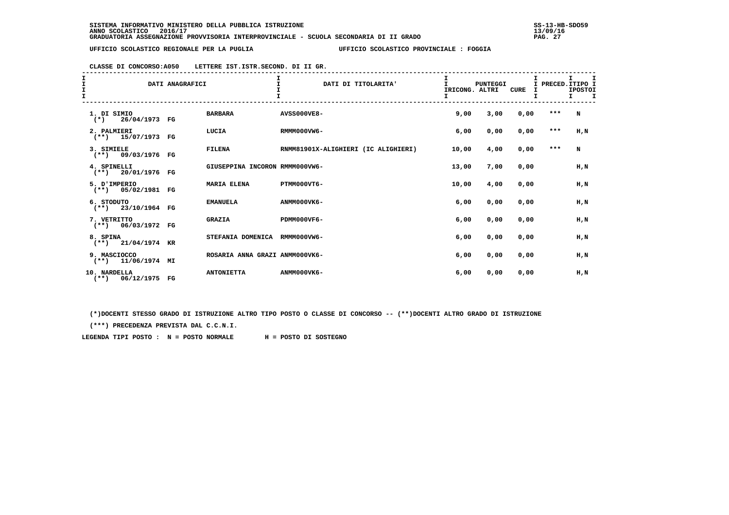SISTEMA INFORMATIVO MINISTERO DELLA PUBBLICA ISTRUZIONE
ANNO SCOLASTICO 2016/17
GRADUATORIA ASSEGNAZIONE PROVVISORIA INTERPROVINCIALE - SCUOLA SECONDARIA DI II GRADO

UFFICIO SCOLASTICO REGIONALE PER LA PUGLIA — UFFICIO SCOLASTICO PROVINCIALE : FOGGIA

CLASSE DI CONCORSO:A050 LETTERE IST.ISTR.SECOND. DI II GR.

| DATI ANAGRAFICI | | DATI DI TITOLARITA' | PUNTEGGI RICONG. | ALTRI | CURE | PRECED. | TIPO POSTO |
|---|---|---|---|---|---|---|---|
| 1. DI SIMIO (*) 26/04/1973 FG | BARBARA | AVSS000VE8- | 9,00 | 3,00 | 0,00 | *** | N |
| 2. PALMIERI (**) 15/07/1973 FG | LUCIA | RMMM000VW6- | 6,00 | 0,00 | 0,00 | *** | H,N |
| 3. SIMIELE (**) 09/03/1976 FG | FILENA | RNMM81901X-ALIGHIERI (IC ALIGHIERI) | 10,00 | 4,00 | 0,00 | *** | N |
| 4. SPINELLI (**) 20/01/1976 FG | GIUSEPPINA INCORON | RMMM000VW6- | 13,00 | 7,00 | 0,00 | | H,N |
| 5. D'IMPERIO (**) 05/02/1981 FG | MARIA ELENA | PTMM000VT6- | 10,00 | 4,00 | 0,00 | | H,N |
| 6. STODUTO (**) 23/10/1964 FG | EMANUELA | ANMM000VK6- | 6,00 | 0,00 | 0,00 | | H,N |
| 7. VETRITTO (**) 06/03/1972 FG | GRAZIA | PDMM000VF6- | 6,00 | 0,00 | 0,00 | | H,N |
| 8. SPINA (**) 21/04/1974 KR | STEFANIA DOMENICA | RMMM000VW6- | 6,00 | 0,00 | 0,00 | | H,N |
| 9. MASCIOCCO (**) 11/06/1974 MI | ROSARIA ANNA GRAZI | ANMM000VK6- | 6,00 | 0,00 | 0,00 | | H,N |
| 10. NARDELLA (**) 06/12/1975 FG | ANTONIETTA | ANMM000VK6- | 6,00 | 0,00 | 0,00 | | H,N |

(*)DOCENTI STESSO GRADO DI ISTRUZIONE ALTRO TIPO POSTO O CLASSE DI CONCORSO -- (**)DOCENTI ALTRO GRADO DI ISTRUZIONE

(***) PRECEDENZA PREVISTA DAL C.C.N.I.

LEGENDA TIPI POSTO : N = POSTO NORMALE H = POSTO DI SOSTEGNO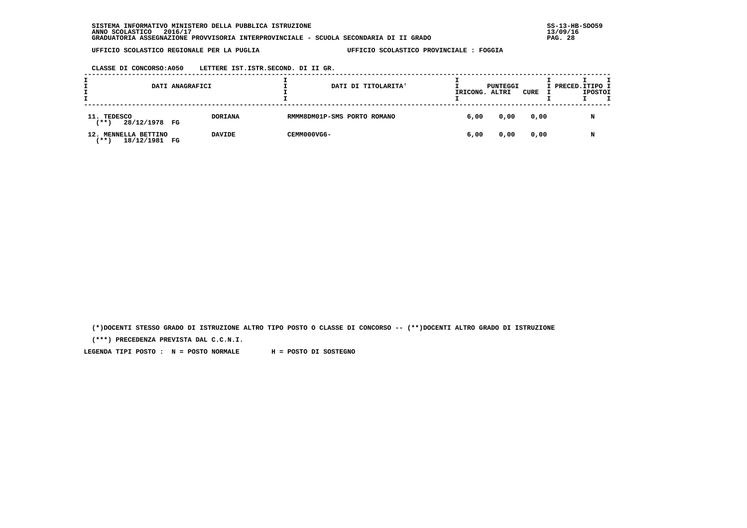SISTEMA INFORMATIVO MINISTERO DELLA PUBBLICA ISTRUZIONE
ANNO SCOLASTICO 2016/17
GRADUATORIA ASSEGNAZIONE PROVVISORIA INTERPROVINCIALE - SCUOLA SECONDARIA DI II GRADO

UFFICIO SCOLASTICO REGIONALE PER LA PUGLIA — UFFICIO SCOLASTICO PROVINCIALE : FOGGIA

CLASSE DI CONCORSO:A050 LETTERE IST.ISTR.SECOND. DI II GR.

| DATI ANAGRAFICI | | DATI DI TITOLARITA' | PUNTEGGI RICONG. | PUNTEGGI ALTRI | PUNTEGGI CURE | PRECED. | TIPO POSTO |
|---|---|---|---|---|---|---|---|
| 11. TEDESCO (**) 28/12/1978 FG | DORIANA | RMMM8DM01P-SMS PORTO ROMANO | 6,00 | 0,00 | 0,00 | | N |
| 12. MENNELLA BETTINO (**) 18/12/1981 FG | DAVIDE | CEMM000VG6- | 6,00 | 0,00 | 0,00 | | N |

(*)DOCENTI STESSO GRADO DI ISTRUZIONE ALTRO TIPO POSTO O CLASSE DI CONCORSO -- (**)DOCENTI ALTRO GRADO DI ISTRUZIONE

(***) PRECEDENZA PREVISTA DAL C.C.N.I.

LEGENDA TIPI POSTO : N = POSTO NORMALE H = POSTO DI SOSTEGNO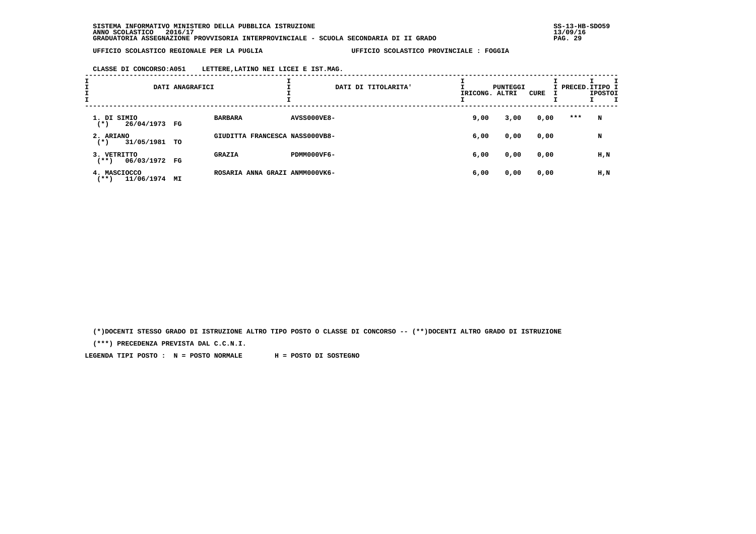SISTEMA INFORMATIVO MINISTERO DELLA PUBBLICA ISTRUZIONE
ANNO SCOLASTICO 2016/17
GRADUATORIA ASSEGNAZIONE PROVVISORIA INTERPROVINCIALE - SCUOLA SECONDARIA DI II GRADO

UFFICIO SCOLASTICO REGIONALE PER LA PUGLIA — UFFICIO SCOLASTICO PROVINCIALE : FOGGIA

CLASSE DI CONCORSO:A051 LETTERE,LATINO NEI LICEI E IST.MAG.

| DATI ANAGRAFICI | | DATI DI TITOLARITA' | PUNTEGGI RICONG. | PUNTEGGI ALTRI | PUNTEGGI CURE | PRECED. | TIPO POSTO |
|---|---|---|---|---|---|---|---|
| 1. DI SIMIO (*) 26/04/1973 FG | BARBARA | AVSS000VE8- | 9,00 | 3,00 | 0,00 | *** | N |
| 2. ARIANO (*) 31/05/1981 TO | GIUDITTA FRANCESCA | NASS000VB8- | 6,00 | 0,00 | 0,00 | | N |
| 3. VETRITTO (**) 06/03/1972 FG | GRAZIA | PDMM000VF6- | 6,00 | 0,00 | 0,00 | | H,N |
| 4. MASCIOCCO (**) 11/06/1974 MI | ROSARIA ANNA GRAZI | ANMM000VK6- | 6,00 | 0,00 | 0,00 | | H,N |

(*)DOCENTI STESSO GRADO DI ISTRUZIONE ALTRO TIPO POSTO O CLASSE DI CONCORSO -- (**)DOCENTI ALTRO GRADO DI ISTRUZIONE

(***) PRECEDENZA PREVISTA DAL C.C.N.I.

LEGENDA TIPI POSTO : N = POSTO NORMALE H = POSTO DI SOSTEGNO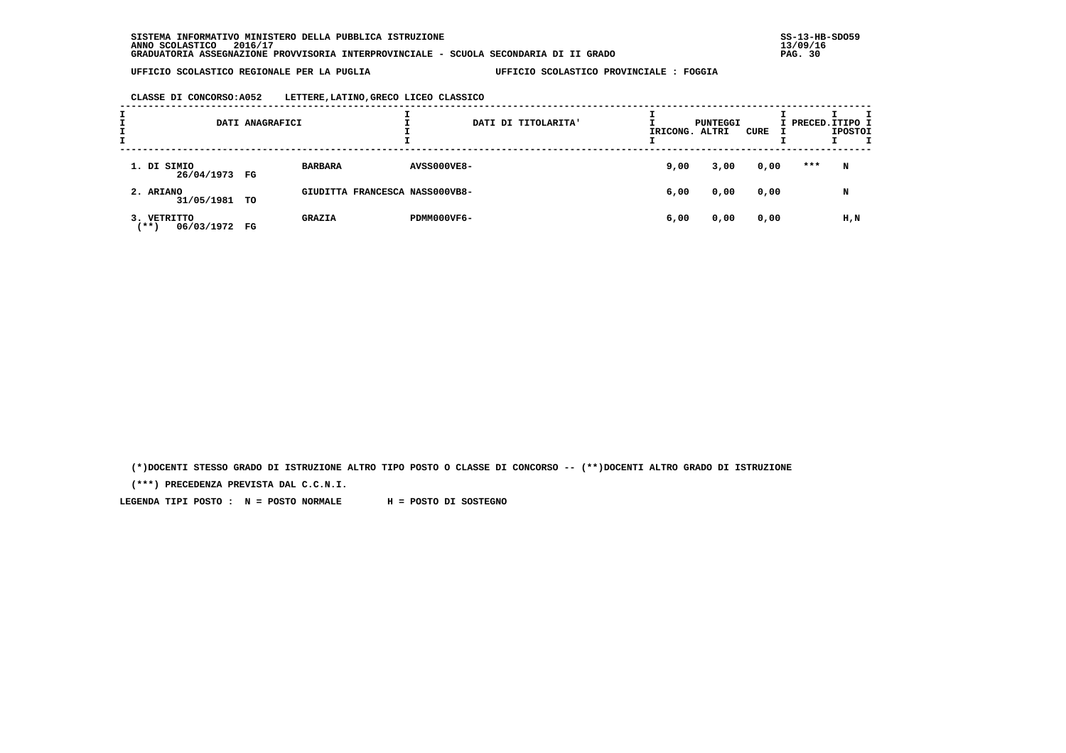SISTEMA INFORMATIVO MINISTERO DELLA PUBBLICA ISTRUZIONE
ANNO SCOLASTICO 2016/17
GRADUATORIA ASSEGNAZIONE PROVVISORIA INTERPROVINCIALE - SCUOLA SECONDARIA DI II GRADO

SS-13-HB-SDO59
13/09/16

UFFICIO SCOLASTICO REGIONALE PER LA PUGLIA — UFFICIO SCOLASTICO PROVINCIALE : FOGGIA

CLASSE DI CONCORSO:A052 LETTERE,LATINO,GRECO LICEO CLASSICO

| DATI ANAGRAFICI | | DATI DI TITOLARITA' | PUNTEGGI RICONG. | PUNTEGGI ALTRI | PUNTEGGI CURE | PRECED. | TIPO POSTO |
|---|---|---|---|---|---|---|---|
| 1. DI SIMIO 26/04/1973 FG | BARBARA | AVSS000VE8- | 9,00 | 3,00 | 0,00 | *** | N |
| 2. ARIANO 31/05/1981 TO | GIUDITTA FRANCESCA | NASS000VB8- | 6,00 | 0,00 | 0,00 | | N |
| 3. VETRITTO (**) 06/03/1972 FG | GRAZIA | PDMM000VF6- | 6,00 | 0,00 | 0,00 | | H,N |

(*)DOCENTI STESSO GRADO DI ISTRUZIONE ALTRO TIPO POSTO O CLASSE DI CONCORSO -- (**)DOCENTI ALTRO GRADO DI ISTRUZIONE

(***) PRECEDENZA PREVISTA DAL C.C.N.I.

LEGENDA TIPI POSTO : N = POSTO NORMALE H = POSTO DI SOSTEGNO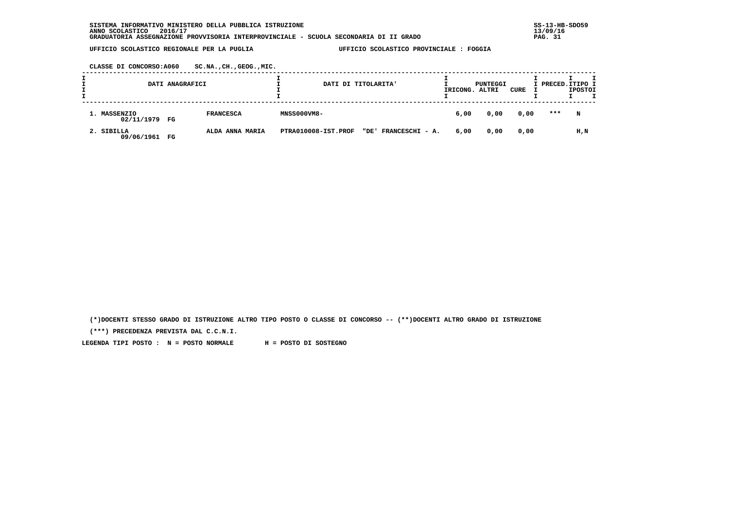SISTEMA INFORMATIVO MINISTERO DELLA PUBBLICA ISTRUZIONE
ANNO SCOLASTICO 2016/17
GRADUATORIA ASSEGNAZIONE PROVVISORIA INTERPROVINCIALE - SCUOLA SECONDARIA DI II GRADO

UFFICIO SCOLASTICO REGIONALE PER LA PUGLIA — UFFICIO SCOLASTICO PROVINCIALE : FOGGIA

CLASSE DI CONCORSO:A060 SC.NA.,CH.,GEOG.,MIC.

| DATI ANAGRAFICI | | DATI DI TITOLARITA' | PUNTEGGI RICONG. | ALTRI | CURE | PRECED. | TIPO POSTO |
|---|---|---|---|---|---|---|---|
| 1. MASSENZIO 02/11/1979 FG | FRANCESCA | MNSS000VM8- | 6,00 | 0,00 | 0,00 | *** | N |
| 2. SIBILLA 09/06/1961 FG | ALDA ANNA MARIA | PTRA010008-IST.PROF "DE' FRANCESCHI - A. | 6,00 | 0,00 | 0,00 | | H,N |

(*)DOCENTI STESSO GRADO DI ISTRUZIONE ALTRO TIPO POSTO O CLASSE DI CONCORSO -- (**)DOCENTI ALTRO GRADO DI ISTRUZIONE

(***) PRECEDENZA PREVISTA DAL C.C.N.I.

LEGENDA TIPI POSTO : N = POSTO NORMALE H = POSTO DI SOSTEGNO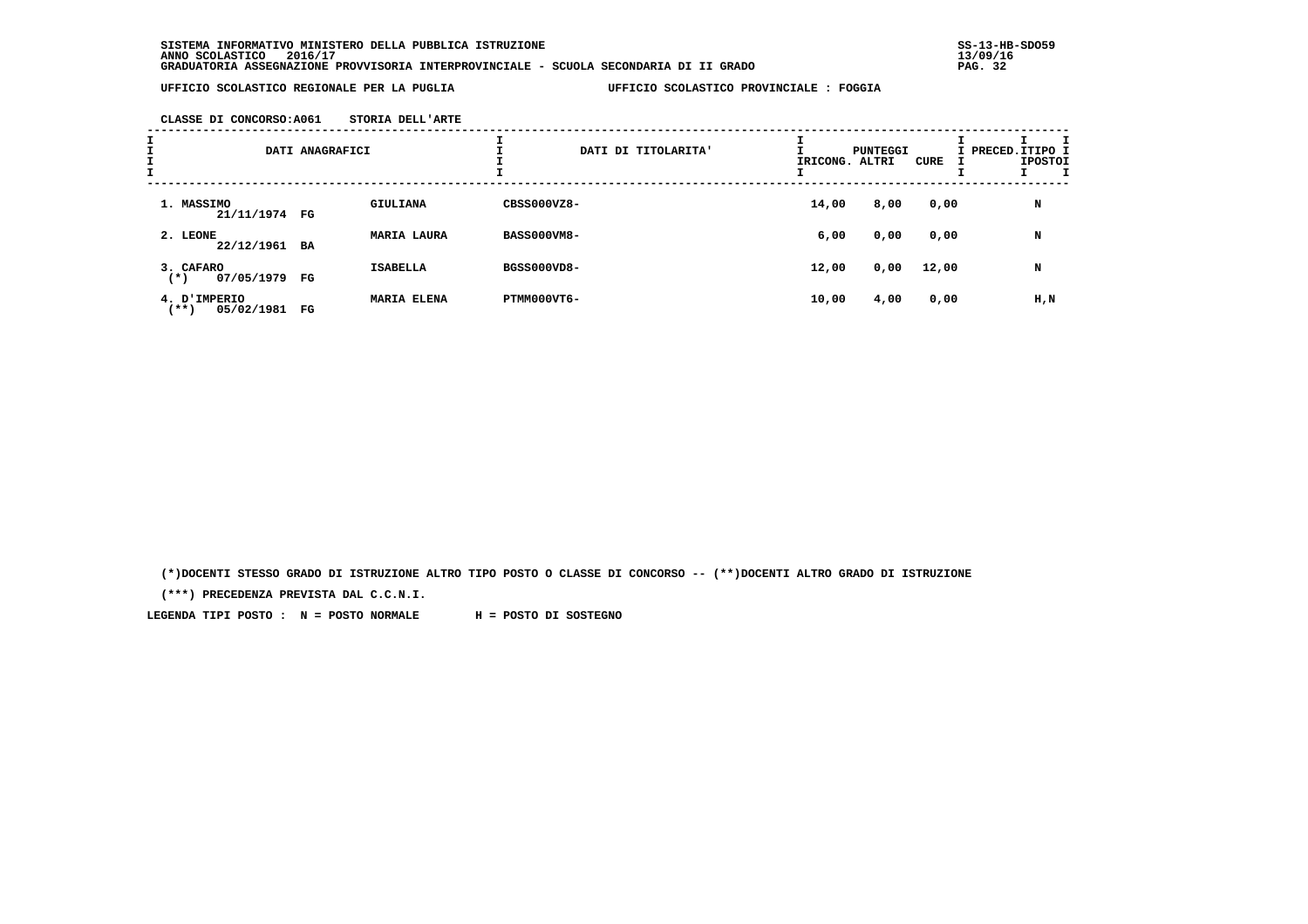SISTEMA INFORMATIVO MINISTERO DELLA PUBBLICA ISTRUZIONE
ANNO SCOLASTICO 2016/17
GRADUATORIA ASSEGNAZIONE PROVVISORIA INTERPROVINCIALE - SCUOLA SECONDARIA DI II GRADO

SS-13-HB-SDO59
13/09/16

UFFICIO SCOLASTICO REGIONALE PER LA PUGLIA — UFFICIO SCOLASTICO PROVINCIALE : FOGGIA

CLASSE DI CONCORSO:A061 STORIA DELL'ARTE

| DATI ANAGRAFICI | | | DATI DI TITOLARITA' | PUNTEGGI RICONG. | ALTRI | CURE | PRECED. | TIPO POSTO |
|---|---|---|---|---|---|---|---|---|
| 1. MASSIMO 21/11/1974 | FG | GIULIANA | CBSS000VZ8- | 14,00 | 8,00 | 0,00 | | N |
| 2. LEONE 22/12/1961 | BA | MARIA LAURA | BASS000VM8- | 6,00 | 0,00 | 0,00 | | N |
| 3. CAFARO (*) 07/05/1979 | FG | ISABELLA | BGSS000VD8- | 12,00 | 0,00 | 12,00 | | N |
| 4. D'IMPERIO (**) 05/02/1981 | FG | MARIA ELENA | PTMM000VT6- | 10,00 | 4,00 | 0,00 | | H,N |

(*)DOCENTI STESSO GRADO DI ISTRUZIONE ALTRO TIPO POSTO O CLASSE DI CONCORSO -- (**)DOCENTI ALTRO GRADO DI ISTRUZIONE

(***) PRECEDENZA PREVISTA DAL C.C.N.I.

LEGENDA TIPI POSTO : N = POSTO NORMALE H = POSTO DI SOSTEGNO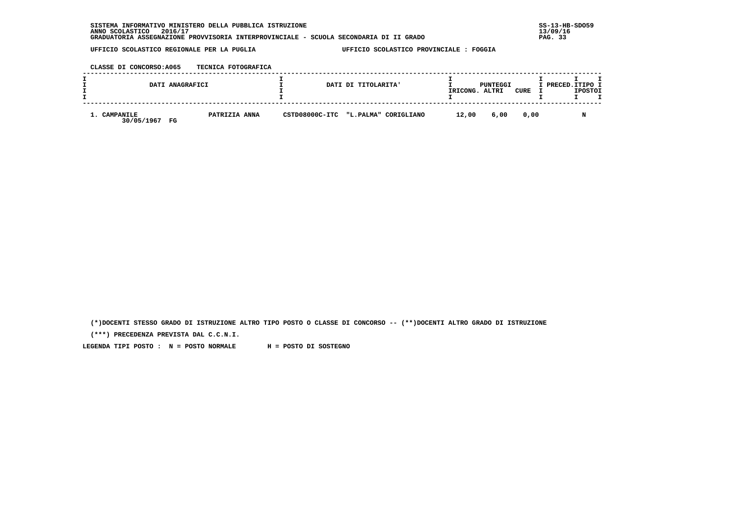SISTEMA INFORMATIVO MINISTERO DELLA PUBBLICA ISTRUZIONE
ANNO SCOLASTICO 2016/17
GRADUATORIA ASSEGNAZIONE PROVVISORIA INTERPROVINCIALE - SCUOLA SECONDARIA DI II GRADO

SS-13-HB-SDO59
13/09/16

UFFICIO SCOLASTICO REGIONALE PER LA PUGLIA    UFFICIO SCOLASTICO PROVINCIALE : FOGGIA

CLASSE DI CONCORSO:A065    TECNICA FOTOGRAFICA

| DATI ANAGRAFICI | | DATI DI TITOLARITA' | PUNTEGGI RICONG. | ALTRI | CURE | PRECED. | TIPO POSTO |
|---|---|---|---|---|---|---|---|
| 1. CAMPANILE 30/05/1967 FG | PATRIZIA ANNA | CSTD08000C-ITC "L.PALMA" CORIGLIANO | 12,00 | 6,00 | 0,00 | | N |

(*)DOCENTI STESSO GRADO DI ISTRUZIONE ALTRO TIPO POSTO O CLASSE DI CONCORSO -- (**)DOCENTI ALTRO GRADO DI ISTRUZIONE

(***) PRECEDENZA PREVISTA DAL C.C.N.I.

LEGENDA TIPI POSTO : N = POSTO NORMALE    H = POSTO DI SOSTEGNO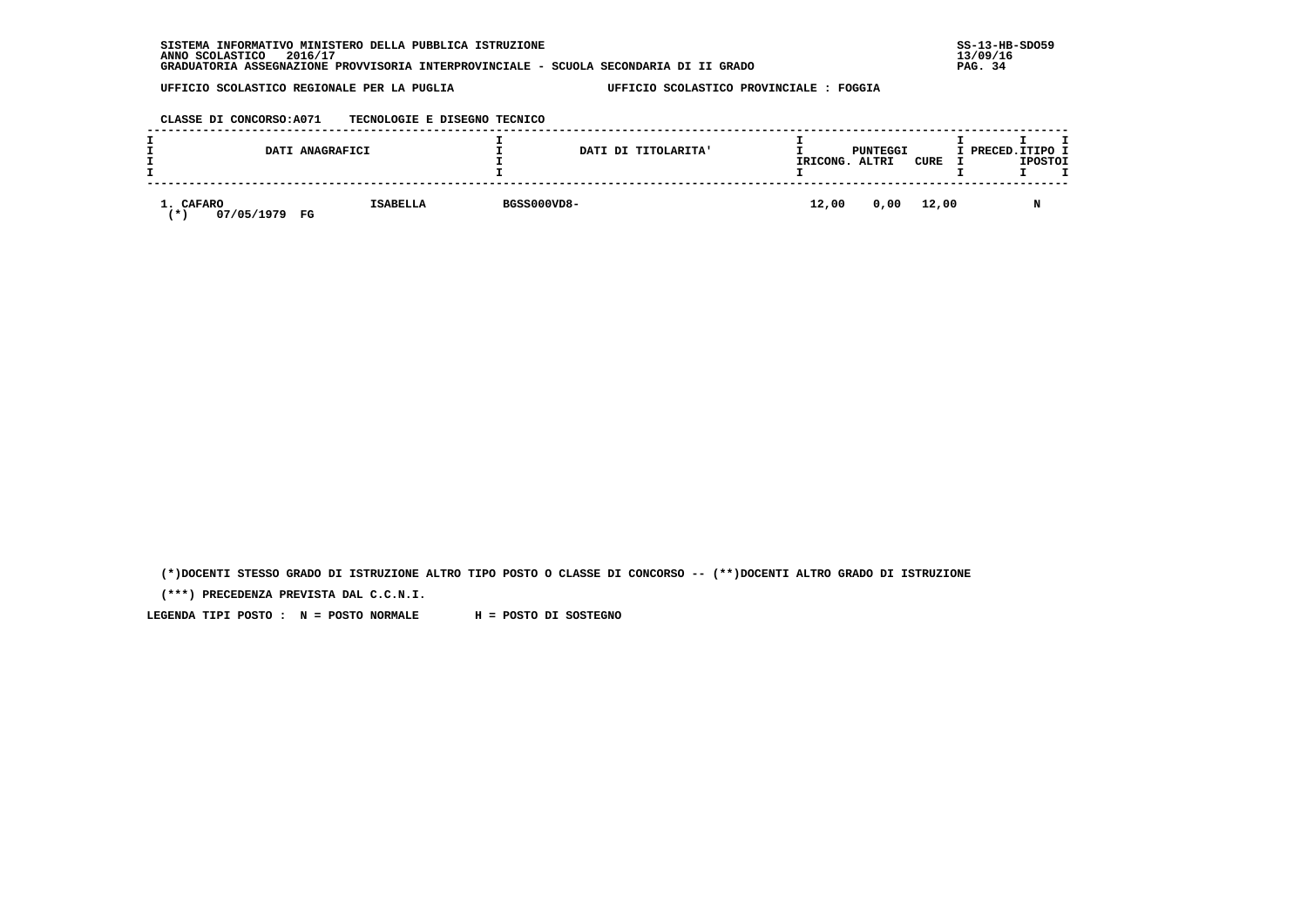SISTEMA INFORMATIVO MINISTERO DELLA PUBBLICA ISTRUZIONE
ANNO SCOLASTICO 2016/17
GRADUATORIA ASSEGNAZIONE PROVVISORIA INTERPROVINCIALE - SCUOLA SECONDARIA DI II GRADO

SS-13-HB-SDO59
13/09/16

UFFICIO SCOLASTICO REGIONALE PER LA PUGLIA — UFFICIO SCOLASTICO PROVINCIALE : FOGGIA

CLASSE DI CONCORSO:A071 TECNOLOGIE E DISEGNO TECNICO

| DATI ANAGRAFICI | | DATI DI TITOLARITA' | PUNTEGGI RICONG. | PUNTEGGI ALTRI | PUNTEGGI CURE | PRECED. | TIPO POSTO |
|---|---|---|---|---|---|---|---|
| 1. CAFARO (*) 07/05/1979 FG | ISABELLA | BGSS000VD8- | 12,00 | 0,00 | 12,00 | | N |

(*)DOCENTI STESSO GRADO DI ISTRUZIONE ALTRO TIPO POSTO O CLASSE DI CONCORSO -- (**)DOCENTI ALTRO GRADO DI ISTRUZIONE

(***) PRECEDENZA PREVISTA DAL C.C.N.I.

LEGENDA TIPI POSTO : N = POSTO NORMALE H = POSTO DI SOSTEGNO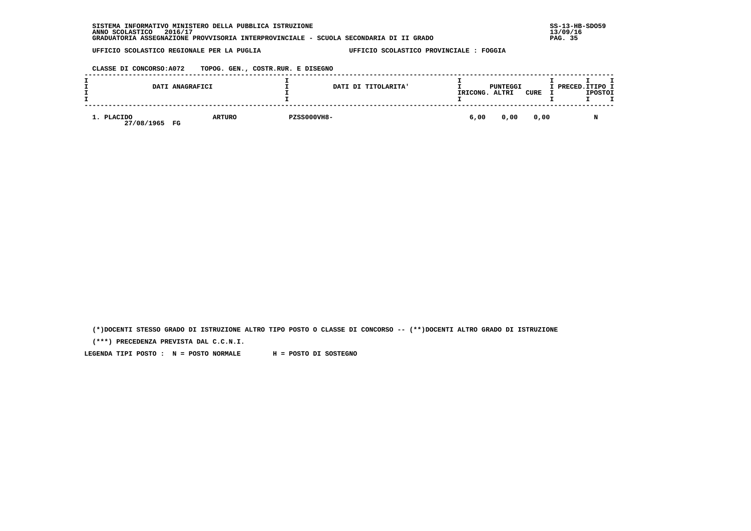SISTEMA INFORMATIVO MINISTERO DELLA PUBBLICA ISTRUZIONE
ANNO SCOLASTICO 2016/17
GRADUATORIA ASSEGNAZIONE PROVVISORIA INTERPROVINCIALE - SCUOLA SECONDARIA DI II GRADO

SS-13-HB-SDO59
13/09/16

UFFICIO SCOLASTICO REGIONALE PER LA PUGLIA — UFFICIO SCOLASTICO PROVINCIALE : FOGGIA

CLASSE DI CONCORSO:A072 TOPOG. GEN., COSTR.RUR. E DISEGNO

| DATI ANAGRAFICI | | DATI DI TITOLARITA' | PUNTEGGI RICONG. | PUNTEGGI ALTRI | PUNTEGGI CURE | PRECED. | TIPO POSTO |
|---|---|---|---|---|---|---|---|
| 1. PLACIDO 27/08/1965 FG | ARTURO | PZSS000VH8- | 6,00 | 0,00 | 0,00 | | N |

(*)DOCENTI STESSO GRADO DI ISTRUZIONE ALTRO TIPO POSTO O CLASSE DI CONCORSO -- (**)DOCENTI ALTRO GRADO DI ISTRUZIONE

(***) PRECEDENZA PREVISTA DAL C.C.N.I.

LEGENDA TIPI POSTO : N = POSTO NORMALE H = POSTO DI SOSTEGNO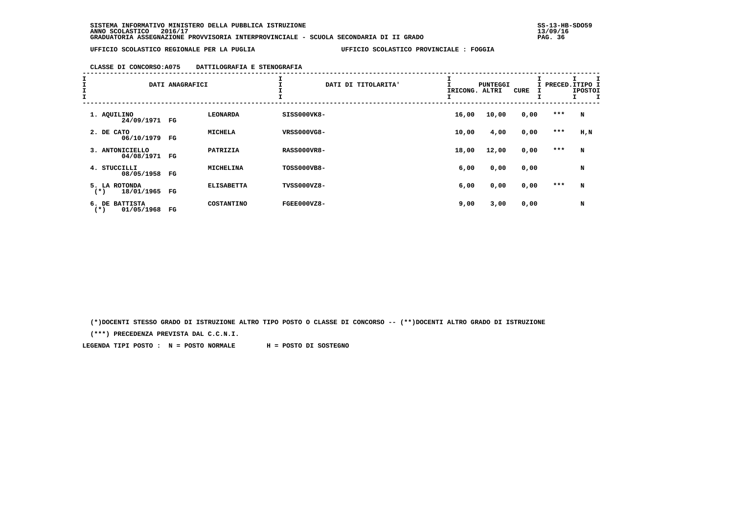SISTEMA INFORMATIVO MINISTERO DELLA PUBBLICA ISTRUZIONE
ANNO SCOLASTICO 2016/17
GRADUATORIA ASSEGNAZIONE PROVVISORIA INTERPROVINCIALE - SCUOLA SECONDARIA DI II GRADO

UFFICIO SCOLASTICO REGIONALE PER LA PUGLIA — UFFICIO SCOLASTICO PROVINCIALE : FOGGIA

CLASSE DI CONCORSO:A075 DATTILOGRAFIA E STENOGRAFIA

| DATI ANAGRAFICI | | | DATI DI TITOLARITA' | PUNTEGGI RICONG. | ALTRI | CURE | PRECED. | TIPO POSTO |
|---|---|---|---|---|---|---|---|---|
| 1. AQUILINO 24/09/1971 | FG | LEONARDA | SISS000VK8- | 16,00 | 10,00 | 0,00 | *** | N |
| 2. DE CATO 06/10/1979 | FG | MICHELA | VRSS000VG8- | 10,00 | 4,00 | 0,00 | *** | H,N |
| 3. ANTONICIELLO 04/08/1971 | FG | PATRIZIA | RASS000VR8- | 18,00 | 12,00 | 0,00 | *** | N |
| 4. STUCCILLI 08/05/1958 | FG | MICHELINA | TOSS000VB8- | 6,00 | 0,00 | 0,00 | | N |
| 5. LA ROTONDA (*) 18/01/1965 | FG | ELISABETTA | TVSS000VZ8- | 6,00 | 0,00 | 0,00 | *** | N |
| 6. DE BATTISTA (*) 01/05/1968 | FG | COSTANTINO | FGEE000VZ8- | 9,00 | 3,00 | 0,00 | | N |

(*)DOCENTI STESSO GRADO DI ISTRUZIONE ALTRO TIPO POSTO O CLASSE DI CONCORSO -- (**)DOCENTI ALTRO GRADO DI ISTRUZIONE

(***) PRECEDENZA PREVISTA DAL C.C.N.I.

LEGENDA TIPI POSTO : N = POSTO NORMALE H = POSTO DI SOSTEGNO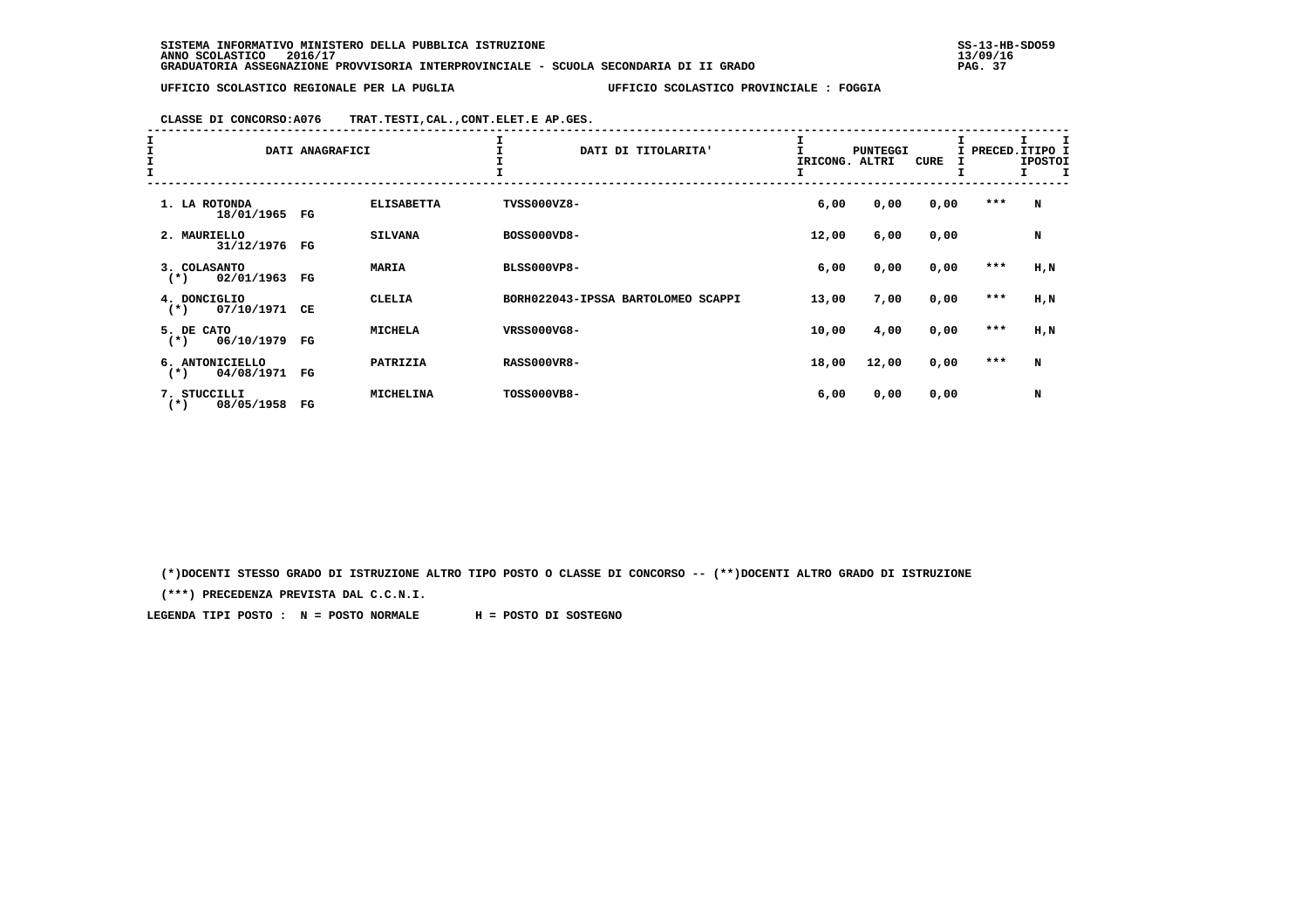SISTEMA INFORMATIVO MINISTERO DELLA PUBBLICA ISTRUZIONE
ANNO SCOLASTICO 2016/17
GRADUATORIA ASSEGNAZIONE PROVVISORIA INTERPROVINCIALE - SCUOLA SECONDARIA DI II GRADO

UFFICIO SCOLASTICO REGIONALE PER LA PUGLIA — UFFICIO SCOLASTICO PROVINCIALE : FOGGIA

CLASSE DI CONCORSO:A076 TRAT.TESTI,CAL.,CONT.ELET.E AP.GES.

| DATI ANAGRAFICI | | | DATI DI TITOLARITA' | PUNTEGGI RICONG. | ALTRI | CURE | PRECED. | TIPO POSTO |
|---|---|---|---|---|---|---|---|---|
| 1. LA ROTONDA 18/01/1965 | FG | ELISABETTA | TVSS000VZ8- | 6,00 | 0,00 | 0,00 | *** | N |
| 2. MAURIELLO 31/12/1976 | FG | SILVANA | BOSS000VD8- | 12,00 | 6,00 | 0,00 | | N |
| 3. COLASANTO (*) 02/01/1963 | FG | MARIA | BLSS000VP8- | 6,00 | 0,00 | 0,00 | *** | H,N |
| 4. DONCIGLIO (*) 07/10/1971 | CE | CLELIA | BORH022043-IPSSA BARTOLOMEO SCAPPI | 13,00 | 7,00 | 0,00 | *** | H,N |
| 5. DE CATO (*) 06/10/1979 | FG | MICHELA | VRSS000VG8- | 10,00 | 4,00 | 0,00 | *** | H,N |
| 6. ANTONICIELLO (*) 04/08/1971 | FG | PATRIZIA | RASS000VR8- | 18,00 | 12,00 | 0,00 | *** | N |
| 7. STUCCILLI (*) 08/05/1958 | FG | MICHELINA | TOSS000VB8- | 6,00 | 0,00 | 0,00 | | N |

(*)DOCENTI STESSO GRADO DI ISTRUZIONE ALTRO TIPO POSTO O CLASSE DI CONCORSO -- (**)DOCENTI ALTRO GRADO DI ISTRUZIONE

(***) PRECEDENZA PREVISTA DAL C.C.N.I.

LEGENDA TIPI POSTO : N = POSTO NORMALE H = POSTO DI SOSTEGNO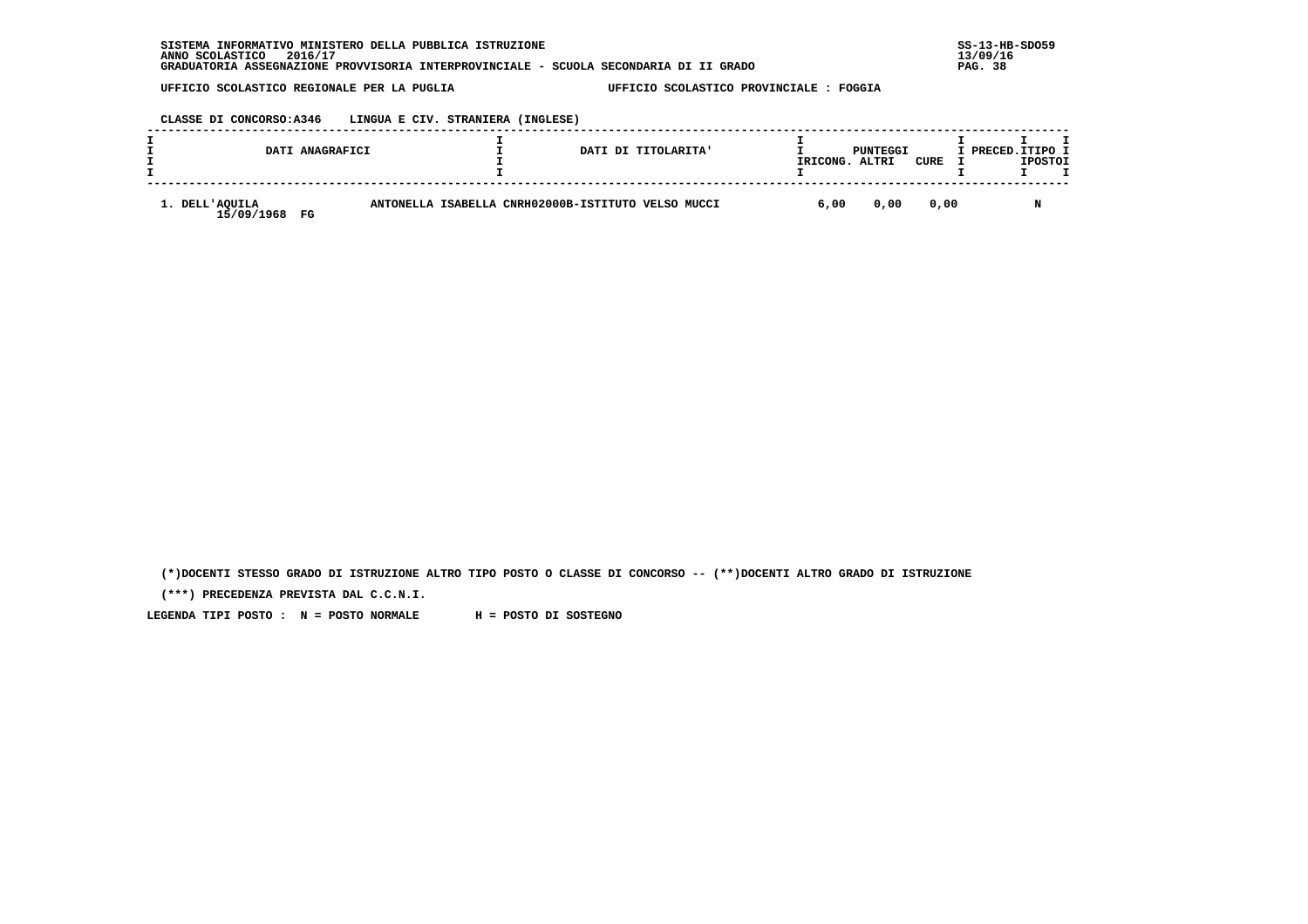SISTEMA INFORMATIVO MINISTERO DELLA PUBBLICA ISTRUZIONE
ANNO SCOLASTICO 2016/17
GRADUATORIA ASSEGNAZIONE PROVVISORIA INTERPROVINCIALE - SCUOLA SECONDARIA DI II GRADO

SS-13-HB-SDO59
13/09/16

UFFICIO SCOLASTICO REGIONALE PER LA PUGLIA — UFFICIO SCOLASTICO PROVINCIALE : FOGGIA

CLASSE DI CONCORSO:A346 LINGUA E CIV. STRANIERA (INGLESE)

| DATI ANAGRAFICI | DATI DI TITOLARITA' | PUNTEGGI RICONG. | PUNTEGGI ALTRI | PUNTEGGI CURE | PRECED. | TIPO POSTO |
|---|---|---|---|---|---|---|
| 1. DELL'AQUILA ANTONELLA ISABELLA 15/09/1968 FG | CNRH02000B-ISTITUTO VELSO MUCCI | 6,00 | 0,00 | 0,00 | | N |

(*)DOCENTI STESSO GRADO DI ISTRUZIONE ALTRO TIPO POSTO O CLASSE DI CONCORSO -- (**)DOCENTI ALTRO GRADO DI ISTRUZIONE

(***) PRECEDENZA PREVISTA DAL C.C.N.I.

LEGENDA TIPI POSTO : N = POSTO NORMALE H = POSTO DI SOSTEGNO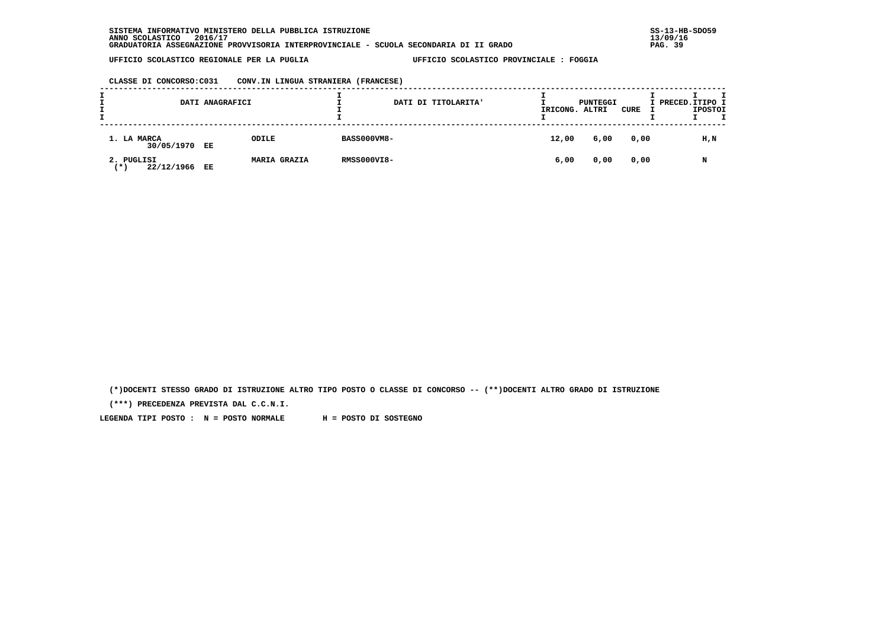SISTEMA INFORMATIVO MINISTERO DELLA PUBBLICA ISTRUZIONE
ANNO SCOLASTICO 2016/17
GRADUATORIA ASSEGNAZIONE PROVVISORIA INTERPROVINCIALE - SCUOLA SECONDARIA DI II GRADO

SS-13-HB-SDO59
13/09/16

UFFICIO SCOLASTICO REGIONALE PER LA PUGLIA — UFFICIO SCOLASTICO PROVINCIALE : FOGGIA

CLASSE DI CONCORSO:C031 CONV.IN LINGUA STRANIERA (FRANCESE)

| DATI ANAGRAFICI | | DATI DI TITOLARITA' | PUNTEGGI RICONG. | ALTRI | CURE | PRECED. | TIPO POSTO |
|---|---|---|---|---|---|---|---|
| 1. LA MARCA 30/05/1970 EE | ODILE | BASS000VM8- | 12,00 | 6,00 | 0,00 | | H,N |
| 2. PUGLISI (*) 22/12/1966 EE | MARIA GRAZIA | RMSS000VI8- | 6,00 | 0,00 | 0,00 | | N |

(*)DOCENTI STESSO GRADO DI ISTRUZIONE ALTRO TIPO POSTO O CLASSE DI CONCORSO -- (**)DOCENTI ALTRO GRADO DI ISTRUZIONE

(***) PRECEDENZA PREVISTA DAL C.C.N.I.

LEGENDA TIPI POSTO : N = POSTO NORMALE H = POSTO DI SOSTEGNO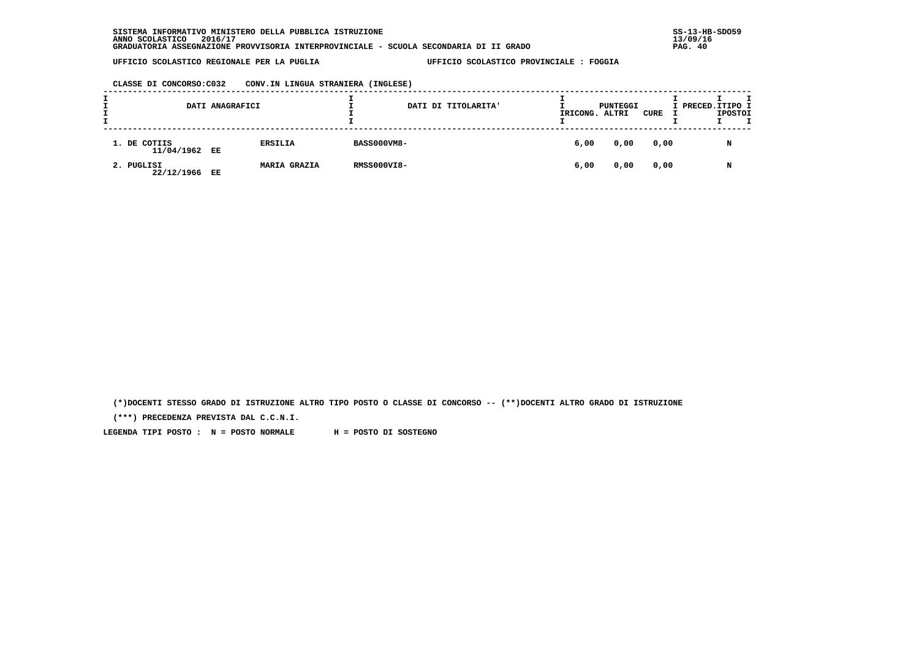SISTEMA INFORMATIVO MINISTERO DELLA PUBBLICA ISTRUZIONE
ANNO SCOLASTICO 2016/17
GRADUATORIA ASSEGNAZIONE PROVVISORIA INTERPROVINCIALE - SCUOLA SECONDARIA DI II GRADO

UFFICIO SCOLASTICO REGIONALE PER LA PUGLIA — UFFICIO SCOLASTICO PROVINCIALE : FOGGIA

CLASSE DI CONCORSO:C032 CONV.IN LINGUA STRANIERA (INGLESE)

| DATI ANAGRAFICI | | | DATI DI TITOLARITA' | PUNTEGGI RICONG. | PUNTEGGI ALTRI | PUNTEGGI CURE | PRECED. | TIPO POSTO |
|---|---|---|---|---|---|---|---|---|
| 1. DE COTIIS | 11/04/1962 EE | ERSILIA | BASS000VM8- | 6,00 | 0,00 | 0,00 | | N |
| 2. PUGLISI | 22/12/1966 EE | MARIA GRAZIA | RMSS000VI8- | 6,00 | 0,00 | 0,00 | | N |

(*)DOCENTI STESSO GRADO DI ISTRUZIONE ALTRO TIPO POSTO O CLASSE DI CONCORSO -- (**)DOCENTI ALTRO GRADO DI ISTRUZIONE

(***) PRECEDENZA PREVISTA DAL C.C.N.I.

LEGENDA TIPI POSTO : N = POSTO NORMALE H = POSTO DI SOSTEGNO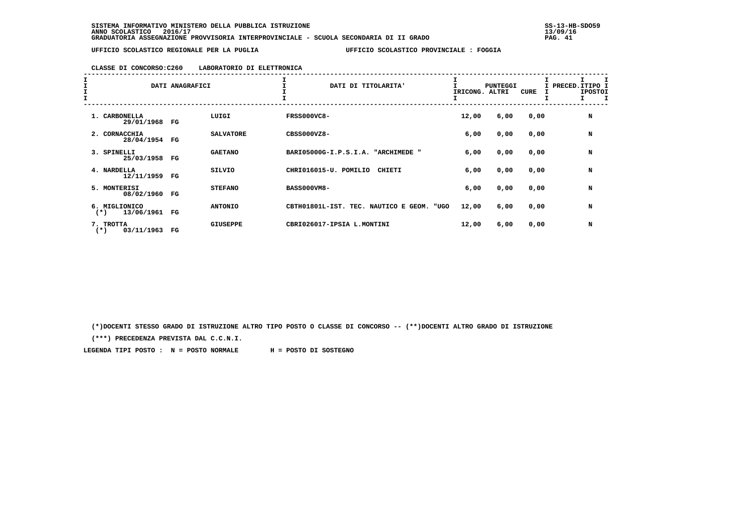SISTEMA INFORMATIVO MINISTERO DELLA PUBBLICA ISTRUZIONE
ANNO SCOLASTICO 2016/17
GRADUATORIA ASSEGNAZIONE PROVVISORIA INTERPROVINCIALE - SCUOLA SECONDARIA DI II GRADO

UFFICIO SCOLASTICO REGIONALE PER LA PUGLIA — UFFICIO SCOLASTICO PROVINCIALE : FOGGIA

CLASSE DI CONCORSO:C260 LABORATORIO DI ELETTRONICA

| DATI ANAGRAFICI | | | DATI DI TITOLARITA' | PUNTEGGI RICONG. | ALTRI | CURE | PRECED. | TIPO POSTO |
|---|---|---|---|---|---|---|---|---|
| 1. CARBONELLA 29/01/1968 | FG | LUIGI | FRSS000VC8- | 12,00 | 6,00 | 0,00 | | N |
| 2. CORNACCHIA 28/04/1954 | FG | SALVATORE | CBSS000VZ8- | 6,00 | 0,00 | 0,00 | | N |
| 3. SPINELLI 25/03/1958 | FG | GAETANO | BARI05000G-I.P.S.I.A. "ARCHIMEDE " | 6,00 | 0,00 | 0,00 | | N |
| 4. NARDELLA 12/11/1959 | FG | SILVIO | CHRI016015-U. POMILIO CHIETI | 6,00 | 0,00 | 0,00 | | N |
| 5. MONTERISI 08/02/1960 | FG | STEFANO | BASS000VM8- | 6,00 | 0,00 | 0,00 | | N |
| 6. MIGLIONICO (*) 13/06/1961 | FG | ANTONIO | CBTH01801L-IST. TEC. NAUTICO E GEOM. "UGO | 12,00 | 6,00 | 0,00 | | N |
| 7. TROTTA (*) 03/11/1963 | FG | GIUSEPPE | CBRI026017-IPSIA L.MONTINI | 12,00 | 6,00 | 0,00 | | N |

(*)DOCENTI STESSO GRADO DI ISTRUZIONE ALTRO TIPO POSTO O CLASSE DI CONCORSO -- (**)DOCENTI ALTRO GRADO DI ISTRUZIONE

(***) PRECEDENZA PREVISTA DAL C.C.N.I.

LEGENDA TIPI POSTO : N = POSTO NORMALE H = POSTO DI SOSTEGNO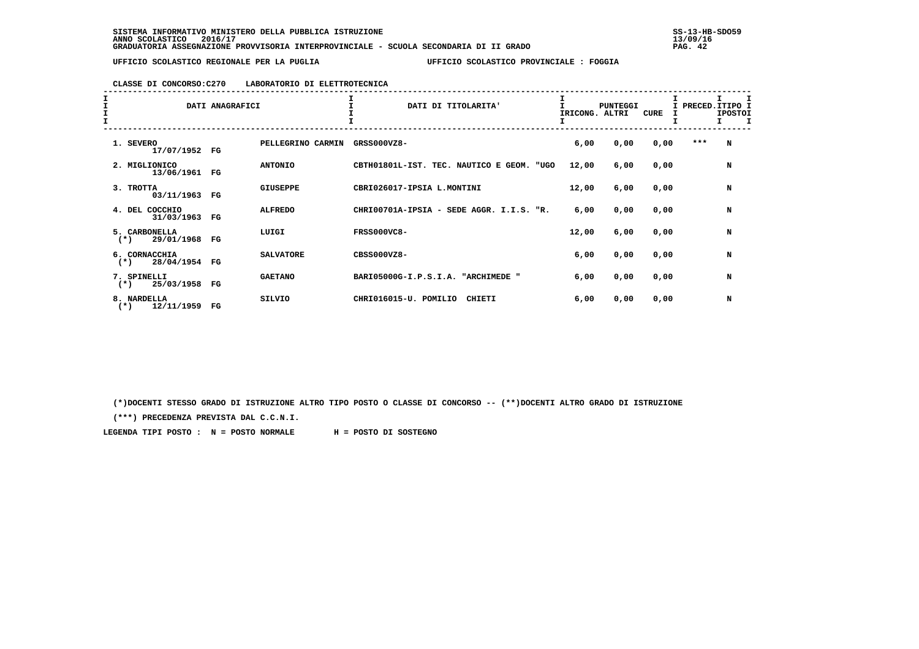SISTEMA INFORMATIVO MINISTERO DELLA PUBBLICA ISTRUZIONE
ANNO SCOLASTICO 2016/17
GRADUATORIA ASSEGNAZIONE PROVVISORIA INTERPROVINCIALE - SCUOLA SECONDARIA DI II GRADO

UFFICIO SCOLASTICO REGIONALE PER LA PUGLIA — UFFICIO SCOLASTICO PROVINCIALE : FOGGIA

CLASSE DI CONCORSO:C270 LABORATORIO DI ELETTROTECNICA

| DATI ANAGRAFICI | | | DATI DI TITOLARITA' | PUNTEGGI RICONG. | ALTRI | CURE | PRECED. | TIPO POSTO |
|---|---|---|---|---|---|---|---|---|
| 1. SEVERO 17/07/1952 | FG | PELLEGRINO CARMIN | GRSS000VZ8- | 6,00 | 0,00 | 0,00 | *** | N |
| 2. MIGLIONICO 13/06/1961 | FG | ANTONIO | CBTH01801L-IST. TEC. NAUTICO E GEOM. "UGO | 12,00 | 6,00 | 0,00 | | N |
| 3. TROTTA 03/11/1963 | FG | GIUSEPPE | CBRI026017-IPSIA L.MONTINI | 12,00 | 6,00 | 0,00 | | N |
| 4. DEL COCCHIO 31/03/1963 | FG | ALFREDO | CHRI00701A-IPSIA - SEDE AGGR. I.I.S. "R. | 6,00 | 0,00 | 0,00 | | N |
| 5. CARBONELLA (*) 29/01/1968 | FG | LUIGI | FRSS000VC8- | 12,00 | 6,00 | 0,00 | | N |
| 6. CORNACCHIA (*) 28/04/1954 | FG | SALVATORE | CBSS000VZ8- | 6,00 | 0,00 | 0,00 | | N |
| 7. SPINELLI (*) 25/03/1958 | FG | GAETANO | BARI05000G-I.P.S.I.A. "ARCHIMEDE " | 6,00 | 0,00 | 0,00 | | N |
| 8. NARDELLA (*) 12/11/1959 | FG | SILVIO | CHRI016015-U. POMILIO CHIETI | 6,00 | 0,00 | 0,00 | | N |

(*)DOCENTI STESSO GRADO DI ISTRUZIONE ALTRO TIPO POSTO O CLASSE DI CONCORSO -- (**)DOCENTI ALTRO GRADO DI ISTRUZIONE

(***) PRECEDENZA PREVISTA DAL C.C.N.I.

LEGENDA TIPI POSTO : N = POSTO NORMALE H = POSTO DI SOSTEGNO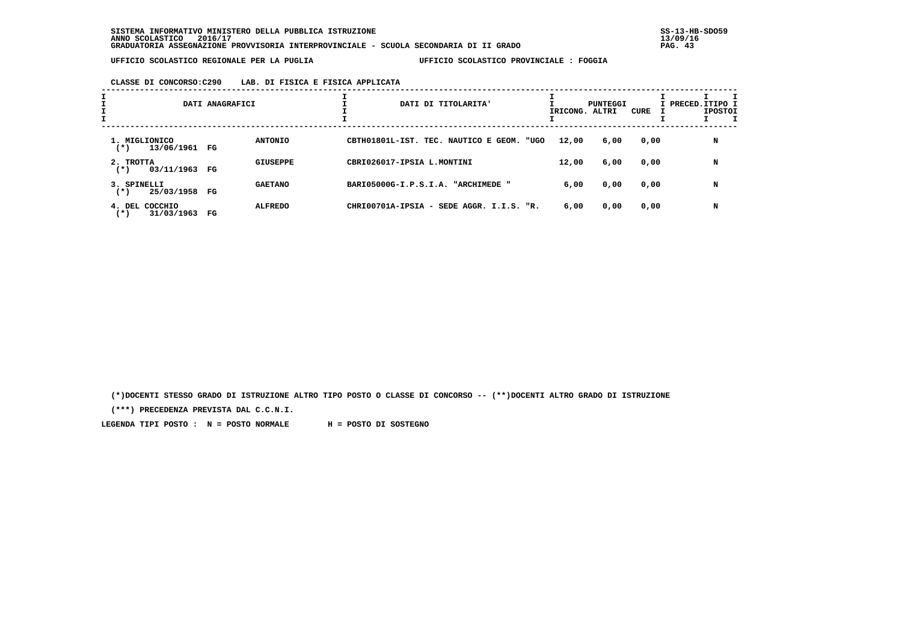SISTEMA INFORMATIVO MINISTERO DELLA PUBBLICA ISTRUZIONE
ANNO SCOLASTICO 2016/17
GRADUATORIA ASSEGNAZIONE PROVVISORIA INTERPROVINCIALE - SCUOLA SECONDARIA DI II GRADO

UFFICIO SCOLASTICO REGIONALE PER LA PUGLIA — UFFICIO SCOLASTICO PROVINCIALE : FOGGIA

CLASSE DI CONCORSO:C290 LAB. DI FISICA E FISICA APPLICATA

| DATI ANAGRAFICI | | DATI DI TITOLARITA' | PUNTEGGI RICONG. | PUNTEGGI ALTRI | PUNTEGGI CURE | PRECED. | TIPO POSTO |
|---|---|---|---|---|---|---|---|
| 1. MIGLIONICO (*) 13/06/1961 FG | ANTONIO | CBTH01801L-IST. TEC. NAUTICO E GEOM. "UGO | 12,00 | 6,00 | 0,00 | | N |
| 2. TROTTA (*) 03/11/1963 FG | GIUSEPPE | CBRI026017-IPSIA L.MONTINI | 12,00 | 6,00 | 0,00 | | N |
| 3. SPINELLI (*) 25/03/1958 FG | GAETANO | BARI05000G-I.P.S.I.A. "ARCHIMEDE " | 6,00 | 0,00 | 0,00 | | N |
| 4. DEL COCCHIO (*) 31/03/1963 FG | ALFREDO | CHRI00701A-IPSIA - SEDE AGGR. I.I.S. "R. | 6,00 | 0,00 | 0,00 | | N |

(*)DOCENTI STESSO GRADO DI ISTRUZIONE ALTRO TIPO POSTO O CLASSE DI CONCORSO -- (**)DOCENTI ALTRO GRADO DI ISTRUZIONE

(***) PRECEDENZA PREVISTA DAL C.C.N.I.

LEGENDA TIPI POSTO : N = POSTO NORMALE H = POSTO DI SOSTEGNO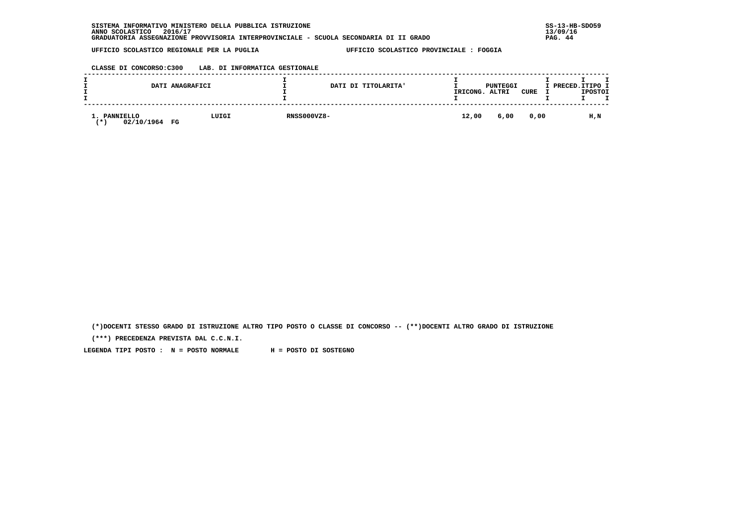SISTEMA INFORMATIVO MINISTERO DELLA PUBBLICA ISTRUZIONE
ANNO SCOLASTICO 2016/17
GRADUATORIA ASSEGNAZIONE PROVVISORIA INTERPROVINCIALE - SCUOLA SECONDARIA DI II GRADO

SS-13-HB-SDO59
13/09/16

UFFICIO SCOLASTICO REGIONALE PER LA PUGLIA — UFFICIO SCOLASTICO PROVINCIALE : FOGGIA

CLASSE DI CONCORSO:C300 LAB. DI INFORMATICA GESTIONALE

| DATI ANAGRAFICI | | DATI DI TITOLARITA' | PUNTEGGI RICONG. | ALTRI | CURE | PRECED. | TIPO POSTO |
|---|---|---|---|---|---|---|---|
| 1. PANNIELLO (*) 02/10/1964 FG | LUIGI | RNSS000VZ8- | 12,00 | 6,00 | 0,00 | | H,N |

(*)DOCENTI STESSO GRADO DI ISTRUZIONE ALTRO TIPO POSTO O CLASSE DI CONCORSO -- (**)DOCENTI ALTRO GRADO DI ISTRUZIONE

(***) PRECEDENZA PREVISTA DAL C.C.N.I.

LEGENDA TIPI POSTO : N = POSTO NORMALE H = POSTO DI SOSTEGNO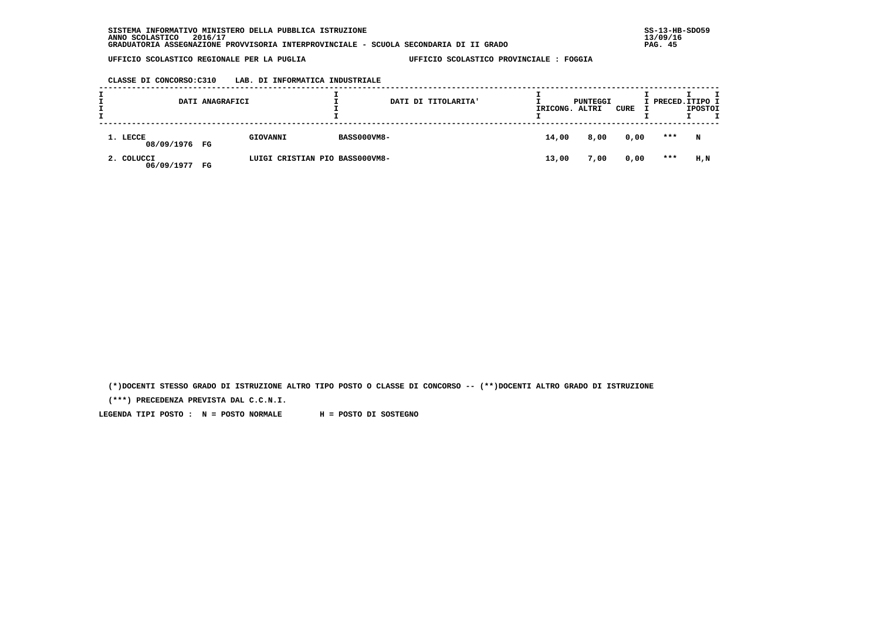SISTEMA INFORMATIVO MINISTERO DELLA PUBBLICA ISTRUZIONE
ANNO SCOLASTICO 2016/17
GRADUATORIA ASSEGNAZIONE PROVVISORIA INTERPROVINCIALE - SCUOLA SECONDARIA DI II GRADO

UFFICIO SCOLASTICO REGIONALE PER LA PUGLIA — UFFICIO SCOLASTICO PROVINCIALE : FOGGIA

CLASSE DI CONCORSO:C310 LAB. DI INFORMATICA INDUSTRIALE

| DATI ANAGRAFICI | | DATI DI TITOLARITA' | PUNTEGGI RICONG. | PUNTEGGI ALTRI | PUNTEGGI CURE | PRECED. | TIPO POSTO |
|---|---|---|---|---|---|---|---|
| 1. LECCE 08/09/1976 FG | GIOVANNI | BASS000VM8- | 14,00 | 8,00 | 0,00 | *** | N |
| 2. COLUCCI 06/09/1977 FG | LUIGI CRISTIAN PIO | BASS000VM8- | 13,00 | 7,00 | 0,00 | *** | H,N |

(*)DOCENTI STESSO GRADO DI ISTRUZIONE ALTRO TIPO POSTO O CLASSE DI CONCORSO -- (**)DOCENTI ALTRO GRADO DI ISTRUZIONE

(***) PRECEDENZA PREVISTA DAL C.C.N.I.

LEGENDA TIPI POSTO : N = POSTO NORMALE H = POSTO DI SOSTEGNO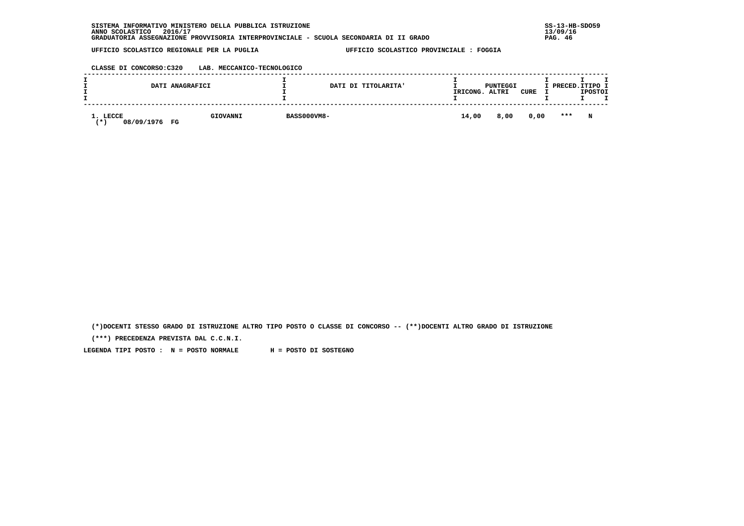SISTEMA INFORMATIVO MINISTERO DELLA PUBBLICA ISTRUZIONE
ANNO SCOLASTICO 2016/17
GRADUATORIA ASSEGNAZIONE PROVVISORIA INTERPROVINCIALE - SCUOLA SECONDARIA DI II GRADO

UFFICIO SCOLASTICO REGIONALE PER LA PUGLIA — UFFICIO SCOLASTICO PROVINCIALE : FOGGIA

CLASSE DI CONCORSO:C320 LAB. MECCANICO-TECNOLOGICO

| DATI ANAGRAFICI | | DATI DI TITOLARITA' | PUNTEGGI RICONG. | ALTRI | CURE | PRECED. | TIPO POSTO |
|---|---|---|---|---|---|---|---|
| 1. LECCE (*) 08/09/1976 FG | GIOVANNI | BASS000VM8- | 14,00 | 8,00 | 0,00 | *** | N |

(*)DOCENTI STESSO GRADO DI ISTRUZIONE ALTRO TIPO POSTO O CLASSE DI CONCORSO -- (**)DOCENTI ALTRO GRADO DI ISTRUZIONE

(***) PRECEDENZA PREVISTA DAL C.C.N.I.

LEGENDA TIPI POSTO : N = POSTO NORMALE H = POSTO DI SOSTEGNO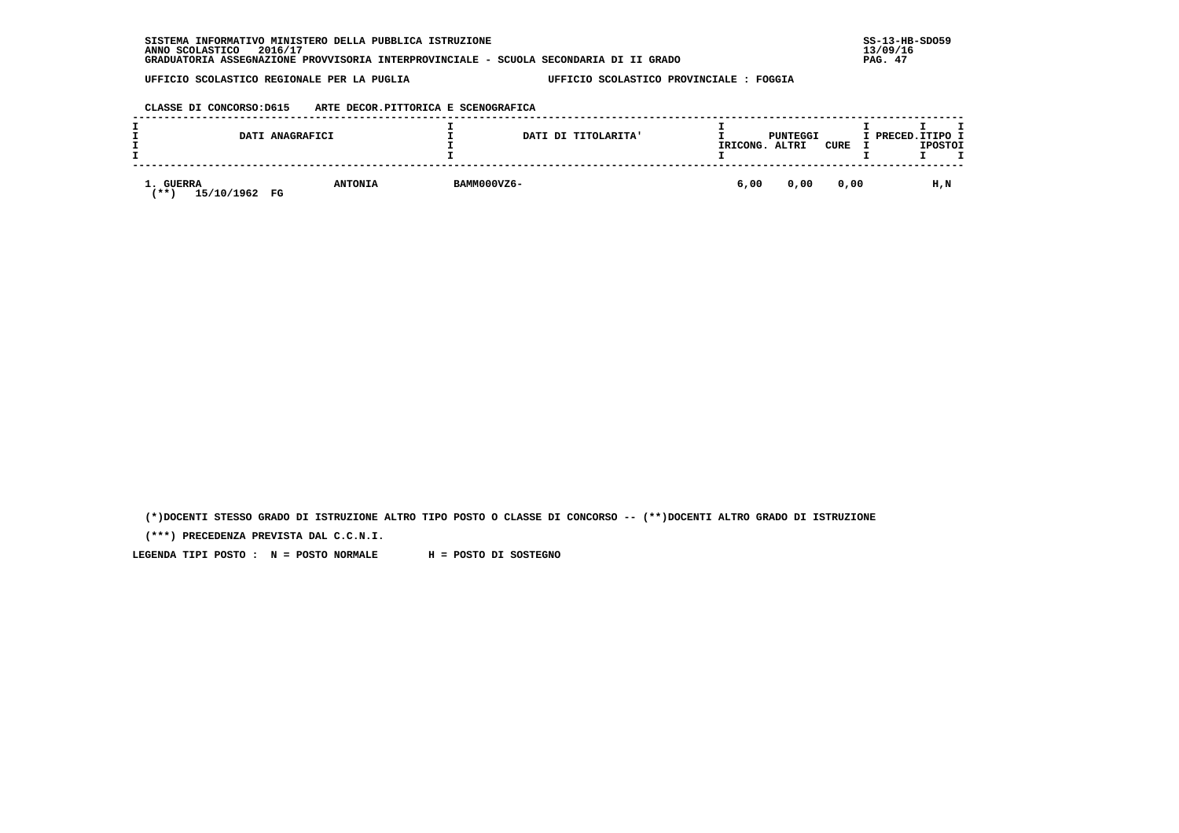SISTEMA INFORMATIVO MINISTERO DELLA PUBBLICA ISTRUZIONE
ANNO SCOLASTICO 2016/17
GRADUATORIA ASSEGNAZIONE PROVVISORIA INTERPROVINCIALE - SCUOLA SECONDARIA DI II GRADO

UFFICIO SCOLASTICO REGIONALE PER LA PUGLIA — UFFICIO SCOLASTICO PROVINCIALE : FOGGIA

CLASSE DI CONCORSO:D615 ARTE DECOR.PITTORICA E SCENOGRAFICA

| DATI ANAGRAFICI | | DATI DI TITOLARITA' | PUNTEGGI RICONG. | PUNTEGGI ALTRI | PUNTEGGI CURE | PRECED. | TIPO POSTO |
|---|---|---|---|---|---|---|---|
| 1. GUERRA (**) 15/10/1962 FG | ANTONIA | BAMM000VZ6- | 6,00 | 0,00 | 0,00 | | H,N |

(*)DOCENTI STESSO GRADO DI ISTRUZIONE ALTRO TIPO POSTO O CLASSE DI CONCORSO -- (**)DOCENTI ALTRO GRADO DI ISTRUZIONE

(***) PRECEDENZA PREVISTA DAL C.C.N.I.

LEGENDA TIPI POSTO : N = POSTO NORMALE H = POSTO DI SOSTEGNO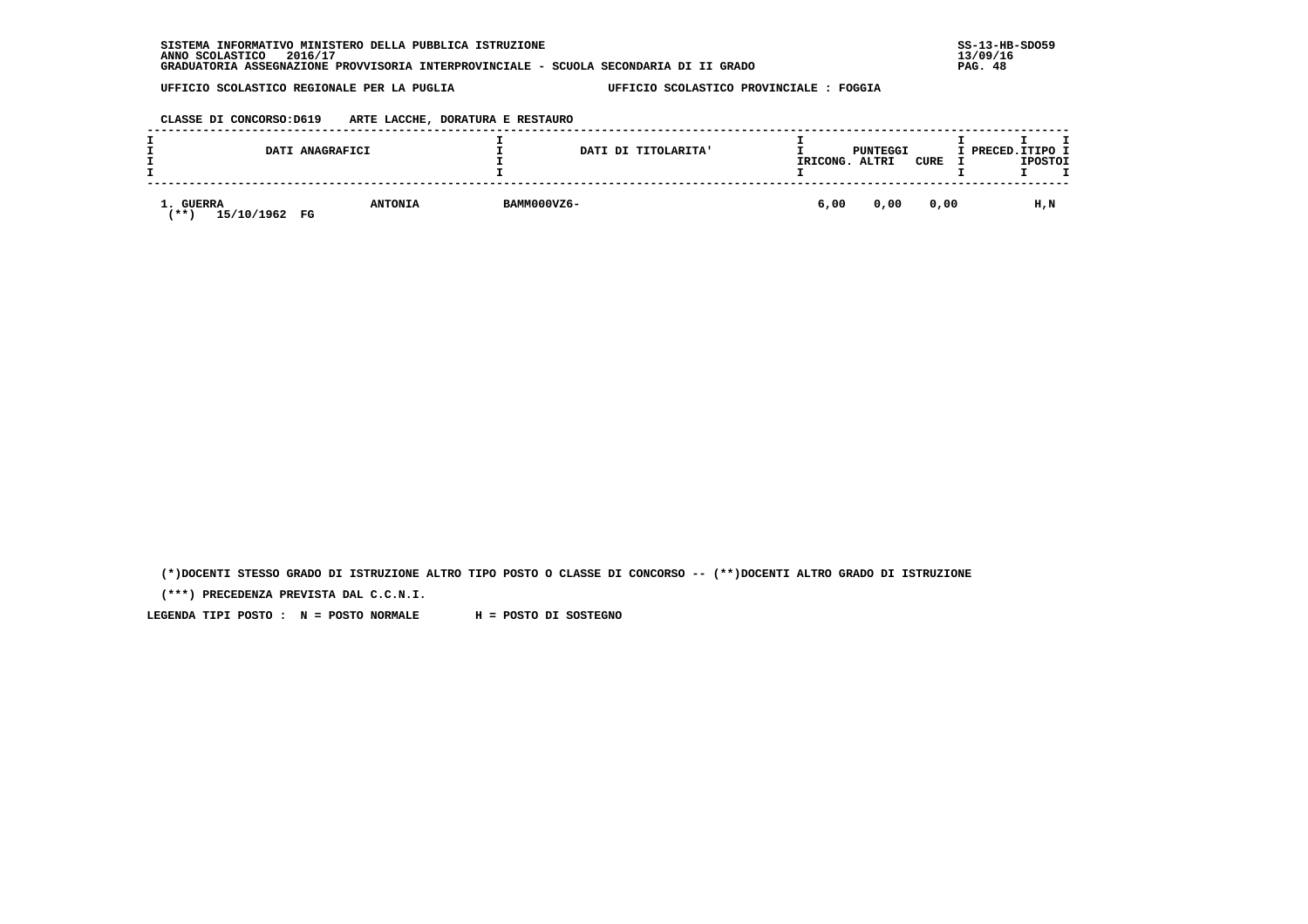SISTEMA INFORMATIVO MINISTERO DELLA PUBBLICA ISTRUZIONE
ANNO SCOLASTICO 2016/17
GRADUATORIA ASSEGNAZIONE PROVVISORIA INTERPROVINCIALE - SCUOLA SECONDARIA DI II GRADO

SS-13-HB-SDO59
13/09/16

UFFICIO SCOLASTICO REGIONALE PER LA PUGLIA — UFFICIO SCOLASTICO PROVINCIALE : FOGGIA

CLASSE DI CONCORSO:D619 ARTE LACCHE, DORATURA E RESTAURO

| DATI ANAGRAFICI | | | DATI DI TITOLARITA' | PUNTEGGI RICONG. | ALTRI | CURE | PRECED. | TIPO POSTO |
|---|---|---|---|---|---|---|---|---|
| 1. GUERRA | ANTONIA | | BAMM000VZ6- | 6,00 | 0,00 | 0,00 | | H,N |
| (**) | 15/10/1962 | FG | | | | | | |

(*)DOCENTI STESSO GRADO DI ISTRUZIONE ALTRO TIPO POSTO O CLASSE DI CONCORSO -- (**)DOCENTI ALTRO GRADO DI ISTRUZIONE

(***) PRECEDENZA PREVISTA DAL C.C.N.I.

LEGENDA TIPI POSTO : N = POSTO NORMALE H = POSTO DI SOSTEGNO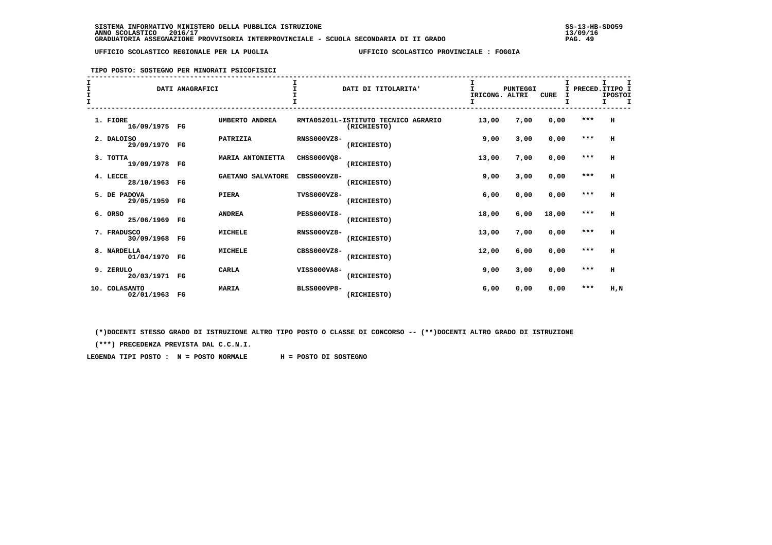SISTEMA INFORMATIVO MINISTERO DELLA PUBBLICA ISTRUZIONE
ANNO SCOLASTICO 2016/17
GRADUATORIA ASSEGNAZIONE PROVVISORIA INTERPROVINCIALE - SCUOLA SECONDARIA DI II GRADO

SS-13-HB-SDO59
13/09/16

UFFICIO SCOLASTICO REGIONALE PER LA PUGLIA — UFFICIO SCOLASTICO PROVINCIALE : FOGGIA

TIPO POSTO: SOSTEGNO PER MINORATI PSICOFISICI

| DATI ANAGRAFICI | | | DATI DI TITOLARITA' | PUNTEGGI RICONG. | ALTRI | CURE | PRECED. | TIPO POSTO |
|---|---|---|---|---|---|---|---|---|
| 1. FIORE 16/09/1975 | FG | UMBERTO ANDREA | RMTA05201L-ISTITUTO TECNICO AGRARIO (RICHIESTO) | 13,00 | 7,00 | 0,00 | *** | H |
| 2. DALOISO 29/09/1970 | FG | PATRIZIA | RNSS000VZ8- (RICHIESTO) | 9,00 | 3,00 | 0,00 | *** | H |
| 3. TOTTA 19/09/1978 | FG | MARIA ANTONIETTA | CHSS000VQ8- (RICHIESTO) | 13,00 | 7,00 | 0,00 | *** | H |
| 4. LECCE 28/10/1963 | FG | GAETANO SALVATORE | CBSS000VZ8- (RICHIESTO) | 9,00 | 3,00 | 0,00 | *** | H |
| 5. DE PADOVA 29/05/1959 | FG | PIERA | TVSS000VZ8- (RICHIESTO) | 6,00 | 0,00 | 0,00 | *** | H |
| 6. ORSO 25/06/1969 | FG | ANDREA | PESS000VI8- (RICHIESTO) | 18,00 | 6,00 | 18,00 | *** | H |
| 7. FRADUSCO 30/09/1968 | FG | MICHELE | RNSS000VZ8- (RICHIESTO) | 13,00 | 7,00 | 0,00 | *** | H |
| 8. NARDELLA 01/04/1970 | FG | MICHELE | CBSS000VZ8- (RICHIESTO) | 12,00 | 6,00 | 0,00 | *** | H |
| 9. ZERULO 20/03/1971 | FG | CARLA | VISS000VA8- (RICHIESTO) | 9,00 | 3,00 | 0,00 | *** | H |
| 10. COLASANTO 02/01/1963 | FG | MARIA | BLSS000VP8- (RICHIESTO) | 6,00 | 0,00 | 0,00 | *** | H,N |

(*)DOCENTI STESSO GRADO DI ISTRUZIONE ALTRO TIPO POSTO O CLASSE DI CONCORSO -- (**)DOCENTI ALTRO GRADO DI ISTRUZIONE

(***) PRECEDENZA PREVISTA DAL C.C.N.I.

LEGENDA TIPI POSTO : N = POSTO NORMALE H = POSTO DI SOSTEGNO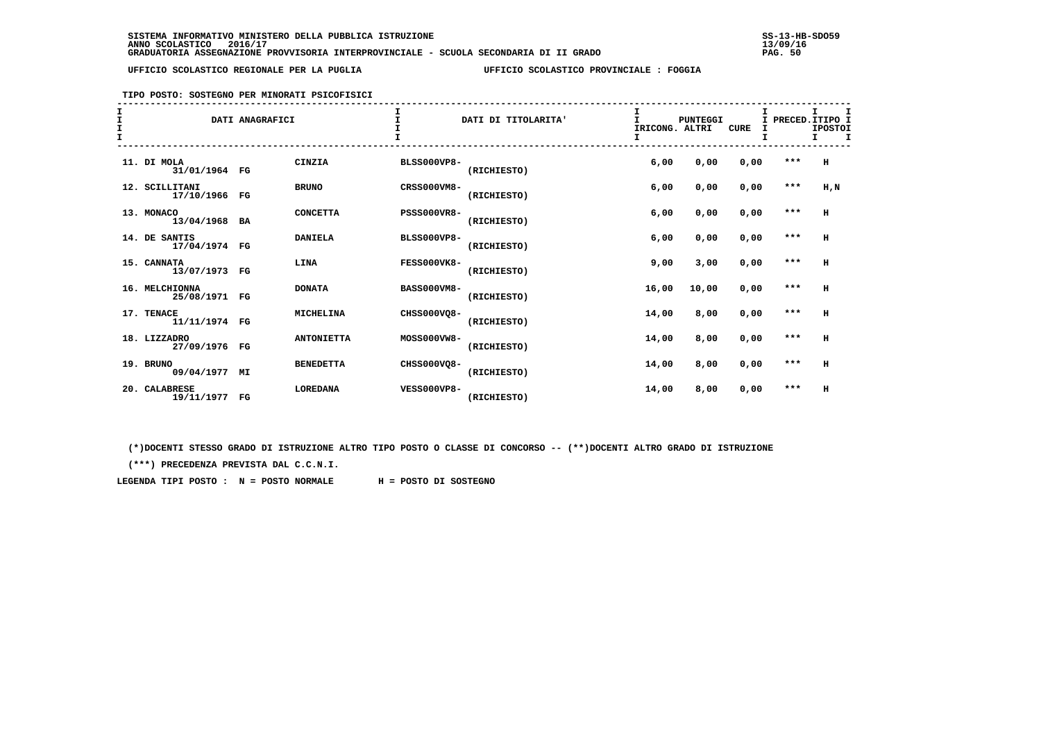SISTEMA INFORMATIVO MINISTERO DELLA PUBBLICA ISTRUZIONE
ANNO SCOLASTICO 2016/17
GRADUATORIA ASSEGNAZIONE PROVVISORIA INTERPROVINCIALE - SCUOLA SECONDARIA DI II GRADO

UFFICIO SCOLASTICO REGIONALE PER LA PUGLIA — UFFICIO SCOLASTICO PROVINCIALE : FOGGIA

TIPO POSTO: SOSTEGNO PER MINORATI PSICOFISICI

| DATI ANAGRAFICI | | | DATI DI TITOLARITA' | | PUNTEGGI RICONG. | ALTRI | CURE | PRECED. | TIPO POSTO |
|---|---|---|---|---|---|---|---|---|---|
| 11. DI MOLA 31/01/1964 | FG | CINZIA | BLSS000VP8- | (RICHIESTO) | 6,00 | 0,00 | 0,00 | *** | H |
| 12. SCILLITANI 17/10/1966 | FG | BRUNO | CRSS000VM8- | (RICHIESTO) | 6,00 | 0,00 | 0,00 | *** | H,N |
| 13. MONACO 13/04/1968 | BA | CONCETTA | PSSS000VR8- | (RICHIESTO) | 6,00 | 0,00 | 0,00 | *** | H |
| 14. DE SANTIS 17/04/1974 | FG | DANIELA | BLSS000VP8- | (RICHIESTO) | 6,00 | 0,00 | 0,00 | *** | H |
| 15. CANNATA 13/07/1973 | FG | LINA | FESS000VK8- | (RICHIESTO) | 9,00 | 3,00 | 0,00 | *** | H |
| 16. MELCHIONNA 25/08/1971 | FG | DONATA | BASS000VM8- | (RICHIESTO) | 16,00 | 10,00 | 0,00 | *** | H |
| 17. TENACE 11/11/1974 | FG | MICHELINA | CHSS000VQ8- | (RICHIESTO) | 14,00 | 8,00 | 0,00 | *** | H |
| 18. LIZZADRO 27/09/1976 | FG | ANTONIETTA | MOSS000VW8- | (RICHIESTO) | 14,00 | 8,00 | 0,00 | *** | H |
| 19. BRUNO 09/04/1977 | MI | BENEDETTA | CHSS000VQ8- | (RICHIESTO) | 14,00 | 8,00 | 0,00 | *** | H |
| 20. CALABRESE 19/11/1977 | FG | LOREDANA | VESS000VP8- | (RICHIESTO) | 14,00 | 8,00 | 0,00 | *** | H |

(*)DOCENTI STESSO GRADO DI ISTRUZIONE ALTRO TIPO POSTO O CLASSE DI CONCORSO -- (**)DOCENTI ALTRO GRADO DI ISTRUZIONE

(***) PRECEDENZA PREVISTA DAL C.C.N.I.

LEGENDA TIPI POSTO : N = POSTO NORMALE H = POSTO DI SOSTEGNO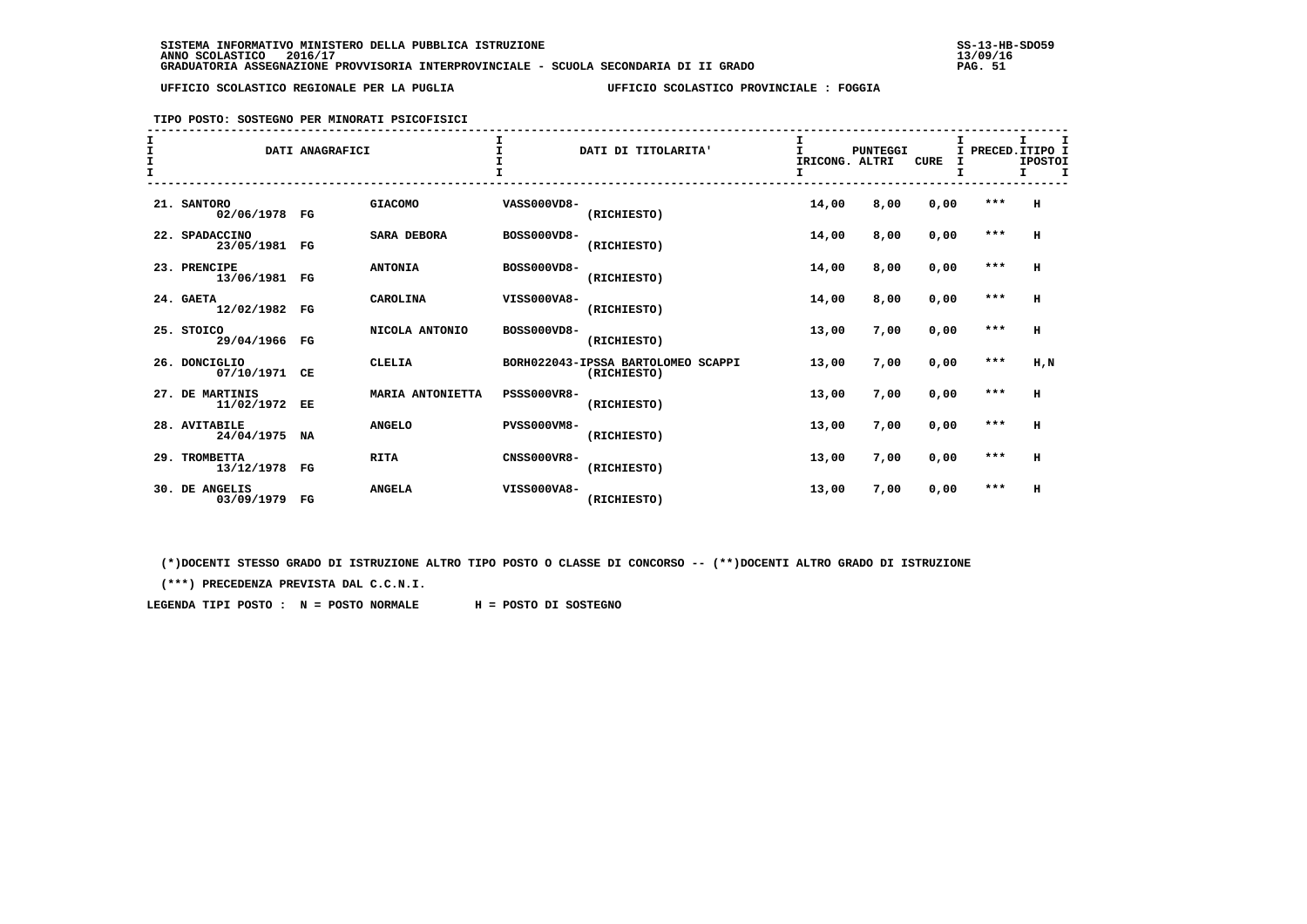SISTEMA INFORMATIVO MINISTERO DELLA PUBBLICA ISTRUZIONE
ANNO SCOLASTICO 2016/17
GRADUATORIA ASSEGNAZIONE PROVVISORIA INTERPROVINCIALE - SCUOLA SECONDARIA DI II GRADO

SS-13-HB-SDO59
13/09/16

UFFICIO SCOLASTICO REGIONALE PER LA PUGLIA — UFFICIO SCOLASTICO PROVINCIALE : FOGGIA

TIPO POSTO: SOSTEGNO PER MINORATI PSICOFISICI

| DATI ANAGRAFICI | | | DATI DI TITOLARITA' | PUNTEGGI IRICONG. | ALTRI | CURE | PRECED. | TIPO POSTO |
|---|---|---|---|---|---|---|---|---|
| 21. SANTORO 02/06/1978 | FG | GIACOMO | VASS000VD8- (RICHIESTO) | 14,00 | 8,00 | 0,00 | *** | H |
| 22. SPADACCINO 23/05/1981 | FG | SARA DEBORA | BOSS000VD8- (RICHIESTO) | 14,00 | 8,00 | 0,00 | *** | H |
| 23. PRENCIPE 13/06/1981 | FG | ANTONIA | BOSS000VD8- (RICHIESTO) | 14,00 | 8,00 | 0,00 | *** | H |
| 24. GAETA 12/02/1982 | FG | CAROLINA | VISS000VA8- (RICHIESTO) | 14,00 | 8,00 | 0,00 | *** | H |
| 25. STOICO 29/04/1966 | FG | NICOLA ANTONIO | BOSS000VD8- (RICHIESTO) | 13,00 | 7,00 | 0,00 | *** | H |
| 26. DONCIGLIO 07/10/1971 | CE | CLELIA | BORH022043-IPSSA BARTOLOMEO SCAPPI (RICHIESTO) | 13,00 | 7,00 | 0,00 | *** | H,N |
| 27. DE MARTINIS 11/02/1972 | EE | MARIA ANTONIETTA | PSSS000VR8- (RICHIESTO) | 13,00 | 7,00 | 0,00 | *** | H |
| 28. AVITABILE 24/04/1975 | NA | ANGELO | PVSS000VM8- (RICHIESTO) | 13,00 | 7,00 | 0,00 | *** | H |
| 29. TROMBETTA 13/12/1978 | FG | RITA | CNSS000VR8- (RICHIESTO) | 13,00 | 7,00 | 0,00 | *** | H |
| 30. DE ANGELIS 03/09/1979 | FG | ANGELA | VISS000VA8- (RICHIESTO) | 13,00 | 7,00 | 0,00 | *** | H |

(*)DOCENTI STESSO GRADO DI ISTRUZIONE ALTRO TIPO POSTO O CLASSE DI CONCORSO -- (**)DOCENTI ALTRO GRADO DI ISTRUZIONE

(***) PRECEDENZA PREVISTA DAL C.C.N.I.

LEGENDA TIPI POSTO : N = POSTO NORMALE H = POSTO DI SOSTEGNO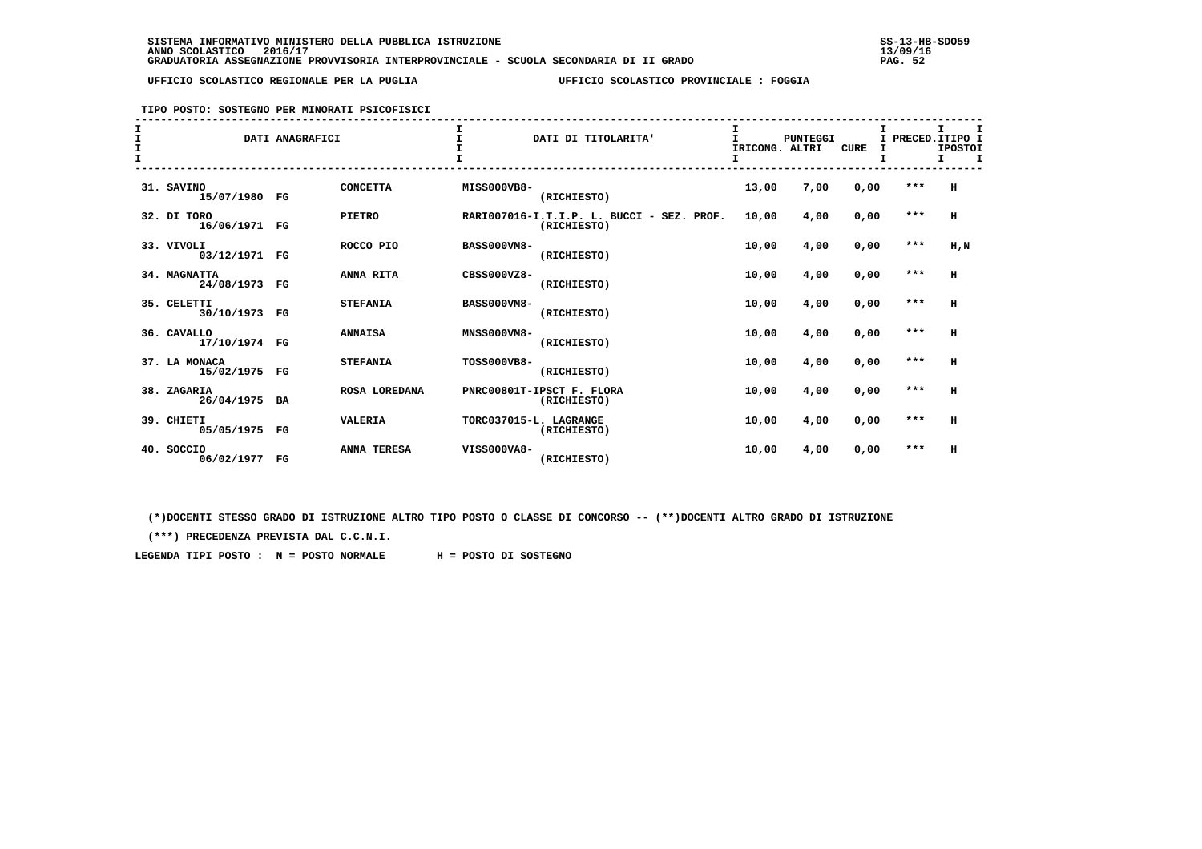SISTEMA INFORMATIVO MINISTERO DELLA PUBBLICA ISTRUZIONE
ANNO SCOLASTICO 2016/17
GRADUATORIA ASSEGNAZIONE PROVVISORIA INTERPROVINCIALE - SCUOLA SECONDARIA DI II GRADO

UFFICIO SCOLASTICO REGIONALE PER LA PUGLIA — UFFICIO SCOLASTICO PROVINCIALE : FOGGIA

TIPO POSTO: SOSTEGNO PER MINORATI PSICOFISICI

| DATI ANAGRAFICI | | | DATI DI TITOLARITA' | PUNTEGGI RICONG. | ALTRI | CURE | PRECED. | TIPO POSTO |
|---|---|---|---|---|---|---|---|---|
| 31. SAVINO 15/07/1980 | FG | CONCETTA | MISS000VB8- (RICHIESTO) | 13,00 | 7,00 | 0,00 | *** | H |
| 32. DI TORO 16/06/1971 | FG | PIETRO | RARI007016-I.T.I.P. L. BUCCI - SEZ. PROF. (RICHIESTO) | 10,00 | 4,00 | 0,00 | *** | H |
| 33. VIVOLI 03/12/1971 | FG | ROCCO PIO | BASS000VM8- (RICHIESTO) | 10,00 | 4,00 | 0,00 | *** | H,N |
| 34. MAGNATTA 24/08/1973 | FG | ANNA RITA | CBSS000VZ8- (RICHIESTO) | 10,00 | 4,00 | 0,00 | *** | H |
| 35. CELETTI 30/10/1973 | FG | STEFANIA | BASS000VM8- (RICHIESTO) | 10,00 | 4,00 | 0,00 | *** | H |
| 36. CAVALLO 17/10/1974 | FG | ANNAISA | MNSS000VM8- (RICHIESTO) | 10,00 | 4,00 | 0,00 | *** | H |
| 37. LA MONACA 15/02/1975 | FG | STEFANIA | TOSS000VB8- (RICHIESTO) | 10,00 | 4,00 | 0,00 | *** | H |
| 38. ZAGARIA 26/04/1975 | BA | ROSA LOREDANA | PNRC00801T-IPSCT F. FLORA (RICHIESTO) | 10,00 | 4,00 | 0,00 | *** | H |
| 39. CHIETI 05/05/1975 | FG | VALERIA | TORC037015-L. LAGRANGE (RICHIESTO) | 10,00 | 4,00 | 0,00 | *** | H |
| 40. SOCCIO 06/02/1977 | FG | ANNA TERESA | VISS000VA8- (RICHIESTO) | 10,00 | 4,00 | 0,00 | *** | H |

(*)DOCENTI STESSO GRADO DI ISTRUZIONE ALTRO TIPO POSTO O CLASSE DI CONCORSO -- (**)DOCENTI ALTRO GRADO DI ISTRUZIONE

(***) PRECEDENZA PREVISTA DAL C.C.N.I.

LEGENDA TIPI POSTO : N = POSTO NORMALE H = POSTO DI SOSTEGNO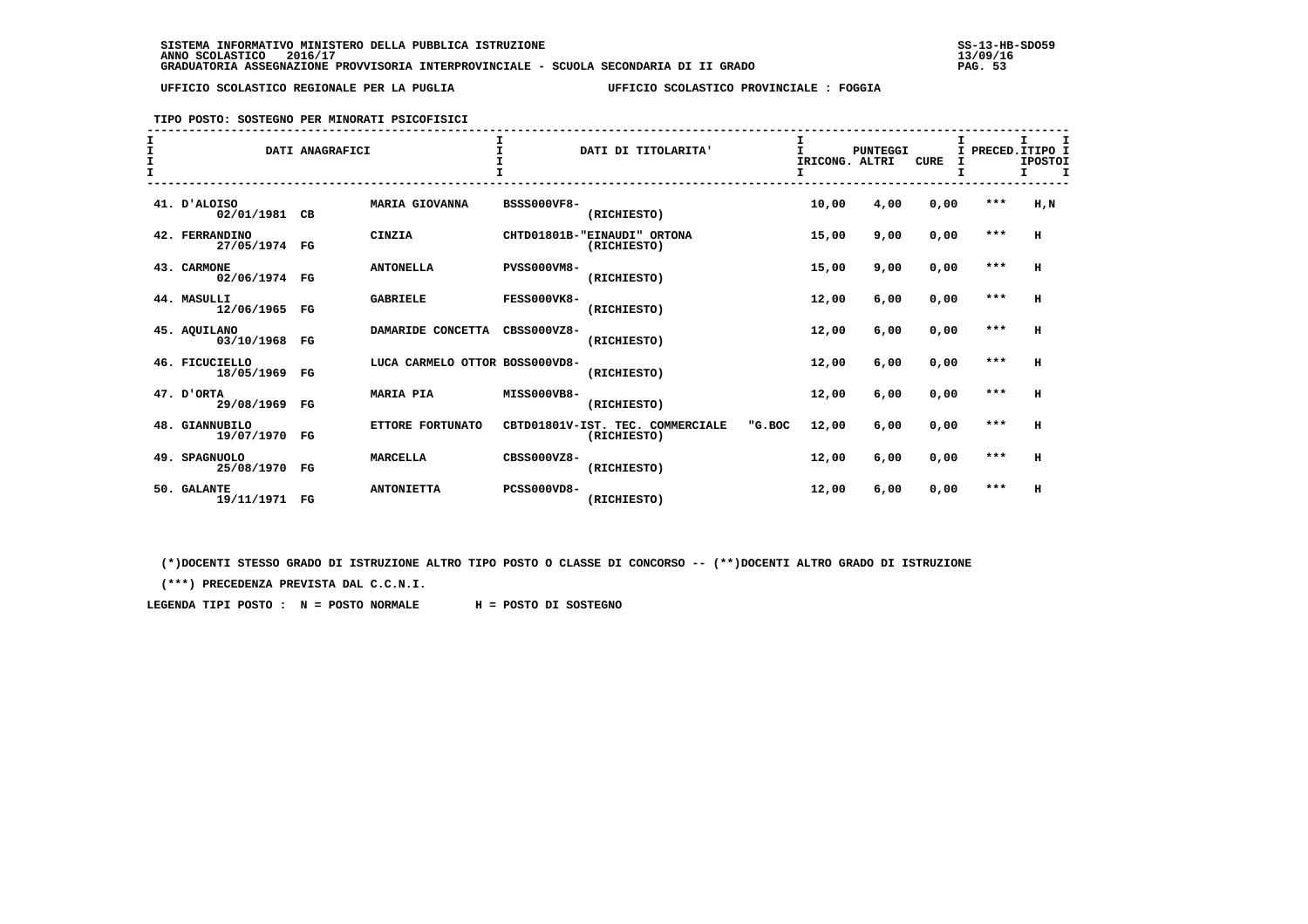SISTEMA INFORMATIVO MINISTERO DELLA PUBBLICA ISTRUZIONE
ANNO SCOLASTICO 2016/17
GRADUATORIA ASSEGNAZIONE PROVVISORIA INTERPROVINCIALE - SCUOLA SECONDARIA DI II GRADO

UFFICIO SCOLASTICO REGIONALE PER LA PUGLIA — UFFICIO SCOLASTICO PROVINCIALE : FOGGIA

TIPO POSTO: SOSTEGNO PER MINORATI PSICOFISICI

| DATI ANAGRAFICI | | | DATI DI TITOLARITA' | PUNTEGGI RICONG. | ALTRI | CURE | PRECED. | TIPO POSTO |
|---|---|---|---|---|---|---|---|---|
| 41. D'ALOISO 02/01/1981 | CB | MARIA GIOVANNA | BSSS000VF8- (RICHIESTO) | 10,00 | 4,00 | 0,00 | *** | H,N |
| 42. FERRANDINO 27/05/1974 | FG | CINZIA | CHTD01801B-"EINAUDI" ORTONA (RICHIESTO) | 15,00 | 9,00 | 0,00 | *** | H |
| 43. CARMONE 02/06/1974 | FG | ANTONELLA | PVSS000VM8- (RICHIESTO) | 15,00 | 9,00 | 0,00 | *** | H |
| 44. MASULLI 12/06/1965 | FG | GABRIELE | FESS000VK8- (RICHIESTO) | 12,00 | 6,00 | 0,00 | *** | H |
| 45. AQUILANO 03/10/1968 | FG | DAMARIDE CONCETTA | CBSS000VZ8- (RICHIESTO) | 12,00 | 6,00 | 0,00 | *** | H |
| 46. FICUCIELLO 18/05/1969 | FG | LUCA CARMELO OTTOR | BOSS000VD8- (RICHIESTO) | 12,00 | 6,00 | 0,00 | *** | H |
| 47. D'ORTA 29/08/1969 | FG | MARIA PIA | MISS000VB8- (RICHIESTO) | 12,00 | 6,00 | 0,00 | *** | H |
| 48. GIANNUBILO 19/07/1970 | FG | ETTORE FORTUNATO | CBTD01801V-IST. TEC. COMMERCIALE "G.BOC (RICHIESTO) | 12,00 | 6,00 | 0,00 | *** | H |
| 49. SPAGNUOLO 25/08/1970 | FG | MARCELLA | CBSS000VZ8- (RICHIESTO) | 12,00 | 6,00 | 0,00 | *** | H |
| 50. GALANTE 19/11/1971 | FG | ANTONIETTA | PCSS000VD8- (RICHIESTO) | 12,00 | 6,00 | 0,00 | *** | H |

(*)DOCENTI STESSO GRADO DI ISTRUZIONE ALTRO TIPO POSTO O CLASSE DI CONCORSO -- (**)DOCENTI ALTRO GRADO DI ISTRUZIONE

(***) PRECEDENZA PREVISTA DAL C.C.N.I.

LEGENDA TIPI POSTO : N = POSTO NORMALE H = POSTO DI SOSTEGNO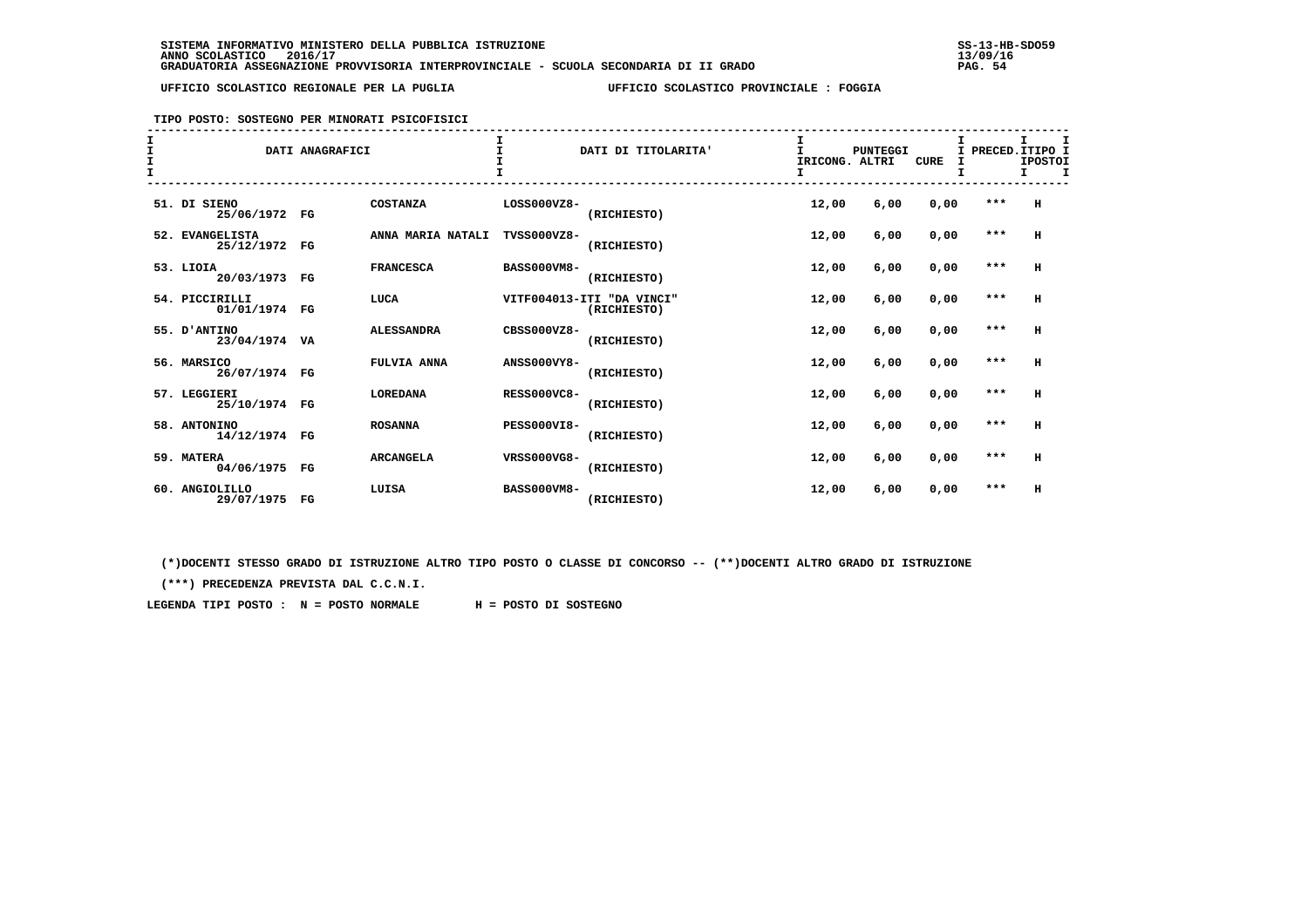SISTEMA INFORMATIVO MINISTERO DELLA PUBBLICA ISTRUZIONE
ANNO SCOLASTICO 2016/17
GRADUATORIA ASSEGNAZIONE PROVVISORIA INTERPROVINCIALE - SCUOLA SECONDARIA DI II GRADO

SS-13-HB-SDO59
13/09/16

UFFICIO SCOLASTICO REGIONALE PER LA PUGLIA — UFFICIO SCOLASTICO PROVINCIALE : FOGGIA

TIPO POSTO: SOSTEGNO PER MINORATI PSICOFISICI

| N. | COGNOME | DATA NASCITA | PROV. | NOME | DATI DI TITOLARITA' | | PUNTEGGI RICONG. | PUNTEGGI ALTRI | PUNTEGGI CURE | PRECED. | TIPO POSTO |
|---|---|---|---|---|---|---|---|---|---|---|---|
| 51. | DI SIENO | 25/06/1972 | FG | COSTANZA | LOSS000VZ8- | (RICHIESTO) | 12,00 | 6,00 | 0,00 | *** | H |
| 52. | EVANGELISTA | 25/12/1972 | FG | ANNA MARIA NATALI | TVSS000VZ8- | (RICHIESTO) | 12,00 | 6,00 | 0,00 | *** | H |
| 53. | LIOIA | 20/03/1973 | FG | FRANCESCA | BASS000VM8- | (RICHIESTO) | 12,00 | 6,00 | 0,00 | *** | H |
| 54. | PICCIRILLI | 01/01/1974 | FG | LUCA | VITF004013-ITI "DA VINCI" | (RICHIESTO) | 12,00 | 6,00 | 0,00 | *** | H |
| 55. | D'ANTINO | 23/04/1974 | VA | ALESSANDRA | CBSS000VZ8- | (RICHIESTO) | 12,00 | 6,00 | 0,00 | *** | H |
| 56. | MARSICO | 26/07/1974 | FG | FULVIA ANNA | ANSS000VY8- | (RICHIESTO) | 12,00 | 6,00 | 0,00 | *** | H |
| 57. | LEGGIERI | 25/10/1974 | FG | LOREDANA | RESS000VC8- | (RICHIESTO) | 12,00 | 6,00 | 0,00 | *** | H |
| 58. | ANTONINO | 14/12/1974 | FG | ROSANNA | PESS000VI8- | (RICHIESTO) | 12,00 | 6,00 | 0,00 | *** | H |
| 59. | MATERA | 04/06/1975 | FG | ARCANGELA | VRSS000VG8- | (RICHIESTO) | 12,00 | 6,00 | 0,00 | *** | H |
| 60. | ANGIOLILLO | 29/07/1975 | FG | LUISA | BASS000VM8- | (RICHIESTO) | 12,00 | 6,00 | 0,00 | *** | H |

(*)DOCENTI STESSO GRADO DI ISTRUZIONE ALTRO TIPO POSTO O CLASSE DI CONCORSO -- (**)DOCENTI ALTRO GRADO DI ISTRUZIONE

(***) PRECEDENZA PREVISTA DAL C.C.N.I.

LEGENDA TIPI POSTO : N = POSTO NORMALE H = POSTO DI SOSTEGNO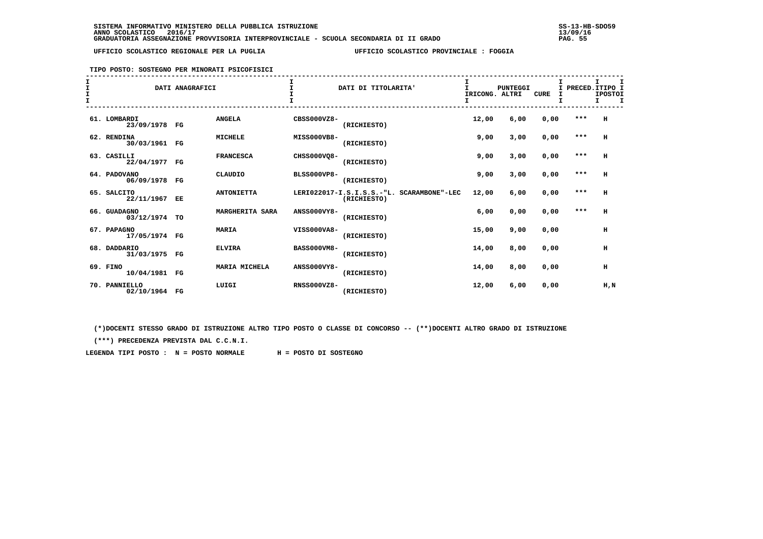SISTEMA INFORMATIVO MINISTERO DELLA PUBBLICA ISTRUZIONE
ANNO SCOLASTICO 2016/17
GRADUATORIA ASSEGNAZIONE PROVVISORIA INTERPROVINCIALE - SCUOLA SECONDARIA DI II GRADO

UFFICIO SCOLASTICO REGIONALE PER LA PUGLIA — UFFICIO SCOLASTICO PROVINCIALE : FOGGIA

TIPO POSTO: SOSTEGNO PER MINORATI PSICOFISICI

| | DATI ANAGRAFICI | | | DATI DI TITOLARITA' | PUNTEGGI IRICONG. | ALTRI | CURE | PRECED. | TIPO POSTO |
|---|---|---|---|---|---|---|---|---|---|
| 61. LOMBARDI | 23/09/1978 | FG | ANGELA | CBSS000VZ8- (RICHIESTO) | 12,00 | 6,00 | 0,00 | *** | H |
| 62. RENDINA | 30/03/1961 | FG | MICHELE | MISS000VB8- (RICHIESTO) | 9,00 | 3,00 | 0,00 | *** | H |
| 63. CASILLI | 22/04/1977 | FG | FRANCESCA | CHSS000VQ8- (RICHIESTO) | 9,00 | 3,00 | 0,00 | *** | H |
| 64. PADOVANO | 06/09/1978 | FG | CLAUDIO | BLSS000VP8- (RICHIESTO) | 9,00 | 3,00 | 0,00 | *** | H |
| 65. SALCITO | 22/11/1967 | EE | ANTONIETTA | LERI022017-I.S.I.S.S.-"L. SCARAMBONE"-LEC (RICHIESTO) | 12,00 | 6,00 | 0,00 | *** | H |
| 66. GUADAGNO | 03/12/1974 | TO | MARGHERITA SARA | ANSS000VY8- (RICHIESTO) | 6,00 | 0,00 | 0,00 | *** | H |
| 67. PAPAGNO | 17/05/1974 | FG | MARIA | VISS000VA8- (RICHIESTO) | 15,00 | 9,00 | 0,00 | | H |
| 68. DADDARIO | 31/03/1975 | FG | ELVIRA | BASS000VM8- (RICHIESTO) | 14,00 | 8,00 | 0,00 | | H |
| 69. FINO | 10/04/1981 | FG | MARIA MICHELA | ANSS000VY8- (RICHIESTO) | 14,00 | 8,00 | 0,00 | | H |
| 70. PANNIELLO | 02/10/1964 | FG | LUIGI | RNSS000VZ8- (RICHIESTO) | 12,00 | 6,00 | 0,00 | | H,N |

(*)DOCENTI STESSO GRADO DI ISTRUZIONE ALTRO TIPO POSTO O CLASSE DI CONCORSO -- (**)DOCENTI ALTRO GRADO DI ISTRUZIONE

(***) PRECEDENZA PREVISTA DAL C.C.N.I.

LEGENDA TIPI POSTO : N = POSTO NORMALE H = POSTO DI SOSTEGNO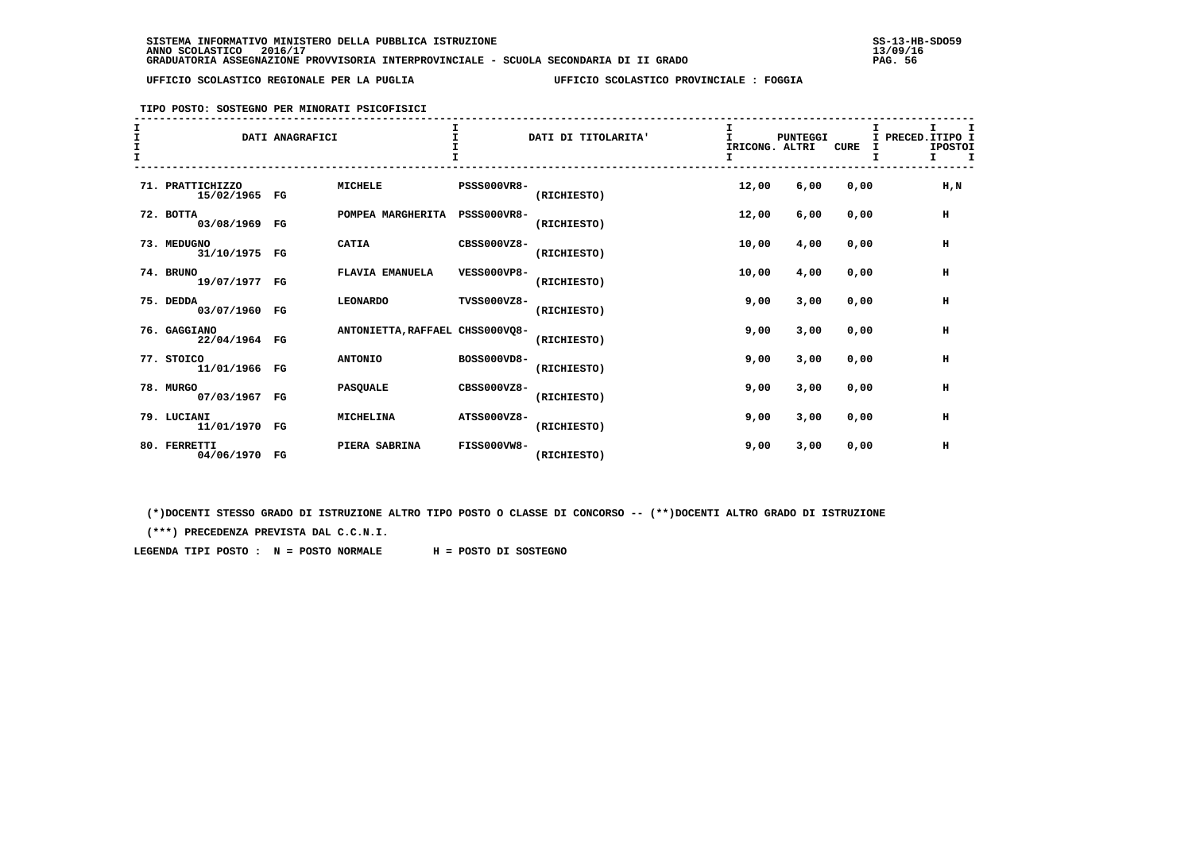SISTEMA INFORMATIVO MINISTERO DELLA PUBBLICA ISTRUZIONE
ANNO SCOLASTICO 2016/17
GRADUATORIA ASSEGNAZIONE PROVVISORIA INTERPROVINCIALE - SCUOLA SECONDARIA DI II GRADO

SS-13-HB-SDO59
13/09/16

UFFICIO SCOLASTICO REGIONALE PER LA PUGLIA — UFFICIO SCOLASTICO PROVINCIALE : FOGGIA

TIPO POSTO: SOSTEGNO PER MINORATI PSICOFISICI

| DATI ANAGRAFICI | | | DATI DI TITOLARITA' | | PUNTEGGI IRICONG. | ALTRI | CURE | PRECED. | TIPO POSTO |
|---|---|---|---|---|---|---|---|---|---|
| 71. PRATTICHIZZO 15/02/1965 | FG | MICHELE | PSSS000VR8- | (RICHIESTO) | 12,00 | 6,00 | 0,00 | | H,N |
| 72. BOTTA 03/08/1969 | FG | POMPEA MARGHERITA | PSSS000VR8- | (RICHIESTO) | 12,00 | 6,00 | 0,00 | | H |
| 73. MEDUGNO 31/10/1975 | FG | CATIA | CBSS000VZ8- | (RICHIESTO) | 10,00 | 4,00 | 0,00 | | H |
| 74. BRUNO 19/07/1977 | FG | FLAVIA EMANUELA | VESS000VP8- | (RICHIESTO) | 10,00 | 4,00 | 0,00 | | H |
| 75. DEDDA 03/07/1960 | FG | LEONARDO | TVSS000VZ8- | (RICHIESTO) | 9,00 | 3,00 | 0,00 | | H |
| 76. GAGGIANO 22/04/1964 | FG | ANTONIETTA,RAFFAEL | CHSS000VQ8- | (RICHIESTO) | 9,00 | 3,00 | 0,00 | | H |
| 77. STOICO 11/01/1966 | FG | ANTONIO | BOSS000VD8- | (RICHIESTO) | 9,00 | 3,00 | 0,00 | | H |
| 78. MURGO 07/03/1967 | FG | PASQUALE | CBSS000VZ8- | (RICHIESTO) | 9,00 | 3,00 | 0,00 | | H |
| 79. LUCIANI 11/01/1970 | FG | MICHELINA | ATSS000VZ8- | (RICHIESTO) | 9,00 | 3,00 | 0,00 | | H |
| 80. FERRETTI 04/06/1970 | FG | PIERA SABRINA | FISS000VW8- | (RICHIESTO) | 9,00 | 3,00 | 0,00 | | H |

(*)DOCENTI STESSO GRADO DI ISTRUZIONE ALTRO TIPO POSTO O CLASSE DI CONCORSO -- (**)DOCENTI ALTRO GRADO DI ISTRUZIONE

(***) PRECEDENZA PREVISTA DAL C.C.N.I.

LEGENDA TIPI POSTO : N = POSTO NORMALE H = POSTO DI SOSTEGNO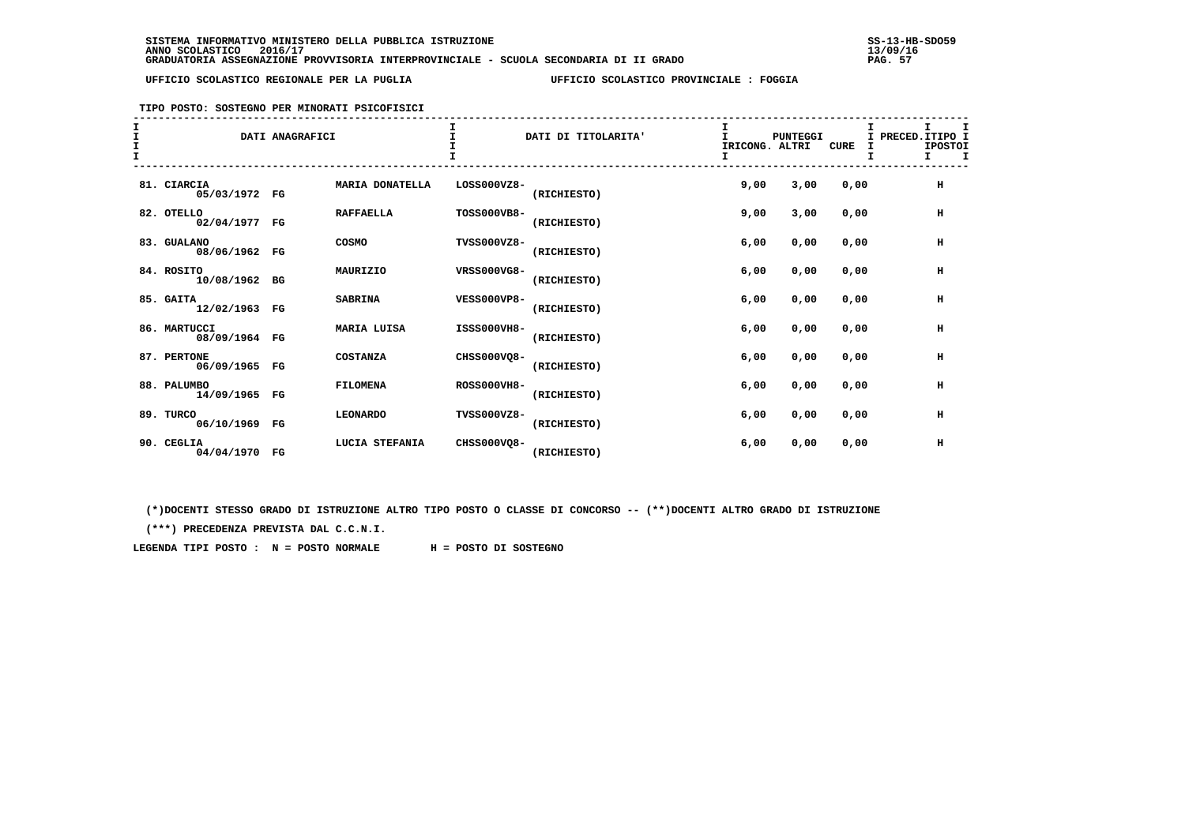SISTEMA INFORMATIVO MINISTERO DELLA PUBBLICA ISTRUZIONE
ANNO SCOLASTICO 2016/17
GRADUATORIA ASSEGNAZIONE PROVVISORIA INTERPROVINCIALE - SCUOLA SECONDARIA DI II GRADO

UFFICIO SCOLASTICO REGIONALE PER LA PUGLIA — UFFICIO SCOLASTICO PROVINCIALE : FOGGIA

TIPO POSTO: SOSTEGNO PER MINORATI PSICOFISICI

| DATI ANAGRAFICI | | | DATI DI TITOLARITA' | | PUNTEGGI RICONG. | ALTRI | CURE | PRECED. | TIPO POSTO |
|---|---|---|---|---|---|---|---|---|---|
| 81. CIARCIA 05/03/1972 | FG | MARIA DONATELLA | LOSS000VZ8- | (RICHIESTO) | 9,00 | 3,00 | 0,00 | | H |
| 82. OTELLO 02/04/1977 | FG | RAFFAELLA | TOSS000VB8- | (RICHIESTO) | 9,00 | 3,00 | 0,00 | | H |
| 83. GUALANO 08/06/1962 | FG | COSMO | TVSS000VZ8- | (RICHIESTO) | 6,00 | 0,00 | 0,00 | | H |
| 84. ROSITO 10/08/1962 | BG | MAURIZIO | VRSS000VG8- | (RICHIESTO) | 6,00 | 0,00 | 0,00 | | H |
| 85. GAITA 12/02/1963 | FG | SABRINA | VESS000VP8- | (RICHIESTO) | 6,00 | 0,00 | 0,00 | | H |
| 86. MARTUCCI 08/09/1964 | FG | MARIA LUISA | ISSS000VH8- | (RICHIESTO) | 6,00 | 0,00 | 0,00 | | H |
| 87. PERTONE 06/09/1965 | FG | COSTANZA | CHSS000VQ8- | (RICHIESTO) | 6,00 | 0,00 | 0,00 | | H |
| 88. PALUMBO 14/09/1965 | FG | FILOMENA | ROSS000VH8- | (RICHIESTO) | 6,00 | 0,00 | 0,00 | | H |
| 89. TURCO 06/10/1969 | FG | LEONARDO | TVSS000VZ8- | (RICHIESTO) | 6,00 | 0,00 | 0,00 | | H |
| 90. CEGLIA 04/04/1970 | FG | LUCIA STEFANIA | CHSS000VQ8- | (RICHIESTO) | 6,00 | 0,00 | 0,00 | | H |

(*)DOCENTI STESSO GRADO DI ISTRUZIONE ALTRO TIPO POSTO O CLASSE DI CONCORSO -- (**)DOCENTI ALTRO GRADO DI ISTRUZIONE

(***) PRECEDENZA PREVISTA DAL C.C.N.I.

LEGENDA TIPI POSTO : N = POSTO NORMALE H = POSTO DI SOSTEGNO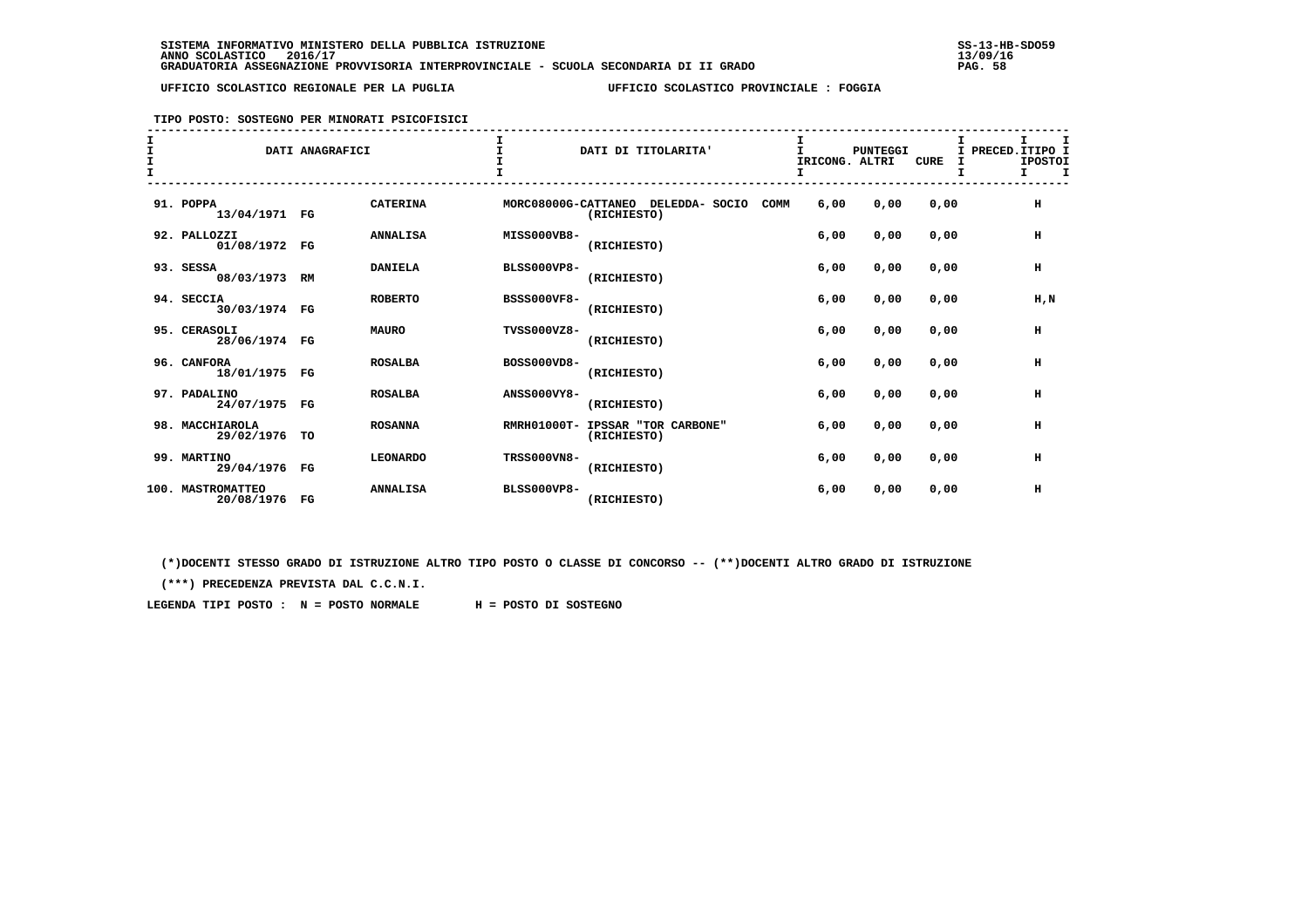UFFICIO SCOLASTICO REGIONALE PER LA PUGLIA — UFFICIO SCOLASTICO PROVINCIALE : FOGGIA

TIPO POSTO: SOSTEGNO PER MINORATI PSICOFISICI

| | DATI ANAGRAFICI | | | DATI DI TITOLARITA' | PUNTEGGI RICONG. | ALTRI | CURE | PRECED. | TIPO POSTO |
|---|---|---|---|---|---|---|---|---|---|
| 91. POPPA | 13/04/1971 | FG | CATERINA | MORC08000G-CATTANEO DELEDDA- SOCIO COMM (RICHIESTO) | 6,00 | 0,00 | 0,00 | | H |
| 92. PALLOZZI | 01/08/1972 | FG | ANNALISA | MISS000VB8- (RICHIESTO) | 6,00 | 0,00 | 0,00 | | H |
| 93. SESSA | 08/03/1973 | RM | DANIELA | BLSS000VP8- (RICHIESTO) | 6,00 | 0,00 | 0,00 | | H |
| 94. SECCIA | 30/03/1974 | FG | ROBERTO | BSSS000VF8- (RICHIESTO) | 6,00 | 0,00 | 0,00 | | H,N |
| 95. CERASOLI | 28/06/1974 | FG | MAURO | TVSS000VZ8- (RICHIESTO) | 6,00 | 0,00 | 0,00 | | H |
| 96. CANFORA | 18/01/1975 | FG | ROSALBA | BOSS000VD8- (RICHIESTO) | 6,00 | 0,00 | 0,00 | | H |
| 97. PADALINO | 24/07/1975 | FG | ROSALBA | ANSS000VY8- (RICHIESTO) | 6,00 | 0,00 | 0,00 | | H |
| 98. MACCHIAROLA | 29/02/1976 | TO | ROSANNA | RMRH01000T- IPSSAR "TOR CARBONE" (RICHIESTO) | 6,00 | 0,00 | 0,00 | | H |
| 99. MARTINO | 29/04/1976 | FG | LEONARDO | TRSS000VN8- (RICHIESTO) | 6,00 | 0,00 | 0,00 | | H |
| 100. MASTROMATTEO | 20/08/1976 | FG | ANNALISA | BLSS000VP8- (RICHIESTO) | 6,00 | 0,00 | 0,00 | | H |

(*)DOCENTI STESSO GRADO DI ISTRUZIONE ALTRO TIPO POSTO O CLASSE DI CONCORSO -- (**)DOCENTI ALTRO GRADO DI ISTRUZIONE

(***) PRECEDENZA PREVISTA DAL C.C.N.I.

LEGENDA TIPI POSTO : N = POSTO NORMALE H = POSTO DI SOSTEGNO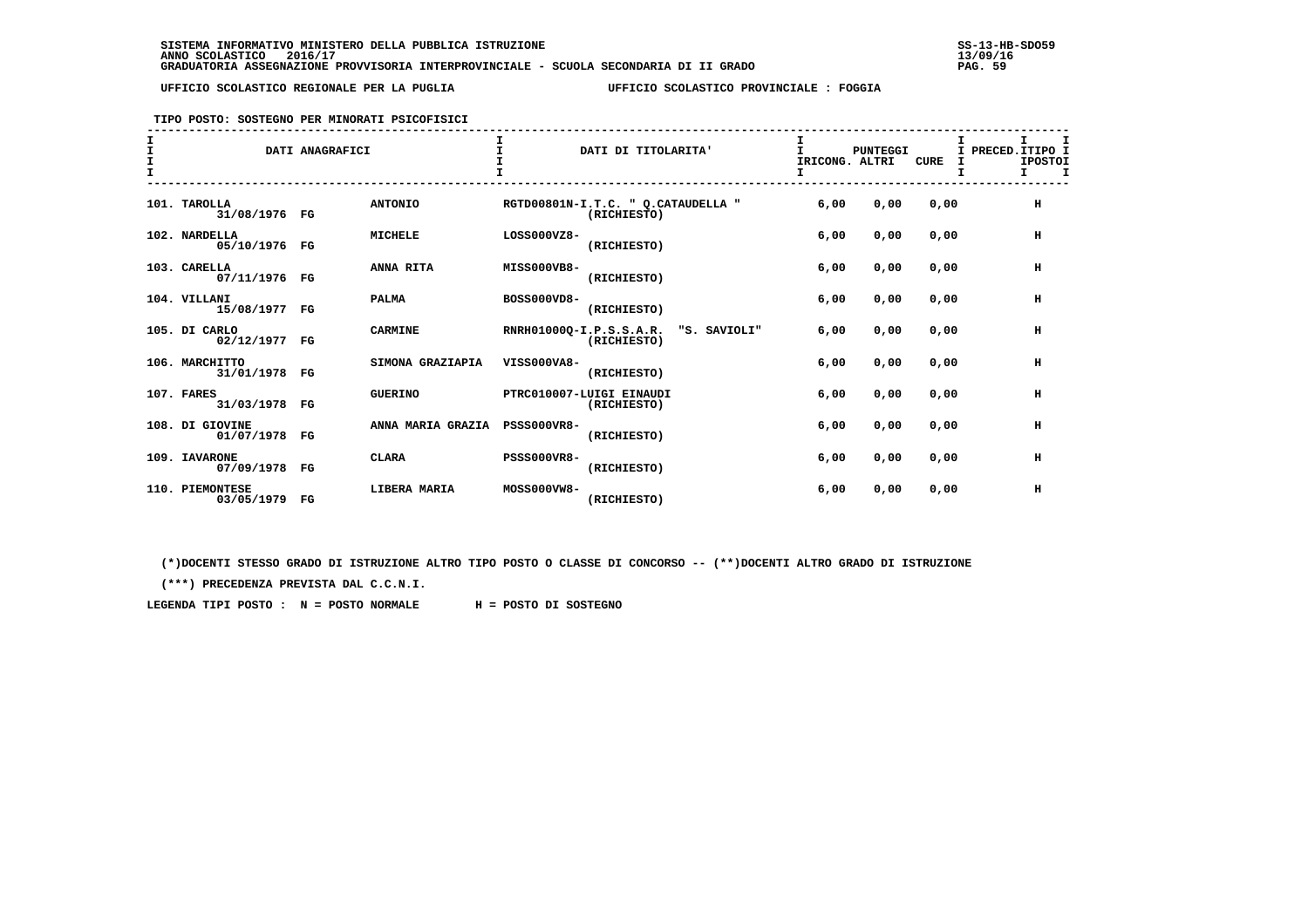SISTEMA INFORMATIVO MINISTERO DELLA PUBBLICA ISTRUZIONE
ANNO SCOLASTICO 2016/17
GRADUATORIA ASSEGNAZIONE PROVVISORIA INTERPROVINCIALE - SCUOLA SECONDARIA DI II GRADO

UFFICIO SCOLASTICO REGIONALE PER LA PUGLIA — UFFICIO SCOLASTICO PROVINCIALE : FOGGIA

TIPO POSTO: SOSTEGNO PER MINORATI PSICOFISICI

| DATI ANAGRAFICI | | | DATI DI TITOLARITA' | PUNTEGGI RICONG. | ALTRI | CURE | PRECED. | TIPO POSTO |
|---|---|---|---|---|---|---|---|---|
| 101. TAROLLA 31/08/1976 | FG | ANTONIO | RGTD00801N-I.T.C. " Q.CATAUDELLA " (RICHIESTO) | 6,00 | 0,00 | 0,00 | | H |
| 102. NARDELLA 05/10/1976 | FG | MICHELE | LOSS000VZ8- (RICHIESTO) | 6,00 | 0,00 | 0,00 | | H |
| 103. CARELLA 07/11/1976 | FG | ANNA RITA | MISS000VB8- (RICHIESTO) | 6,00 | 0,00 | 0,00 | | H |
| 104. VILLANI 15/08/1977 | FG | PALMA | BOSS000VD8- (RICHIESTO) | 6,00 | 0,00 | 0,00 | | H |
| 105. DI CARLO 02/12/1977 | FG | CARMINE | RNRH01000Q-I.P.S.S.A.R. "S. SAVIOLI" (RICHIESTO) | 6,00 | 0,00 | 0,00 | | H |
| 106. MARCHITTO 31/01/1978 | FG | SIMONA GRAZIAPIA | VISS000VA8- (RICHIESTO) | 6,00 | 0,00 | 0,00 | | H |
| 107. FARES 31/03/1978 | FG | GUERINO | PTRC010007-LUIGI EINAUDI (RICHIESTO) | 6,00 | 0,00 | 0,00 | | H |
| 108. DI GIOVINE 01/07/1978 | FG | ANNA MARIA GRAZIA | PSSS000VR8- (RICHIESTO) | 6,00 | 0,00 | 0,00 | | H |
| 109. IAVARONE 07/09/1978 | FG | CLARA | PSSS000VR8- (RICHIESTO) | 6,00 | 0,00 | 0,00 | | H |
| 110. PIEMONTESE 03/05/1979 | FG | LIBERA MARIA | MOSS000VW8- (RICHIESTO) | 6,00 | 0,00 | 0,00 | | H |

(*)DOCENTI STESSO GRADO DI ISTRUZIONE ALTRO TIPO POSTO O CLASSE DI CONCORSO -- (**)DOCENTI ALTRO GRADO DI ISTRUZIONE

(***) PRECEDENZA PREVISTA DAL C.C.N.I.

LEGENDA TIPI POSTO : N = POSTO NORMALE H = POSTO DI SOSTEGNO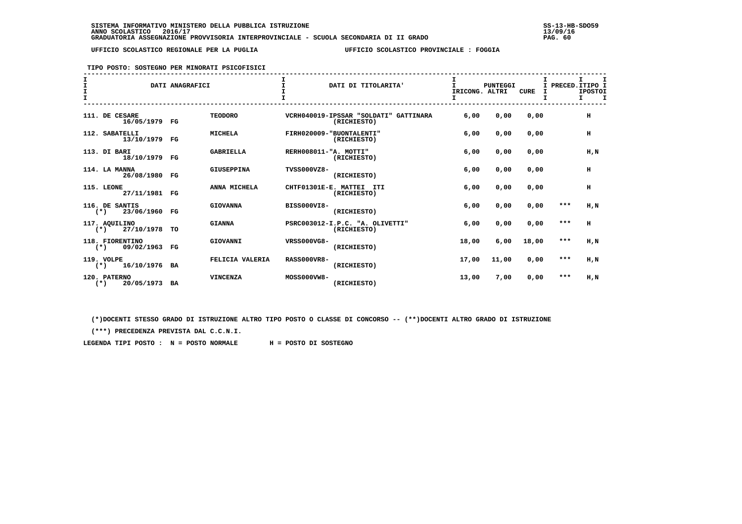SISTEMA INFORMATIVO MINISTERO DELLA PUBBLICA ISTRUZIONE
ANNO SCOLASTICO 2016/17
GRADUATORIA ASSEGNAZIONE PROVVISORIA INTERPROVINCIALE - SCUOLA SECONDARIA DI II GRADO

UFFICIO SCOLASTICO REGIONALE PER LA PUGLIA — UFFICIO SCOLASTICO PROVINCIALE : FOGGIA

TIPO POSTO: SOSTEGNO PER MINORATI PSICOFISICI

| DATI ANAGRAFICI | | | DATI DI TITOLARITA' | PUNTEGGI IRICONG. | ALTRI | CURE | PRECED. | TIPO POSTI |
|---|---|---|---|---|---|---|---|---|
| 111. DE CESARE 16/05/1979 | FG | TEODORO | VCRH040019-IPSSAR "SOLDATI" GATTINARA (RICHIESTO) | 6,00 | 0,00 | 0,00 | | H |
| 112. SABATELLI 13/10/1979 | FG | MICHELA | FIRH020009-"BUONTALENTI" (RICHIESTO) | 6,00 | 0,00 | 0,00 | | H |
| 113. DI BARI 18/10/1979 | FG | GABRIELLA | RERH008011-"A. MOTTI" (RICHIESTO) | 6,00 | 0,00 | 0,00 | | H,N |
| 114. LA MANNA 26/08/1980 | FG | GIUSEPPINA | TVSS000VZ8- (RICHIESTO) | 6,00 | 0,00 | 0,00 | | H |
| 115. LEONE 27/11/1981 | FG | ANNA MICHELA | CHTF01301E-E. MATTEI ITI (RICHIESTO) | 6,00 | 0,00 | 0,00 | | H |
| 116. DE SANTIS (*) 23/06/1960 | FG | GIOVANNA | BISS000VI8- (RICHIESTO) | 6,00 | 0,00 | 0,00 | *** | H,N |
| 117. AQUILINO (*) 27/10/1978 | TO | GIANNA | PSRC003012-I.P.C. "A. OLIVETTI" (RICHIESTO) | 6,00 | 0,00 | 0,00 | *** | H |
| 118. FIORENTINO (*) 09/02/1963 | FG | GIOVANNI | VRSS000VG8- (RICHIESTO) | 18,00 | 6,00 | 18,00 | *** | H,N |
| 119. VOLPE (*) 16/10/1976 | BA | FELICIA VALERIA | RASS000VR8- (RICHIESTO) | 17,00 | 11,00 | 0,00 | *** | H,N |
| 120. PATERNO (*) 20/05/1973 | BA | VINCENZA | MOSS000VW8- (RICHIESTO) | 13,00 | 7,00 | 0,00 | *** | H,N |

(*)DOCENTI STESSO GRADO DI ISTRUZIONE ALTRO TIPO POSTO O CLASSE DI CONCORSO -- (**)DOCENTI ALTRO GRADO DI ISTRUZIONE

(***) PRECEDENZA PREVISTA DAL C.C.N.I.

LEGENDA TIPI POSTO : N = POSTO NORMALE H = POSTO DI SOSTEGNO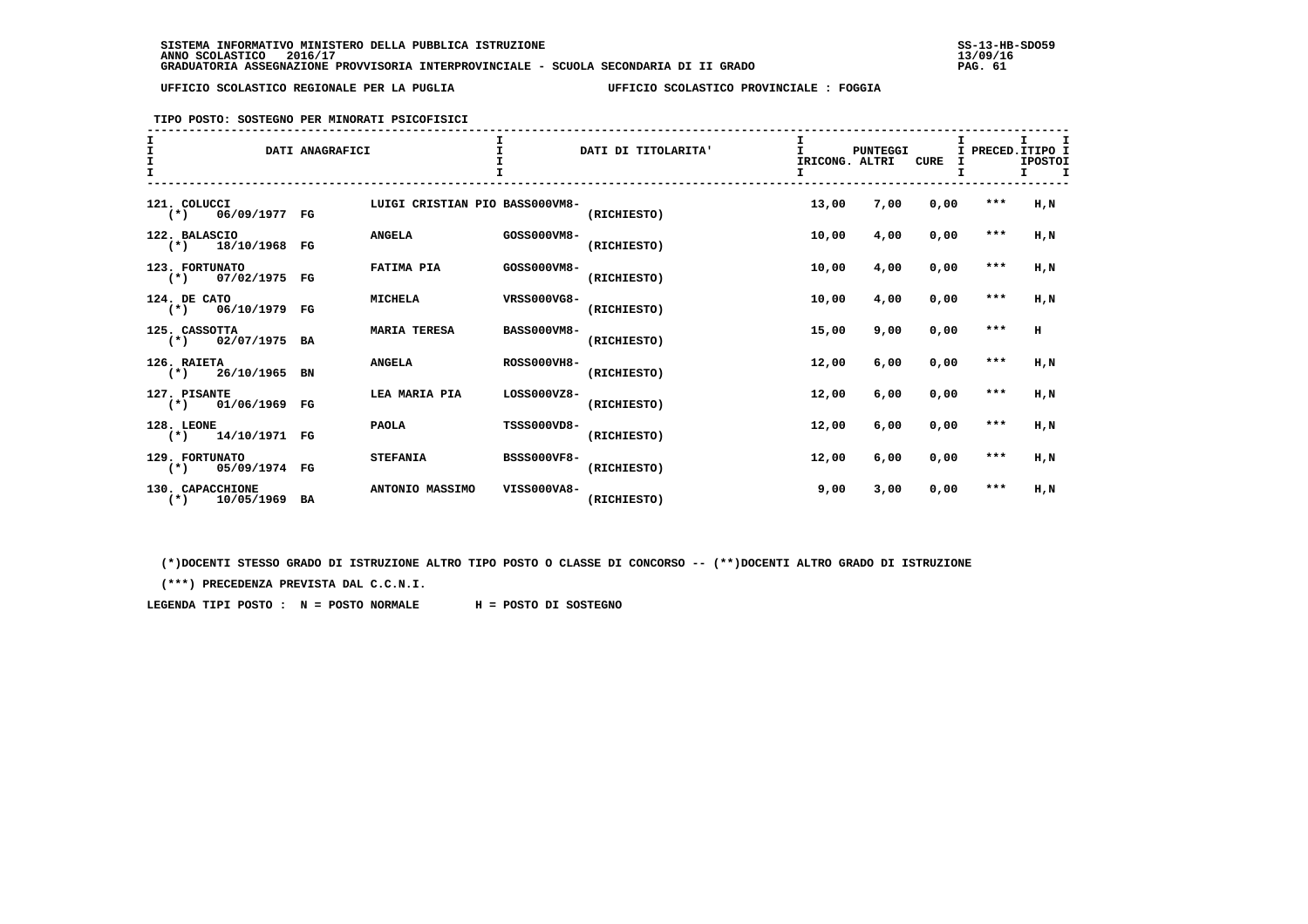SISTEMA INFORMATIVO MINISTERO DELLA PUBBLICA ISTRUZIONE
ANNO SCOLASTICO 2016/17
GRADUATORIA ASSEGNAZIONE PROVVISORIA INTERPROVINCIALE - SCUOLA SECONDARIA DI II GRADO

UFFICIO SCOLASTICO REGIONALE PER LA PUGLIA — UFFICIO SCOLASTICO PROVINCIALE : FOGGIA

TIPO POSTO: SOSTEGNO PER MINORATI PSICOFISICI

| DATI ANAGRAFICI | | | DATI DI TITOLARITA' | | PUNTEGGI IRICONG. | ALTRI | CURE | PRECED. | TIPO POSTO |
|---|---|---|---|---|---|---|---|---|---|
| 121. COLUCCI (*) 06/09/1977 | FG | LUIGI CRISTIAN PIO | BASS000VM8- | (RICHIESTO) | 13,00 | 7,00 | 0,00 | *** | H,N |
| 122. BALASCIO (*) 18/10/1968 | FG | ANGELA | GOSS000VM8- | (RICHIESTO) | 10,00 | 4,00 | 0,00 | *** | H,N |
| 123. FORTUNATO (*) 07/02/1975 | FG | FATIMA PIA | GOSS000VM8- | (RICHIESTO) | 10,00 | 4,00 | 0,00 | *** | H,N |
| 124. DE CATO (*) 06/10/1979 | FG | MICHELA | VRSS000VG8- | (RICHIESTO) | 10,00 | 4,00 | 0,00 | *** | H,N |
| 125. CASSOTTA (*) 02/07/1975 | BA | MARIA TERESA | BASS000VM8- | (RICHIESTO) | 15,00 | 9,00 | 0,00 | *** | H |
| 126. RAIETA (*) 26/10/1965 | BN | ANGELA | ROSS000VH8- | (RICHIESTO) | 12,00 | 6,00 | 0,00 | *** | H,N |
| 127. PISANTE (*) 01/06/1969 | FG | LEA MARIA PIA | LOSS000VZ8- | (RICHIESTO) | 12,00 | 6,00 | 0,00 | *** | H,N |
| 128. LEONE (*) 14/10/1971 | FG | PAOLA | TSSS000VD8- | (RICHIESTO) | 12,00 | 6,00 | 0,00 | *** | H,N |
| 129. FORTUNATO (*) 05/09/1974 | FG | STEFANIA | BSSS000VF8- | (RICHIESTO) | 12,00 | 6,00 | 0,00 | *** | H,N |
| 130. CAPACCHIONE (*) 10/05/1969 | BA | ANTONIO MASSIMO | VISS000VA8- | (RICHIESTO) | 9,00 | 3,00 | 0,00 | *** | H,N |

(*)DOCENTI STESSO GRADO DI ISTRUZIONE ALTRO TIPO POSTO O CLASSE DI CONCORSO -- (**)DOCENTI ALTRO GRADO DI ISTRUZIONE

(***) PRECEDENZA PREVISTA DAL C.C.N.I.

LEGENDA TIPI POSTO : N = POSTO NORMALE H = POSTO DI SOSTEGNO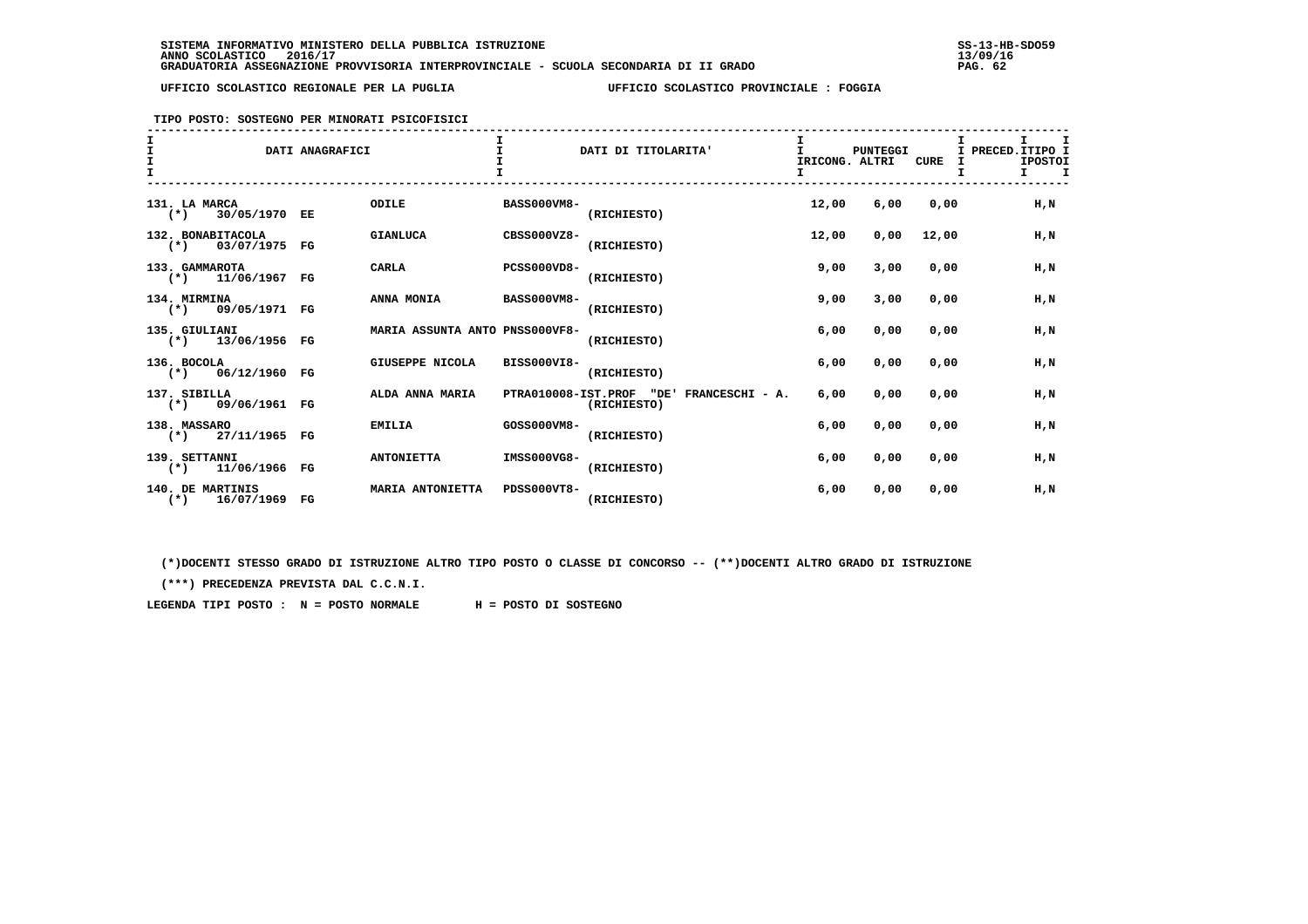SISTEMA INFORMATIVO MINISTERO DELLA PUBBLICA ISTRUZIONE
ANNO SCOLASTICO 2016/17
GRADUATORIA ASSEGNAZIONE PROVVISORIA INTERPROVINCIALE - SCUOLA SECONDARIA DI II GRADO

UFFICIO SCOLASTICO REGIONALE PER LA PUGLIA — UFFICIO SCOLASTICO PROVINCIALE : FOGGIA

TIPO POSTO: SOSTEGNO PER MINORATI PSICOFISICI

| DATI ANAGRAFICI | | | DATI DI TITOLARITA' | | PUNTEGGI IRICONG. | ALTRI | CURE | PRECED. | TIPO POSTO |
|---|---|---|---|---|---|---|---|---|---|
| 131. LA MARCA (*) 30/05/1970 | EE | ODILE | BASS000VM8- | (RICHIESTO) | 12,00 | 6,00 | 0,00 | | H,N |
| 132. BONABITACOLA (*) 03/07/1975 | FG | GIANLUCA | CBSS000VZ8- | (RICHIESTO) | 12,00 | 0,00 | 12,00 | | H,N |
| 133. GAMMAROTA (*) 11/06/1967 | FG | CARLA | PCSS000VD8- | (RICHIESTO) | 9,00 | 3,00 | 0,00 | | H,N |
| 134. MIRMINA (*) 09/05/1971 | FG | ANNA MONIA | BASS000VM8- | (RICHIESTO) | 9,00 | 3,00 | 0,00 | | H,N |
| 135. GIULIANI (*) 13/06/1956 | FG | MARIA ASSUNTA ANTO | PNSS000VF8- | (RICHIESTO) | 6,00 | 0,00 | 0,00 | | H,N |
| 136. BOCOLA (*) 06/12/1960 | FG | GIUSEPPE NICOLA | BISS000VI8- | (RICHIESTO) | 6,00 | 0,00 | 0,00 | | H,N |
| 137. SIBILLA (*) 09/06/1961 | FG | ALDA ANNA MARIA | PTRA010008-IST.PROF "DE' FRANCESCHI - A. | (RICHIESTO) | 6,00 | 0,00 | 0,00 | | H,N |
| 138. MASSARO (*) 27/11/1965 | FG | EMILIA | GOSS000VM8- | (RICHIESTO) | 6,00 | 0,00 | 0,00 | | H,N |
| 139. SETTANNI (*) 11/06/1966 | FG | ANTONIETTA | IMSS000VG8- | (RICHIESTO) | 6,00 | 0,00 | 0,00 | | H,N |
| 140. DE MARTINIS (*) 16/07/1969 | FG | MARIA ANTONIETTA | PDSS000VT8- | (RICHIESTO) | 6,00 | 0,00 | 0,00 | | H,N |

(*)DOCENTI STESSO GRADO DI ISTRUZIONE ALTRO TIPO POSTO O CLASSE DI CONCORSO -- (**)DOCENTI ALTRO GRADO DI ISTRUZIONE

(***) PRECEDENZA PREVISTA DAL C.C.N.I.

LEGENDA TIPI POSTO : N = POSTO NORMALE H = POSTO DI SOSTEGNO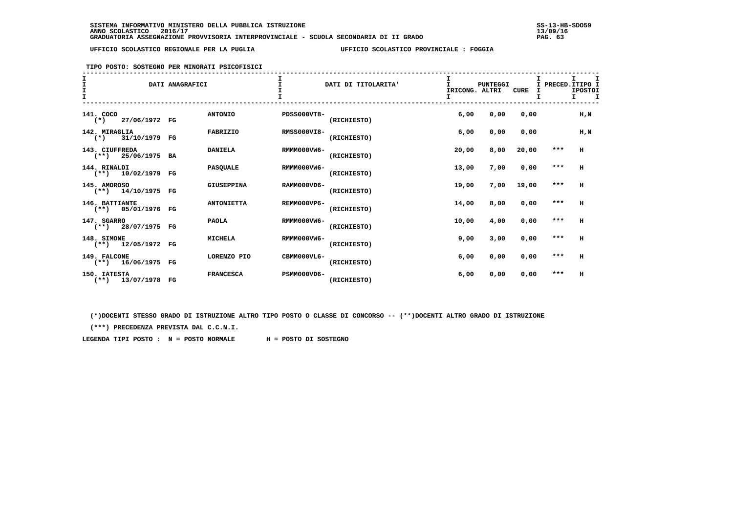SISTEMA INFORMATIVO MINISTERO DELLA PUBBLICA ISTRUZIONE
ANNO SCOLASTICO 2016/17
GRADUATORIA ASSEGNAZIONE PROVVISORIA INTERPROVINCIALE - SCUOLA SECONDARIA DI II GRADO

UFFICIO SCOLASTICO REGIONALE PER LA PUGLIA — UFFICIO SCOLASTICO PROVINCIALE : FOGGIA

TIPO POSTO: SOSTEGNO PER MINORATI PSICOFISICI

| DATI ANAGRAFICI | | DATI DI TITOLARITA' | | PUNTEGGI RICONG. | ALTRI | CURE | PRECED. | TIPO POSTO |
|---|---|---|---|---|---|---|---|---|
| 141. COCO (*) 27/06/1972 FG | ANTONIO | PDSS000VT8- | (RICHIESTO) | 6,00 | 0,00 | 0,00 | | H,N |
| 142. MIRAGLIA (*) 31/10/1979 FG | FABRIZIO | RMSS000VI8- | (RICHIESTO) | 6,00 | 0,00 | 0,00 | | H,N |
| 143. CIUFFREDA (**) 25/06/1975 BA | DANIELA | RMMM000VW6- | (RICHIESTO) | 20,00 | 8,00 | 20,00 | *** | H |
| 144. RINALDI (**) 10/02/1979 FG | PASQUALE | RMMM000VW6- | (RICHIESTO) | 13,00 | 7,00 | 0,00 | *** | H |
| 145. AMOROSO (**) 14/10/1975 FG | GIUSEPPINA | RAMM000VD6- | (RICHIESTO) | 19,00 | 7,00 | 19,00 | *** | H |
| 146. BATTIANTE (**) 05/01/1976 FG | ANTONIETTA | REMM000VP6- | (RICHIESTO) | 14,00 | 8,00 | 0,00 | *** | H |
| 147. SGARRO (**) 28/07/1975 FG | PAOLA | RMMM000VW6- | (RICHIESTO) | 10,00 | 4,00 | 0,00 | *** | H |
| 148. SIMONE (**) 12/05/1972 FG | MICHELA | RMMM000VW6- | (RICHIESTO) | 9,00 | 3,00 | 0,00 | *** | H |
| 149. FALCONE (**) 16/06/1975 FG | LORENZO PIO | CBMM000VL6- | (RICHIESTO) | 6,00 | 0,00 | 0,00 | *** | H |
| 150. IATESTA (**) 13/07/1978 FG | FRANCESCA | PSMM000VD6- | (RICHIESTO) | 6,00 | 0,00 | 0,00 | *** | H |

(*)DOCENTI STESSO GRADO DI ISTRUZIONE ALTRO TIPO POSTO O CLASSE DI CONCORSO -- (**)DOCENTI ALTRO GRADO DI ISTRUZIONE

(***) PRECEDENZA PREVISTA DAL C.C.N.I.

LEGENDA TIPI POSTO : N = POSTO NORMALE H = POSTO DI SOSTEGNO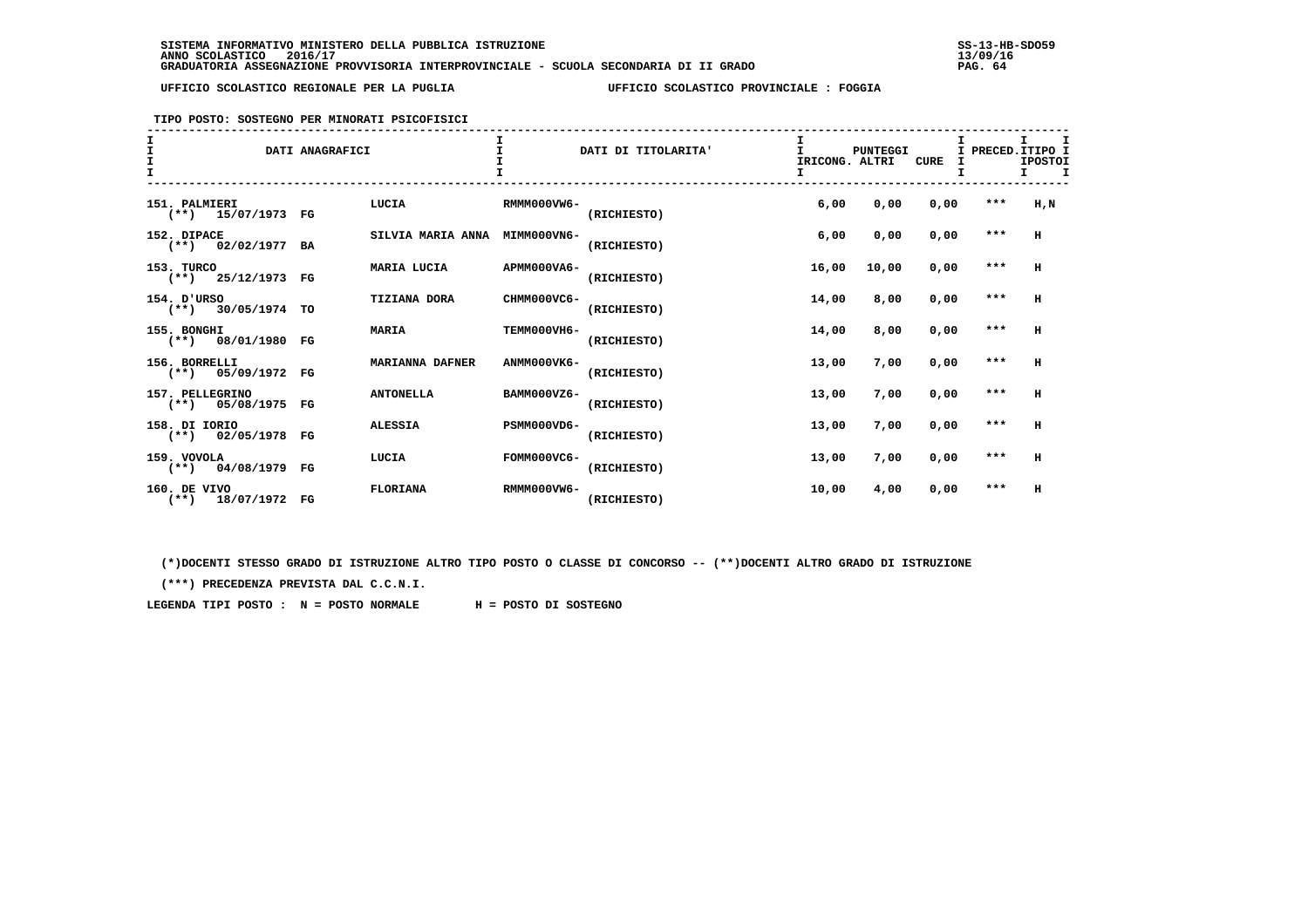SISTEMA INFORMATIVO MINISTERO DELLA PUBBLICA ISTRUZIONE
ANNO SCOLASTICO 2016/17
GRADUATORIA ASSEGNAZIONE PROVVISORIA INTERPROVINCIALE - SCUOLA SECONDARIA DI II GRADO

UFFICIO SCOLASTICO REGIONALE PER LA PUGLIA — UFFICIO SCOLASTICO PROVINCIALE : FOGGIA

TIPO POSTO: SOSTEGNO PER MINORATI PSICOFISICI

| DATI ANAGRAFICI | | DATI DI TITOLARITA' | | PUNTEGGI IRICONG. | ALTRI | CURE | PRECED. | TIPO POSTO |
|---|---|---|---|---|---|---|---|---|
| 151. PALMIERI (**) 15/07/1973 FG | LUCIA | RMMM000VW6- | (RICHIESTO) | 6,00 | 0,00 | 0,00 | *** | H,N |
| 152. DIPACE (**) 02/02/1977 BA | SILVIA MARIA ANNA | MIMM000VN6- | (RICHIESTO) | 6,00 | 0,00 | 0,00 | *** | H |
| 153. TURCO (**) 25/12/1973 FG | MARIA LUCIA | APMM000VA6- | (RICHIESTO) | 16,00 | 10,00 | 0,00 | *** | H |
| 154. D'URSO (**) 30/05/1974 TO | TIZIANA DORA | CHMM000VC6- | (RICHIESTO) | 14,00 | 8,00 | 0,00 | *** | H |
| 155. BONGHI (**) 08/01/1980 FG | MARIA | TEMM000VH6- | (RICHIESTO) | 14,00 | 8,00 | 0,00 | *** | H |
| 156. BORRELLI (**) 05/09/1972 FG | MARIANNA DAFNER | ANMM000VK6- | (RICHIESTO) | 13,00 | 7,00 | 0,00 | *** | H |
| 157. PELLEGRINO (**) 05/08/1975 FG | ANTONELLA | BAMM000VZ6- | (RICHIESTO) | 13,00 | 7,00 | 0,00 | *** | H |
| 158. DI IORIO (**) 02/05/1978 FG | ALESSIA | PSMM000VD6- | (RICHIESTO) | 13,00 | 7,00 | 0,00 | *** | H |
| 159. VOVOLA (**) 04/08/1979 FG | LUCIA | FOMM000VC6- | (RICHIESTO) | 13,00 | 7,00 | 0,00 | *** | H |
| 160. DE VIVO (**) 18/07/1972 FG | FLORIANA | RMMM000VW6- | (RICHIESTO) | 10,00 | 4,00 | 0,00 | *** | H |

(*)DOCENTI STESSO GRADO DI ISTRUZIONE ALTRO TIPO POSTO O CLASSE DI CONCORSO -- (**)DOCENTI ALTRO GRADO DI ISTRUZIONE

(***) PRECEDENZA PREVISTA DAL C.C.N.I.

LEGENDA TIPI POSTO : N = POSTO NORMALE H = POSTO DI SOSTEGNO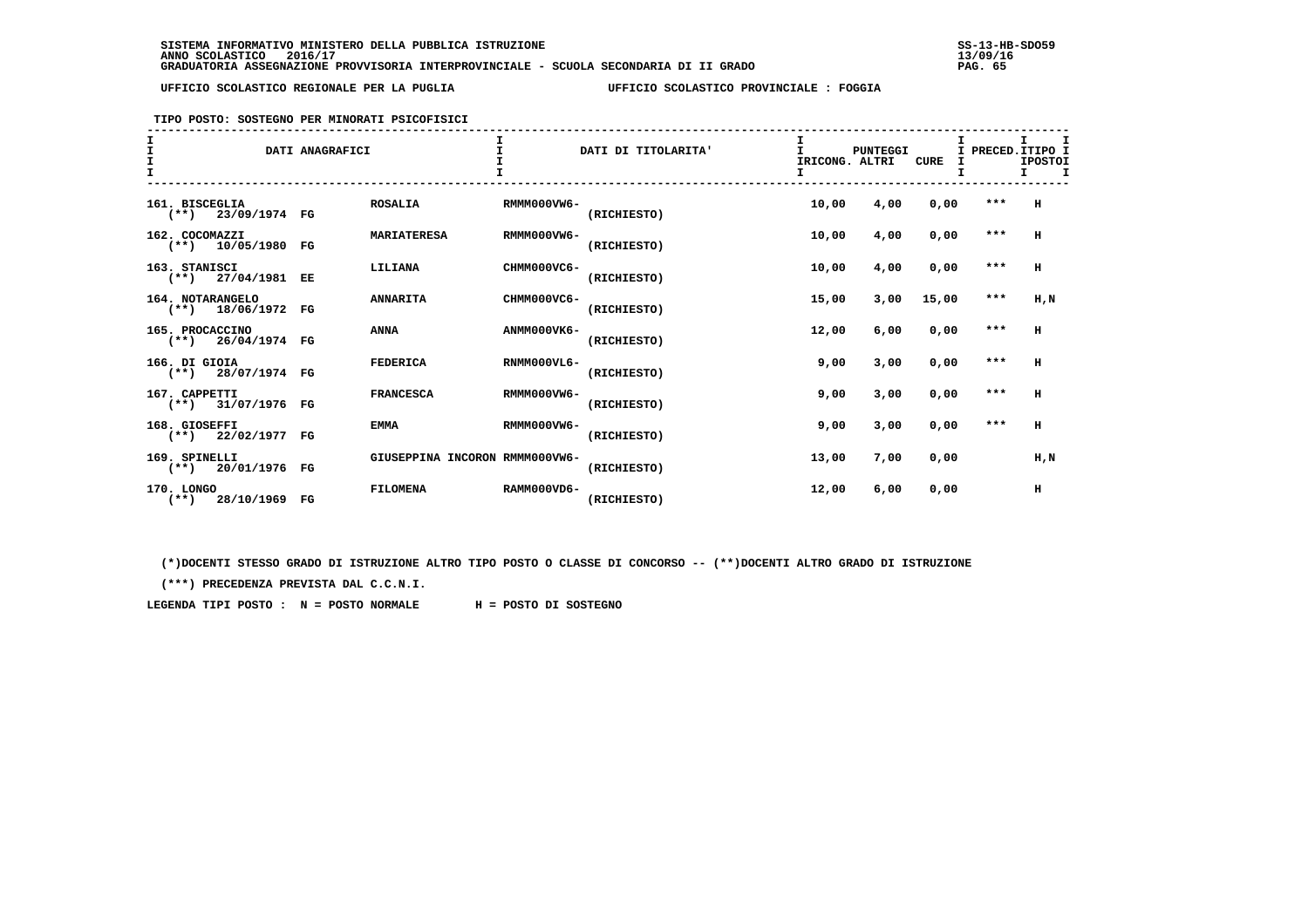SISTEMA INFORMATIVO MINISTERO DELLA PUBBLICA ISTRUZIONE
ANNO SCOLASTICO 2016/17
GRADUATORIA ASSEGNAZIONE PROVVISORIA INTERPROVINCIALE - SCUOLA SECONDARIA DI II GRADO

UFFICIO SCOLASTICO REGIONALE PER LA PUGLIA — UFFICIO SCOLASTICO PROVINCIALE : FOGGIA

TIPO POSTO: SOSTEGNO PER MINORATI PSICOFISICI

| DATI ANAGRAFICI | | | DATI DI TITOLARITA' | | PUNTEGGI IRICONG. | ALTRI | CURE | PRECED. | TIPO POSTO |
|---|---|---|---|---|---|---|---|---|---|
| 161. BISCEGLIA (**) 23/09/1974 | FG | ROSALIA | RMMM000VW6- | (RICHIESTO) | 10,00 | 4,00 | 0,00 | *** | H |
| 162. COCOMAZZI (**) 10/05/1980 | FG | MARIATERESA | RMMM000VW6- | (RICHIESTO) | 10,00 | 4,00 | 0,00 | *** | H |
| 163. STANISCI (**) 27/04/1981 | EE | LILIANA | CHMM000VC6- | (RICHIESTO) | 10,00 | 4,00 | 0,00 | *** | H |
| 164. NOTARANGELO (**) 18/06/1972 | FG | ANNARITA | CHMM000VC6- | (RICHIESTO) | 15,00 | 3,00 | 15,00 | *** | H,N |
| 165. PROCACCINO (**) 26/04/1974 | FG | ANNA | ANMM000VK6- | (RICHIESTO) | 12,00 | 6,00 | 0,00 | *** | H |
| 166. DI GIOIA (**) 28/07/1974 | FG | FEDERICA | RNMM000VL6- | (RICHIESTO) | 9,00 | 3,00 | 0,00 | *** | H |
| 167. CAPPETTI (**) 31/07/1976 | FG | FRANCESCA | RMMM000VW6- | (RICHIESTO) | 9,00 | 3,00 | 0,00 | *** | H |
| 168. GIOSEFFI (**) 22/02/1977 | FG | EMMA | RMMM000VW6- | (RICHIESTO) | 9,00 | 3,00 | 0,00 | *** | H |
| 169. SPINELLI (**) 20/01/1976 | FG | GIUSEPPINA INCORON | RMMM000VW6- | (RICHIESTO) | 13,00 | 7,00 | 0,00 | | H,N |
| 170. LONGO (**) 28/10/1969 | FG | FILOMENA | RAMM000VD6- | (RICHIESTO) | 12,00 | 6,00 | 0,00 | | H |

(*)DOCENTI STESSO GRADO DI ISTRUZIONE ALTRO TIPO POSTO O CLASSE DI CONCORSO -- (**)DOCENTI ALTRO GRADO DI ISTRUZIONE

(***) PRECEDENZA PREVISTA DAL C.C.N.I.

LEGENDA TIPI POSTO : N = POSTO NORMALE H = POSTO DI SOSTEGNO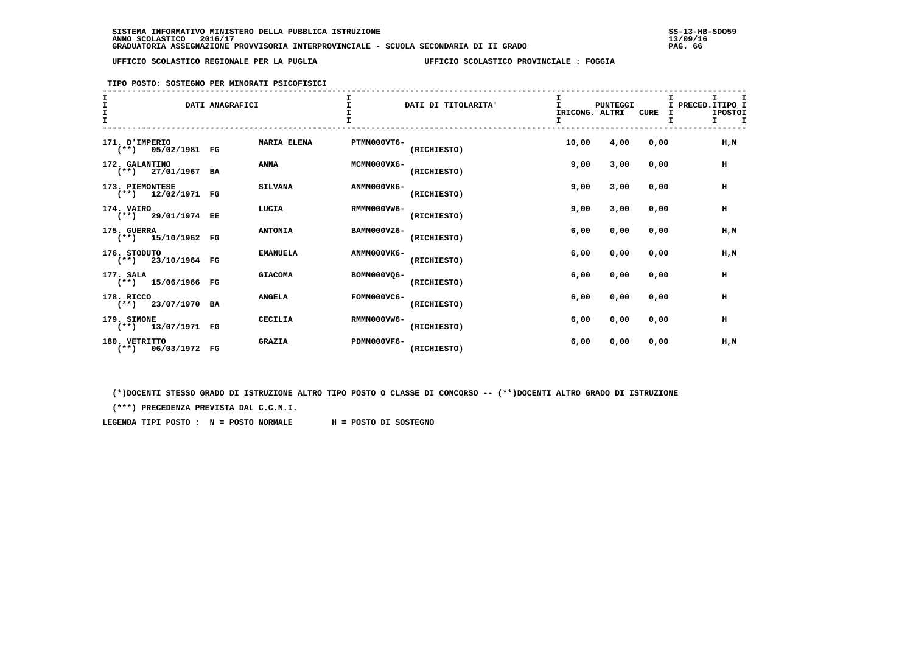SISTEMA INFORMATIVO MINISTERO DELLA PUBBLICA ISTRUZIONE
ANNO SCOLASTICO 2016/17
GRADUATORIA ASSEGNAZIONE PROVVISORIA INTERPROVINCIALE - SCUOLA SECONDARIA DI II GRADO

UFFICIO SCOLASTICO REGIONALE PER LA PUGLIA — UFFICIO SCOLASTICO PROVINCIALE : FOGGIA

TIPO POSTO: SOSTEGNO PER MINORATI PSICOFISICI

| DATI ANAGRAFICI | | DATI DI TITOLARITA' | | PUNTEGGI IRICONG. | ALTRI | CURE | PRECED. | TIPO POSTI |
|---|---|---|---|---|---|---|---|---|
| 171. D'IMPERIO (**) 05/02/1981 FG | MARIA ELENA | PTMM000VT6- | (RICHIESTO) | 10,00 | 4,00 | 0,00 | | H,N |
| 172. GALANTINO (**) 27/01/1967 BA | ANNA | MCMM000VX6- | (RICHIESTO) | 9,00 | 3,00 | 0,00 | | H |
| 173. PIEMONTESE (**) 12/02/1971 FG | SILVANA | ANMM000VK6- | (RICHIESTO) | 9,00 | 3,00 | 0,00 | | H |
| 174. VAIRO (**) 29/01/1974 EE | LUCIA | RMMM000VW6- | (RICHIESTO) | 9,00 | 3,00 | 0,00 | | H |
| 175. GUERRA (**) 15/10/1962 FG | ANTONIA | BAMM000VZ6- | (RICHIESTO) | 6,00 | 0,00 | 0,00 | | H,N |
| 176. STODUTO (**) 23/10/1964 FG | EMANUELA | ANMM000VK6- | (RICHIESTO) | 6,00 | 0,00 | 0,00 | | H,N |
| 177. SALA (**) 15/06/1966 FG | GIACOMA | BOMM000VQ6- | (RICHIESTO) | 6,00 | 0,00 | 0,00 | | H |
| 178. RICCO (**) 23/07/1970 BA | ANGELA | FOMM000VC6- | (RICHIESTO) | 6,00 | 0,00 | 0,00 | | H |
| 179. SIMONE (**) 13/07/1971 FG | CECILIA | RMMM000VW6- | (RICHIESTO) | 6,00 | 0,00 | 0,00 | | H |
| 180. VETRITTO (**) 06/03/1972 FG | GRAZIA | PDMM000VF6- | (RICHIESTO) | 6,00 | 0,00 | 0,00 | | H,N |

(*)DOCENTI STESSO GRADO DI ISTRUZIONE ALTRO TIPO POSTO O CLASSE DI CONCORSO -- (**)DOCENTI ALTRO GRADO DI ISTRUZIONE

(***) PRECEDENZA PREVISTA DAL C.C.N.I.

LEGENDA TIPI POSTO : N = POSTO NORMALE H = POSTO DI SOSTEGNO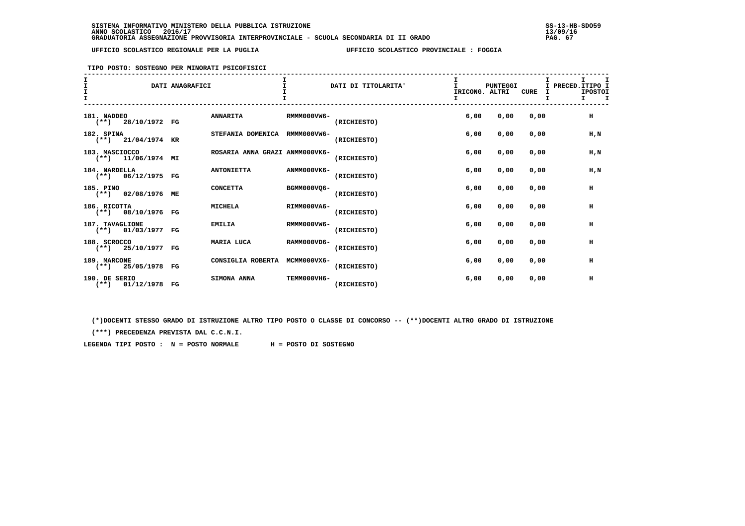SISTEMA INFORMATIVO MINISTERO DELLA PUBBLICA ISTRUZIONE
ANNO SCOLASTICO 2016/17
GRADUATORIA ASSEGNAZIONE PROVVISORIA INTERPROVINCIALE - SCUOLA SECONDARIA DI II GRADO

UFFICIO SCOLASTICO REGIONALE PER LA PUGLIA — UFFICIO SCOLASTICO PROVINCIALE : FOGGIA

TIPO POSTO: SOSTEGNO PER MINORATI PSICOFISICI

| DATI ANAGRAFICI | | | DATI DI TITOLARITA' | | PUNTEGGI RICONG. | ALTRI | CURE | PRECED. | TIPO POSTO |
|---|---|---|---|---|---|---|---|---|---|
| 181. NADDEO (**) 28/10/1972 FG | | ANNARITA | RMMM000VW6- | (RICHIESTO) | 6,00 | 0,00 | 0,00 | | H |
| 182. SPINA (**) 21/04/1974 KR | | STEFANIA DOMENICA | RMMM000VW6- | (RICHIESTO) | 6,00 | 0,00 | 0,00 | | H,N |
| 183. MASCIOCCO (**) 11/06/1974 MI | | ROSARIA ANNA GRAZI | ANMM000VK6- | (RICHIESTO) | 6,00 | 0,00 | 0,00 | | H,N |
| 184. NARDELLA (**) 06/12/1975 FG | | ANTONIETTA | ANMM000VK6- | (RICHIESTO) | 6,00 | 0,00 | 0,00 | | H,N |
| 185. PINO (**) 02/08/1976 ME | | CONCETTA | BGMM000VQ6- | (RICHIESTO) | 6,00 | 0,00 | 0,00 | | H |
| 186. RICOTTA (**) 08/10/1976 FG | | MICHELA | RIMM000VA6- | (RICHIESTO) | 6,00 | 0,00 | 0,00 | | H |
| 187. TAVAGLIONE (**) 01/03/1977 FG | | EMILIA | RMMM000VW6- | (RICHIESTO) | 6,00 | 0,00 | 0,00 | | H |
| 188. SCROCCO (**) 25/10/1977 FG | | MARIA LUCA | RAMM000VD6- | (RICHIESTO) | 6,00 | 0,00 | 0,00 | | H |
| 189. MARCONE (**) 25/05/1978 FG | | CONSIGLIA ROBERTA | MCMM000VX6- | (RICHIESTO) | 6,00 | 0,00 | 0,00 | | H |
| 190. DE SERIO (**) 01/12/1978 FG | | SIMONA ANNA | TEMM000VH6- | (RICHIESTO) | 6,00 | 0,00 | 0,00 | | H |

(*)DOCENTI STESSO GRADO DI ISTRUZIONE ALTRO TIPO POSTO O CLASSE DI CONCORSO -- (**)DOCENTI ALTRO GRADO DI ISTRUZIONE

(***) PRECEDENZA PREVISTA DAL C.C.N.I.

LEGENDA TIPI POSTO : N = POSTO NORMALE H = POSTO DI SOSTEGNO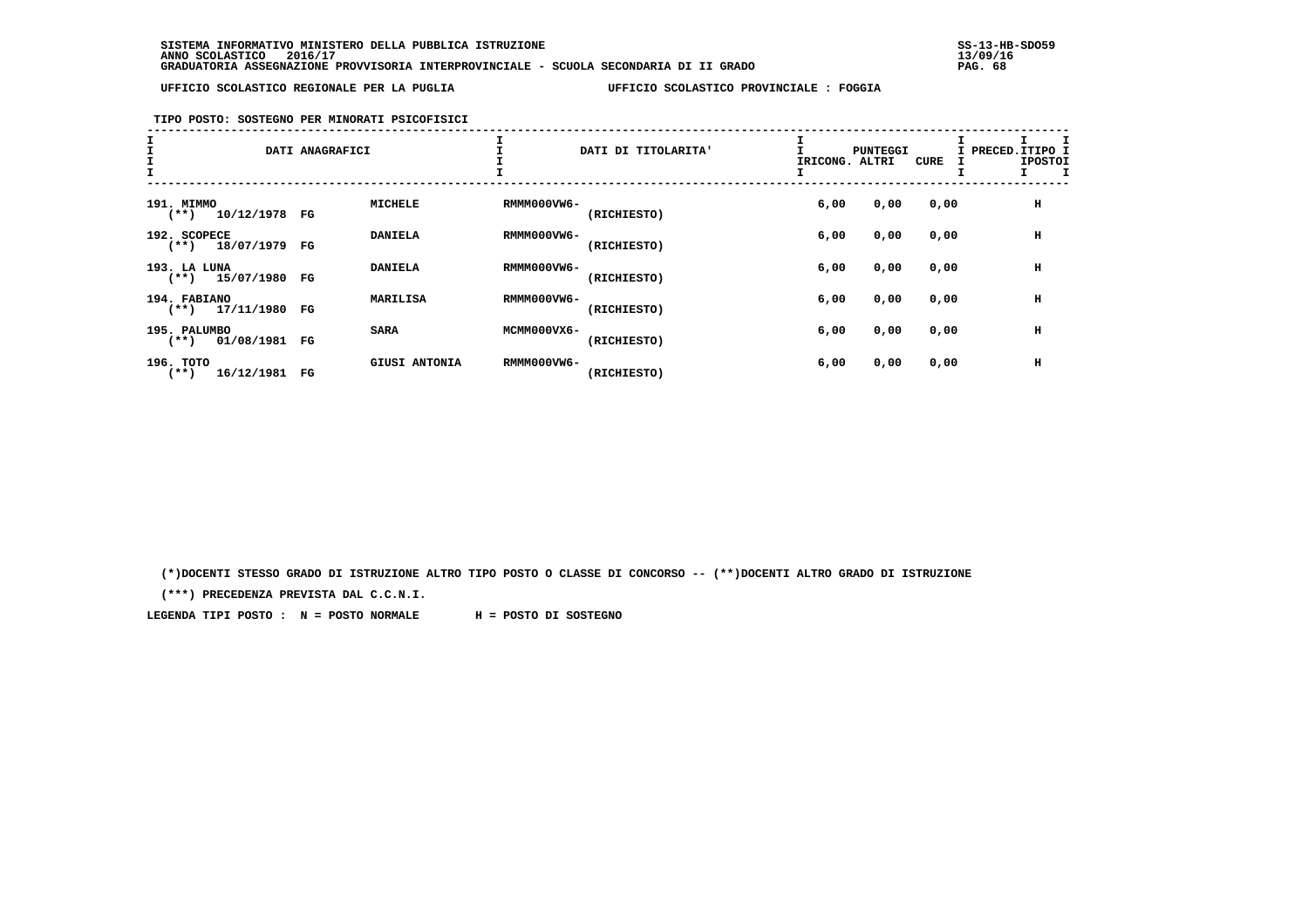SISTEMA INFORMATIVO MINISTERO DELLA PUBBLICA ISTRUZIONE
ANNO SCOLASTICO 2016/17
GRADUATORIA ASSEGNAZIONE PROVVISORIA INTERPROVINCIALE - SCUOLA SECONDARIA DI II GRADO

SS-13-HB-SDO59
13/09/16

UFFICIO SCOLASTICO REGIONALE PER LA PUGLIA          UFFICIO SCOLASTICO PROVINCIALE : FOGGIA

TIPO POSTO: SOSTEGNO PER MINORATI PSICOFISICI

| DATI ANAGRAFICI | | | DATI DI TITOLARITA' | | PUNTEGGI RICONG. | ALTRI | CURE | PRECED. | TIPO POSTO |
|---|---|---|---|---|---|---|---|---|---|
| 191. MIMMO (**) 10/12/1978 | FG | MICHELE | RMMM000VW6- | (RICHIESTO) | 6,00 | 0,00 | 0,00 | | H |
| 192. SCOPECE (**) 18/07/1979 | FG | DANIELA | RMMM000VW6- | (RICHIESTO) | 6,00 | 0,00 | 0,00 | | H |
| 193. LA LUNA (**) 15/07/1980 | FG | DANIELA | RMMM000VW6- | (RICHIESTO) | 6,00 | 0,00 | 0,00 | | H |
| 194. FABIANO (**) 17/11/1980 | FG | MARILISA | RMMM000VW6- | (RICHIESTO) | 6,00 | 0,00 | 0,00 | | H |
| 195. PALUMBO (**) 01/08/1981 | FG | SARA | MCMM000VX6- | (RICHIESTO) | 6,00 | 0,00 | 0,00 | | H |
| 196. TOTO (**) 16/12/1981 | FG | GIUSI ANTONIA | RMMM000VW6- | (RICHIESTO) | 6,00 | 0,00 | 0,00 | | H |

(*)DOCENTI STESSO GRADO DI ISTRUZIONE ALTRO TIPO POSTO O CLASSE DI CONCORSO -- (**)DOCENTI ALTRO GRADO DI ISTRUZIONE

(***) PRECEDENZA PREVISTA DAL C.C.N.I.

LEGENDA TIPI POSTO : N = POSTO NORMALE        H = POSTO DI SOSTEGNO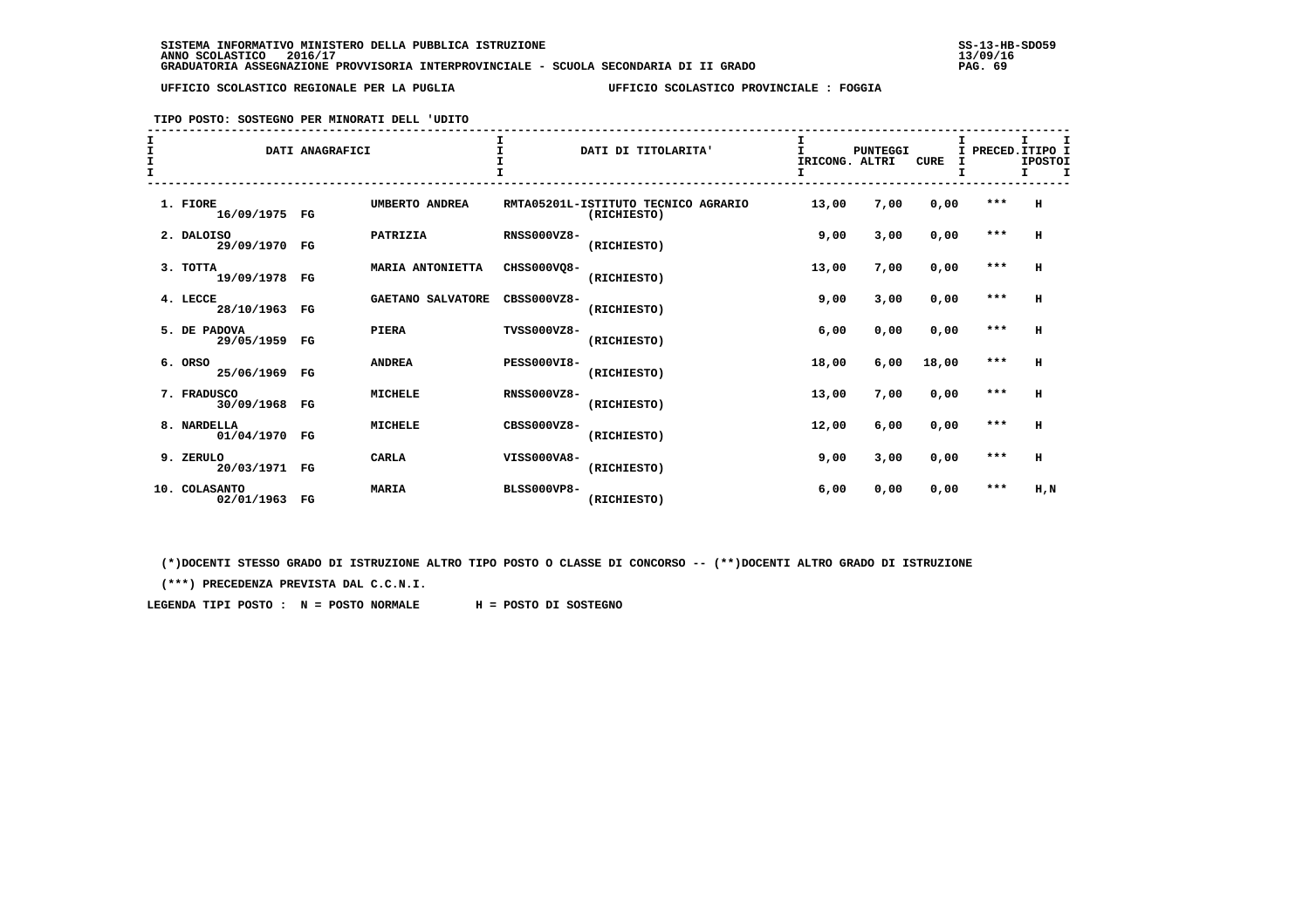SISTEMA INFORMATIVO MINISTERO DELLA PUBBLICA ISTRUZIONE
ANNO SCOLASTICO 2016/17
GRADUATORIA ASSEGNAZIONE PROVVISORIA INTERPROVINCIALE - SCUOLA SECONDARIA DI II GRADO

UFFICIO SCOLASTICO REGIONALE PER LA PUGLIA — UFFICIO SCOLASTICO PROVINCIALE : FOGGIA

TIPO POSTO: SOSTEGNO PER MINORATI DELL 'UDITO

| DATI ANAGRAFICI | | | DATI DI TITOLARITA' | PUNTEGGI RICONG. | ALTRI | CURE | PRECED. | TIPO POSTO |
|---|---|---|---|---|---|---|---|---|
| 1. FIORE 16/09/1975 | FG | UMBERTO ANDREA | RMTA05201L-ISTITUTO TECNICO AGRARIO (RICHIESTO) | 13,00 | 7,00 | 0,00 | *** | H |
| 2. DALOISO 29/09/1970 | FG | PATRIZIA | RNSS000VZ8- (RICHIESTO) | 9,00 | 3,00 | 0,00 | *** | H |
| 3. TOTTA 19/09/1978 | FG | MARIA ANTONIETTA | CHSS000VQ8- (RICHIESTO) | 13,00 | 7,00 | 0,00 | *** | H |
| 4. LECCE 28/10/1963 | FG | GAETANO SALVATORE | CBSS000VZ8- (RICHIESTO) | 9,00 | 3,00 | 0,00 | *** | H |
| 5. DE PADOVA 29/05/1959 | FG | PIERA | TVSS000VZ8- (RICHIESTO) | 6,00 | 0,00 | 0,00 | *** | H |
| 6. ORSO 25/06/1969 | FG | ANDREA | PESS000VI8- (RICHIESTO) | 18,00 | 6,00 | 18,00 | *** | H |
| 7. FRADUSCO 30/09/1968 | FG | MICHELE | RNSS000VZ8- (RICHIESTO) | 13,00 | 7,00 | 0,00 | *** | H |
| 8. NARDELLA 01/04/1970 | FG | MICHELE | CBSS000VZ8- (RICHIESTO) | 12,00 | 6,00 | 0,00 | *** | H |
| 9. ZERULO 20/03/1971 | FG | CARLA | VISS000VA8- (RICHIESTO) | 9,00 | 3,00 | 0,00 | *** | H |
| 10. COLASANTO 02/01/1963 | FG | MARIA | BLSS000VP8- (RICHIESTO) | 6,00 | 0,00 | 0,00 | *** | H,N |

(*)DOCENTI STESSO GRADO DI ISTRUZIONE ALTRO TIPO POSTO O CLASSE DI CONCORSO -- (**)DOCENTI ALTRO GRADO DI ISTRUZIONE

(***) PRECEDENZA PREVISTA DAL C.C.N.I.

LEGENDA TIPI POSTO : N = POSTO NORMALE H = POSTO DI SOSTEGNO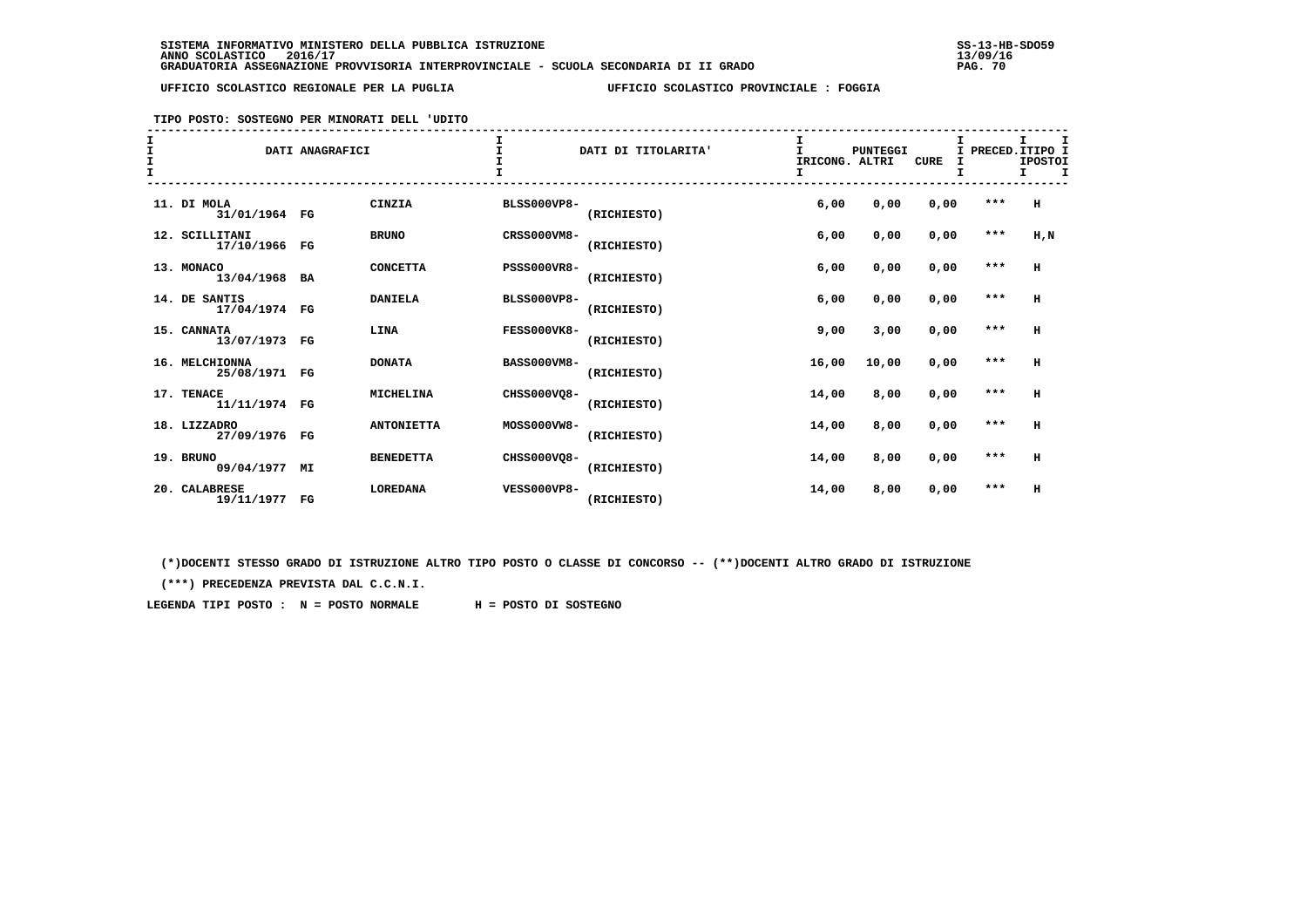SISTEMA INFORMATIVO MINISTERO DELLA PUBBLICA ISTRUZIONE
ANNO SCOLASTICO 2016/17
GRADUATORIA ASSEGNAZIONE PROVVISORIA INTERPROVINCIALE - SCUOLA SECONDARIA DI II GRADO

SS-13-HB-SDO59
13/09/16

UFFICIO SCOLASTICO REGIONALE PER LA PUGLIA — UFFICIO SCOLASTICO PROVINCIALE : FOGGIA

TIPO POSTO: SOSTEGNO PER MINORATI DELL 'UDITO

| DATI ANAGRAFICI | | | DATI DI TITOLARITA' | | PUNTEGGI RICONG. | ALTRI | CURE | PRECED. | TIPO POSTO |
|---|---|---|---|---|---|---|---|---|---|
| 11. DI MOLA 31/01/1964 | FG | CINZIA | BLSS000VP8- | (RICHIESTO) | 6,00 | 0,00 | 0,00 | *** | H |
| 12. SCILLITANI 17/10/1966 | FG | BRUNO | CRSS000VM8- | (RICHIESTO) | 6,00 | 0,00 | 0,00 | *** | H,N |
| 13. MONACO 13/04/1968 | BA | CONCETTA | PSSS000VR8- | (RICHIESTO) | 6,00 | 0,00 | 0,00 | *** | H |
| 14. DE SANTIS 17/04/1974 | FG | DANIELA | BLSS000VP8- | (RICHIESTO) | 6,00 | 0,00 | 0,00 | *** | H |
| 15. CANNATA 13/07/1973 | FG | LINA | FESS000VK8- | (RICHIESTO) | 9,00 | 3,00 | 0,00 | *** | H |
| 16. MELCHIONNA 25/08/1971 | FG | DONATA | BASS000VM8- | (RICHIESTO) | 16,00 | 10,00 | 0,00 | *** | H |
| 17. TENACE 11/11/1974 | FG | MICHELINA | CHSS000VQ8- | (RICHIESTO) | 14,00 | 8,00 | 0,00 | *** | H |
| 18. LIZZADRO 27/09/1976 | FG | ANTONIETTA | MOSS000VW8- | (RICHIESTO) | 14,00 | 8,00 | 0,00 | *** | H |
| 19. BRUNO 09/04/1977 | MI | BENEDETTA | CHSS000VQ8- | (RICHIESTO) | 14,00 | 8,00 | 0,00 | *** | H |
| 20. CALABRESE 19/11/1977 | FG | LOREDANA | VESS000VP8- | (RICHIESTO) | 14,00 | 8,00 | 0,00 | *** | H |

(*)DOCENTI STESSO GRADO DI ISTRUZIONE ALTRO TIPO POSTO O CLASSE DI CONCORSO -- (**)DOCENTI ALTRO GRADO DI ISTRUZIONE

(***) PRECEDENZA PREVISTA DAL C.C.N.I.

LEGENDA TIPI POSTO : N = POSTO NORMALE H = POSTO DI SOSTEGNO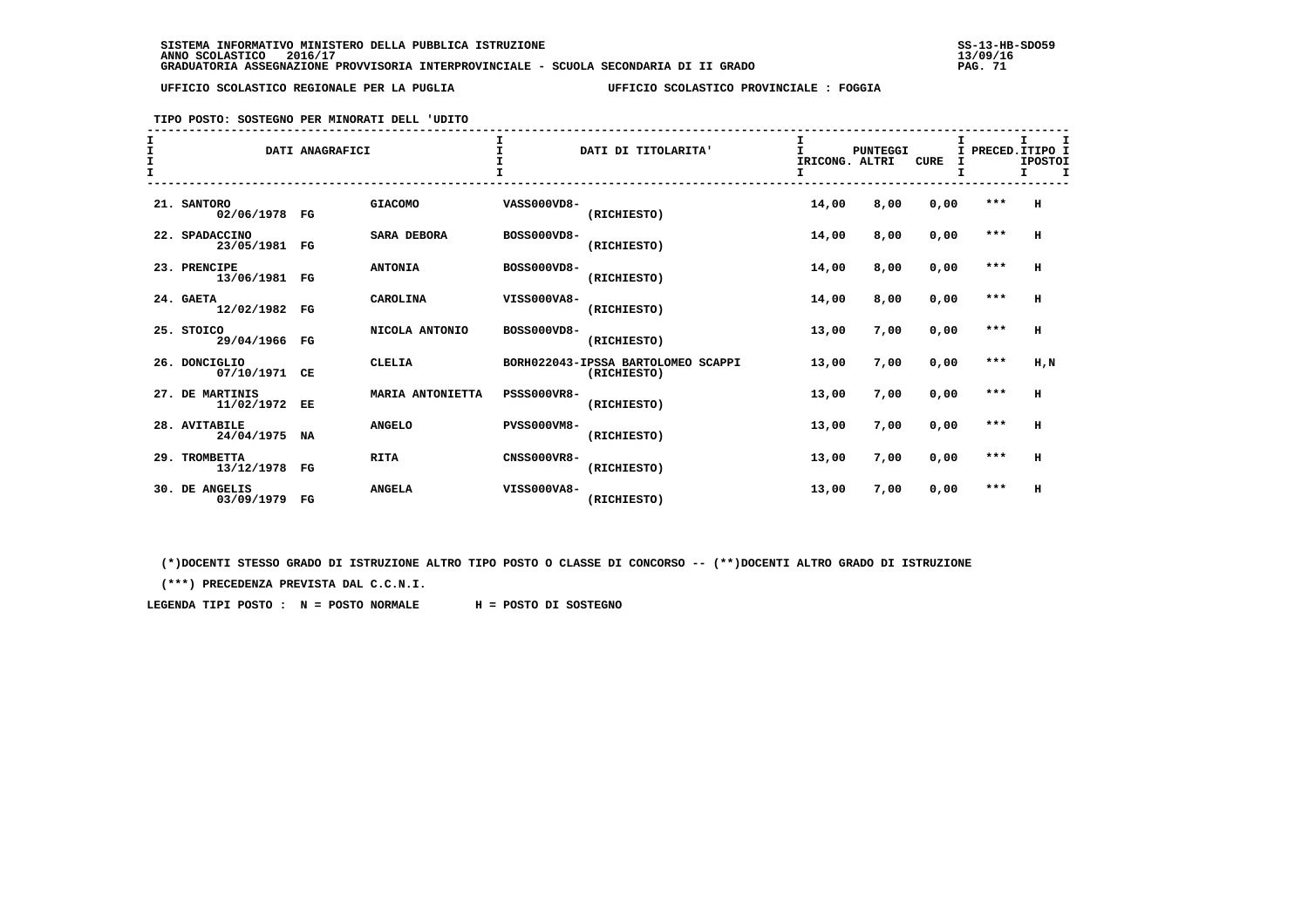SISTEMA INFORMATIVO MINISTERO DELLA PUBBLICA ISTRUZIONE
ANNO SCOLASTICO 2016/17
GRADUATORIA ASSEGNAZIONE PROVVISORIA INTERPROVINCIALE - SCUOLA SECONDARIA DI II GRADO

UFFICIO SCOLASTICO REGIONALE PER LA PUGLIA — UFFICIO SCOLASTICO PROVINCIALE : FOGGIA

TIPO POSTO: SOSTEGNO PER MINORATI DELL 'UDITO

| DATI ANAGRAFICI | | | DATI DI TITOLARITA' | PUNTEGGI IRICONG. | ALTRI | CURE | PRECED. | TIPO POSTO |
|---|---|---|---|---|---|---|---|---|
| 21. SANTORO 02/06/1978 | FG | GIACOMO | VASS000VD8- (RICHIESTO) | 14,00 | 8,00 | 0,00 | *** | H |
| 22. SPADACCINO 23/05/1981 | FG | SARA DEBORA | BOSS000VD8- (RICHIESTO) | 14,00 | 8,00 | 0,00 | *** | H |
| 23. PRENCIPE 13/06/1981 | FG | ANTONIA | BOSS000VD8- (RICHIESTO) | 14,00 | 8,00 | 0,00 | *** | H |
| 24. GAETA 12/02/1982 | FG | CAROLINA | VISS000VA8- (RICHIESTO) | 14,00 | 8,00 | 0,00 | *** | H |
| 25. STOICO 29/04/1966 | FG | NICOLA ANTONIO | BOSS000VD8- (RICHIESTO) | 13,00 | 7,00 | 0,00 | *** | H |
| 26. DONCIGLIO 07/10/1971 | CE | CLELIA | BORH022043-IPSSA BARTOLOMEO SCAPPI (RICHIESTO) | 13,00 | 7,00 | 0,00 | *** | H,N |
| 27. DE MARTINIS 11/02/1972 | EE | MARIA ANTONIETTA | PSSS000VR8- (RICHIESTO) | 13,00 | 7,00 | 0,00 | *** | H |
| 28. AVITABILE 24/04/1975 | NA | ANGELO | PVSS000VM8- (RICHIESTO) | 13,00 | 7,00 | 0,00 | *** | H |
| 29. TROMBETTA 13/12/1978 | FG | RITA | CNSS000VR8- (RICHIESTO) | 13,00 | 7,00 | 0,00 | *** | H |
| 30. DE ANGELIS 03/09/1979 | FG | ANGELA | VISS000VA8- (RICHIESTO) | 13,00 | 7,00 | 0,00 | *** | H |

(*)DOCENTI STESSO GRADO DI ISTRUZIONE ALTRO TIPO POSTO O CLASSE DI CONCORSO -- (**)DOCENTI ALTRO GRADO DI ISTRUZIONE

(***) PRECEDENZA PREVISTA DAL C.C.N.I.

LEGENDA TIPI POSTO : N = POSTO NORMALE H = POSTO DI SOSTEGNO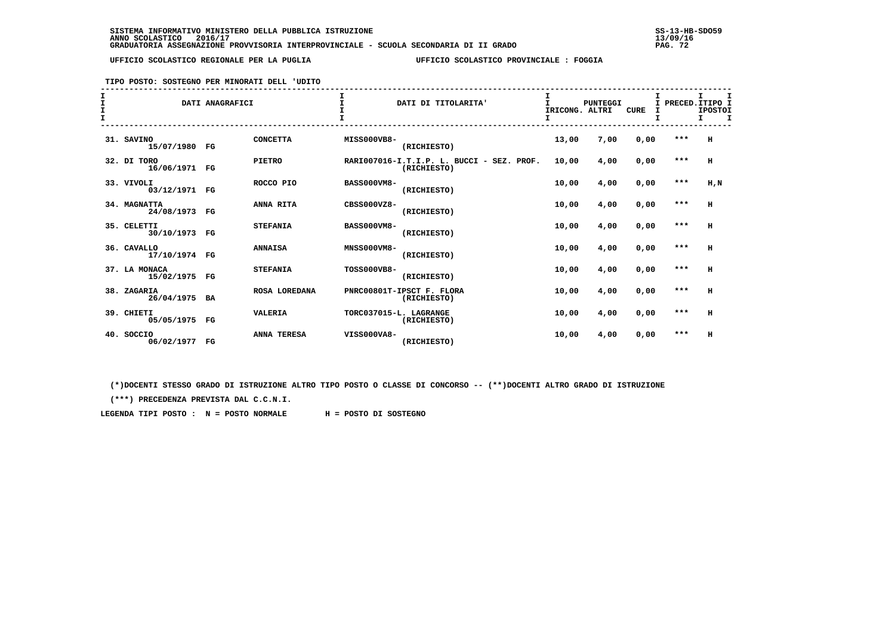SISTEMA INFORMATIVO MINISTERO DELLA PUBBLICA ISTRUZIONE
ANNO SCOLASTICO 2016/17
GRADUATORIA ASSEGNAZIONE PROVVISORIA INTERPROVINCIALE - SCUOLA SECONDARIA DI II GRADO

UFFICIO SCOLASTICO REGIONALE PER LA PUGLIA — UFFICIO SCOLASTICO PROVINCIALE : FOGGIA

TIPO POSTO: SOSTEGNO PER MINORATI DELL 'UDITO

| DATI ANAGRAFICI | | | DATI DI TITOLARITA' | PUNTEGGI RICONG. | ALTRI | CURE | PRECED. | TIPO POSTO |
|---|---|---|---|---|---|---|---|---|
| 31. SAVINO 15/07/1980 | FG | CONCETTA | MISS000VB8- (RICHIESTO) | 13,00 | 7,00 | 0,00 | *** | H |
| 32. DI TORO 16/06/1971 | FG | PIETRO | RARI007016-I.T.I.P. L. BUCCI - SEZ. PROF. (RICHIESTO) | 10,00 | 4,00 | 0,00 | *** | H |
| 33. VIVOLI 03/12/1971 | FG | ROCCO PIO | BASS000VM8- (RICHIESTO) | 10,00 | 4,00 | 0,00 | *** | H,N |
| 34. MAGNATTA 24/08/1973 | FG | ANNA RITA | CBSS000VZ8- (RICHIESTO) | 10,00 | 4,00 | 0,00 | *** | H |
| 35. CELETTI 30/10/1973 | FG | STEFANIA | BASS000VM8- (RICHIESTO) | 10,00 | 4,00 | 0,00 | *** | H |
| 36. CAVALLO 17/10/1974 | FG | ANNAISA | MNSS000VM8- (RICHIESTO) | 10,00 | 4,00 | 0,00 | *** | H |
| 37. LA MONACA 15/02/1975 | FG | STEFANIA | TOSS000VB8- (RICHIESTO) | 10,00 | 4,00 | 0,00 | *** | H |
| 38. ZAGARIA 26/04/1975 | BA | ROSA LOREDANA | PNRC00801T-IPSCT F. FLORA (RICHIESTO) | 10,00 | 4,00 | 0,00 | *** | H |
| 39. CHIETI 05/05/1975 | FG | VALERIA | TORC037015-L. LAGRANGE (RICHIESTO) | 10,00 | 4,00 | 0,00 | *** | H |
| 40. SOCCIO 06/02/1977 | FG | ANNA TERESA | VISS000VA8- (RICHIESTO) | 10,00 | 4,00 | 0,00 | *** | H |

(*)DOCENTI STESSO GRADO DI ISTRUZIONE ALTRO TIPO POSTO O CLASSE DI CONCORSO -- (**)DOCENTI ALTRO GRADO DI ISTRUZIONE

(***) PRECEDENZA PREVISTA DAL C.C.N.I.

LEGENDA TIPI POSTO : N = POSTO NORMALE H = POSTO DI SOSTEGNO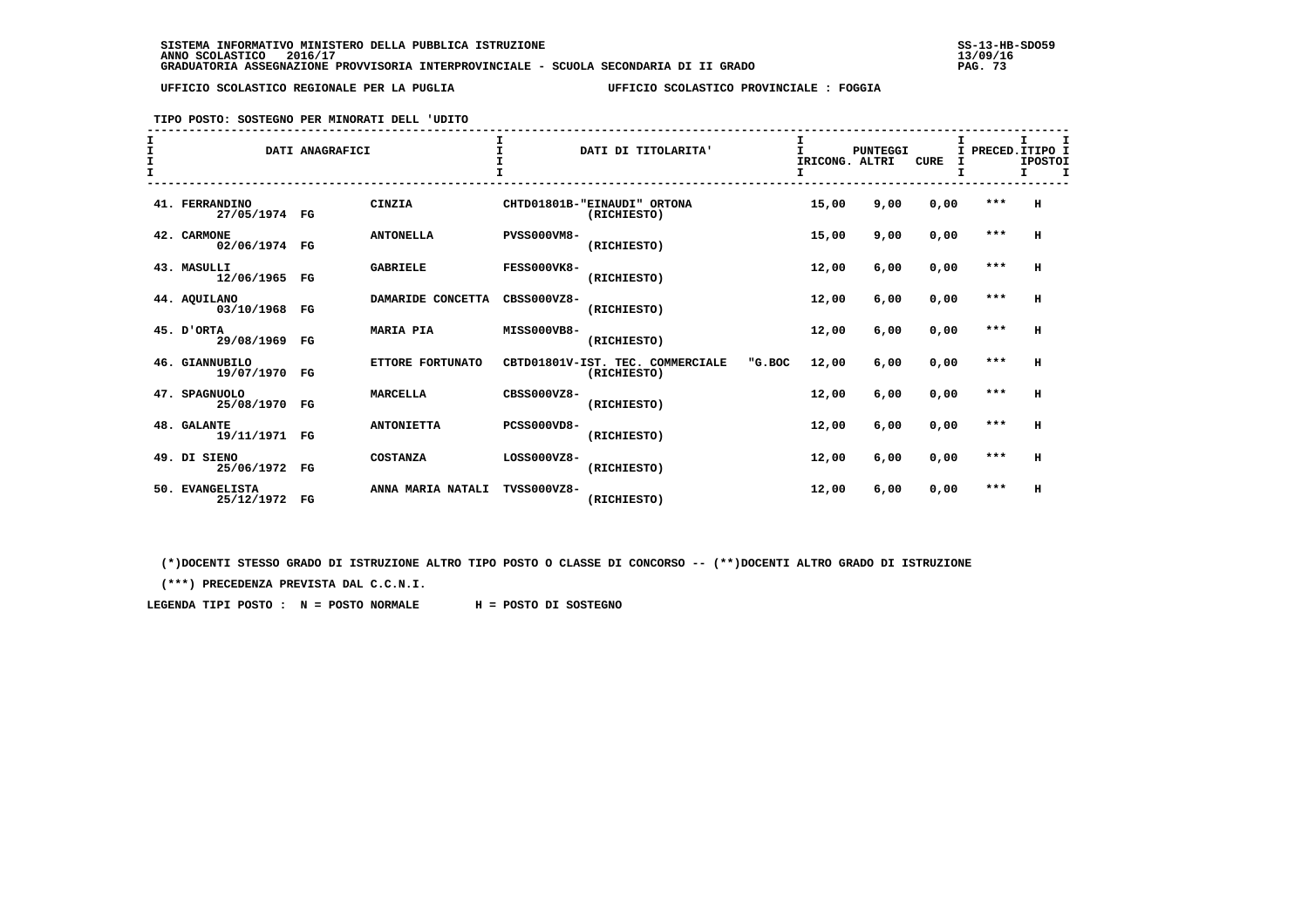SISTEMA INFORMATIVO MINISTERO DELLA PUBBLICA ISTRUZIONE
ANNO SCOLASTICO 2016/17
GRADUATORIA ASSEGNAZIONE PROVVISORIA INTERPROVINCIALE - SCUOLA SECONDARIA DI II GRADO

SS-13-HB-SDO59
13/09/16

UFFICIO SCOLASTICO REGIONALE PER LA PUGLIA — UFFICIO SCOLASTICO PROVINCIALE : FOGGIA

TIPO POSTO: SOSTEGNO PER MINORATI DELL 'UDITO

| DATI ANAGRAFICI | | | DATI DI TITOLARITA' | PUNTEGGI IRICONG. | ALTRI | CURE | PRECED. | TIPO POSTO |
|---|---|---|---|---|---|---|---|---|
| 41. FERRANDINO 27/05/1974 | FG | CINZIA | CHTD01801B-"EINAUDI" ORTONA (RICHIESTO) | 15,00 | 9,00 | 0,00 | *** | H |
| 42. CARMONE 02/06/1974 | FG | ANTONELLA | PVSS000VM8- (RICHIESTO) | 15,00 | 9,00 | 0,00 | *** | H |
| 43. MASULLI 12/06/1965 | FG | GABRIELE | FESS000VK8- (RICHIESTO) | 12,00 | 6,00 | 0,00 | *** | H |
| 44. AQUILANO 03/10/1968 | FG | DAMARIDE CONCETTA | CBSS000VZ8- (RICHIESTO) | 12,00 | 6,00 | 0,00 | *** | H |
| 45. D'ORTA 29/08/1969 | FG | MARIA PIA | MISS000VB8- (RICHIESTO) | 12,00 | 6,00 | 0,00 | *** | H |
| 46. GIANNUBILO 19/07/1970 | FG | ETTORE FORTUNATO | CBTD01801V-IST. TEC. COMMERCIALE "G.BOC (RICHIESTO) | 12,00 | 6,00 | 0,00 | *** | H |
| 47. SPAGNUOLO 25/08/1970 | FG | MARCELLA | CBSS000VZ8- (RICHIESTO) | 12,00 | 6,00 | 0,00 | *** | H |
| 48. GALANTE 19/11/1971 | FG | ANTONIETTA | PCSS000VD8- (RICHIESTO) | 12,00 | 6,00 | 0,00 | *** | H |
| 49. DI SIENO 25/06/1972 | FG | COSTANZA | LOSS000VZ8- (RICHIESTO) | 12,00 | 6,00 | 0,00 | *** | H |
| 50. EVANGELISTA 25/12/1972 | FG | ANNA MARIA NATALI | TVSS000VZ8- (RICHIESTO) | 12,00 | 6,00 | 0,00 | *** | H |

(*)DOCENTI STESSO GRADO DI ISTRUZIONE ALTRO TIPO POSTO O CLASSE DI CONCORSO -- (**)DOCENTI ALTRO GRADO DI ISTRUZIONE

(***) PRECEDENZA PREVISTA DAL C.C.N.I.

LEGENDA TIPI POSTO : N = POSTO NORMALE H = POSTO DI SOSTEGNO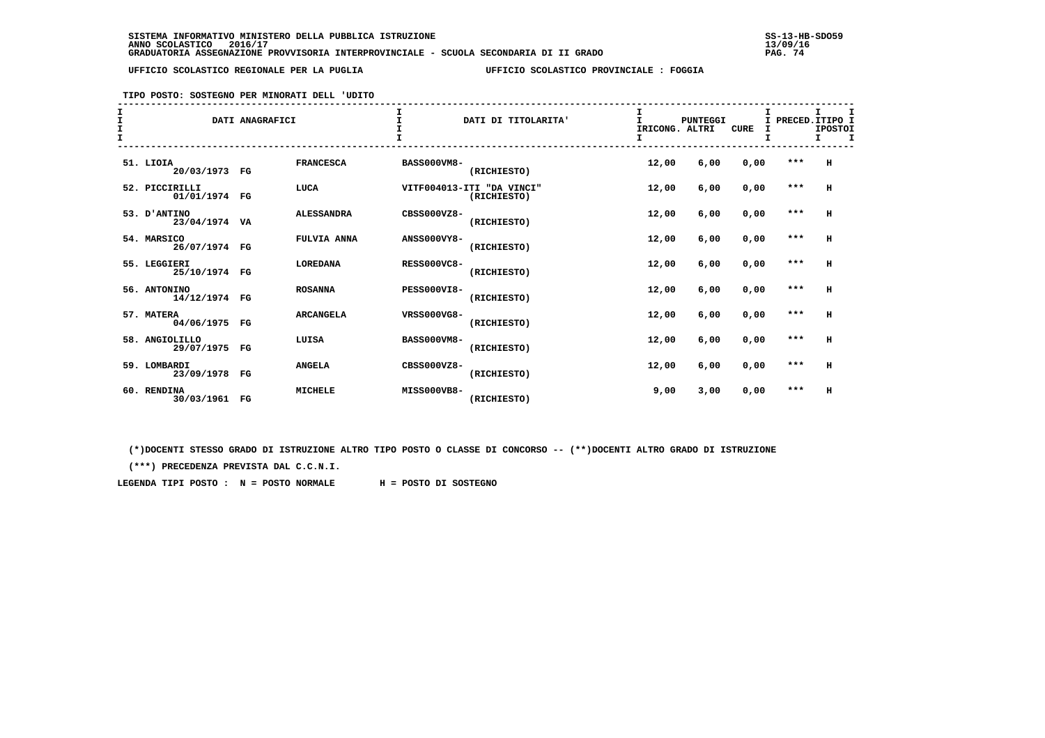SISTEMA INFORMATIVO MINISTERO DELLA PUBBLICA ISTRUZIONE
ANNO SCOLASTICO 2016/17
GRADUATORIA ASSEGNAZIONE PROVVISORIA INTERPROVINCIALE - SCUOLA SECONDARIA DI II GRADO

SS-13-HB-SDO59
13/09/16

UFFICIO SCOLASTICO REGIONALE PER LA PUGLIA — UFFICIO SCOLASTICO PROVINCIALE : FOGGIA

TIPO POSTO: SOSTEGNO PER MINORATI DELL 'UDITO

| DATI ANAGRAFICI | | | DATI DI TITOLARITA' | PUNTEGGI RICONG. | ALTRI | CURE | PRECED. | TIPO POSTO |
|---|---|---|---|---|---|---|---|---|
| 51. LIOIA 20/03/1973 | FG | FRANCESCA | BASS000VM8- (RICHIESTO) | 12,00 | 6,00 | 0,00 | *** | H |
| 52. PICCIRILLI 01/01/1974 | FG | LUCA | VITF004013-ITI "DA VINCI" (RICHIESTO) | 12,00 | 6,00 | 0,00 | *** | H |
| 53. D'ANTINO 23/04/1974 | VA | ALESSANDRA | CBSS000VZ8- (RICHIESTO) | 12,00 | 6,00 | 0,00 | *** | H |
| 54. MARSICO 26/07/1974 | FG | FULVIA ANNA | ANSS000VY8- (RICHIESTO) | 12,00 | 6,00 | 0,00 | *** | H |
| 55. LEGGIERI 25/10/1974 | FG | LOREDANA | RESS000VC8- (RICHIESTO) | 12,00 | 6,00 | 0,00 | *** | H |
| 56. ANTONINO 14/12/1974 | FG | ROSANNA | PESS000VI8- (RICHIESTO) | 12,00 | 6,00 | 0,00 | *** | H |
| 57. MATERA 04/06/1975 | FG | ARCANGELA | VRSS000VG8- (RICHIESTO) | 12,00 | 6,00 | 0,00 | *** | H |
| 58. ANGIOLILLO 29/07/1975 | FG | LUISA | BASS000VM8- (RICHIESTO) | 12,00 | 6,00 | 0,00 | *** | H |
| 59. LOMBARDI 23/09/1978 | FG | ANGELA | CBSS000VZ8- (RICHIESTO) | 12,00 | 6,00 | 0,00 | *** | H |
| 60. RENDINA 30/03/1961 | FG | MICHELE | MISS000VB8- (RICHIESTO) | 9,00 | 3,00 | 0,00 | *** | H |

(*)DOCENTI STESSO GRADO DI ISTRUZIONE ALTRO TIPO POSTO O CLASSE DI CONCORSO -- (**)DOCENTI ALTRO GRADO DI ISTRUZIONE

(***) PRECEDENZA PREVISTA DAL C.C.N.I.

LEGENDA TIPI POSTO : N = POSTO NORMALE H = POSTO DI SOSTEGNO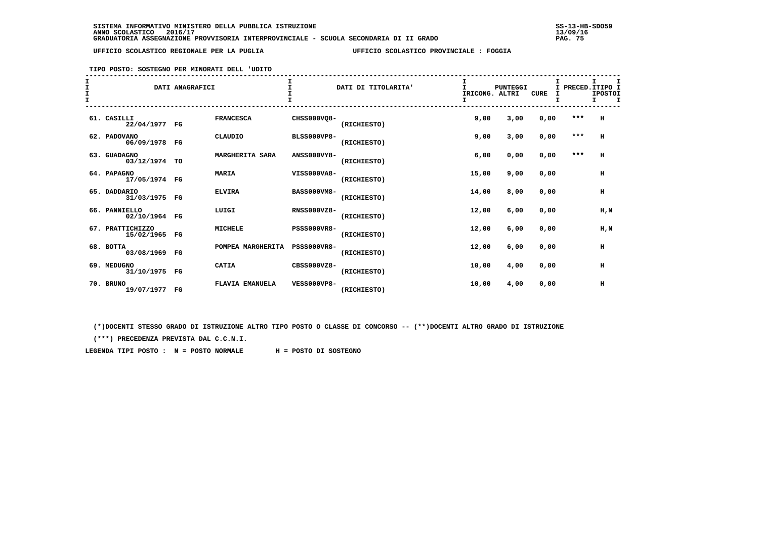SISTEMA INFORMATIVO MINISTERO DELLA PUBBLICA ISTRUZIONE
ANNO SCOLASTICO 2016/17
GRADUATORIA ASSEGNAZIONE PROVVISORIA INTERPROVINCIALE - SCUOLA SECONDARIA DI II GRADO

UFFICIO SCOLASTICO REGIONALE PER LA PUGLIA — UFFICIO SCOLASTICO PROVINCIALE : FOGGIA

TIPO POSTO: SOSTEGNO PER MINORATI DELL 'UDITO

| DATI ANAGRAFICI | | | DATI DI TITOLARITA' | | PUNTEGGI IRICONG. | ALTRI | CURE | PRECED. | TIPO POSTO |
|---|---|---|---|---|---|---|---|---|---|
| 61. CASILLI 22/04/1977 | FG | FRANCESCA | CHSS000VQ8- | (RICHIESTO) | 9,00 | 3,00 | 0,00 | *** | H |
| 62. PADOVANO 06/09/1978 | FG | CLAUDIO | BLSS000VP8- | (RICHIESTO) | 9,00 | 3,00 | 0,00 | *** | H |
| 63. GUADAGNO 03/12/1974 | TO | MARGHERITA SARA | ANSS000VY8- | (RICHIESTO) | 6,00 | 0,00 | 0,00 | *** | H |
| 64. PAPAGNO 17/05/1974 | FG | MARIA | VISS000VA8- | (RICHIESTO) | 15,00 | 9,00 | 0,00 | | H |
| 65. DADDARIO 31/03/1975 | FG | ELVIRA | BASS000VM8- | (RICHIESTO) | 14,00 | 8,00 | 0,00 | | H |
| 66. PANNIELLO 02/10/1964 | FG | LUIGI | RNSS000VZ8- | (RICHIESTO) | 12,00 | 6,00 | 0,00 | | H,N |
| 67. PRATTICHIZZO 15/02/1965 | FG | MICHELE | PSSS000VR8- | (RICHIESTO) | 12,00 | 6,00 | 0,00 | | H,N |
| 68. BOTTA 03/08/1969 | FG | POMPEA MARGHERITA | PSSS000VR8- | (RICHIESTO) | 12,00 | 6,00 | 0,00 | | H |
| 69. MEDUGNO 31/10/1975 | FG | CATIA | CBSS000VZ8- | (RICHIESTO) | 10,00 | 4,00 | 0,00 | | H |
| 70. BRUNO 19/07/1977 | FG | FLAVIA EMANUELA | VESS000VP8- | (RICHIESTO) | 10,00 | 4,00 | 0,00 | | H |

(*)DOCENTI STESSO GRADO DI ISTRUZIONE ALTRO TIPO POSTO O CLASSE DI CONCORSO -- (**)DOCENTI ALTRO GRADO DI ISTRUZIONE

(***) PRECEDENZA PREVISTA DAL C.C.N.I.

LEGENDA TIPI POSTO : N = POSTO NORMALE H = POSTO DI SOSTEGNO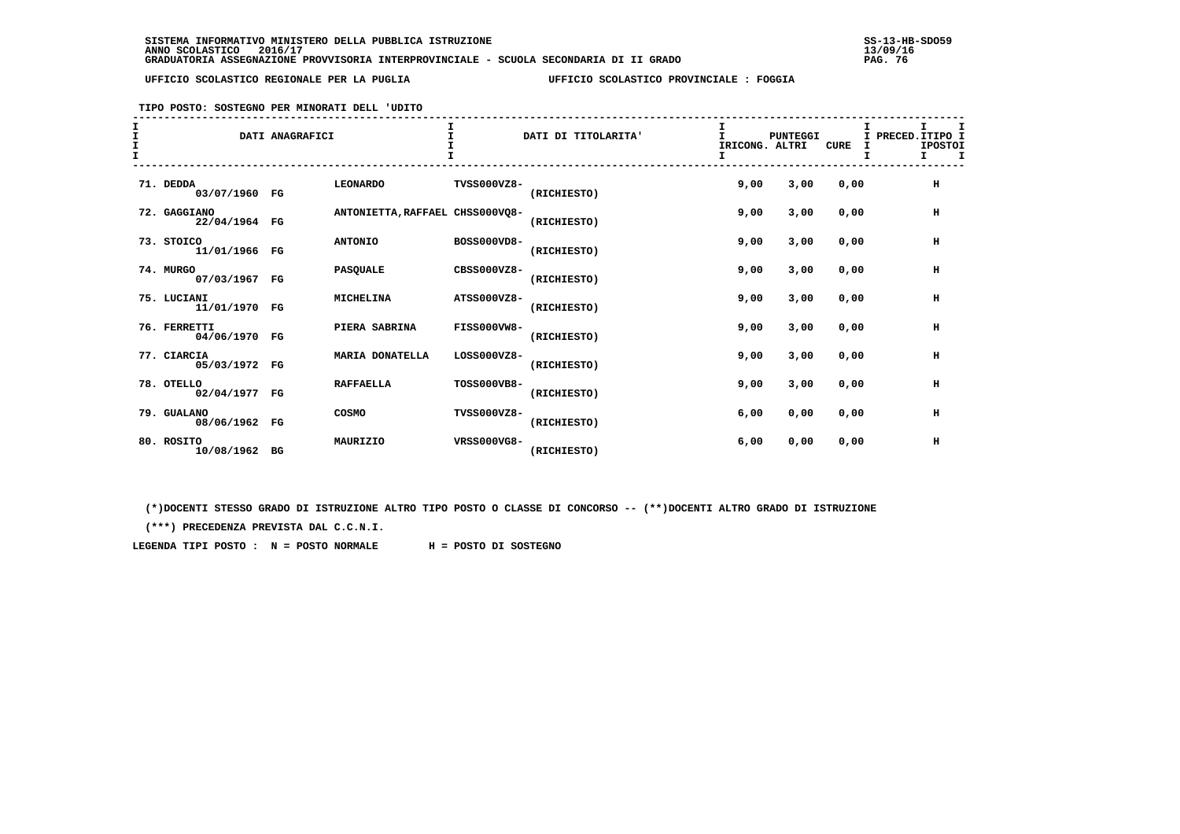SISTEMA INFORMATIVO MINISTERO DELLA PUBBLICA ISTRUZIONE
ANNO SCOLASTICO 2016/17
GRADUATORIA ASSEGNAZIONE PROVVISORIA INTERPROVINCIALE - SCUOLA SECONDARIA DI II GRADO

SS-13-HB-SDO59
13/09/16

UFFICIO SCOLASTICO REGIONALE PER LA PUGLIA — UFFICIO SCOLASTICO PROVINCIALE : FOGGIA

TIPO POSTO: SOSTEGNO PER MINORATI DELL 'UDITO

| DATI ANAGRAFICI | | | DATI DI TITOLARITA' | | PUNTEGGI IRICONG. | ALTRI | CURE | PRECED. | TIPO POSTO |
|---|---|---|---|---|---|---|---|---|---|
| 71. DEDDA 03/07/1960 | FG | LEONARDO | TVSS000VZ8- | (RICHIESTO) | 9,00 | 3,00 | 0,00 | | H |
| 72. GAGGIANO 22/04/1964 | FG | ANTONIETTA,RAFFAEL | CHSS000VQ8- | (RICHIESTO) | 9,00 | 3,00 | 0,00 | | H |
| 73. STOICO 11/01/1966 | FG | ANTONIO | BOSS000VD8- | (RICHIESTO) | 9,00 | 3,00 | 0,00 | | H |
| 74. MURGO 07/03/1967 | FG | PASQUALE | CBSS000VZ8- | (RICHIESTO) | 9,00 | 3,00 | 0,00 | | H |
| 75. LUCIANI 11/01/1970 | FG | MICHELINA | ATSS000VZ8- | (RICHIESTO) | 9,00 | 3,00 | 0,00 | | H |
| 76. FERRETTI 04/06/1970 | FG | PIERA SABRINA | FISS000VW8- | (RICHIESTO) | 9,00 | 3,00 | 0,00 | | H |
| 77. CIARCIA 05/03/1972 | FG | MARIA DONATELLA | LOSS000VZ8- | (RICHIESTO) | 9,00 | 3,00 | 0,00 | | H |
| 78. OTELLO 02/04/1977 | FG | RAFFAELLA | TOSS000VB8- | (RICHIESTO) | 9,00 | 3,00 | 0,00 | | H |
| 79. GUALANO 08/06/1962 | FG | COSMO | TVSS000VZ8- | (RICHIESTO) | 6,00 | 0,00 | 0,00 | | H |
| 80. ROSITO 10/08/1962 | BG | MAURIZIO | VRSS000VG8- | (RICHIESTO) | 6,00 | 0,00 | 0,00 | | H |

(*)DOCENTI STESSO GRADO DI ISTRUZIONE ALTRO TIPO POSTO O CLASSE DI CONCORSO -- (**)DOCENTI ALTRO GRADO DI ISTRUZIONE

(***) PRECEDENZA PREVISTA DAL C.C.N.I.

LEGENDA TIPI POSTO : N = POSTO NORMALE H = POSTO DI SOSTEGNO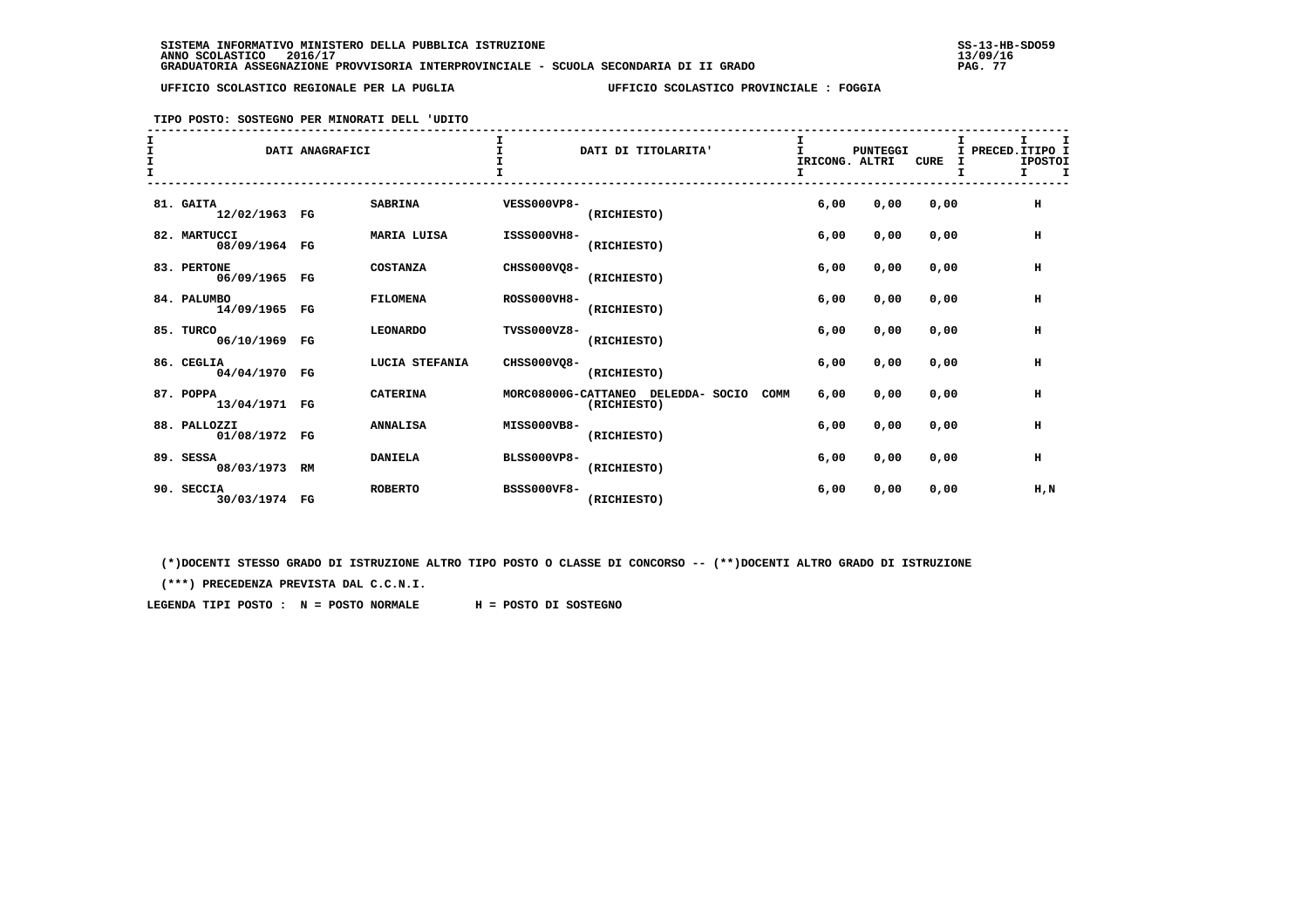SISTEMA INFORMATIVO MINISTERO DELLA PUBBLICA ISTRUZIONE
ANNO SCOLASTICO 2016/17
GRADUATORIA ASSEGNAZIONE PROVVISORIA INTERPROVINCIALE - SCUOLA SECONDARIA DI II GRADO

UFFICIO SCOLASTICO REGIONALE PER LA PUGLIA — UFFICIO SCOLASTICO PROVINCIALE : FOGGIA

TIPO POSTO: SOSTEGNO PER MINORATI DELL 'UDITO

| DATI ANAGRAFICI | | | DATI DI TITOLARITA' | PUNTEGGI IRICONG. | ALTRI | CURE | PRECED. | TIPO IPOSTO |
|---|---|---|---|---|---|---|---|---|
| 81. GAITA 12/02/1963 | FG | SABRINA | VESS000VP8- (RICHIESTO) | 6,00 | 0,00 | 0,00 | | H |
| 82. MARTUCCI 08/09/1964 | FG | MARIA LUISA | ISSS000VH8- (RICHIESTO) | 6,00 | 0,00 | 0,00 | | H |
| 83. PERTONE 06/09/1965 | FG | COSTANZA | CHSS000VQ8- (RICHIESTO) | 6,00 | 0,00 | 0,00 | | H |
| 84. PALUMBO 14/09/1965 | FG | FILOMENA | ROSS000VH8- (RICHIESTO) | 6,00 | 0,00 | 0,00 | | H |
| 85. TURCO 06/10/1969 | FG | LEONARDO | TVSS000VZ8- (RICHIESTO) | 6,00 | 0,00 | 0,00 | | H |
| 86. CEGLIA 04/04/1970 | FG | LUCIA STEFANIA | CHSS000VQ8- (RICHIESTO) | 6,00 | 0,00 | 0,00 | | H |
| 87. POPPA 13/04/1971 | FG | CATERINA | MORC08000G-CATTANEO DELEDDA- SOCIO COMM (RICHIESTO) | 6,00 | 0,00 | 0,00 | | H |
| 88. PALLOZZI 01/08/1972 | FG | ANNALISA | MISS000VB8- (RICHIESTO) | 6,00 | 0,00 | 0,00 | | H |
| 89. SESSA 08/03/1973 | RM | DANIELA | BLSS000VP8- (RICHIESTO) | 6,00 | 0,00 | 0,00 | | H |
| 90. SECCIA 30/03/1974 | FG | ROBERTO | BSSS000VF8- (RICHIESTO) | 6,00 | 0,00 | 0,00 | | H,N |

(*)DOCENTI STESSO GRADO DI ISTRUZIONE ALTRO TIPO POSTO O CLASSE DI CONCORSO -- (**)DOCENTI ALTRO GRADO DI ISTRUZIONE

(***) PRECEDENZA PREVISTA DAL C.C.N.I.

LEGENDA TIPI POSTO : N = POSTO NORMALE H = POSTO DI SOSTEGNO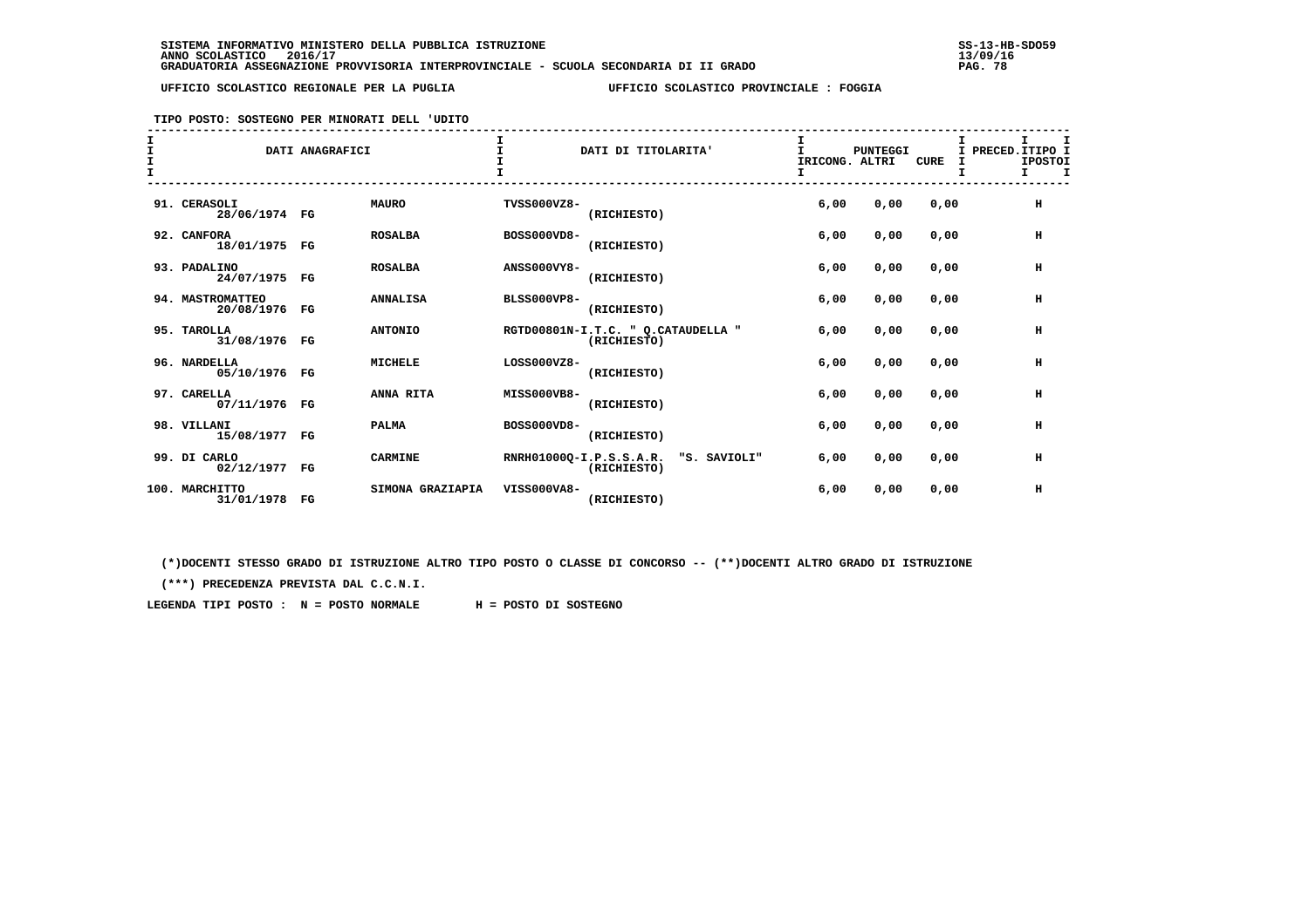SISTEMA INFORMATIVO MINISTERO DELLA PUBBLICA ISTRUZIONE
ANNO SCOLASTICO 2016/17
GRADUATORIA ASSEGNAZIONE PROVVISORIA INTERPROVINCIALE - SCUOLA SECONDARIA DI II GRADO

SS-13-HB-SDO59
13/09/16

UFFICIO SCOLASTICO REGIONALE PER LA PUGLIA — UFFICIO SCOLASTICO PROVINCIALE : FOGGIA

TIPO POSTO: SOSTEGNO PER MINORATI DELL 'UDITO

| DATI ANAGRAFICI | | | DATI DI TITOLARITA' | PUNTEGGI IRICONG. | ALTRI | CURE | PRECED. | TIPO POSTO |
|---|---|---|---|---|---|---|---|---|
| 91. CERASOLI 28/06/1974 | FG | MAURO | TVSS000VZ8- (RICHIESTO) | 6,00 | 0,00 | 0,00 | | H |
| 92. CANFORA 18/01/1975 | FG | ROSALBA | BOSS000VD8- (RICHIESTO) | 6,00 | 0,00 | 0,00 | | H |
| 93. PADALINO 24/07/1975 | FG | ROSALBA | ANSS000VY8- (RICHIESTO) | 6,00 | 0,00 | 0,00 | | H |
| 94. MASTROMATTEO 20/08/1976 | FG | ANNALISA | BLSS000VP8- (RICHIESTO) | 6,00 | 0,00 | 0,00 | | H |
| 95. TAROLLA 31/08/1976 | FG | ANTONIO | RGTD00801N-I.T.C. " Q.CATAUDELLA " (RICHIESTO) | 6,00 | 0,00 | 0,00 | | H |
| 96. NARDELLA 05/10/1976 | FG | MICHELE | LOSS000VZ8- (RICHIESTO) | 6,00 | 0,00 | 0,00 | | H |
| 97. CARELLA 07/11/1976 | FG | ANNA RITA | MISS000VB8- (RICHIESTO) | 6,00 | 0,00 | 0,00 | | H |
| 98. VILLANI 15/08/1977 | FG | PALMA | BOSS000VD8- (RICHIESTO) | 6,00 | 0,00 | 0,00 | | H |
| 99. DI CARLO 02/12/1977 | FG | CARMINE | RNRH01000Q-I.P.S.S.A.R. "S. SAVIOLI" (RICHIESTO) | 6,00 | 0,00 | 0,00 | | H |
| 100. MARCHITTO 31/01/1978 | FG | SIMONA GRAZIAPIA | VISS000VA8- (RICHIESTO) | 6,00 | 0,00 | 0,00 | | H |

(*)DOCENTI STESSO GRADO DI ISTRUZIONE ALTRO TIPO POSTO O CLASSE DI CONCORSO -- (**)DOCENTI ALTRO GRADO DI ISTRUZIONE

(***) PRECEDENZA PREVISTA DAL C.C.N.I.

LEGENDA TIPI POSTO : N = POSTO NORMALE H = POSTO DI SOSTEGNO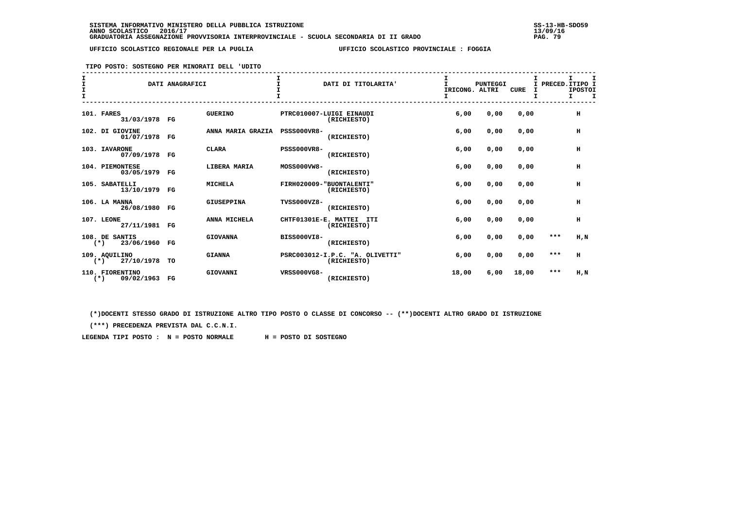SISTEMA INFORMATIVO MINISTERO DELLA PUBBLICA ISTRUZIONE
ANNO SCOLASTICO 2016/17
GRADUATORIA ASSEGNAZIONE PROVVISORIA INTERPROVINCIALE - SCUOLA SECONDARIA DI II GRADO

UFFICIO SCOLASTICO REGIONALE PER LA PUGLIA — UFFICIO SCOLASTICO PROVINCIALE : FOGGIA

TIPO POSTO: SOSTEGNO PER MINORATI DELL 'UDITO

| DATI ANAGRAFICI | | | DATI DI TITOLARITA' | PUNTEGGI RICONG. | ALTRI | CURE | PRECED. | TIPO POSTO |
|---|---|---|---|---|---|---|---|---|
| 101. FARES 31/03/1978 | FG | GUERINO | PTRC010007-LUIGI EINAUDI (RICHIESTO) | 6,00 | 0,00 | 0,00 | | H |
| 102. DI GIOVINE 01/07/1978 | FG | ANNA MARIA GRAZIA | PSSS000VR8- (RICHIESTO) | 6,00 | 0,00 | 0,00 | | H |
| 103. IAVARONE 07/09/1978 | FG | CLARA | PSSS000VR8- (RICHIESTO) | 6,00 | 0,00 | 0,00 | | H |
| 104. PIEMONTESE 03/05/1979 | FG | LIBERA MARIA | MOSS000VW8- (RICHIESTO) | 6,00 | 0,00 | 0,00 | | H |
| 105. SABATELLI 13/10/1979 | FG | MICHELA | FIRH020009-"BUONTALENTI" (RICHIESTO) | 6,00 | 0,00 | 0,00 | | H |
| 106. LA MANNA 26/08/1980 | FG | GIUSEPPINA | TVSS000VZ8- (RICHIESTO) | 6,00 | 0,00 | 0,00 | | H |
| 107. LEONE 27/11/1981 | FG | ANNA MICHELA | CHTF01301E-E. MATTEI ITI (RICHIESTO) | 6,00 | 0,00 | 0,00 | | H |
| 108. DE SANTIS (*) 23/06/1960 | FG | GIOVANNA | BISS000VI8- (RICHIESTO) | 6,00 | 0,00 | 0,00 | *** | H,N |
| 109. AQUILINO (*) 27/10/1978 | TO | GIANNA | PSRC003012-I.P.C. "A. OLIVETTI" (RICHIESTO) | 6,00 | 0,00 | 0,00 | *** | H |
| 110. FIORENTINO (*) 09/02/1963 | FG | GIOVANNI | VRSS000VG8- (RICHIESTO) | 18,00 | 6,00 | 18,00 | *** | H,N |

(*)DOCENTI STESSO GRADO DI ISTRUZIONE ALTRO TIPO POSTO O CLASSE DI CONCORSO -- (**)DOCENTI ALTRO GRADO DI ISTRUZIONE

(***) PRECEDENZA PREVISTA DAL C.C.N.I.

LEGENDA TIPI POSTO : N = POSTO NORMALE H = POSTO DI SOSTEGNO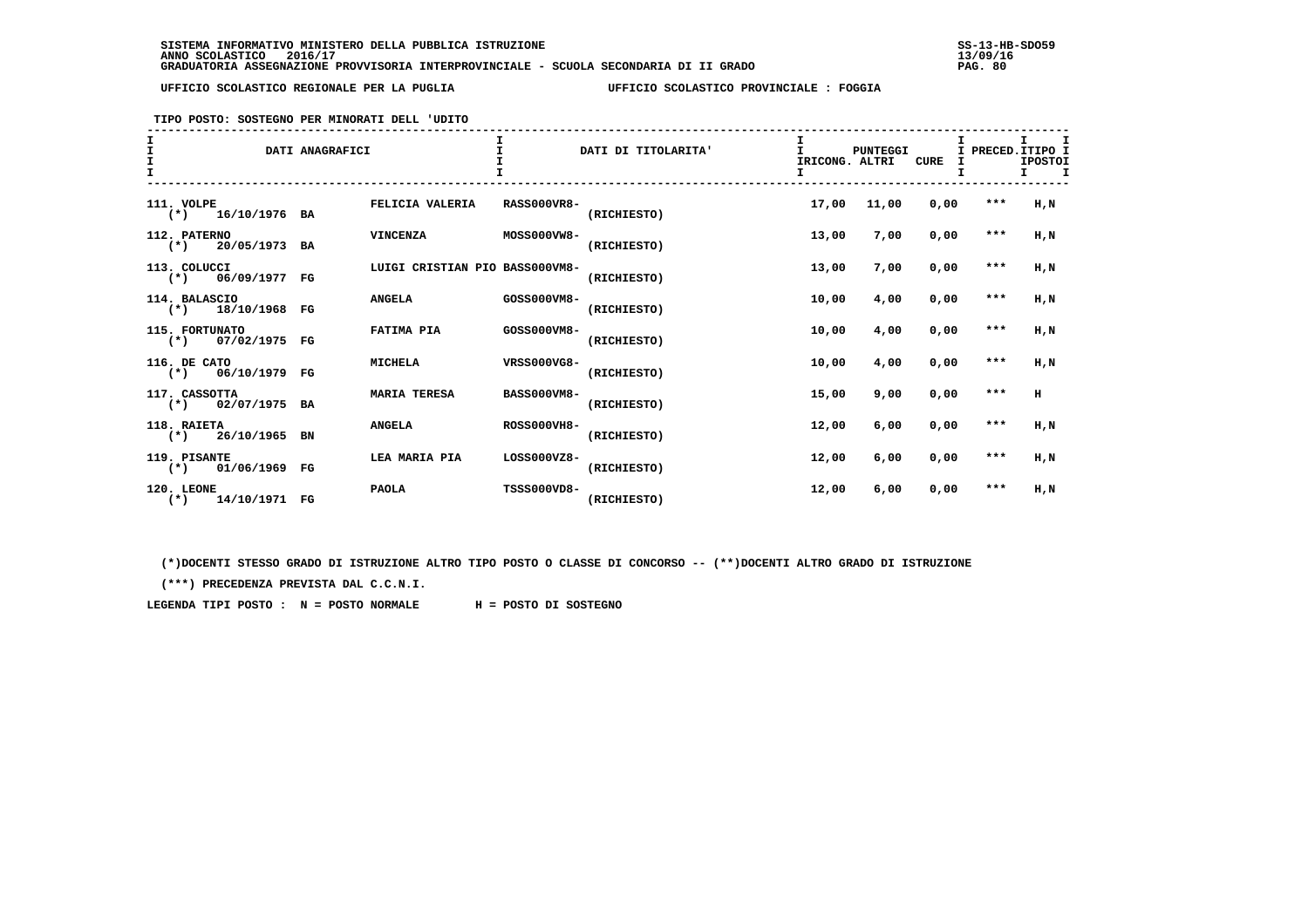SISTEMA INFORMATIVO MINISTERO DELLA PUBBLICA ISTRUZIONE
ANNO SCOLASTICO 2016/17
GRADUATORIA ASSEGNAZIONE PROVVISORIA INTERPROVINCIALE - SCUOLA SECONDARIA DI II GRADO

UFFICIO SCOLASTICO REGIONALE PER LA PUGLIA — UFFICIO SCOLASTICO PROVINCIALE : FOGGIA

TIPO POSTO: SOSTEGNO PER MINORATI DELL 'UDITO

| DATI ANAGRAFICI | | | DATI DI TITOLARITA' | | PUNTEGGI IRICONG. | ALTRI | CURE | PRECED. | TIPO POSTO |
|---|---|---|---|---|---|---|---|---|---|
| 111. VOLPE (*) 16/10/1976 BA | FELICIA VALERIA | | RASS000VR8- | (RICHIESTO) | 17,00 | 11,00 | 0,00 | *** | H,N |
| 112. PATERNO (*) 20/05/1973 BA | VINCENZA | | MOSS000VW8- | (RICHIESTO) | 13,00 | 7,00 | 0,00 | *** | H,N |
| 113. COLUCCI (*) 06/09/1977 FG | LUIGI CRISTIAN PIO | | BASS000VM8- | (RICHIESTO) | 13,00 | 7,00 | 0,00 | *** | H,N |
| 114. BALASCIO (*) 18/10/1968 FG | ANGELA | | GOSS000VM8- | (RICHIESTO) | 10,00 | 4,00 | 0,00 | *** | H,N |
| 115. FORTUNATO (*) 07/02/1975 FG | FATIMA PIA | | GOSS000VM8- | (RICHIESTO) | 10,00 | 4,00 | 0,00 | *** | H,N |
| 116. DE CATO (*) 06/10/1979 FG | MICHELA | | VRSS000VG8- | (RICHIESTO) | 10,00 | 4,00 | 0,00 | *** | H,N |
| 117. CASSOTTA (*) 02/07/1975 BA | MARIA TERESA | | BASS000VM8- | (RICHIESTO) | 15,00 | 9,00 | 0,00 | *** | H |
| 118. RAIETA (*) 26/10/1965 BN | ANGELA | | ROSS000VH8- | (RICHIESTO) | 12,00 | 6,00 | 0,00 | *** | H,N |
| 119. PISANTE (*) 01/06/1969 FG | LEA MARIA PIA | | LOSS000VZ8- | (RICHIESTO) | 12,00 | 6,00 | 0,00 | *** | H,N |
| 120. LEONE (*) 14/10/1971 FG | PAOLA | | TSSS000VD8- | (RICHIESTO) | 12,00 | 6,00 | 0,00 | *** | H,N |

(*)DOCENTI STESSO GRADO DI ISTRUZIONE ALTRO TIPO POSTO O CLASSE DI CONCORSO -- (**)DOCENTI ALTRO GRADO DI ISTRUZIONE

(***) PRECEDENZA PREVISTA DAL C.C.N.I.

LEGENDA TIPI POSTO : N = POSTO NORMALE H = POSTO DI SOSTEGNO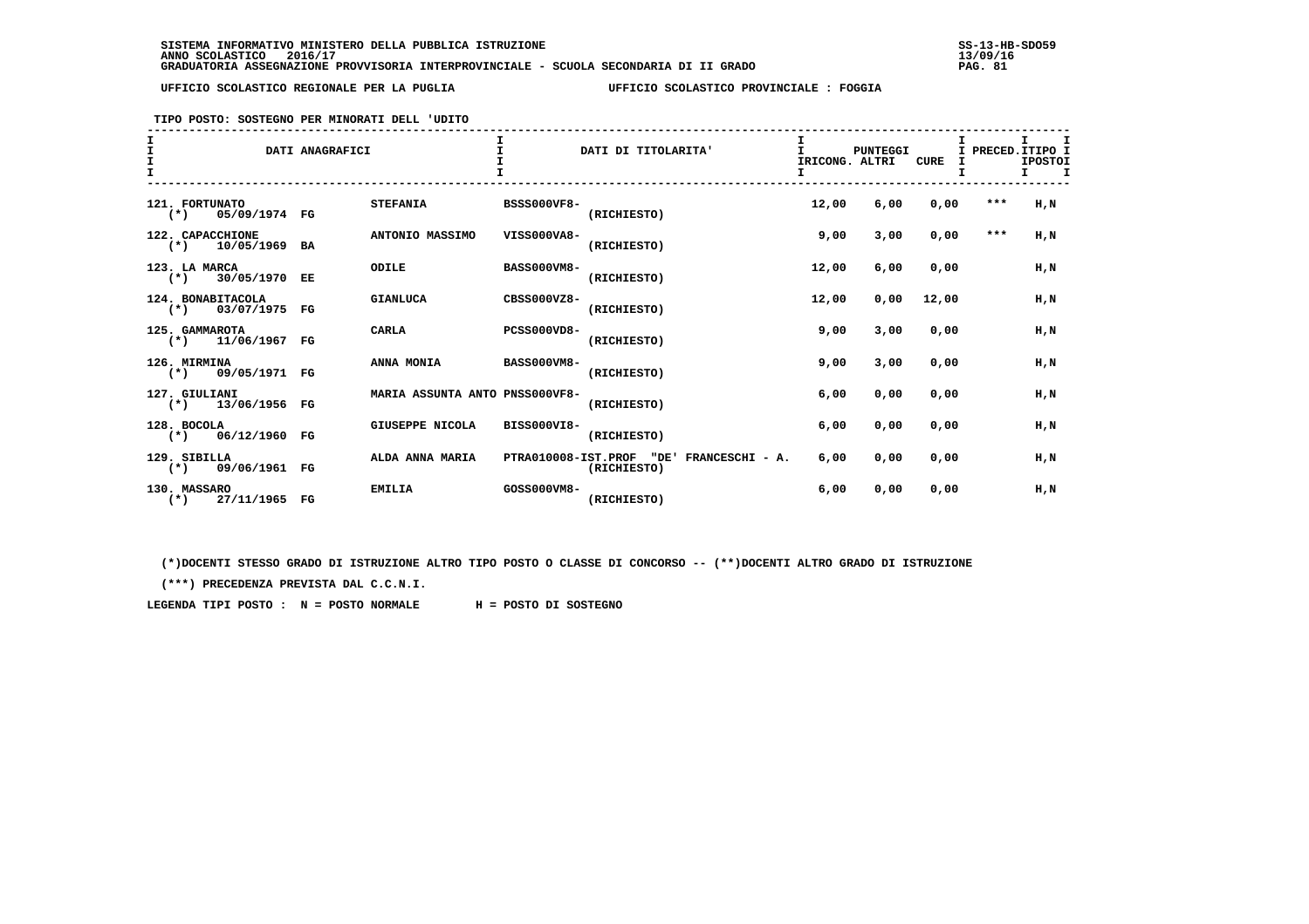SISTEMA INFORMATIVO MINISTERO DELLA PUBBLICA ISTRUZIONE
ANNO SCOLASTICO 2016/17
GRADUATORIA ASSEGNAZIONE PROVVISORIA INTERPROVINCIALE - SCUOLA SECONDARIA DI II GRADO

UFFICIO SCOLASTICO REGIONALE PER LA PUGLIA — UFFICIO SCOLASTICO PROVINCIALE : FOGGIA

TIPO POSTO: SOSTEGNO PER MINORATI DELL 'UDITO

| DATI ANAGRAFICI | | DATI DI TITOLARITA' | PUNTEGGI RICONG. | ALTRI | CURE | PRECED. | TIPO POSTO |
|---|---|---|---|---|---|---|---|
| 121. FORTUNATO (*) 05/09/1974 FG | STEFANIA | BSSS000VF8- (RICHIESTO) | 12,00 | 6,00 | 0,00 | *** | H,N |
| 122. CAPACCHIONE (*) 10/05/1969 BA | ANTONIO MASSIMO | VISS000VA8- (RICHIESTO) | 9,00 | 3,00 | 0,00 | *** | H,N |
| 123. LA MARCA (*) 30/05/1970 EE | ODILE | BASS000VM8- (RICHIESTO) | 12,00 | 6,00 | 0,00 | | H,N |
| 124. BONABITACOLA (*) 03/07/1975 FG | GIANLUCA | CBSS000VZ8- (RICHIESTO) | 12,00 | 0,00 | 12,00 | | H,N |
| 125. GAMMAROTA (*) 11/06/1967 FG | CARLA | PCSS000VD8- (RICHIESTO) | 9,00 | 3,00 | 0,00 | | H,N |
| 126. MIRMINA (*) 09/05/1971 FG | ANNA MONIA | BASS000VM8- (RICHIESTO) | 9,00 | 3,00 | 0,00 | | H,N |
| 127. GIULIANI (*) 13/06/1956 FG | MARIA ASSUNTA ANTO | PNSS000VF8- (RICHIESTO) | 6,00 | 0,00 | 0,00 | | H,N |
| 128. BOCOLA (*) 06/12/1960 FG | GIUSEPPE NICOLA | BISS000VI8- (RICHIESTO) | 6,00 | 0,00 | 0,00 | | H,N |
| 129. SIBILLA (*) 09/06/1961 FG | ALDA ANNA MARIA | PTRA010008-IST.PROF "DE' FRANCESCHI - A. (RICHIESTO) | 6,00 | 0,00 | 0,00 | | H,N |
| 130. MASSARO (*) 27/11/1965 FG | EMILIA | GOSS000VM8- (RICHIESTO) | 6,00 | 0,00 | 0,00 | | H,N |

(*)DOCENTI STESSO GRADO DI ISTRUZIONE ALTRO TIPO POSTO O CLASSE DI CONCORSO -- (**)DOCENTI ALTRO GRADO DI ISTRUZIONE

(***) PRECEDENZA PREVISTA DAL C.C.N.I.

LEGENDA TIPI POSTO : N = POSTO NORMALE H = POSTO DI SOSTEGNO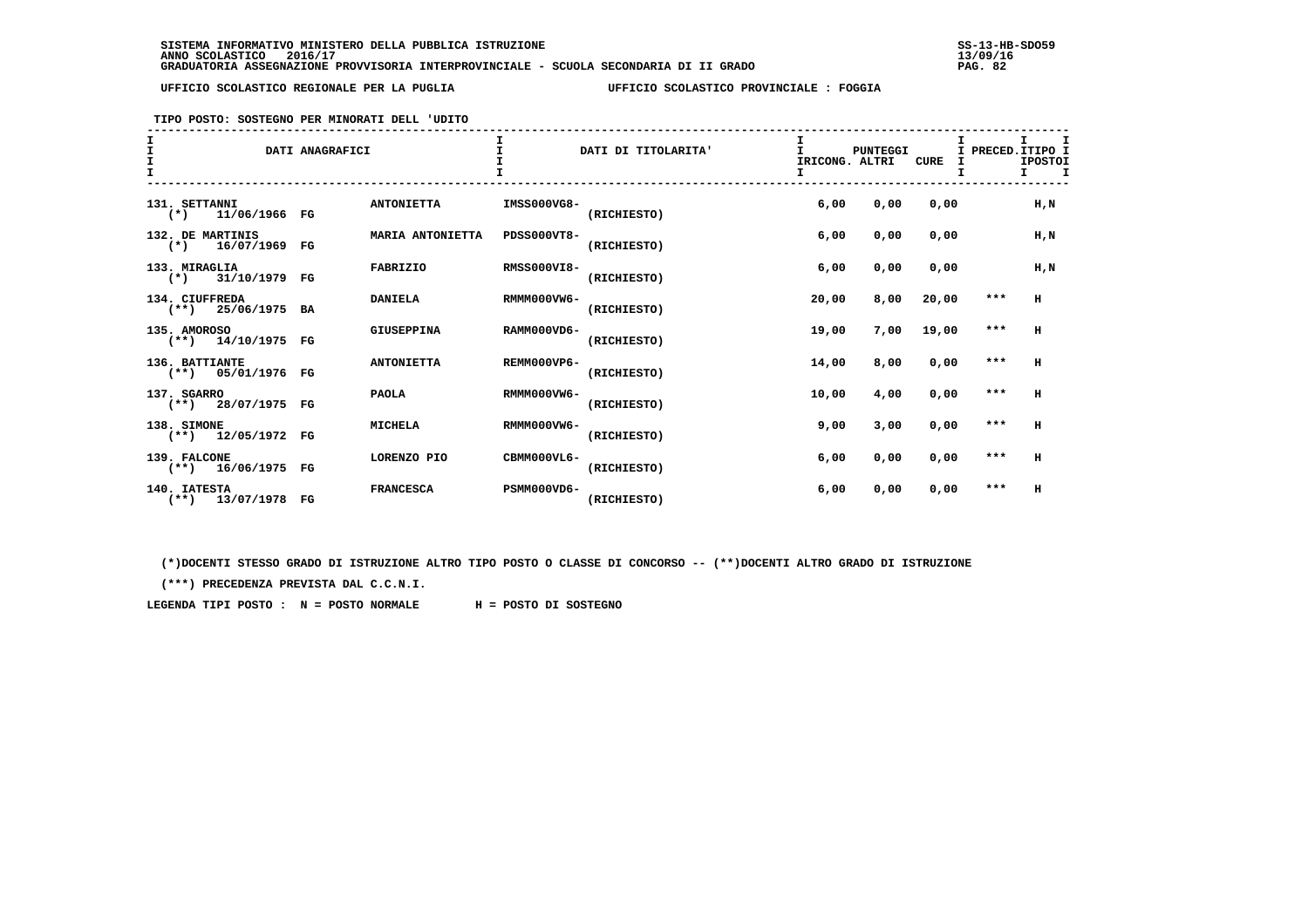SISTEMA INFORMATIVO MINISTERO DELLA PUBBLICA ISTRUZIONE
ANNO SCOLASTICO 2016/17
GRADUATORIA ASSEGNAZIONE PROVVISORIA INTERPROVINCIALE - SCUOLA SECONDARIA DI II GRADO

UFFICIO SCOLASTICO REGIONALE PER LA PUGLIA — UFFICIO SCOLASTICO PROVINCIALE : FOGGIA

TIPO POSTO: SOSTEGNO PER MINORATI DELL 'UDITO

| DATI ANAGRAFICI | | | DATI DI TITOLARITA' | | PUNTEGGI RICONG. | ALTRI | CURE | PRECED. | TIPO POSTO |
|---|---|---|---|---|---|---|---|---|---|
| 131. SETTANNI (*) 11/06/1966 | FG | ANTONIETTA | IMSS000VG8- | (RICHIESTO) | 6,00 | 0,00 | 0,00 | | H,N |
| 132. DE MARTINIS (*) 16/07/1969 | FG | MARIA ANTONIETTA | PDSS000VT8- | (RICHIESTO) | 6,00 | 0,00 | 0,00 | | H,N |
| 133. MIRAGLIA (*) 31/10/1979 | FG | FABRIZIO | RMSS000VI8- | (RICHIESTO) | 6,00 | 0,00 | 0,00 | | H,N |
| 134. CIUFFREDA (**) 25/06/1975 | BA | DANIELA | RMMM000VW6- | (RICHIESTO) | 20,00 | 8,00 | 20,00 | *** | H |
| 135. AMOROSO (**) 14/10/1975 | FG | GIUSEPPINA | RAMM000VD6- | (RICHIESTO) | 19,00 | 7,00 | 19,00 | *** | H |
| 136. BATTIANTE (**) 05/01/1976 | FG | ANTONIETTA | REMM000VP6- | (RICHIESTO) | 14,00 | 8,00 | 0,00 | *** | H |
| 137. SGARRO (**) 28/07/1975 | FG | PAOLA | RMMM000VW6- | (RICHIESTO) | 10,00 | 4,00 | 0,00 | *** | H |
| 138. SIMONE (**) 12/05/1972 | FG | MICHELA | RMMM000VW6- | (RICHIESTO) | 9,00 | 3,00 | 0,00 | *** | H |
| 139. FALCONE (**) 16/06/1975 | FG | LORENZO PIO | CBMM000VL6- | (RICHIESTO) | 6,00 | 0,00 | 0,00 | *** | H |
| 140. IATESTA (**) 13/07/1978 | FG | FRANCESCA | PSMM000VD6- | (RICHIESTO) | 6,00 | 0,00 | 0,00 | *** | H |

(*)DOCENTI STESSO GRADO DI ISTRUZIONE ALTRO TIPO POSTO O CLASSE DI CONCORSO -- (**)DOCENTI ALTRO GRADO DI ISTRUZIONE

(***) PRECEDENZA PREVISTA DAL C.C.N.I.

LEGENDA TIPI POSTO : N = POSTO NORMALE H = POSTO DI SOSTEGNO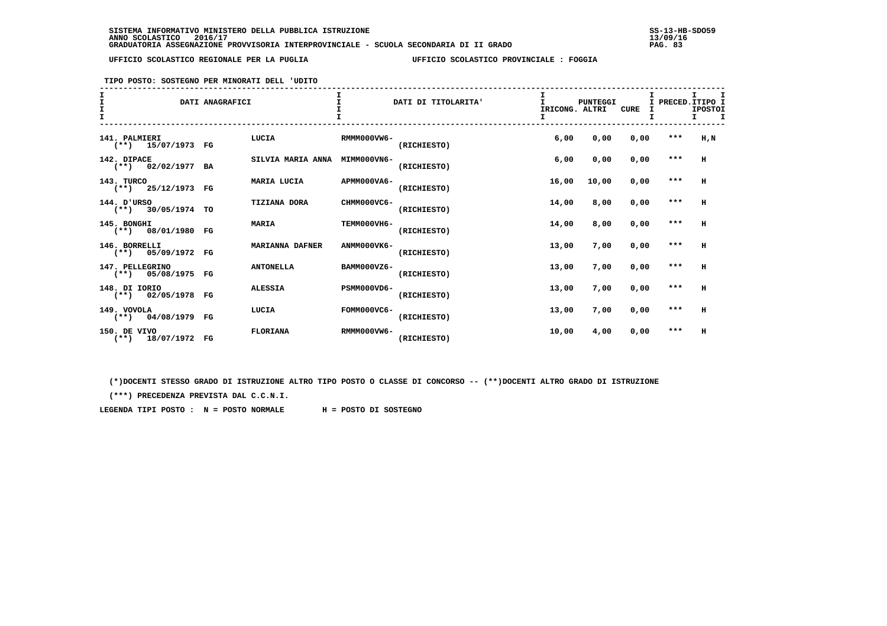SISTEMA INFORMATIVO MINISTERO DELLA PUBBLICA ISTRUZIONE
ANNO SCOLASTICO 2016/17
GRADUATORIA ASSEGNAZIONE PROVVISORIA INTERPROVINCIALE - SCUOLA SECONDARIA DI II GRADO

UFFICIO SCOLASTICO REGIONALE PER LA PUGLIA — UFFICIO SCOLASTICO PROVINCIALE : FOGGIA

TIPO POSTO: SOSTEGNO PER MINORATI DELL 'UDITO

| DATI ANAGRAFICI | | | DATI DI TITOLARITA' | | PUNTEGGI IRICONG. | ALTRI | CURE | PRECED. | TIPO POSTO |
|---|---|---|---|---|---|---|---|---|---|
| 141. PALMIERI (**) 15/07/1973 | FG | LUCIA | RMMM000VW6- | (RICHIESTO) | 6,00 | 0,00 | 0,00 | *** | H,N |
| 142. DIPACE (**) 02/02/1977 | BA | SILVIA MARIA ANNA | MIMM000VN6- | (RICHIESTO) | 6,00 | 0,00 | 0,00 | *** | H |
| 143. TURCO (**) 25/12/1973 | FG | MARIA LUCIA | APMM000VA6- | (RICHIESTO) | 16,00 | 10,00 | 0,00 | *** | H |
| 144. D'URSO (**) 30/05/1974 | TO | TIZIANA DORA | CHMM000VC6- | (RICHIESTO) | 14,00 | 8,00 | 0,00 | *** | H |
| 145. BONGHI (**) 08/01/1980 | FG | MARIA | TEMM000VH6- | (RICHIESTO) | 14,00 | 8,00 | 0,00 | *** | H |
| 146. BORRELLI (**) 05/09/1972 | FG | MARIANNA DAFNER | ANMM000VK6- | (RICHIESTO) | 13,00 | 7,00 | 0,00 | *** | H |
| 147. PELLEGRINO (**) 05/08/1975 | FG | ANTONELLA | BAMM000VZ6- | (RICHIESTO) | 13,00 | 7,00 | 0,00 | *** | H |
| 148. DI IORIO (**) 02/05/1978 | FG | ALESSIA | PSMM000VD6- | (RICHIESTO) | 13,00 | 7,00 | 0,00 | *** | H |
| 149. VOVOLA (**) 04/08/1979 | FG | LUCIA | FOMM000VC6- | (RICHIESTO) | 13,00 | 7,00 | 0,00 | *** | H |
| 150. DE VIVO (**) 18/07/1972 | FG | FLORIANA | RMMM000VW6- | (RICHIESTO) | 10,00 | 4,00 | 0,00 | *** | H |

(*)DOCENTI STESSO GRADO DI ISTRUZIONE ALTRO TIPO POSTO O CLASSE DI CONCORSO -- (**)DOCENTI ALTRO GRADO DI ISTRUZIONE

(***) PRECEDENZA PREVISTA DAL C.C.N.I.

LEGENDA TIPI POSTO : N = POSTO NORMALE H = POSTO DI SOSTEGNO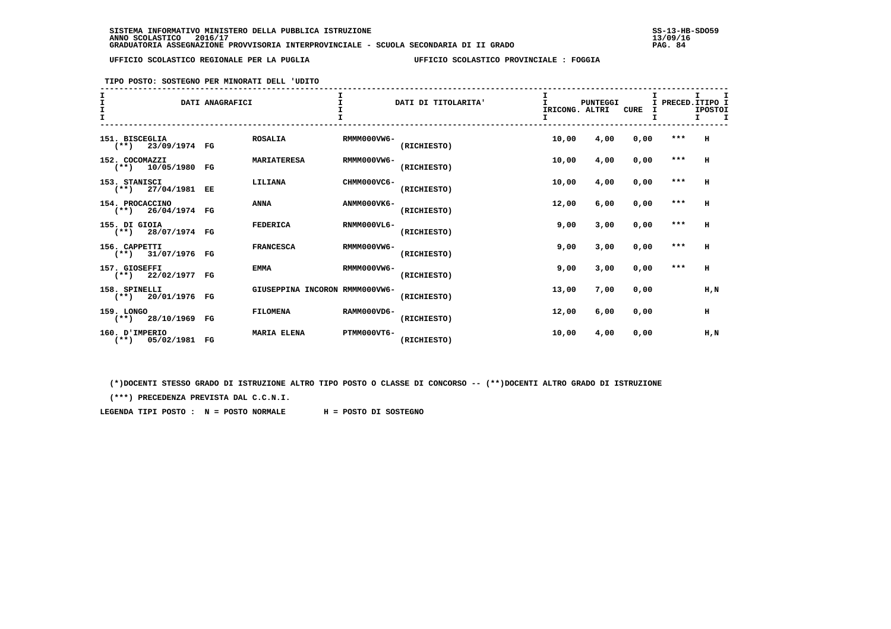UFFICIO SCOLASTICO REGIONALE PER LA PUGLIA — UFFICIO SCOLASTICO PROVINCIALE : FOGGIA

TIPO POSTO: SOSTEGNO PER MINORATI DELL 'UDITO

| DATI ANAGRAFICI | | | DATI DI TITOLARITA' | | PUNTEGGI IRICONG. | ALTRI | CURE | PRECED. | TIPO POSTO |
|---|---|---|---|---|---|---|---|---|---|
| 151. BISCEGLIA (**) 23/09/1974 | FG | ROSALIA | RMMM000VW6- | (RICHIESTO) | 10,00 | 4,00 | 0,00 | *** | H |
| 152. COCOMAZZI (**) 10/05/1980 | FG | MARIATERESA | RMMM000VW6- | (RICHIESTO) | 10,00 | 4,00 | 0,00 | *** | H |
| 153. STANISCI (**) 27/04/1981 | EE | LILIANA | CHMM000VC6- | (RICHIESTO) | 10,00 | 4,00 | 0,00 | *** | H |
| 154. PROCACCINO (**) 26/04/1974 | FG | ANNA | ANMM000VK6- | (RICHIESTO) | 12,00 | 6,00 | 0,00 | *** | H |
| 155. DI GIOIA (**) 28/07/1974 | FG | FEDERICA | RNMM000VL6- | (RICHIESTO) | 9,00 | 3,00 | 0,00 | *** | H |
| 156. CAPPETTI (**) 31/07/1976 | FG | FRANCESCA | RMMM000VW6- | (RICHIESTO) | 9,00 | 3,00 | 0,00 | *** | H |
| 157. GIOSEFFI (**) 22/02/1977 | FG | EMMA | RMMM000VW6- | (RICHIESTO) | 9,00 | 3,00 | 0,00 | *** | H |
| 158. SPINELLI (**) 20/01/1976 | FG | GIUSEPPINA INCORON | RMMM000VW6- | (RICHIESTO) | 13,00 | 7,00 | 0,00 | | H,N |
| 159. LONGO (**) 28/10/1969 | FG | FILOMENA | RAMM000VD6- | (RICHIESTO) | 12,00 | 6,00 | 0,00 | | H |
| 160. D'IMPERIO (**) 05/02/1981 | FG | MARIA ELENA | PTMM000VT6- | (RICHIESTO) | 10,00 | 4,00 | 0,00 | | H,N |

(*)DOCENTI STESSO GRADO DI ISTRUZIONE ALTRO TIPO POSTO O CLASSE DI CONCORSO -- (**)DOCENTI ALTRO GRADO DI ISTRUZIONE

(***) PRECEDENZA PREVISTA DAL C.C.N.I.

LEGENDA TIPI POSTO : N = POSTO NORMALE H = POSTO DI SOSTEGNO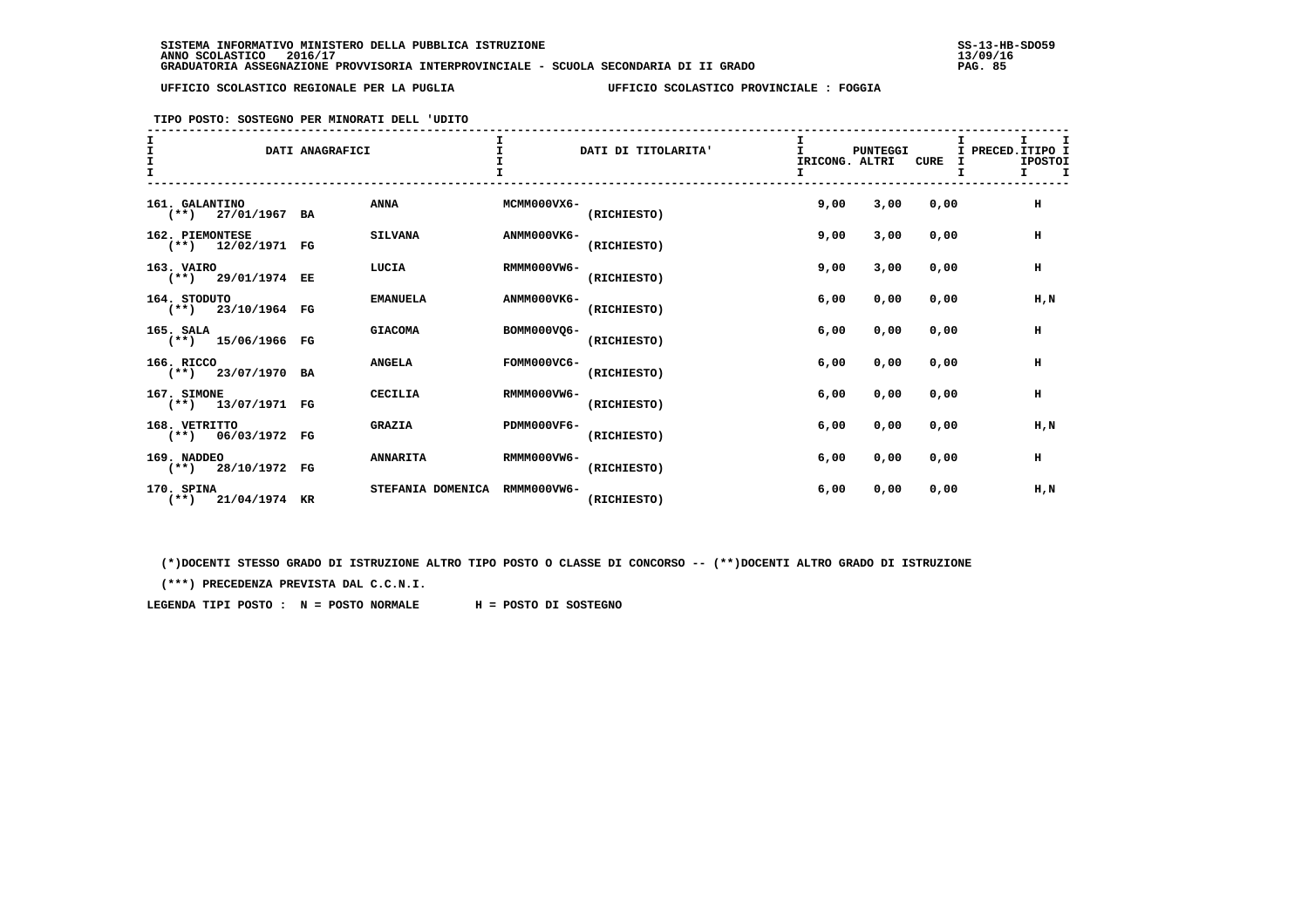SISTEMA INFORMATIVO MINISTERO DELLA PUBBLICA ISTRUZIONE
ANNO SCOLASTICO 2016/17
GRADUATORIA ASSEGNAZIONE PROVVISORIA INTERPROVINCIALE - SCUOLA SECONDARIA DI II GRADO

UFFICIO SCOLASTICO REGIONALE PER LA PUGLIA — UFFICIO SCOLASTICO PROVINCIALE : FOGGIA

TIPO POSTO: SOSTEGNO PER MINORATI DELL 'UDITO

| DATI ANAGRAFICI | | | DATI DI TITOLARITA' | | PUNTEGGI IRICONG. | ALTRI | CURE | PRECED. | TIPO POSTO |
|---|---|---|---|---|---|---|---|---|---|
| 161. GALANTINO (**) 27/01/1967 | BA | ANNA | MCMM000VX6- | (RICHIESTO) | 9,00 | 3,00 | 0,00 | | H |
| 162. PIEMONTESE (**) 12/02/1971 | FG | SILVANA | ANMM000VK6- | (RICHIESTO) | 9,00 | 3,00 | 0,00 | | H |
| 163. VAIRO (**) 29/01/1974 | EE | LUCIA | RMMM000VW6- | (RICHIESTO) | 9,00 | 3,00 | 0,00 | | H |
| 164. STODUTO (**) 23/10/1964 | FG | EMANUELA | ANMM000VK6- | (RICHIESTO) | 6,00 | 0,00 | 0,00 | | H,N |
| 165. SALA (**) 15/06/1966 | FG | GIACOMA | BOMM000VQ6- | (RICHIESTO) | 6,00 | 0,00 | 0,00 | | H |
| 166. RICCO (**) 23/07/1970 | BA | ANGELA | FOMM000VC6- | (RICHIESTO) | 6,00 | 0,00 | 0,00 | | H |
| 167. SIMONE (**) 13/07/1971 | FG | CECILIA | RMMM000VW6- | (RICHIESTO) | 6,00 | 0,00 | 0,00 | | H |
| 168. VETRITTO (**) 06/03/1972 | FG | GRAZIA | PDMM000VF6- | (RICHIESTO) | 6,00 | 0,00 | 0,00 | | H,N |
| 169. NADDEO (**) 28/10/1972 | FG | ANNARITA | RMMM000VW6- | (RICHIESTO) | 6,00 | 0,00 | 0,00 | | H |
| 170. SPINA (**) 21/04/1974 | KR | STEFANIA DOMENICA | RMMM000VW6- | (RICHIESTO) | 6,00 | 0,00 | 0,00 | | H,N |

(*)DOCENTI STESSO GRADO DI ISTRUZIONE ALTRO TIPO POSTO O CLASSE DI CONCORSO -- (**)DOCENTI ALTRO GRADO DI ISTRUZIONE

(***) PRECEDENZA PREVISTA DAL C.C.N.I.

LEGENDA TIPI POSTO : N = POSTO NORMALE H = POSTO DI SOSTEGNO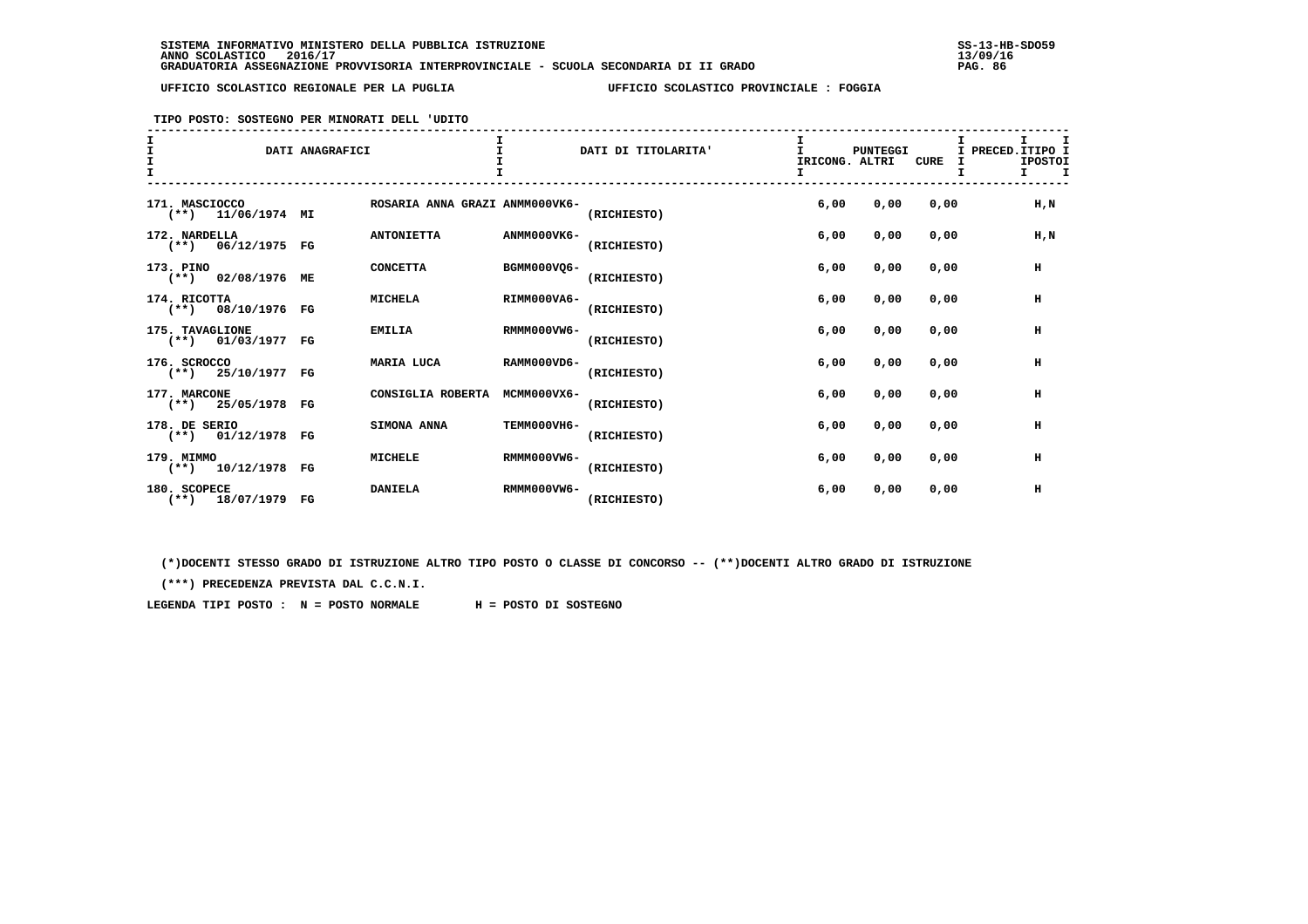SISTEMA INFORMATIVO MINISTERO DELLA PUBBLICA ISTRUZIONE
ANNO SCOLASTICO 2016/17
GRADUATORIA ASSEGNAZIONE PROVVISORIA INTERPROVINCIALE - SCUOLA SECONDARIA DI II GRADO

UFFICIO SCOLASTICO REGIONALE PER LA PUGLIA — UFFICIO SCOLASTICO PROVINCIALE : FOGGIA

TIPO POSTO: SOSTEGNO PER MINORATI DELL 'UDITO

| DATI ANAGRAFICI | | | DATI DI TITOLARITA' | | PUNTEGGI IRICONG. | ALTRI | CURE | PRECED. | TIPO POSTO |
|---|---|---|---|---|---|---|---|---|---|
| 171. MASCIOCCO (**) 11/06/1974 | MI | ROSARIA ANNA GRAZI | ANMM000VK6- | (RICHIESTO) | 6,00 | 0,00 | 0,00 | | H,N |
| 172. NARDELLA (**) 06/12/1975 | FG | ANTONIETTA | ANMM000VK6- | (RICHIESTO) | 6,00 | 0,00 | 0,00 | | H,N |
| 173. PINO (**) 02/08/1976 | ME | CONCETTA | BGMM000VQ6- | (RICHIESTO) | 6,00 | 0,00 | 0,00 | | H |
| 174. RICOTTA (**) 08/10/1976 | FG | MICHELA | RIMM000VA6- | (RICHIESTO) | 6,00 | 0,00 | 0,00 | | H |
| 175. TAVAGLIONE (**) 01/03/1977 | FG | EMILIA | RMMM000VW6- | (RICHIESTO) | 6,00 | 0,00 | 0,00 | | H |
| 176. SCROCCO (**) 25/10/1977 | FG | MARIA LUCA | RAMM000VD6- | (RICHIESTO) | 6,00 | 0,00 | 0,00 | | H |
| 177. MARCONE (**) 25/05/1978 | FG | CONSIGLIA ROBERTA | MCMM000VX6- | (RICHIESTO) | 6,00 | 0,00 | 0,00 | | H |
| 178. DE SERIO (**) 01/12/1978 | FG | SIMONA ANNA | TEMM000VH6- | (RICHIESTO) | 6,00 | 0,00 | 0,00 | | H |
| 179. MIMMO (**) 10/12/1978 | FG | MICHELE | RMMM000VW6- | (RICHIESTO) | 6,00 | 0,00 | 0,00 | | H |
| 180. SCOPECE (**) 18/07/1979 | FG | DANIELA | RMMM000VW6- | (RICHIESTO) | 6,00 | 0,00 | 0,00 | | H |

(*)DOCENTI STESSO GRADO DI ISTRUZIONE ALTRO TIPO POSTO O CLASSE DI CONCORSO -- (**)DOCENTI ALTRO GRADO DI ISTRUZIONE

(***) PRECEDENZA PREVISTA DAL C.C.N.I.

LEGENDA TIPI POSTO : N = POSTO NORMALE H = POSTO DI SOSTEGNO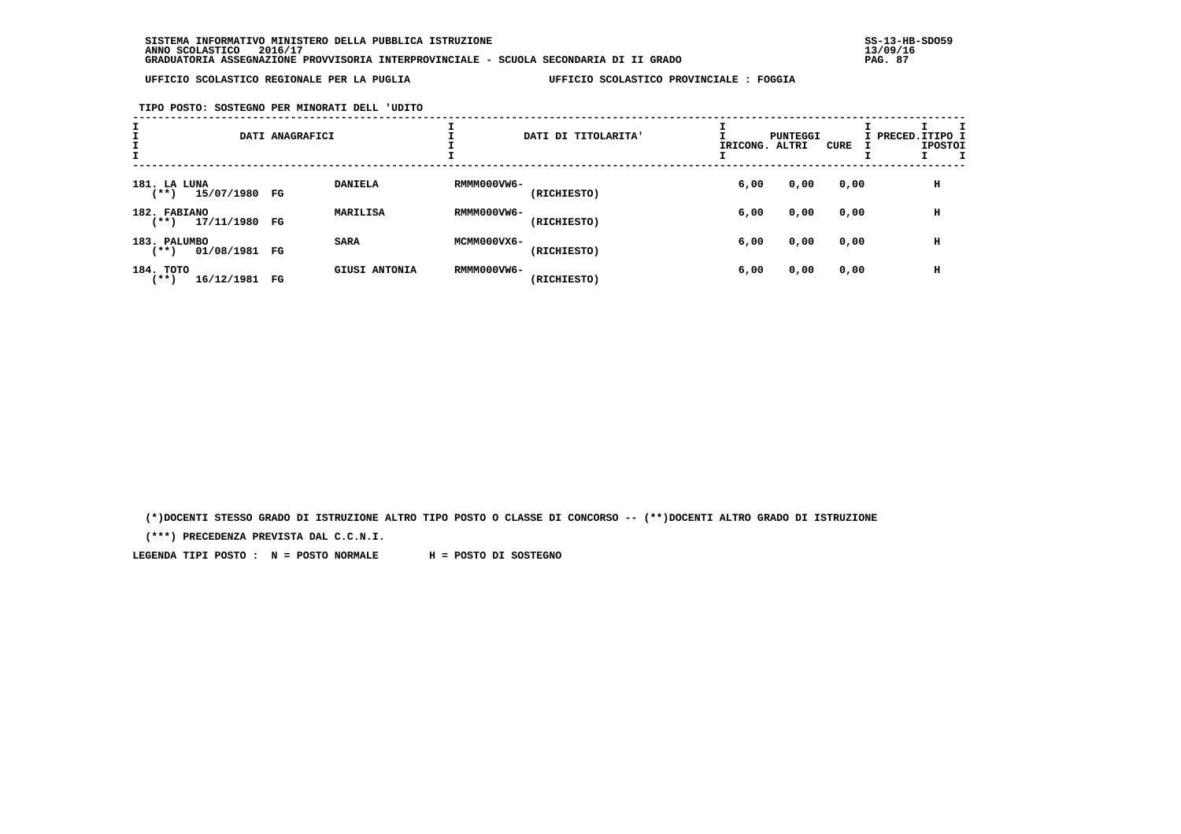UFFICIO SCOLASTICO REGIONALE PER LA PUGLIA — UFFICIO SCOLASTICO PROVINCIALE : FOGGIA

TIPO POSTO: SOSTEGNO PER MINORATI DELL 'UDITO

| DATI ANAGRAFICI | | DATI DI TITOLARITA' | | PUNTEGGI RICONG. | ALTRI | CURE | PRECED. | TIPO POSTO |
|---|---|---|---|---|---|---|---|---|
| 181. LA LUNA (**) 15/07/1980 FG | DANIELA | RMMM000VW6- | (RICHIESTO) | 6,00 | 0,00 | 0,00 | | H |
| 182. FABIANO (**) 17/11/1980 FG | MARILISA | RMMM000VW6- | (RICHIESTO) | 6,00 | 0,00 | 0,00 | | H |
| 183. PALUMBO (**) 01/08/1981 FG | SARA | MCMM000VX6- | (RICHIESTO) | 6,00 | 0,00 | 0,00 | | H |
| 184. TOTO (**) 16/12/1981 FG | GIUSI ANTONIA | RMMM000VW6- | (RICHIESTO) | 6,00 | 0,00 | 0,00 | | H |

(*)DOCENTI STESSO GRADO DI ISTRUZIONE ALTRO TIPO POSTO O CLASSE DI CONCORSO -- (**)DOCENTI ALTRO GRADO DI ISTRUZIONE

(***) PRECEDENZA PREVISTA DAL C.C.N.I.

LEGENDA TIPI POSTO : N = POSTO NORMALE H = POSTO DI SOSTEGNO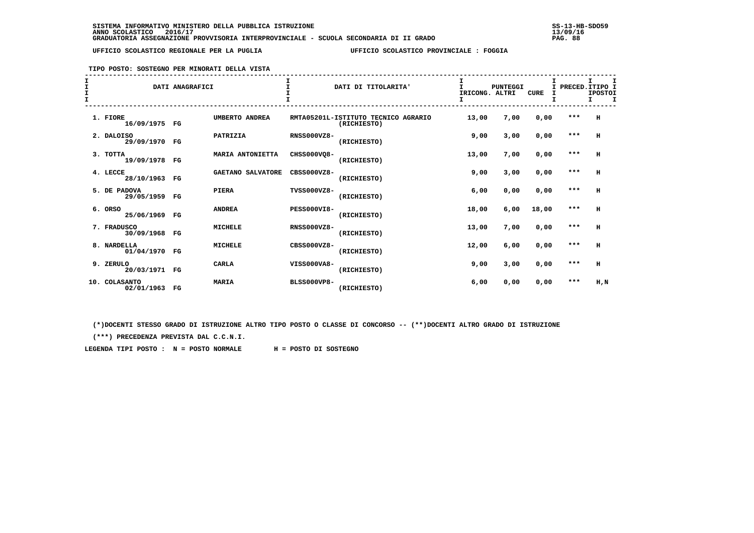SISTEMA INFORMATIVO MINISTERO DELLA PUBBLICA ISTRUZIONE
ANNO SCOLASTICO 2016/17
GRADUATORIA ASSEGNAZIONE PROVVISORIA INTERPROVINCIALE - SCUOLA SECONDARIA DI II GRADO

SS-13-HB-SDO59
13/09/16

UFFICIO SCOLASTICO REGIONALE PER LA PUGLIA — UFFICIO SCOLASTICO PROVINCIALE : FOGGIA

TIPO POSTO: SOSTEGNO PER MINORATI DELLA VISTA

| DATI ANAGRAFICI | | | DATI DI TITOLARITA' | | PUNTEGGI RICONG. | ALTRI | CURE | PRECED. | TIPO POSTO |
|---|---|---|---|---|---|---|---|---|---|
| 1. FIORE 16/09/1975 | FG | UMBERTO ANDREA | RMTA05201L-ISTITUTO TECNICO AGRARIO | (RICHIESTO) | 13,00 | 7,00 | 0,00 | *** | H |
| 2. DALOISO 29/09/1970 | FG | PATRIZIA | RNSS000VZ8- | (RICHIESTO) | 9,00 | 3,00 | 0,00 | *** | H |
| 3. TOTTA 19/09/1978 | FG | MARIA ANTONIETTA | CHSS000VQ8- | (RICHIESTO) | 13,00 | 7,00 | 0,00 | *** | H |
| 4. LECCE 28/10/1963 | FG | GAETANO SALVATORE | CBSS000VZ8- | (RICHIESTO) | 9,00 | 3,00 | 0,00 | *** | H |
| 5. DE PADOVA 29/05/1959 | FG | PIERA | TVSS000VZ8- | (RICHIESTO) | 6,00 | 0,00 | 0,00 | *** | H |
| 6. ORSO 25/06/1969 | FG | ANDREA | PESS000VI8- | (RICHIESTO) | 18,00 | 6,00 | 18,00 | *** | H |
| 7. FRADUSCO 30/09/1968 | FG | MICHELE | RNSS000VZ8- | (RICHIESTO) | 13,00 | 7,00 | 0,00 | *** | H |
| 8. NARDELLA 01/04/1970 | FG | MICHELE | CBSS000VZ8- | (RICHIESTO) | 12,00 | 6,00 | 0,00 | *** | H |
| 9. ZERULO 20/03/1971 | FG | CARLA | VISS000VA8- | (RICHIESTO) | 9,00 | 3,00 | 0,00 | *** | H |
| 10. COLASANTO 02/01/1963 | FG | MARIA | BLSS000VP8- | (RICHIESTO) | 6,00 | 0,00 | 0,00 | *** | H,N |

(*)DOCENTI STESSO GRADO DI ISTRUZIONE ALTRO TIPO POSTO O CLASSE DI CONCORSO -- (**)DOCENTI ALTRO GRADO DI ISTRUZIONE

(***) PRECEDENZA PREVISTA DAL C.C.N.I.

LEGENDA TIPI POSTO : N = POSTO NORMALE H = POSTO DI SOSTEGNO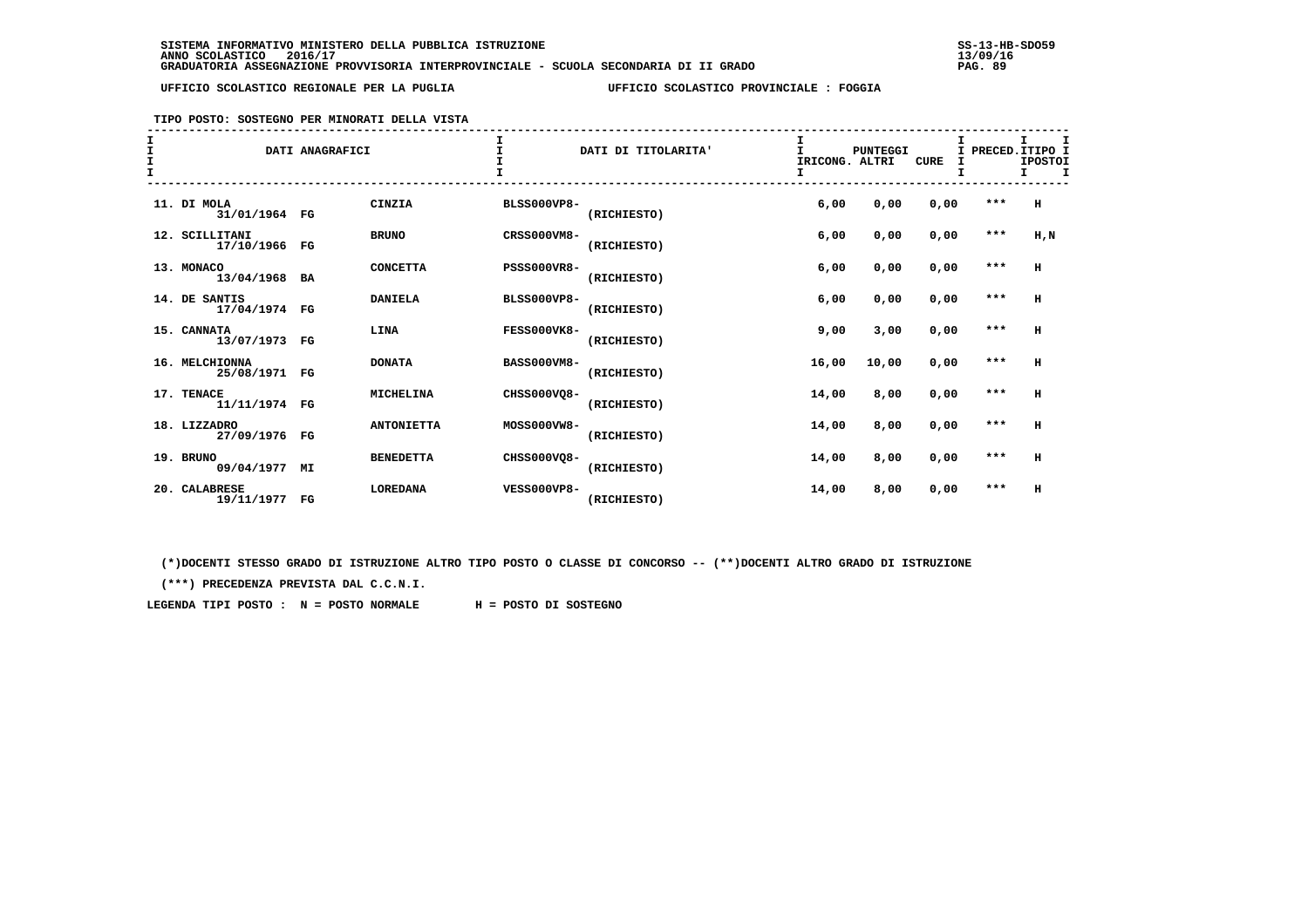SISTEMA INFORMATIVO MINISTERO DELLA PUBBLICA ISTRUZIONE
ANNO SCOLASTICO 2016/17
GRADUATORIA ASSEGNAZIONE PROVVISORIA INTERPROVINCIALE - SCUOLA SECONDARIA DI II GRADO

SS-13-HB-SDO59
13/09/16

UFFICIO SCOLASTICO REGIONALE PER LA PUGLIA — UFFICIO SCOLASTICO PROVINCIALE : FOGGIA

TIPO POSTO: SOSTEGNO PER MINORATI DELLA VISTA

| DATI ANAGRAFICI | | | DATI DI TITOLARITA' | | PUNTEGGI RICONG. | ALTRI | CURE | PRECED. | TIPO POSTI |
|---|---|---|---|---|---|---|---|---|---|
| 11. DI MOLA 31/01/1964 | FG | CINZIA | BLSS000VP8- | (RICHIESTO) | 6,00 | 0,00 | 0,00 | *** | H |
| 12. SCILLITANI 17/10/1966 | FG | BRUNO | CRSS000VM8- | (RICHIESTO) | 6,00 | 0,00 | 0,00 | *** | H,N |
| 13. MONACO 13/04/1968 | BA | CONCETTA | PSSS000VR8- | (RICHIESTO) | 6,00 | 0,00 | 0,00 | *** | H |
| 14. DE SANTIS 17/04/1974 | FG | DANIELA | BLSS000VP8- | (RICHIESTO) | 6,00 | 0,00 | 0,00 | *** | H |
| 15. CANNATA 13/07/1973 | FG | LINA | FESS000VK8- | (RICHIESTO) | 9,00 | 3,00 | 0,00 | *** | H |
| 16. MELCHIONNA 25/08/1971 | FG | DONATA | BASS000VM8- | (RICHIESTO) | 16,00 | 10,00 | 0,00 | *** | H |
| 17. TENACE 11/11/1974 | FG | MICHELINA | CHSS000VQ8- | (RICHIESTO) | 14,00 | 8,00 | 0,00 | *** | H |
| 18. LIZZADRO 27/09/1976 | FG | ANTONIETTA | MOSS000VW8- | (RICHIESTO) | 14,00 | 8,00 | 0,00 | *** | H |
| 19. BRUNO 09/04/1977 | MI | BENEDETTA | CHSS000VQ8- | (RICHIESTO) | 14,00 | 8,00 | 0,00 | *** | H |
| 20. CALABRESE 19/11/1977 | FG | LOREDANA | VESS000VP8- | (RICHIESTO) | 14,00 | 8,00 | 0,00 | *** | H |

(*)DOCENTI STESSO GRADO DI ISTRUZIONE ALTRO TIPO POSTO O CLASSE DI CONCORSO -- (**)DOCENTI ALTRO GRADO DI ISTRUZIONE

(***) PRECEDENZA PREVISTA DAL C.C.N.I.

LEGENDA TIPI POSTO : N = POSTO NORMALE H = POSTO DI SOSTEGNO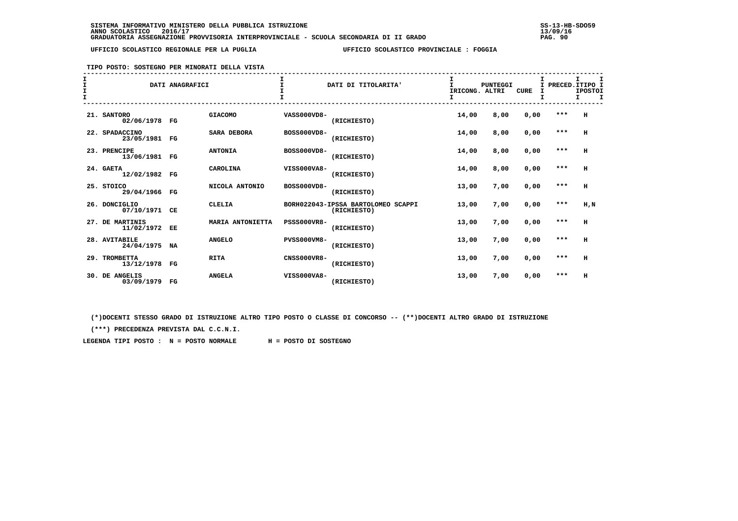SISTEMA INFORMATIVO MINISTERO DELLA PUBBLICA ISTRUZIONE
ANNO SCOLASTICO 2016/17
GRADUATORIA ASSEGNAZIONE PROVVISORIA INTERPROVINCIALE - SCUOLA SECONDARIA DI II GRADO

UFFICIO SCOLASTICO REGIONALE PER LA PUGLIA — UFFICIO SCOLASTICO PROVINCIALE : FOGGIA

TIPO POSTO: SOSTEGNO PER MINORATI DELLA VISTA

| DATI ANAGRAFICI | | | DATI DI TITOLARITA' | PUNTEGGI IRICONG. | ALTRI | CURE | PRECED. | TIPO POSTO |
|---|---|---|---|---|---|---|---|---|
| 21. SANTORO 02/06/1978 | FG | GIACOMO | VASS000VD8- (RICHIESTO) | 14,00 | 8,00 | 0,00 | *** | H |
| 22. SPADACCINO 23/05/1981 | FG | SARA DEBORA | BOSS000VD8- (RICHIESTO) | 14,00 | 8,00 | 0,00 | *** | H |
| 23. PRENCIPE 13/06/1981 | FG | ANTONIA | BOSS000VD8- (RICHIESTO) | 14,00 | 8,00 | 0,00 | *** | H |
| 24. GAETA 12/02/1982 | FG | CAROLINA | VISS000VA8- (RICHIESTO) | 14,00 | 8,00 | 0,00 | *** | H |
| 25. STOICO 29/04/1966 | FG | NICOLA ANTONIO | BOSS000VD8- (RICHIESTO) | 13,00 | 7,00 | 0,00 | *** | H |
| 26. DONCIGLIO 07/10/1971 | CE | CLELIA | BORH022043-IPSSA BARTOLOMEO SCAPPI (RICHIESTO) | 13,00 | 7,00 | 0,00 | *** | H,N |
| 27. DE MARTINIS 11/02/1972 | EE | MARIA ANTONIETTA | PSSS000VR8- (RICHIESTO) | 13,00 | 7,00 | 0,00 | *** | H |
| 28. AVITABILE 24/04/1975 | NA | ANGELO | PVSS000VM8- (RICHIESTO) | 13,00 | 7,00 | 0,00 | *** | H |
| 29. TROMBETTA 13/12/1978 | FG | RITA | CNSS000VR8- (RICHIESTO) | 13,00 | 7,00 | 0,00 | *** | H |
| 30. DE ANGELIS 03/09/1979 | FG | ANGELA | VISS000VA8- (RICHIESTO) | 13,00 | 7,00 | 0,00 | *** | H |

(*)DOCENTI STESSO GRADO DI ISTRUZIONE ALTRO TIPO POSTO O CLASSE DI CONCORSO -- (**)DOCENTI ALTRO GRADO DI ISTRUZIONE

(***) PRECEDENZA PREVISTA DAL C.C.N.I.

LEGENDA TIPI POSTO : N = POSTO NORMALE H = POSTO DI SOSTEGNO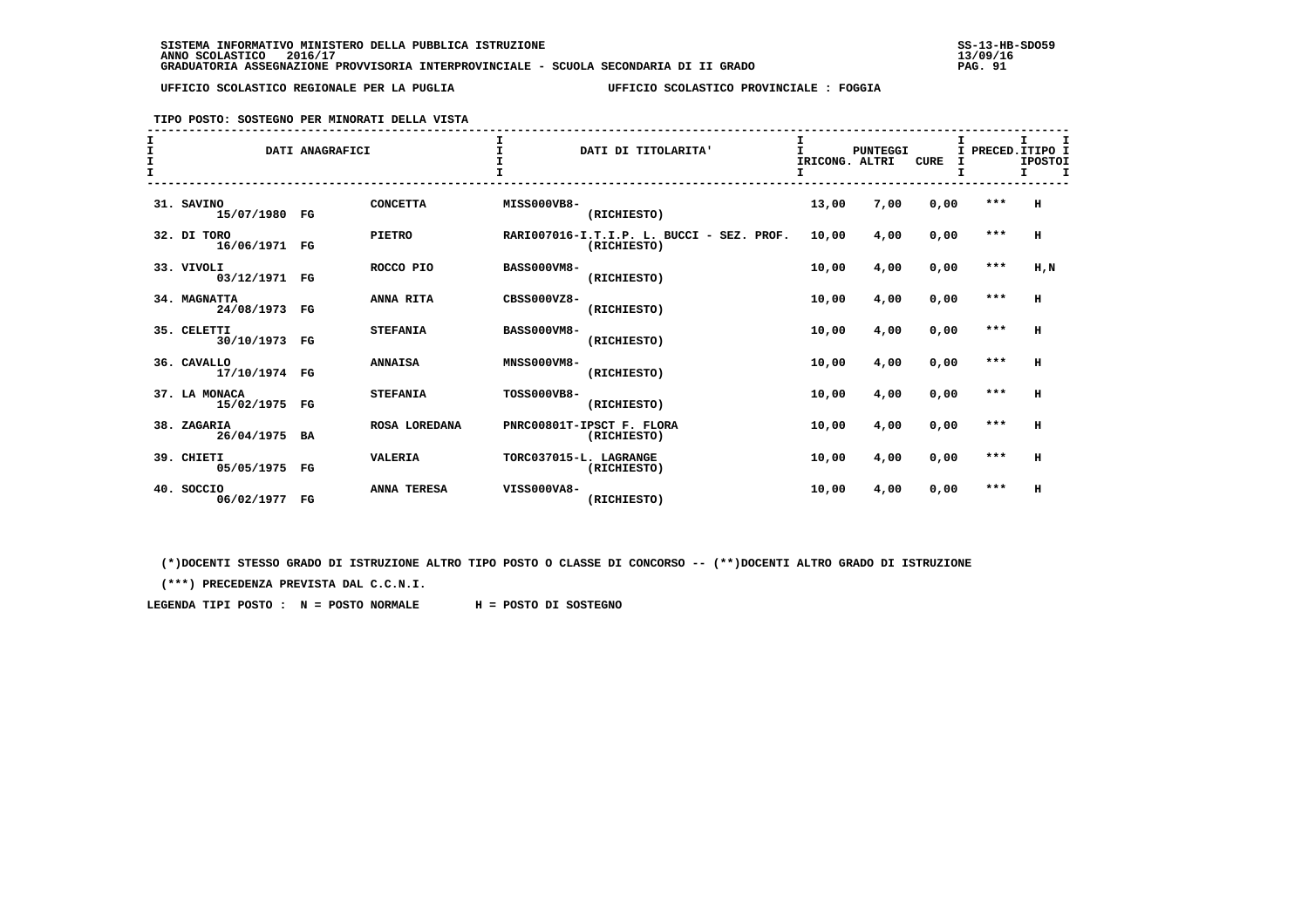SISTEMA INFORMATIVO MINISTERO DELLA PUBBLICA ISTRUZIONE
ANNO SCOLASTICO 2016/17
GRADUATORIA ASSEGNAZIONE PROVVISORIA INTERPROVINCIALE - SCUOLA SECONDARIA DI II GRADO

SS-13-HB-SDO59
13/09/16

UFFICIO SCOLASTICO REGIONALE PER LA PUGLIA — UFFICIO SCOLASTICO PROVINCIALE : FOGGIA

TIPO POSTO: SOSTEGNO PER MINORATI DELLA VISTA

| DATI ANAGRAFICI | | | DATI DI TITOLARITA' | PUNTEGGI RICONG. | ALTRI | CURE | PRECED. | TIPO POSTO |
|---|---|---|---|---|---|---|---|---|
| 31. SAVINO 15/07/1980 | FG | CONCETTA | MISS000VB8- (RICHIESTO) | 13,00 | 7,00 | 0,00 | *** | H |
| 32. DI TORO 16/06/1971 | FG | PIETRO | RARI007016-I.T.I.P. L. BUCCI - SEZ. PROF. (RICHIESTO) | 10,00 | 4,00 | 0,00 | *** | H |
| 33. VIVOLI 03/12/1971 | FG | ROCCO PIO | BASS000VM8- (RICHIESTO) | 10,00 | 4,00 | 0,00 | *** | H,N |
| 34. MAGNATTA 24/08/1973 | FG | ANNA RITA | CBSS000VZ8- (RICHIESTO) | 10,00 | 4,00 | 0,00 | *** | H |
| 35. CELETTI 30/10/1973 | FG | STEFANIA | BASS000VM8- (RICHIESTO) | 10,00 | 4,00 | 0,00 | *** | H |
| 36. CAVALLO 17/10/1974 | FG | ANNAISA | MNSS000VM8- (RICHIESTO) | 10,00 | 4,00 | 0,00 | *** | H |
| 37. LA MONACA 15/02/1975 | FG | STEFANIA | TOSS000VB8- (RICHIESTO) | 10,00 | 4,00 | 0,00 | *** | H |
| 38. ZAGARIA 26/04/1975 | BA | ROSA LOREDANA | PNRC00801T-IPSCT F. FLORA (RICHIESTO) | 10,00 | 4,00 | 0,00 | *** | H |
| 39. CHIETI 05/05/1975 | FG | VALERIA | TORC037015-L. LAGRANGE (RICHIESTO) | 10,00 | 4,00 | 0,00 | *** | H |
| 40. SOCCIO 06/02/1977 | FG | ANNA TERESA | VISS000VA8- (RICHIESTO) | 10,00 | 4,00 | 0,00 | *** | H |

(*)DOCENTI STESSO GRADO DI ISTRUZIONE ALTRO TIPO POSTO O CLASSE DI CONCORSO -- (**)DOCENTI ALTRO GRADO DI ISTRUZIONE

(***) PRECEDENZA PREVISTA DAL C.C.N.I.

LEGENDA TIPI POSTO : N = POSTO NORMALE H = POSTO DI SOSTEGNO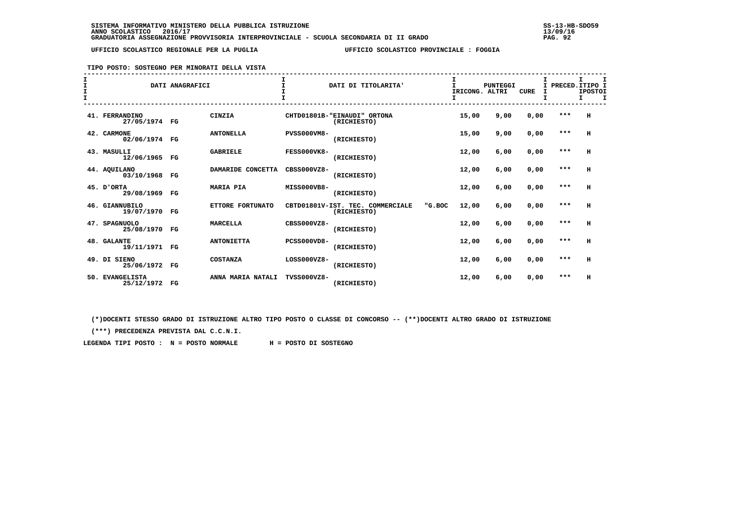SISTEMA INFORMATIVO MINISTERO DELLA PUBBLICA ISTRUZIONE
ANNO SCOLASTICO 2016/17
GRADUATORIA ASSEGNAZIONE PROVVISORIA INTERPROVINCIALE - SCUOLA SECONDARIA DI II GRADO

SS-13-HB-SDO59
13/09/16

UFFICIO SCOLASTICO REGIONALE PER LA PUGLIA — UFFICIO SCOLASTICO PROVINCIALE : FOGGIA

TIPO POSTO: SOSTEGNO PER MINORATI DELLA VISTA

| DATI ANAGRAFICI | | | DATI DI TITOLARITA' | PUNTEGGI IRICONG. | ALTRI | CURE | PRECED. | TIPO POSTO |
|---|---|---|---|---|---|---|---|---|
| 41. FERRANDINO 27/05/1974 | FG | CINZIA | CHTD01801B-"EINAUDI" ORTONA (RICHIESTO) | 15,00 | 9,00 | 0,00 | *** | H |
| 42. CARMONE 02/06/1974 | FG | ANTONELLA | PVSS000VM8- (RICHIESTO) | 15,00 | 9,00 | 0,00 | *** | H |
| 43. MASULLI 12/06/1965 | FG | GABRIELE | FESS000VK8- (RICHIESTO) | 12,00 | 6,00 | 0,00 | *** | H |
| 44. AQUILANO 03/10/1968 | FG | DAMARIDE CONCETTA | CBSS000VZ8- (RICHIESTO) | 12,00 | 6,00 | 0,00 | *** | H |
| 45. D'ORTA 29/08/1969 | FG | MARIA PIA | MISS000VB8- (RICHIESTO) | 12,00 | 6,00 | 0,00 | *** | H |
| 46. GIANNUBILO 19/07/1970 | FG | ETTORE FORTUNATO | CBTD01801V-IST. TEC. COMMERCIALE "G.BOC (RICHIESTO) | 12,00 | 6,00 | 0,00 | *** | H |
| 47. SPAGNUOLO 25/08/1970 | FG | MARCELLA | CBSS000VZ8- (RICHIESTO) | 12,00 | 6,00 | 0,00 | *** | H |
| 48. GALANTE 19/11/1971 | FG | ANTONIETTA | PCSS000VD8- (RICHIESTO) | 12,00 | 6,00 | 0,00 | *** | H |
| 49. DI SIENO 25/06/1972 | FG | COSTANZA | LOSS000VZ8- (RICHIESTO) | 12,00 | 6,00 | 0,00 | *** | H |
| 50. EVANGELISTA 25/12/1972 | FG | ANNA MARIA NATALI | TVSS000VZ8- (RICHIESTO) | 12,00 | 6,00 | 0,00 | *** | H |

(*)DOCENTI STESSO GRADO DI ISTRUZIONE ALTRO TIPO POSTO O CLASSE DI CONCORSO -- (**)DOCENTI ALTRO GRADO DI ISTRUZIONE

(***) PRECEDENZA PREVISTA DAL C.C.N.I.

LEGENDA TIPI POSTO : N = POSTO NORMALE H = POSTO DI SOSTEGNO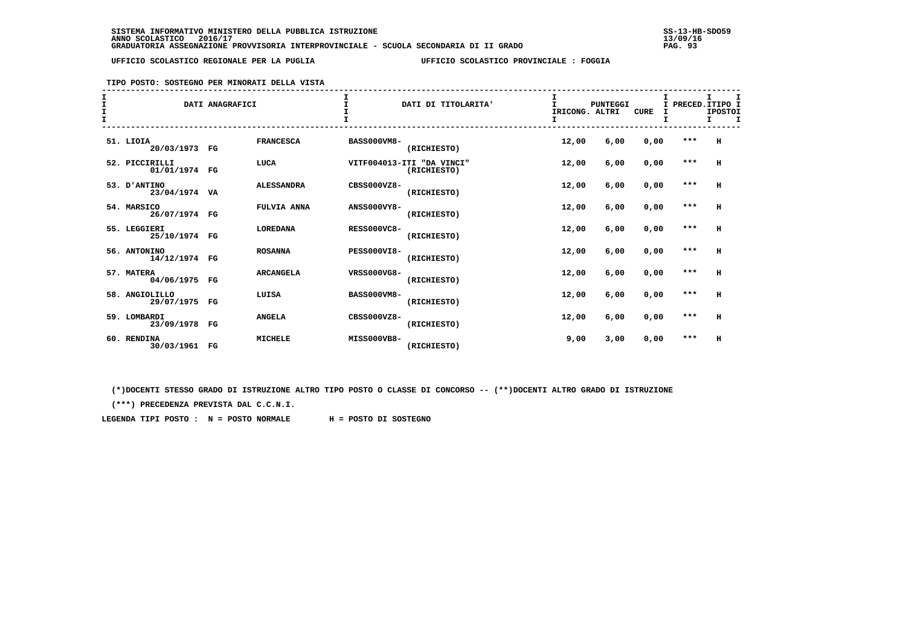SISTEMA INFORMATIVO MINISTERO DELLA PUBBLICA ISTRUZIONE
ANNO SCOLASTICO 2016/17
GRADUATORIA ASSEGNAZIONE PROVVISORIA INTERPROVINCIALE - SCUOLA SECONDARIA DI II GRADO

SS-13-HB-SDO59
13/09/16

UFFICIO SCOLASTICO REGIONALE PER LA PUGLIA — UFFICIO SCOLASTICO PROVINCIALE : FOGGIA

TIPO POSTO: SOSTEGNO PER MINORATI DELLA VISTA

| | DATI ANAGRAFICI | | | DATI DI TITOLARITA' | | PUNTEGGI RICONG. | ALTRI | CURE | PRECED. | TIPO POSTO |
|---|---|---|---|---|---|---|---|---|---|---|
| 51. | LIOIA 20/03/1973 | FG | FRANCESCA | BASS000VM8- | (RICHIESTO) | 12,00 | 6,00 | 0,00 | *** | H |
| 52. | PICCIRILLI 01/01/1974 | FG | LUCA | VITF004013-ITI "DA VINCI" | (RICHIESTO) | 12,00 | 6,00 | 0,00 | *** | H |
| 53. | D'ANTINO 23/04/1974 | VA | ALESSANDRA | CBSS000VZ8- | (RICHIESTO) | 12,00 | 6,00 | 0,00 | *** | H |
| 54. | MARSICO 26/07/1974 | FG | FULVIA ANNA | ANSS000VY8- | (RICHIESTO) | 12,00 | 6,00 | 0,00 | *** | H |
| 55. | LEGGIERI 25/10/1974 | FG | LOREDANA | RESS000VC8- | (RICHIESTO) | 12,00 | 6,00 | 0,00 | *** | H |
| 56. | ANTONINO 14/12/1974 | FG | ROSANNA | PESS000VI8- | (RICHIESTO) | 12,00 | 6,00 | 0,00 | *** | H |
| 57. | MATERA 04/06/1975 | FG | ARCANGELA | VRSS000VG8- | (RICHIESTO) | 12,00 | 6,00 | 0,00 | *** | H |
| 58. | ANGIOLILLO 29/07/1975 | FG | LUISA | BASS000VM8- | (RICHIESTO) | 12,00 | 6,00 | 0,00 | *** | H |
| 59. | LOMBARDI 23/09/1978 | FG | ANGELA | CBSS000VZ8- | (RICHIESTO) | 12,00 | 6,00 | 0,00 | *** | H |
| 60. | RENDINA 30/03/1961 | FG | MICHELE | MISS000VB8- | (RICHIESTO) | 9,00 | 3,00 | 0,00 | *** | H |

(*)DOCENTI STESSO GRADO DI ISTRUZIONE ALTRO TIPO POSTO O CLASSE DI CONCORSO -- (**)DOCENTI ALTRO GRADO DI ISTRUZIONE

(***) PRECEDENZA PREVISTA DAL C.C.N.I.

LEGENDA TIPI POSTO : N = POSTO NORMALE H = POSTO DI SOSTEGNO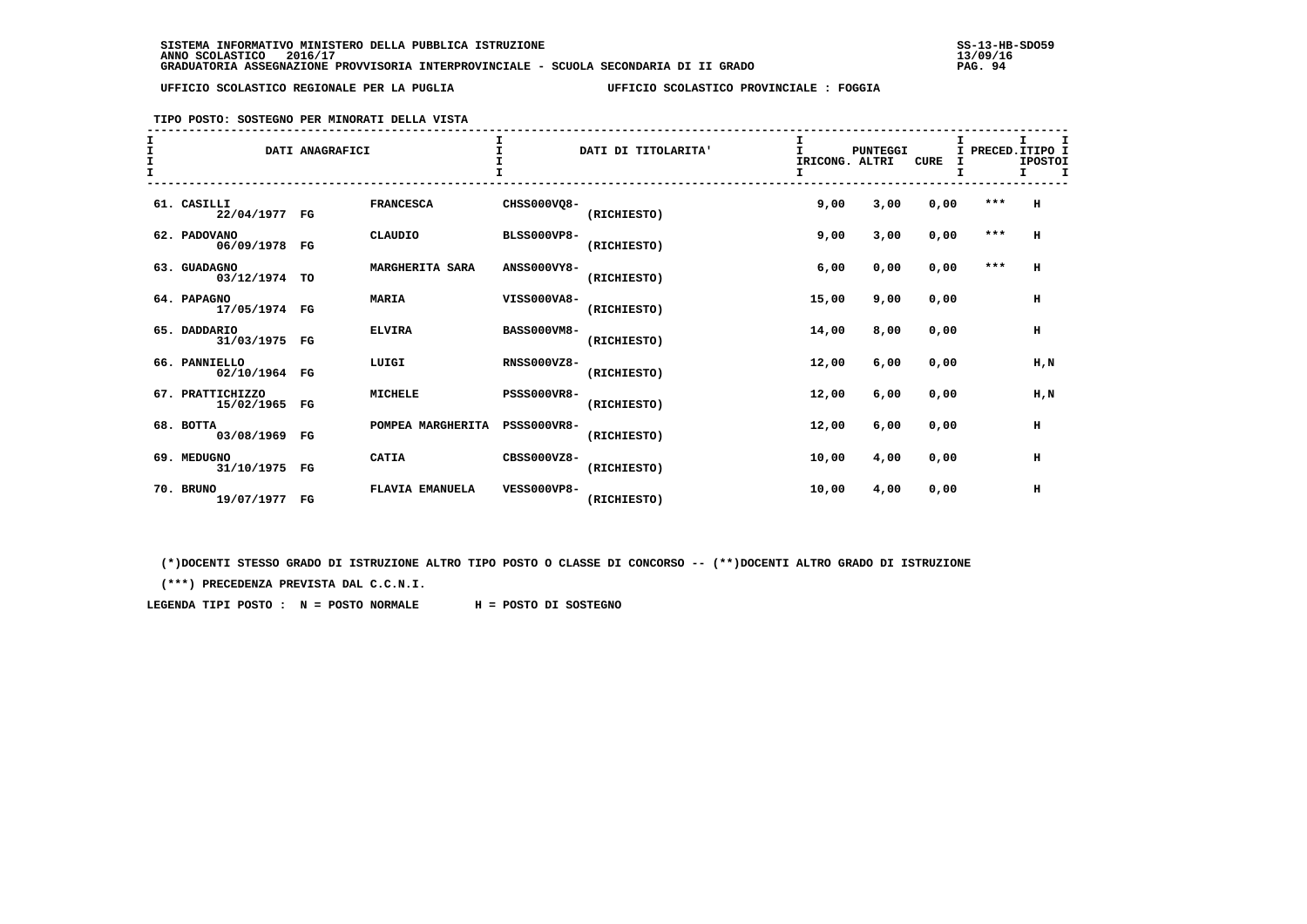SISTEMA INFORMATIVO MINISTERO DELLA PUBBLICA ISTRUZIONE
ANNO SCOLASTICO 2016/17
GRADUATORIA ASSEGNAZIONE PROVVISORIA INTERPROVINCIALE - SCUOLA SECONDARIA DI II GRADO

SS-13-HB-SDO59
13/09/16

UFFICIO SCOLASTICO REGIONALE PER LA PUGLIA — UFFICIO SCOLASTICO PROVINCIALE : FOGGIA

TIPO POSTO: SOSTEGNO PER MINORATI DELLA VISTA

| DATI ANAGRAFICI | | | DATI DI TITOLARITA' | | PUNTEGGI IRICONG. | ALTRI | CURE | PRECED. | TIPO POSTO |
|---|---|---|---|---|---|---|---|---|---|
| 61. CASILLI 22/04/1977 | FG | FRANCESCA | CHSS000VQ8- | (RICHIESTO) | 9,00 | 3,00 | 0,00 | *** | H |
| 62. PADOVANO 06/09/1978 | FG | CLAUDIO | BLSS000VP8- | (RICHIESTO) | 9,00 | 3,00 | 0,00 | *** | H |
| 63. GUADAGNO 03/12/1974 | TO | MARGHERITA SARA | ANSS000VY8- | (RICHIESTO) | 6,00 | 0,00 | 0,00 | *** | H |
| 64. PAPAGNO 17/05/1974 | FG | MARIA | VISS000VA8- | (RICHIESTO) | 15,00 | 9,00 | 0,00 | | H |
| 65. DADDARIO 31/03/1975 | FG | ELVIRA | BASS000VM8- | (RICHIESTO) | 14,00 | 8,00 | 0,00 | | H |
| 66. PANNIELLO 02/10/1964 | FG | LUIGI | RNSS000VZ8- | (RICHIESTO) | 12,00 | 6,00 | 0,00 | | H,N |
| 67. PRATTICHIZZO 15/02/1965 | FG | MICHELE | PSSS000VR8- | (RICHIESTO) | 12,00 | 6,00 | 0,00 | | H,N |
| 68. BOTTA 03/08/1969 | FG | POMPEA MARGHERITA | PSSS000VR8- | (RICHIESTO) | 12,00 | 6,00 | 0,00 | | H |
| 69. MEDUGNO 31/10/1975 | FG | CATIA | CBSS000VZ8- | (RICHIESTO) | 10,00 | 4,00 | 0,00 | | H |
| 70. BRUNO 19/07/1977 | FG | FLAVIA EMANUELA | VESS000VP8- | (RICHIESTO) | 10,00 | 4,00 | 0,00 | | H |

(*)DOCENTI STESSO GRADO DI ISTRUZIONE ALTRO TIPO POSTO O CLASSE DI CONCORSO -- (**)DOCENTI ALTRO GRADO DI ISTRUZIONE

(***) PRECEDENZA PREVISTA DAL C.C.N.I.

LEGENDA TIPI POSTO : N = POSTO NORMALE H = POSTO DI SOSTEGNO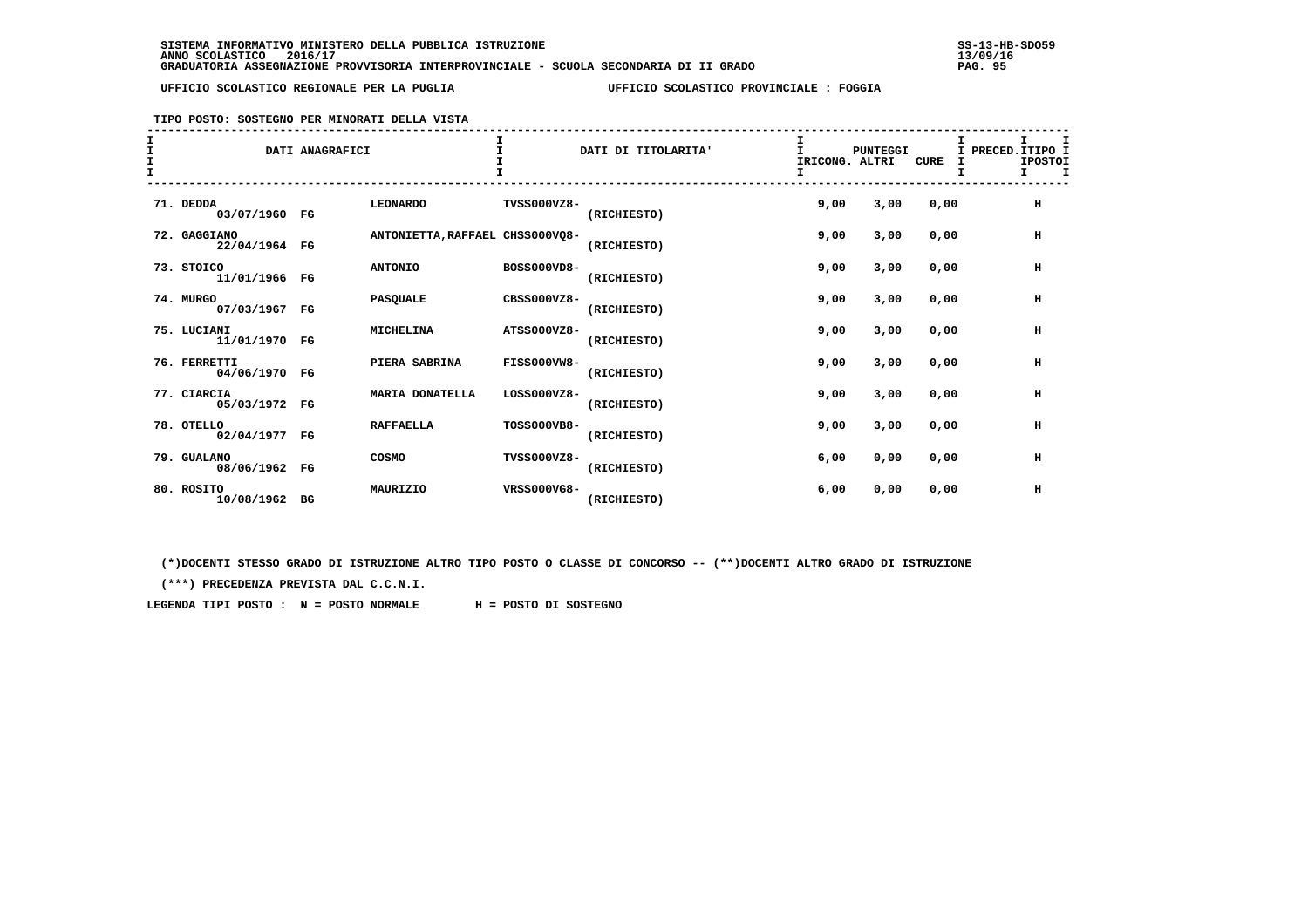SISTEMA INFORMATIVO MINISTERO DELLA PUBBLICA ISTRUZIONE
ANNO SCOLASTICO 2016/17
GRADUATORIA ASSEGNAZIONE PROVVISORIA INTERPROVINCIALE - SCUOLA SECONDARIA DI II GRADO

SS-13-HB-SDO59
13/09/16

UFFICIO SCOLASTICO REGIONALE PER LA PUGLIA — UFFICIO SCOLASTICO PROVINCIALE : FOGGIA

TIPO POSTO: SOSTEGNO PER MINORATI DELLA VISTA

| DATI ANAGRAFICI | | | DATI DI TITOLARITA' | | PUNTEGGI IRICONG. | ALTRI | CURE | PRECED. | TIPO POSTO |
|---|---|---|---|---|---|---|---|---|---|
| 71. DEDDA 03/07/1960 | FG | LEONARDO | TVSS000VZ8- | (RICHIESTO) | 9,00 | 3,00 | 0,00 | | H |
| 72. GAGGIANO 22/04/1964 | FG | ANTONIETTA,RAFFAEL | CHSS000VQ8- | (RICHIESTO) | 9,00 | 3,00 | 0,00 | | H |
| 73. STOICO 11/01/1966 | FG | ANTONIO | BOSS000VD8- | (RICHIESTO) | 9,00 | 3,00 | 0,00 | | H |
| 74. MURGO 07/03/1967 | FG | PASQUALE | CBSS000VZ8- | (RICHIESTO) | 9,00 | 3,00 | 0,00 | | H |
| 75. LUCIANI 11/01/1970 | FG | MICHELINA | ATSS000VZ8- | (RICHIESTO) | 9,00 | 3,00 | 0,00 | | H |
| 76. FERRETTI 04/06/1970 | FG | PIERA SABRINA | FISS000VW8- | (RICHIESTO) | 9,00 | 3,00 | 0,00 | | H |
| 77. CIARCIA 05/03/1972 | FG | MARIA DONATELLA | LOSS000VZ8- | (RICHIESTO) | 9,00 | 3,00 | 0,00 | | H |
| 78. OTELLO 02/04/1977 | FG | RAFFAELLA | TOSS000VB8- | (RICHIESTO) | 9,00 | 3,00 | 0,00 | | H |
| 79. GUALANO 08/06/1962 | FG | COSMO | TVSS000VZ8- | (RICHIESTO) | 6,00 | 0,00 | 0,00 | | H |
| 80. ROSITO 10/08/1962 | BG | MAURIZIO | VRSS000VG8- | (RICHIESTO) | 6,00 | 0,00 | 0,00 | | H |

(*)DOCENTI STESSO GRADO DI ISTRUZIONE ALTRO TIPO POSTO O CLASSE DI CONCORSO -- (**)DOCENTI ALTRO GRADO DI ISTRUZIONE

(***) PRECEDENZA PREVISTA DAL C.C.N.I.

LEGENDA TIPI POSTO : N = POSTO NORMALE H = POSTO DI SOSTEGNO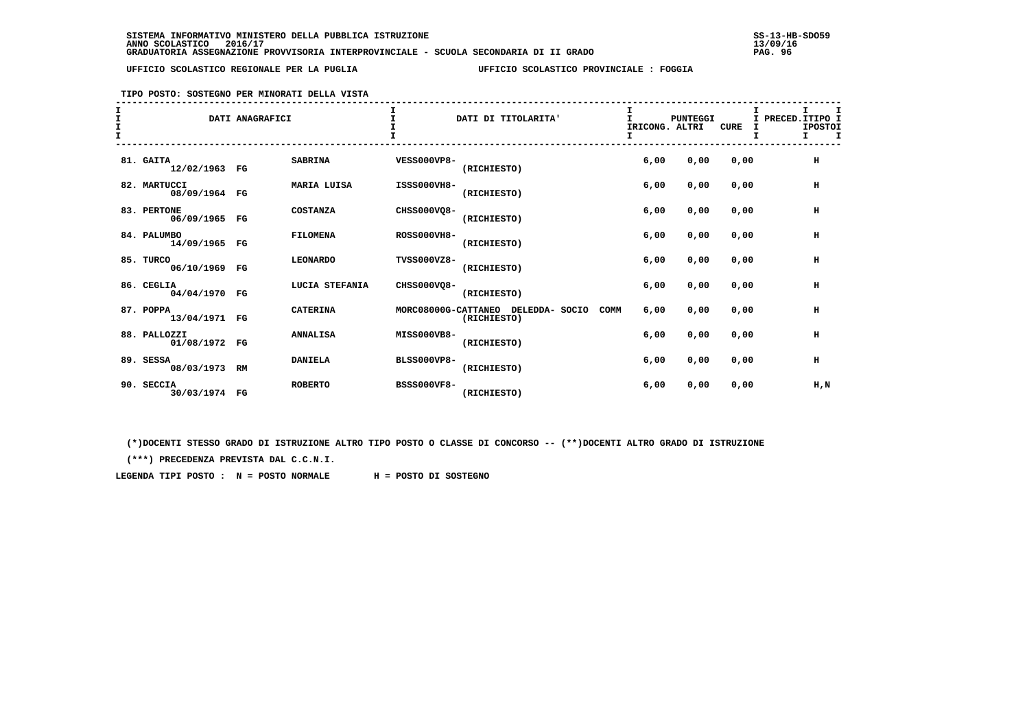UFFICIO SCOLASTICO REGIONALE PER LA PUGLIA — UFFICIO SCOLASTICO PROVINCIALE : FOGGIA

TIPO POSTO: SOSTEGNO PER MINORATI DELLA VISTA

| DATI ANAGRAFICI | | | | DATI DI TITOLARITA' | PUNTEGGI IRICONG. | ALTRI | CURE | PRECED. | TIPO POSTO |
|---|---|---|---|---|---|---|---|---|---|
| 81. GAITA | 12/02/1963 | FG | SABRINA | VESS000VP8- (RICHIESTO) | 6,00 | 0,00 | 0,00 | | H |
| 82. MARTUCCI | 08/09/1964 | FG | MARIA LUISA | ISSS000VH8- (RICHIESTO) | 6,00 | 0,00 | 0,00 | | H |
| 83. PERTONE | 06/09/1965 | FG | COSTANZA | CHSS000VQ8- (RICHIESTO) | 6,00 | 0,00 | 0,00 | | H |
| 84. PALUMBO | 14/09/1965 | FG | FILOMENA | ROSS000VH8- (RICHIESTO) | 6,00 | 0,00 | 0,00 | | H |
| 85. TURCO | 06/10/1969 | FG | LEONARDO | TVSS000VZ8- (RICHIESTO) | 6,00 | 0,00 | 0,00 | | H |
| 86. CEGLIA | 04/04/1970 | FG | LUCIA STEFANIA | CHSS000VQ8- (RICHIESTO) | 6,00 | 0,00 | 0,00 | | H |
| 87. POPPA | 13/04/1971 | FG | CATERINA | MORC08000G-CATTANEO DELEDDA- SOCIO COMM (RICHIESTO) | 6,00 | 0,00 | 0,00 | | H |
| 88. PALLOZZI | 01/08/1972 | FG | ANNALISA | MISS000VB8- (RICHIESTO) | 6,00 | 0,00 | 0,00 | | H |
| 89. SESSA | 08/03/1973 | RM | DANIELA | BLSS000VP8- (RICHIESTO) | 6,00 | 0,00 | 0,00 | | H |
| 90. SECCIA | 30/03/1974 | FG | ROBERTO | BSSS000VF8- (RICHIESTO) | 6,00 | 0,00 | 0,00 | | H,N |

(*)DOCENTI STESSO GRADO DI ISTRUZIONE ALTRO TIPO POSTO O CLASSE DI CONCORSO -- (**)DOCENTI ALTRO GRADO DI ISTRUZIONE

(***) PRECEDENZA PREVISTA DAL C.C.N.I.

LEGENDA TIPI POSTO : N = POSTO NORMALE H = POSTO DI SOSTEGNO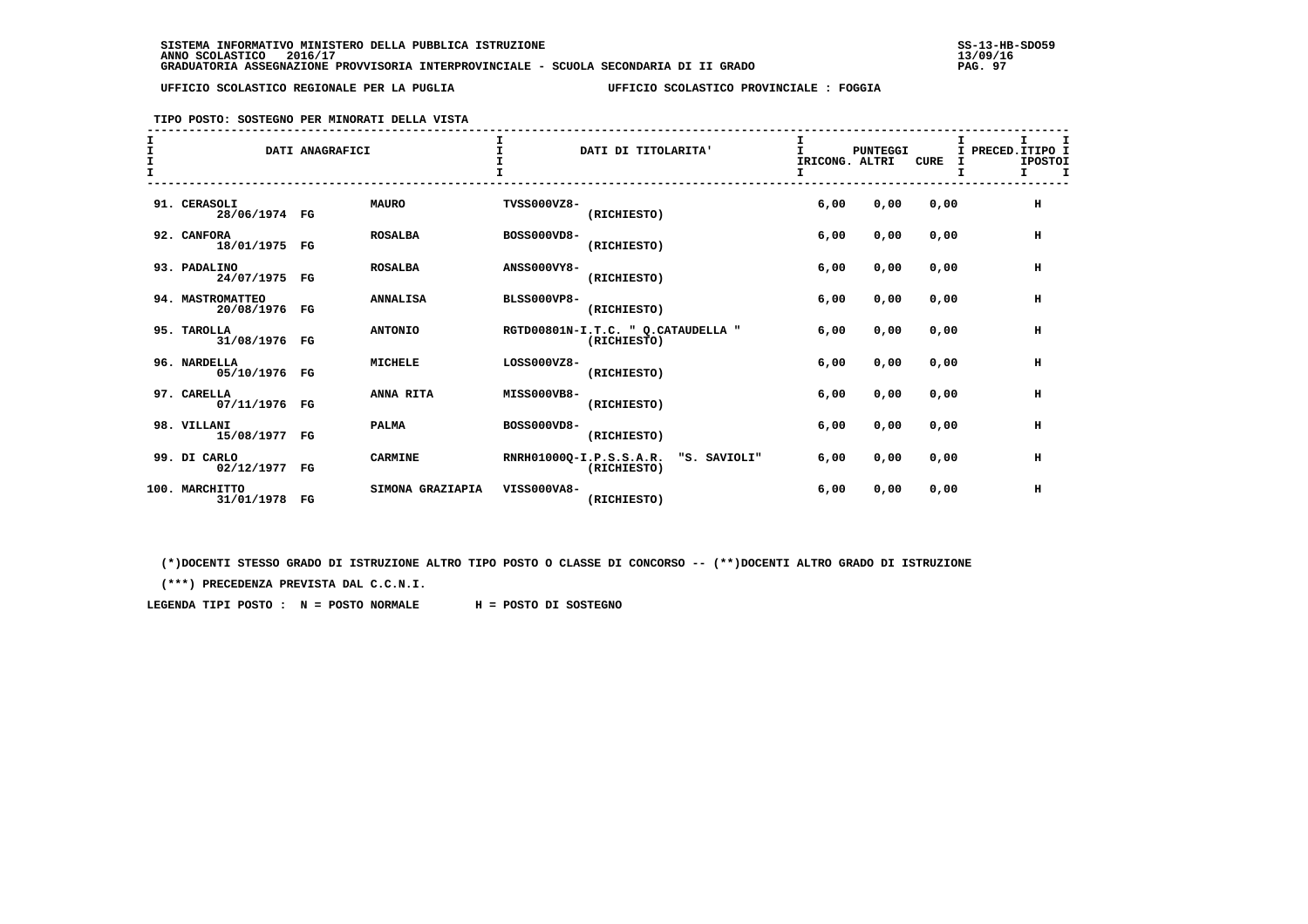SISTEMA INFORMATIVO MINISTERO DELLA PUBBLICA ISTRUZIONE
ANNO SCOLASTICO 2016/17
GRADUATORIA ASSEGNAZIONE PROVVISORIA INTERPROVINCIALE - SCUOLA SECONDARIA DI II GRADO

UFFICIO SCOLASTICO REGIONALE PER LA PUGLIA — UFFICIO SCOLASTICO PROVINCIALE : FOGGIA

TIPO POSTO: SOSTEGNO PER MINORATI DELLA VISTA

| DATI ANAGRAFICI | | | DATI DI TITOLARITA' | PUNTEGGI IRICONG. | ALTRI | CURE | PRECED. | TIPO POSTO |
|---|---|---|---|---|---|---|---|---|
| 91. CERASOLI 28/06/1974 | FG | MAURO | TVSS000VZ8- (RICHIESTO) | 6,00 | 0,00 | 0,00 | | H |
| 92. CANFORA 18/01/1975 | FG | ROSALBA | BOSS000VD8- (RICHIESTO) | 6,00 | 0,00 | 0,00 | | H |
| 93. PADALINO 24/07/1975 | FG | ROSALBA | ANSS000VY8- (RICHIESTO) | 6,00 | 0,00 | 0,00 | | H |
| 94. MASTROMATTEO 20/08/1976 | FG | ANNALISA | BLSS000VP8- (RICHIESTO) | 6,00 | 0,00 | 0,00 | | H |
| 95. TAROLLA 31/08/1976 | FG | ANTONIO | RGTD00801N-I.T.C. " Q.CATAUDELLA " (RICHIESTO) | 6,00 | 0,00 | 0,00 | | H |
| 96. NARDELLA 05/10/1976 | FG | MICHELE | LOSS000VZ8- (RICHIESTO) | 6,00 | 0,00 | 0,00 | | H |
| 97. CARELLA 07/11/1976 | FG | ANNA RITA | MISS000VB8- (RICHIESTO) | 6,00 | 0,00 | 0,00 | | H |
| 98. VILLANI 15/08/1977 | FG | PALMA | BOSS000VD8- (RICHIESTO) | 6,00 | 0,00 | 0,00 | | H |
| 99. DI CARLO 02/12/1977 | FG | CARMINE | RNRH01000Q-I.P.S.S.A.R. "S. SAVIOLI" (RICHIESTO) | 6,00 | 0,00 | 0,00 | | H |
| 100. MARCHITTO 31/01/1978 | FG | SIMONA GRAZIAPIA | VISS000VA8- (RICHIESTO) | 6,00 | 0,00 | 0,00 | | H |

(*)DOCENTI STESSO GRADO DI ISTRUZIONE ALTRO TIPO POSTO O CLASSE DI CONCORSO -- (**)DOCENTI ALTRO GRADO DI ISTRUZIONE

(***) PRECEDENZA PREVISTA DAL C.C.N.I.

LEGENDA TIPI POSTO : N = POSTO NORMALE H = POSTO DI SOSTEGNO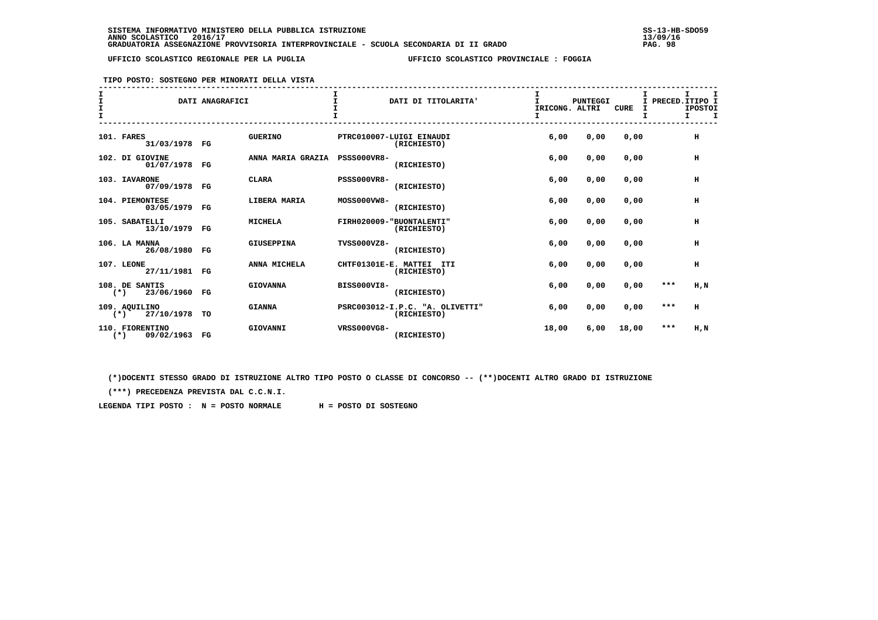SISTEMA INFORMATIVO MINISTERO DELLA PUBBLICA ISTRUZIONE
ANNO SCOLASTICO 2016/17
GRADUATORIA ASSEGNAZIONE PROVVISORIA INTERPROVINCIALE - SCUOLA SECONDARIA DI II GRADO

UFFICIO SCOLASTICO REGIONALE PER LA PUGLIA — UFFICIO SCOLASTICO PROVINCIALE : FOGGIA

TIPO POSTO: SOSTEGNO PER MINORATI DELLA VISTA

| DATI ANAGRAFICI | | | DATI DI TITOLARITA' | PUNTEGGI IRICONG. | ALTRI | CURE | PRECED. | TIPO POSTO |
|---|---|---|---|---|---|---|---|---|
| 101. FARES 31/03/1978 | FG | GUERINO | PTRC010007-LUIGI EINAUDI (RICHIESTO) | 6,00 | 0,00 | 0,00 | | H |
| 102. DI GIOVINE 01/07/1978 | FG | ANNA MARIA GRAZIA | PSSS000VR8- (RICHIESTO) | 6,00 | 0,00 | 0,00 | | H |
| 103. IAVARONE 07/09/1978 | FG | CLARA | PSSS000VR8- (RICHIESTO) | 6,00 | 0,00 | 0,00 | | H |
| 104. PIEMONTESE 03/05/1979 | FG | LIBERA MARIA | MOSS000VW8- (RICHIESTO) | 6,00 | 0,00 | 0,00 | | H |
| 105. SABATELLI 13/10/1979 | FG | MICHELA | FIRH020009-"BUONTALENTI" (RICHIESTO) | 6,00 | 0,00 | 0,00 | | H |
| 106. LA MANNA 26/08/1980 | FG | GIUSEPPINA | TVSS000VZ8- (RICHIESTO) | 6,00 | 0,00 | 0,00 | | H |
| 107. LEONE 27/11/1981 | FG | ANNA MICHELA | CHTF01301E-E. MATTEI ITI (RICHIESTO) | 6,00 | 0,00 | 0,00 | | H |
| 108. DE SANTIS (*) 23/06/1960 | FG | GIOVANNA | BISS000VI8- (RICHIESTO) | 6,00 | 0,00 | 0,00 | *** | H,N |
| 109. AQUILINO (*) 27/10/1978 | TO | GIANNA | PSRC003012-I.P.C. "A. OLIVETTI" (RICHIESTO) | 6,00 | 0,00 | 0,00 | *** | H |
| 110. FIORENTINO (*) 09/02/1963 | FG | GIOVANNI | VRSS000VG8- (RICHIESTO) | 18,00 | 6,00 | 18,00 | *** | H,N |

(*)DOCENTI STESSO GRADO DI ISTRUZIONE ALTRO TIPO POSTO O CLASSE DI CONCORSO -- (**)DOCENTI ALTRO GRADO DI ISTRUZIONE

(***) PRECEDENZA PREVISTA DAL C.C.N.I.

LEGENDA TIPI POSTO : N = POSTO NORMALE H = POSTO DI SOSTEGNO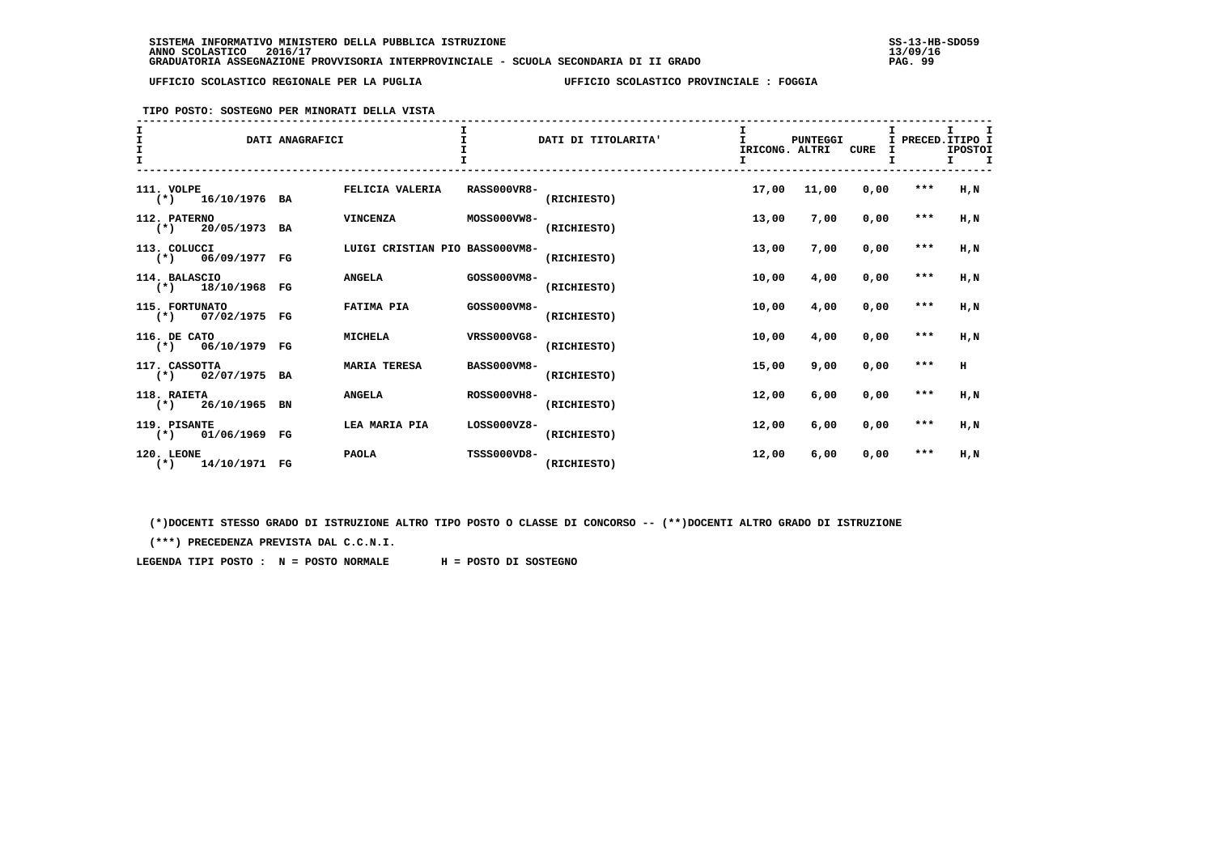SISTEMA INFORMATIVO MINISTERO DELLA PUBBLICA ISTRUZIONE
ANNO SCOLASTICO 2016/17
GRADUATORIA ASSEGNAZIONE PROVVISORIA INTERPROVINCIALE - SCUOLA SECONDARIA DI II GRADO

UFFICIO SCOLASTICO REGIONALE PER LA PUGLIA — UFFICIO SCOLASTICO PROVINCIALE : FOGGIA

TIPO POSTO: SOSTEGNO PER MINORATI DELLA VISTA

| DATI ANAGRAFICI | | | DATI DI TITOLARITA' | | PUNTEGGI IRICONG. | ALTRI | CURE | PRECED. | TIPO POSTO |
|---|---|---|---|---|---|---|---|---|---|
| 111. VOLPE (*) | 16/10/1976 BA | FELICIA VALERIA | RASS000VR8- | (RICHIESTO) | 17,00 | 11,00 | 0,00 | *** | H,N |
| 112. PATERNO (*) | 20/05/1973 BA | VINCENZA | MOSS000VW8- | (RICHIESTO) | 13,00 | 7,00 | 0,00 | *** | H,N |
| 113. COLUCCI (*) | 06/09/1977 FG | LUIGI CRISTIAN PIO | BASS000VM8- | (RICHIESTO) | 13,00 | 7,00 | 0,00 | *** | H,N |
| 114. BALASCIO (*) | 18/10/1968 FG | ANGELA | GOSS000VM8- | (RICHIESTO) | 10,00 | 4,00 | 0,00 | *** | H,N |
| 115. FORTUNATO (*) | 07/02/1975 FG | FATIMA PIA | GOSS000VM8- | (RICHIESTO) | 10,00 | 4,00 | 0,00 | *** | H,N |
| 116. DE CATO (*) | 06/10/1979 FG | MICHELA | VRSS000VG8- | (RICHIESTO) | 10,00 | 4,00 | 0,00 | *** | H,N |
| 117. CASSOTTA (*) | 02/07/1975 BA | MARIA TERESA | BASS000VM8- | (RICHIESTO) | 15,00 | 9,00 | 0,00 | *** | H |
| 118. RAIETA (*) | 26/10/1965 BN | ANGELA | ROSS000VH8- | (RICHIESTO) | 12,00 | 6,00 | 0,00 | *** | H,N |
| 119. PISANTE (*) | 01/06/1969 FG | LEA MARIA PIA | LOSS000VZ8- | (RICHIESTO) | 12,00 | 6,00 | 0,00 | *** | H,N |
| 120. LEONE (*) | 14/10/1971 FG | PAOLA | TSSS000VD8- | (RICHIESTO) | 12,00 | 6,00 | 0,00 | *** | H,N |

(*)DOCENTI STESSO GRADO DI ISTRUZIONE ALTRO TIPO POSTO O CLASSE DI CONCORSO -- (**)DOCENTI ALTRO GRADO DI ISTRUZIONE

(***) PRECEDENZA PREVISTA DAL C.C.N.I.

LEGENDA TIPI POSTO : N = POSTO NORMALE H = POSTO DI SOSTEGNO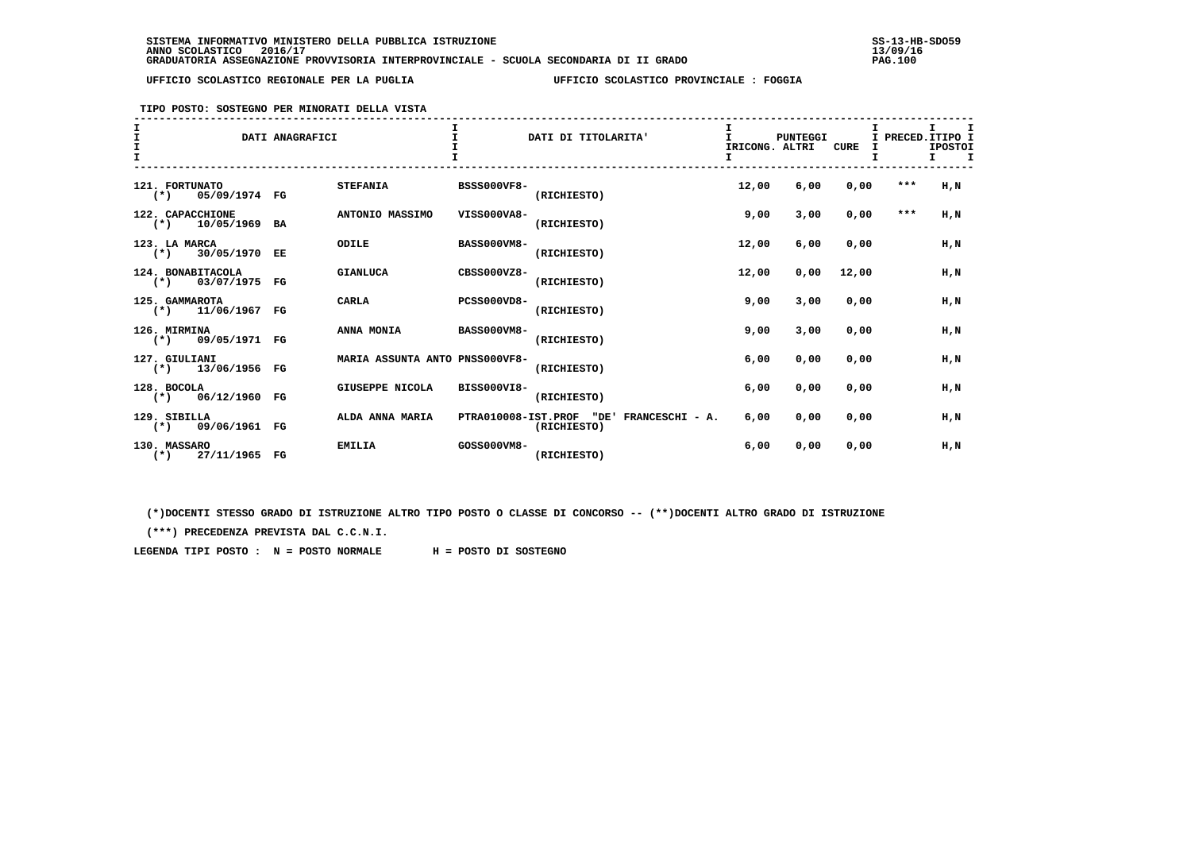SISTEMA INFORMATIVO MINISTERO DELLA PUBBLICA ISTRUZIONE
ANNO SCOLASTICO 2016/17
GRADUATORIA ASSEGNAZIONE PROVVISORIA INTERPROVINCIALE - SCUOLA SECONDARIA DI II GRADO

SS-13-HB-SDO59
13/09/16

UFFICIO SCOLASTICO REGIONALE PER LA PUGLIA — UFFICIO SCOLASTICO PROVINCIALE : FOGGIA

TIPO POSTO: SOSTEGNO PER MINORATI DELLA VISTA

| DATI ANAGRAFICI | | DATI DI TITOLARITA' | | PUNTEGGI RICONG. | ALTRI | CURE | PRECED. | TIPO POSTO |
|---|---|---|---|---|---|---|---|---|
| 121. FORTUNATO (*) 05/09/1974 FG | STEFANIA | BSSS000VF8- | (RICHIESTO) | 12,00 | 6,00 | 0,00 | *** | H,N |
| 122. CAPACCHIONE (*) 10/05/1969 BA | ANTONIO MASSIMO | VISS000VA8- | (RICHIESTO) | 9,00 | 3,00 | 0,00 | *** | H,N |
| 123. LA MARCA (*) 30/05/1970 EE | ODILE | BASS000VM8- | (RICHIESTO) | 12,00 | 6,00 | 0,00 | | H,N |
| 124. BONABITACOLA (*) 03/07/1975 FG | GIANLUCA | CBSS000VZ8- | (RICHIESTO) | 12,00 | 0,00 | 12,00 | | H,N |
| 125. GAMMAROTA (*) 11/06/1967 FG | CARLA | PCSS000VD8- | (RICHIESTO) | 9,00 | 3,00 | 0,00 | | H,N |
| 126. MIRMINA (*) 09/05/1971 FG | ANNA MONIA | BASS000VM8- | (RICHIESTO) | 9,00 | 3,00 | 0,00 | | H,N |
| 127. GIULIANI (*) 13/06/1956 FG | MARIA ASSUNTA ANTO | PNSS000VF8- | (RICHIESTO) | 6,00 | 0,00 | 0,00 | | H,N |
| 128. BOCOLA (*) 06/12/1960 FG | GIUSEPPE NICOLA | BISS000VI8- | (RICHIESTO) | 6,00 | 0,00 | 0,00 | | H,N |
| 129. SIBILLA (*) 09/06/1961 FG | ALDA ANNA MARIA | PTRA010008-IST.PROF "DE' FRANCESCHI - A. | (RICHIESTO) | 6,00 | 0,00 | 0,00 | | H,N |
| 130. MASSARO (*) 27/11/1965 FG | EMILIA | GOSS000VM8- | (RICHIESTO) | 6,00 | 0,00 | 0,00 | | H,N |

(*)DOCENTI STESSO GRADO DI ISTRUZIONE ALTRO TIPO POSTO O CLASSE DI CONCORSO -- (**)DOCENTI ALTRO GRADO DI ISTRUZIONE

(***) PRECEDENZA PREVISTA DAL C.C.N.I.

LEGENDA TIPI POSTO : N = POSTO NORMALE H = POSTO DI SOSTEGNO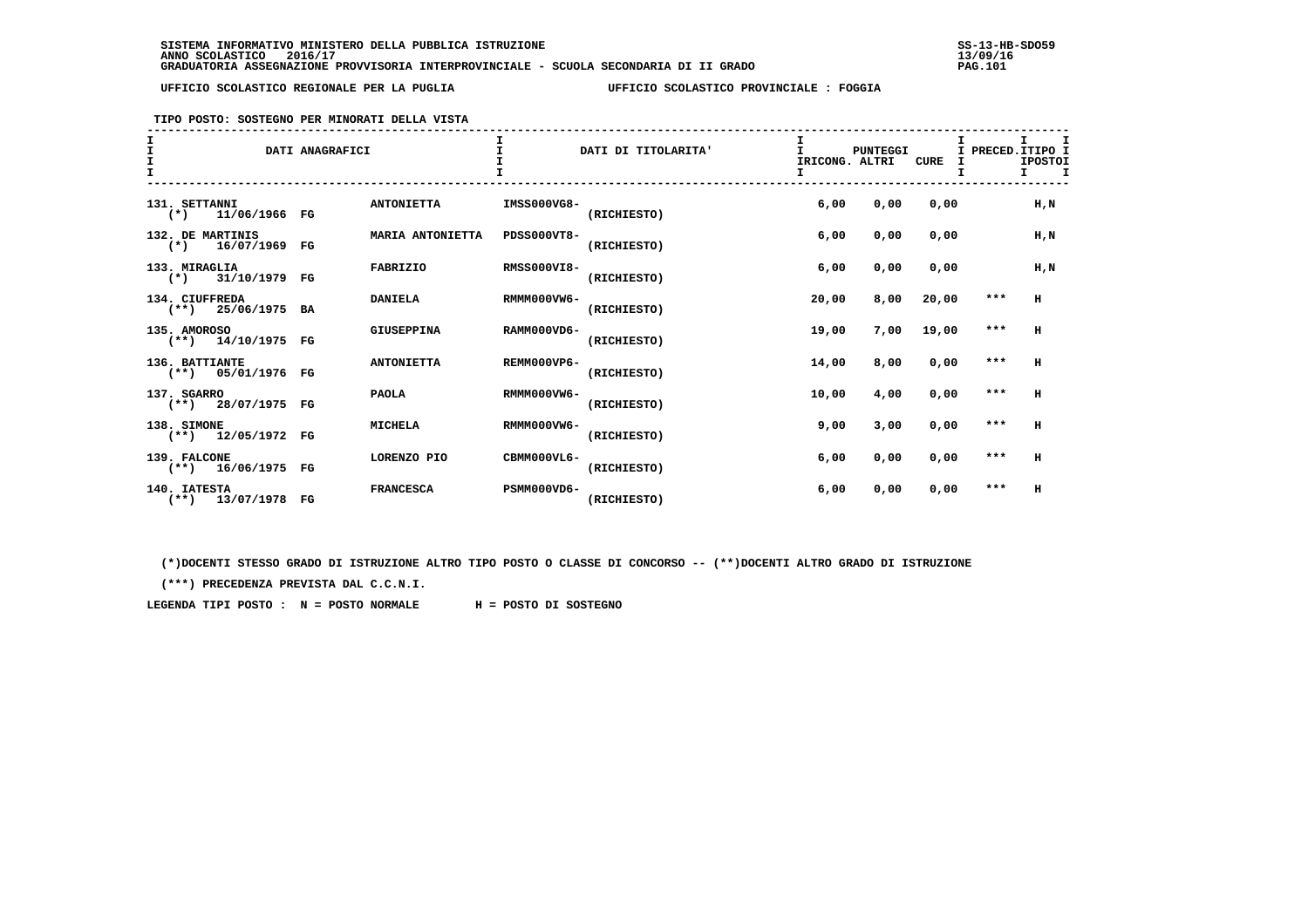SISTEMA INFORMATIVO MINISTERO DELLA PUBBLICA ISTRUZIONE
ANNO SCOLASTICO 2016/17
GRADUATORIA ASSEGNAZIONE PROVVISORIA INTERPROVINCIALE - SCUOLA SECONDARIA DI II GRADO

UFFICIO SCOLASTICO REGIONALE PER LA PUGLIA — UFFICIO SCOLASTICO PROVINCIALE : FOGGIA

**TIPO POSTO: SOSTEGNO PER MINORATI DELLA VISTA**

| DATI ANAGRAFICI | | | DATI DI TITOLARITA' | | PUNTEGGI IRICONG. | ALTRI | CURE | PRECED. | TIPO POSTO |
|---|---|---|---|---|---|---|---|---|---|
| 131. SETTANNI (*) 11/06/1966 | FG | ANTONIETTA | IMSS000VG8- | (RICHIESTO) | 6,00 | 0,00 | 0,00 | | H,N |
| 132. DE MARTINIS (*) 16/07/1969 | FG | MARIA ANTONIETTA | PDSS000VT8- | (RICHIESTO) | 6,00 | 0,00 | 0,00 | | H,N |
| 133. MIRAGLIA (*) 31/10/1979 | FG | FABRIZIO | RMSS000VI8- | (RICHIESTO) | 6,00 | 0,00 | 0,00 | | H,N |
| 134. CIUFFREDA (**) 25/06/1975 | BA | DANIELA | RMMM000VW6- | (RICHIESTO) | 20,00 | 8,00 | 20,00 | *** | H |
| 135. AMOROSO (**) 14/10/1975 | FG | GIUSEPPINA | RAMM000VD6- | (RICHIESTO) | 19,00 | 7,00 | 19,00 | *** | H |
| 136. BATTIANTE (**) 05/01/1976 | FG | ANTONIETTA | REMM000VP6- | (RICHIESTO) | 14,00 | 8,00 | 0,00 | *** | H |
| 137. SGARRO (**) 28/07/1975 | FG | PAOLA | RMMM000VW6- | (RICHIESTO) | 10,00 | 4,00 | 0,00 | *** | H |
| 138. SIMONE (**) 12/05/1972 | FG | MICHELA | RMMM000VW6- | (RICHIESTO) | 9,00 | 3,00 | 0,00 | *** | H |
| 139. FALCONE (**) 16/06/1975 | FG | LORENZO PIO | CBMM000VL6- | (RICHIESTO) | 6,00 | 0,00 | 0,00 | *** | H |
| 140. IATESTA (**) 13/07/1978 | FG | FRANCESCA | PSMM000VD6- | (RICHIESTO) | 6,00 | 0,00 | 0,00 | *** | H |

(*)DOCENTI STESSO GRADO DI ISTRUZIONE ALTRO TIPO POSTO O CLASSE DI CONCORSO -- (**)DOCENTI ALTRO GRADO DI ISTRUZIONE

(***) PRECEDENZA PREVISTA DAL C.C.N.I.

LEGENDA TIPI POSTO : N = POSTO NORMALE H = POSTO DI SOSTEGNO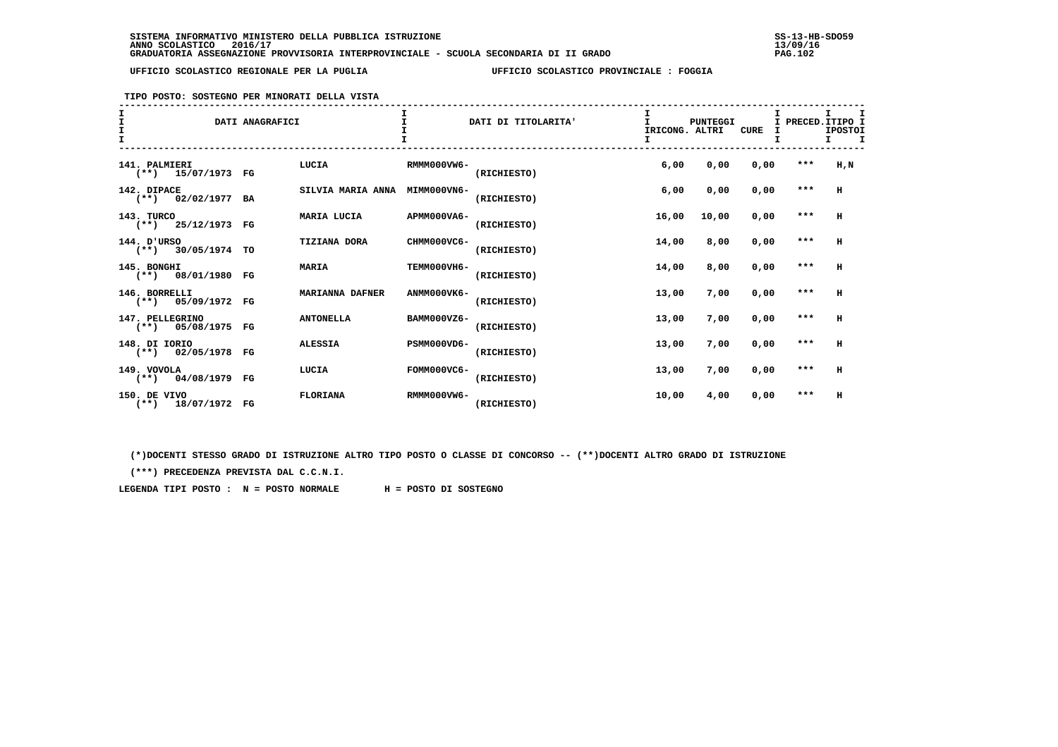SISTEMA INFORMATIVO MINISTERO DELLA PUBBLICA ISTRUZIONE
ANNO SCOLASTICO 2016/17
GRADUATORIA ASSEGNAZIONE PROVVISORIA INTERPROVINCIALE - SCUOLA SECONDARIA DI II GRADO

UFFICIO SCOLASTICO REGIONALE PER LA PUGLIA — UFFICIO SCOLASTICO PROVINCIALE : FOGGIA

TIPO POSTO: SOSTEGNO PER MINORATI DELLA VISTA

| DATI ANAGRAFICI | | | DATI DI TITOLARITA' | | PUNTEGGI IRICONG. | ALTRI | CURE | PRECED. | TIPO POSTO |
|---|---|---|---|---|---|---|---|---|---|
| 141. PALMIERI (**) 15/07/1973 | FG | LUCIA | RMMM000VW6- | (RICHIESTO) | 6,00 | 0,00 | 0,00 | *** | H,N |
| 142. DIPACE (**) 02/02/1977 | BA | SILVIA MARIA ANNA | MIMM000VN6- | (RICHIESTO) | 6,00 | 0,00 | 0,00 | *** | H |
| 143. TURCO (**) 25/12/1973 | FG | MARIA LUCIA | APMM000VA6- | (RICHIESTO) | 16,00 | 10,00 | 0,00 | *** | H |
| 144. D'URSO (**) 30/05/1974 | TO | TIZIANA DORA | CHMM000VC6- | (RICHIESTO) | 14,00 | 8,00 | 0,00 | *** | H |
| 145. BONGHI (**) 08/01/1980 | FG | MARIA | TEMM000VH6- | (RICHIESTO) | 14,00 | 8,00 | 0,00 | *** | H |
| 146. BORRELLI (**) 05/09/1972 | FG | MARIANNA DAFNER | ANMM000VK6- | (RICHIESTO) | 13,00 | 7,00 | 0,00 | *** | H |
| 147. PELLEGRINO (**) 05/08/1975 | FG | ANTONELLA | BAMM000VZ6- | (RICHIESTO) | 13,00 | 7,00 | 0,00 | *** | H |
| 148. DI IORIO (**) 02/05/1978 | FG | ALESSIA | PSMM000VD6- | (RICHIESTO) | 13,00 | 7,00 | 0,00 | *** | H |
| 149. VOVOLA (**) 04/08/1979 | FG | LUCIA | FOMM000VC6- | (RICHIESTO) | 13,00 | 7,00 | 0,00 | *** | H |
| 150. DE VIVO (**) 18/07/1972 | FG | FLORIANA | RMMM000VW6- | (RICHIESTO) | 10,00 | 4,00 | 0,00 | *** | H |

(*)DOCENTI STESSO GRADO DI ISTRUZIONE ALTRO TIPO POSTO O CLASSE DI CONCORSO -- (**)DOCENTI ALTRO GRADO DI ISTRUZIONE

(***) PRECEDENZA PREVISTA DAL C.C.N.I.

LEGENDA TIPI POSTO : N = POSTO NORMALE H = POSTO DI SOSTEGNO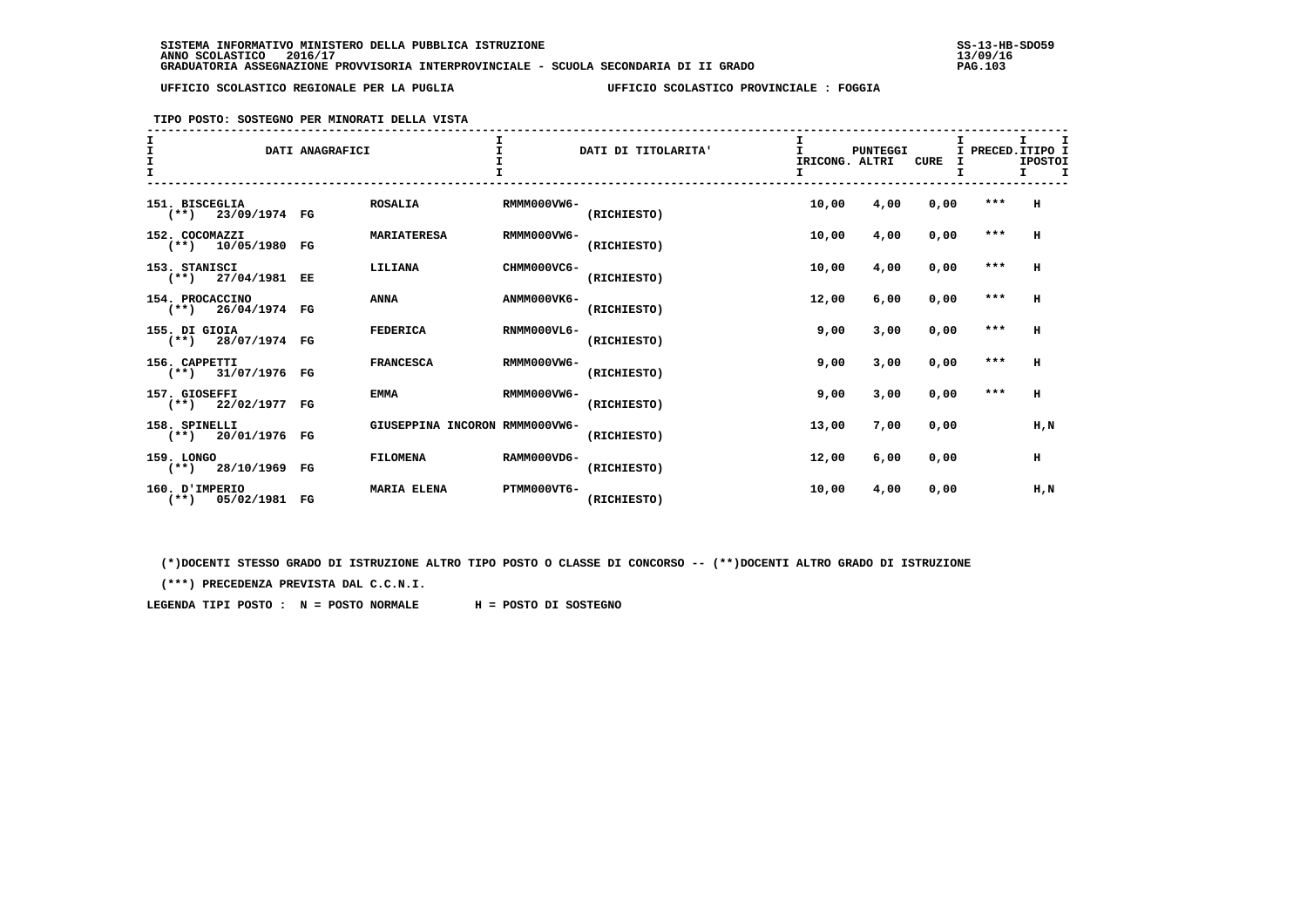SISTEMA INFORMATIVO MINISTERO DELLA PUBBLICA ISTRUZIONE
ANNO SCOLASTICO 2016/17
GRADUATORIA ASSEGNAZIONE PROVVISORIA INTERPROVINCIALE - SCUOLA SECONDARIA DI II GRADO

UFFICIO SCOLASTICO REGIONALE PER LA PUGLIA — UFFICIO SCOLASTICO PROVINCIALE : FOGGIA

TIPO POSTO: SOSTEGNO PER MINORATI DELLA VISTA

| DATI ANAGRAFICI | | DATI DI TITOLARITA' | | PUNTEGGI IRICONG. | ALTRI | CURE | PRECED. | TIPO POSTO |
|---|---|---|---|---|---|---|---|---|
| 151. BISCEGLIA (**) 23/09/1974 FG | ROSALIA | RMMM000VW6- | (RICHIESTO) | 10,00 | 4,00 | 0,00 | *** | H |
| 152. COCOMAZZI (**) 10/05/1980 FG | MARIATERESA | RMMM000VW6- | (RICHIESTO) | 10,00 | 4,00 | 0,00 | *** | H |
| 153. STANISCI (**) 27/04/1981 EE | LILIANA | CHMM000VC6- | (RICHIESTO) | 10,00 | 4,00 | 0,00 | *** | H |
| 154. PROCACCINO (**) 26/04/1974 FG | ANNA | ANMM000VK6- | (RICHIESTO) | 12,00 | 6,00 | 0,00 | *** | H |
| 155. DI GIOIA (**) 28/07/1974 FG | FEDERICA | RNMM000VL6- | (RICHIESTO) | 9,00 | 3,00 | 0,00 | *** | H |
| 156. CAPPETTI (**) 31/07/1976 FG | FRANCESCA | RMMM000VW6- | (RICHIESTO) | 9,00 | 3,00 | 0,00 | *** | H |
| 157. GIOSEFFI (**) 22/02/1977 FG | EMMA | RMMM000VW6- | (RICHIESTO) | 9,00 | 3,00 | 0,00 | *** | H |
| 158. SPINELLI (**) 20/01/1976 FG | GIUSEPPINA INCORON | RMMM000VW6- | (RICHIESTO) | 13,00 | 7,00 | 0,00 | | H,N |
| 159. LONGO (**) 28/10/1969 FG | FILOMENA | RAMM000VD6- | (RICHIESTO) | 12,00 | 6,00 | 0,00 | | H |
| 160. D'IMPERIO (**) 05/02/1981 FG | MARIA ELENA | PTMM000VT6- | (RICHIESTO) | 10,00 | 4,00 | 0,00 | | H,N |

(*)DOCENTI STESSO GRADO DI ISTRUZIONE ALTRO TIPO POSTO O CLASSE DI CONCORSO -- (**)DOCENTI ALTRO GRADO DI ISTRUZIONE

(***) PRECEDENZA PREVISTA DAL C.C.N.I.

LEGENDA TIPI POSTO : N = POSTO NORMALE H = POSTO DI SOSTEGNO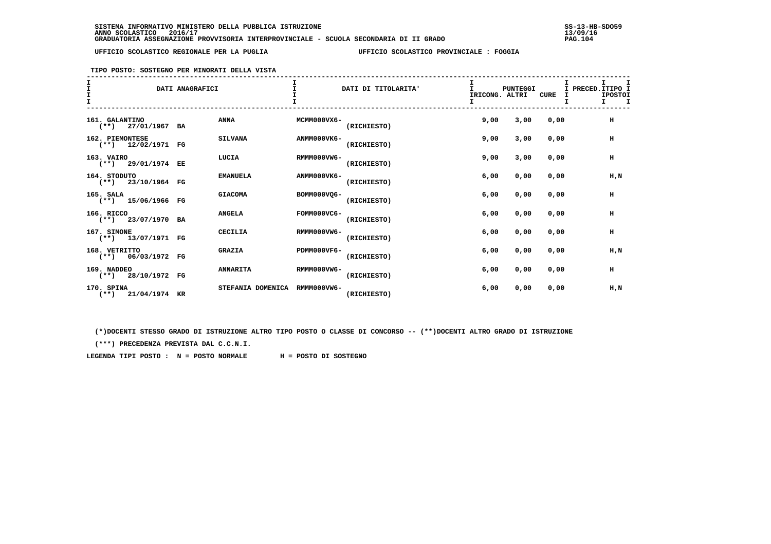SISTEMA INFORMATIVO MINISTERO DELLA PUBBLICA ISTRUZIONE
ANNO SCOLASTICO 2016/17
GRADUATORIA ASSEGNAZIONE PROVVISORIA INTERPROVINCIALE - SCUOLA SECONDARIA DI II GRADO

UFFICIO SCOLASTICO REGIONALE PER LA PUGLIA — UFFICIO SCOLASTICO PROVINCIALE : FOGGIA

TIPO POSTO: SOSTEGNO PER MINORATI DELLA VISTA

| DATI ANAGRAFICI | | | DATI DI TITOLARITA' | | PUNTEGGI IRICONG. | ALTRI | CURE | PRECED. | TIPO POSTO |
|---|---|---|---|---|---|---|---|---|---|
| 161. GALANTINO (**) 27/01/1967 | BA | ANNA | MCMM000VX6- | (RICHIESTO) | 9,00 | 3,00 | 0,00 | | H |
| 162. PIEMONTESE (**) 12/02/1971 | FG | SILVANA | ANMM000VK6- | (RICHIESTO) | 9,00 | 3,00 | 0,00 | | H |
| 163. VAIRO (**) 29/01/1974 | EE | LUCIA | RMMM000VW6- | (RICHIESTO) | 9,00 | 3,00 | 0,00 | | H |
| 164. STODUTO (**) 23/10/1964 | FG | EMANUELA | ANMM000VK6- | (RICHIESTO) | 6,00 | 0,00 | 0,00 | | H,N |
| 165. SALA (**) 15/06/1966 | FG | GIACOMA | BOMM000VQ6- | (RICHIESTO) | 6,00 | 0,00 | 0,00 | | H |
| 166. RICCO (**) 23/07/1970 | BA | ANGELA | FOMM000VC6- | (RICHIESTO) | 6,00 | 0,00 | 0,00 | | H |
| 167. SIMONE (**) 13/07/1971 | FG | CECILIA | RMMM000VW6- | (RICHIESTO) | 6,00 | 0,00 | 0,00 | | H |
| 168. VETRITTO (**) 06/03/1972 | FG | GRAZIA | PDMM000VF6- | (RICHIESTO) | 6,00 | 0,00 | 0,00 | | H,N |
| 169. NADDEO (**) 28/10/1972 | FG | ANNARITA | RMMM000VW6- | (RICHIESTO) | 6,00 | 0,00 | 0,00 | | H |
| 170. SPINA (**) 21/04/1974 | KR | STEFANIA DOMENICA | RMMM000VW6- | (RICHIESTO) | 6,00 | 0,00 | 0,00 | | H,N |

(*)DOCENTI STESSO GRADO DI ISTRUZIONE ALTRO TIPO POSTO O CLASSE DI CONCORSO -- (**)DOCENTI ALTRO GRADO DI ISTRUZIONE

(***) PRECEDENZA PREVISTA DAL C.C.N.I.

LEGENDA TIPI POSTO : N = POSTO NORMALE H = POSTO DI SOSTEGNO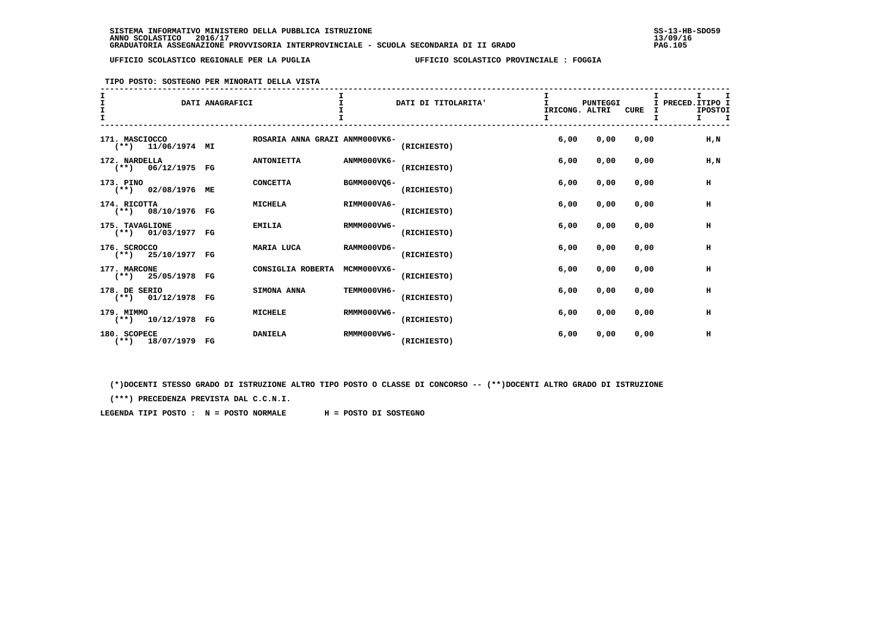SISTEMA INFORMATIVO MINISTERO DELLA PUBBLICA ISTRUZIONE
ANNO SCOLASTICO 2016/17
GRADUATORIA ASSEGNAZIONE PROVVISORIA INTERPROVINCIALE - SCUOLA SECONDARIA DI II GRADO

UFFICIO SCOLASTICO REGIONALE PER LA PUGLIA — UFFICIO SCOLASTICO PROVINCIALE : FOGGIA

TIPO POSTO: SOSTEGNO PER MINORATI DELLA VISTA

| DATI ANAGRAFICI | | | DATI DI TITOLARITA' | | PUNTEGGI RICONG. | ALTRI | CURE | PRECED. | TIPO POSTI |
|---|---|---|---|---|---|---|---|---|---|
| 171. MASCIOCCO (**) 11/06/1974 | MI | ROSARIA ANNA GRAZI | ANMM000VK6- | (RICHIESTO) | 6,00 | 0,00 | 0,00 | | H,N |
| 172. NARDELLA (**) 06/12/1975 | FG | ANTONIETTA | ANMM000VK6- | (RICHIESTO) | 6,00 | 0,00 | 0,00 | | H,N |
| 173. PINO (**) 02/08/1976 | ME | CONCETTA | BGMM000VQ6- | (RICHIESTO) | 6,00 | 0,00 | 0,00 | | H |
| 174. RICOTTA (**) 08/10/1976 | FG | MICHELA | RIMM000VA6- | (RICHIESTO) | 6,00 | 0,00 | 0,00 | | H |
| 175. TAVAGLIONE (**) 01/03/1977 | FG | EMILIA | RMMM000VW6- | (RICHIESTO) | 6,00 | 0,00 | 0,00 | | H |
| 176. SCROCCO (**) 25/10/1977 | FG | MARIA LUCA | RAMM000VD6- | (RICHIESTO) | 6,00 | 0,00 | 0,00 | | H |
| 177. MARCONE (**) 25/05/1978 | FG | CONSIGLIA ROBERTA | MCMM000VX6- | (RICHIESTO) | 6,00 | 0,00 | 0,00 | | H |
| 178. DE SERIO (**) 01/12/1978 | FG | SIMONA ANNA | TEMM000VH6- | (RICHIESTO) | 6,00 | 0,00 | 0,00 | | H |
| 179. MIMMO (**) 10/12/1978 | FG | MICHELE | RMMM000VW6- | (RICHIESTO) | 6,00 | 0,00 | 0,00 | | H |
| 180. SCOPECE (**) 18/07/1979 | FG | DANIELA | RMMM000VW6- | (RICHIESTO) | 6,00 | 0,00 | 0,00 | | H |

(*)DOCENTI STESSO GRADO DI ISTRUZIONE ALTRO TIPO POSTO O CLASSE DI CONCORSO -- (**)DOCENTI ALTRO GRADO DI ISTRUZIONE

(***) PRECEDENZA PREVISTA DAL C.C.N.I.

LEGENDA TIPI POSTO : N = POSTO NORMALE H = POSTO DI SOSTEGNO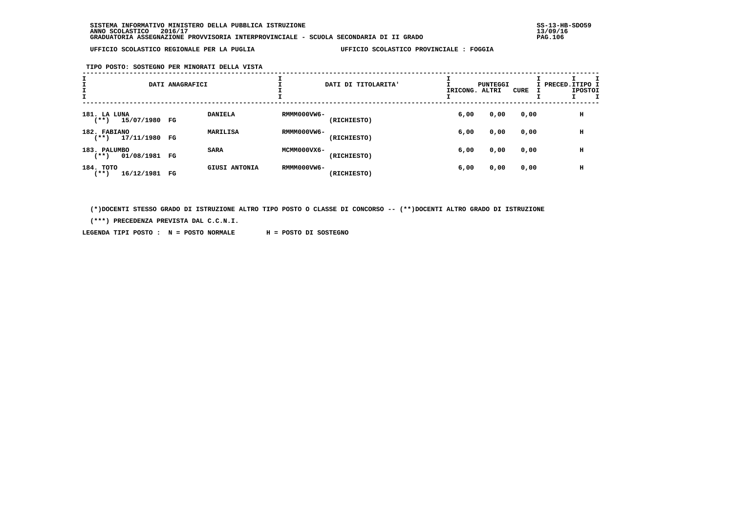SISTEMA INFORMATIVO MINISTERO DELLA PUBBLICA ISTRUZIONE
ANNO SCOLASTICO 2016/17
GRADUATORIA ASSEGNAZIONE PROVVISORIA INTERPROVINCIALE - SCUOLA SECONDARIA DI II GRADO

UFFICIO SCOLASTICO REGIONALE PER LA PUGLIA — UFFICIO SCOLASTICO PROVINCIALE : FOGGIA

TIPO POSTO: SOSTEGNO PER MINORATI DELLA VISTA

| DATI ANAGRAFICI | | DATI DI TITOLARITA' | | PUNTEGGI IRICONG. | ALTRI | CURE | PRECED. | TIPO POSTO |
|---|---|---|---|---|---|---|---|---|
| 181. LA LUNA (**) 15/07/1980 FG | DANIELA | RMMM000VW6- | (RICHIESTO) | 6,00 | 0,00 | 0,00 | | H |
| 182. FABIANO (**) 17/11/1980 FG | MARILISA | RMMM000VW6- | (RICHIESTO) | 6,00 | 0,00 | 0,00 | | H |
| 183. PALUMBO (**) 01/08/1981 FG | SARA | MCMM000VX6- | (RICHIESTO) | 6,00 | 0,00 | 0,00 | | H |
| 184. TOTO (**) 16/12/1981 FG | GIUSI ANTONIA | RMMM000VW6- | (RICHIESTO) | 6,00 | 0,00 | 0,00 | | H |

(*)DOCENTI STESSO GRADO DI ISTRUZIONE ALTRO TIPO POSTO O CLASSE DI CONCORSO -- (**)DOCENTI ALTRO GRADO DI ISTRUZIONE

(***) PRECEDENZA PREVISTA DAL C.C.N.I.

LEGENDA TIPI POSTO : N = POSTO NORMALE H = POSTO DI SOSTEGNO